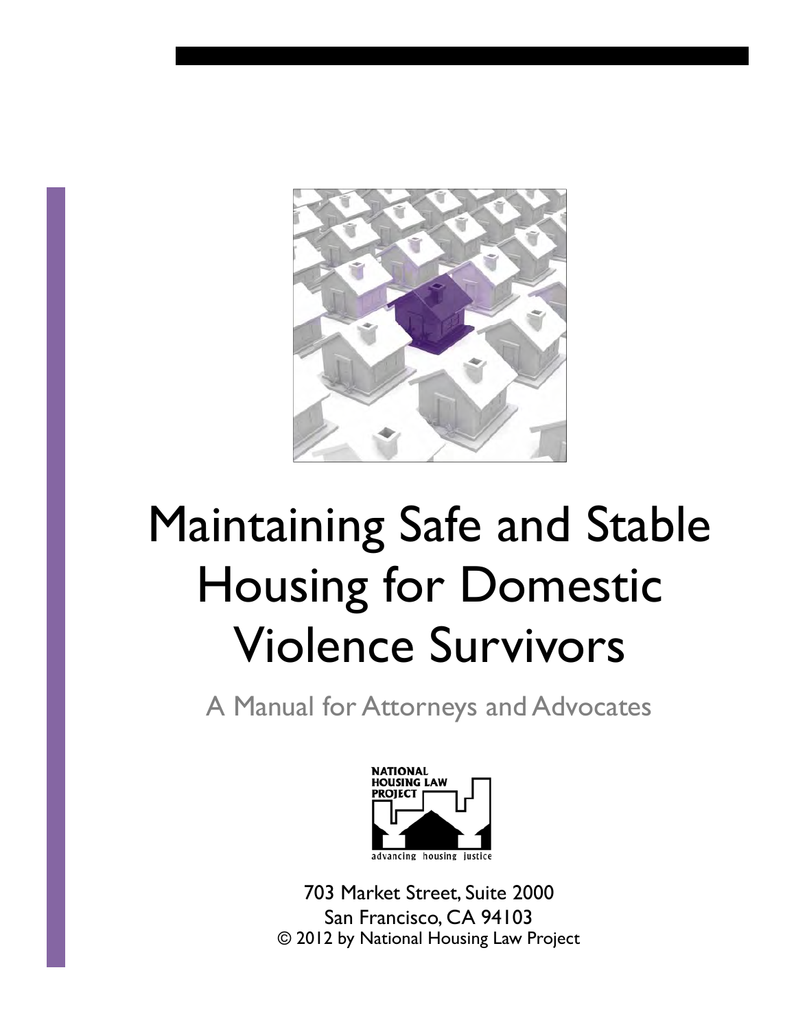# Maintaining Safe and Stable Housing for Domestic Violence Survivors

## A Manual for Attorneys and Advocates

NATIONAL HOUSING LAW PROJECT

advancing housing justice

703 Market Street, Suite 2000
San Francisco, CA 94103
© 2012 by National Housing Law Project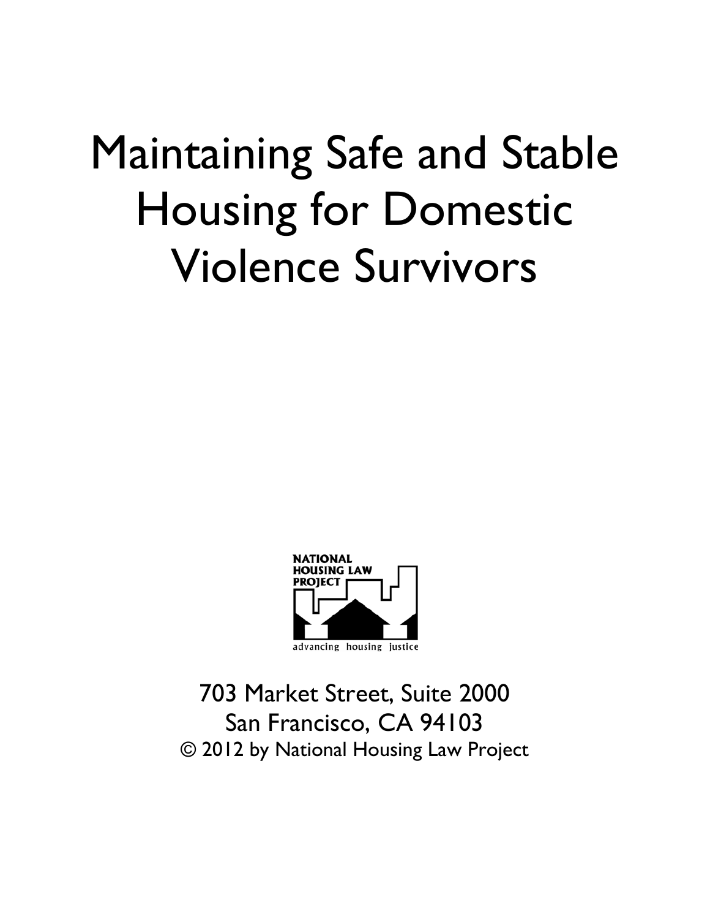# Maintaining Safe and Stable Housing for Domestic Violence Survivors

NATIONAL HOUSING LAW PROJECT

advancing housing justice

703 Market Street, Suite 2000
San Francisco, CA 94103
© 2012 by National Housing Law Project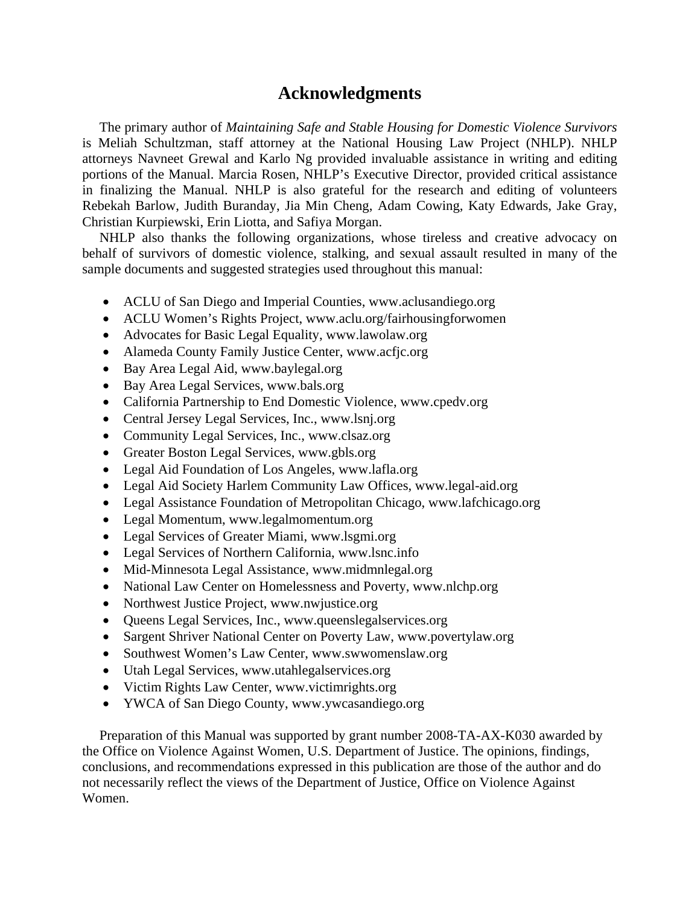# Acknowledgments

The primary author of *Maintaining Safe and Stable Housing for Domestic Violence Survivors* is Meliah Schultzman, staff attorney at the National Housing Law Project (NHLP). NHLP attorneys Navneet Grewal and Karlo Ng provided invaluable assistance in writing and editing portions of the Manual. Marcia Rosen, NHLP's Executive Director, provided critical assistance in finalizing the Manual. NHLP is also grateful for the research and editing of volunteers Rebekah Barlow, Judith Buranday, Jia Min Cheng, Adam Cowing, Katy Edwards, Jake Gray, Christian Kurpiewski, Erin Liotta, and Safiya Morgan.

NHLP also thanks the following organizations, whose tireless and creative advocacy on behalf of survivors of domestic violence, stalking, and sexual assault resulted in many of the sample documents and suggested strategies used throughout this manual:

- ACLU of San Diego and Imperial Counties, www.aclusandiego.org
- ACLU Women's Rights Project, www.aclu.org/fairhousingforwomen
- Advocates for Basic Legal Equality, www.lawolaw.org
- Alameda County Family Justice Center, www.acfjc.org
- Bay Area Legal Aid, www.baylegal.org
- Bay Area Legal Services, www.bals.org
- California Partnership to End Domestic Violence, www.cpedv.org
- Central Jersey Legal Services, Inc., www.lsnj.org
- Community Legal Services, Inc., www.clsaz.org
- Greater Boston Legal Services, www.gbls.org
- Legal Aid Foundation of Los Angeles, www.lafla.org
- Legal Aid Society Harlem Community Law Offices, www.legal-aid.org
- Legal Assistance Foundation of Metropolitan Chicago, www.lafchicago.org
- Legal Momentum, www.legalmomentum.org
- Legal Services of Greater Miami, www.lsgmi.org
- Legal Services of Northern California, www.lsnc.info
- Mid-Minnesota Legal Assistance, www.midmnlegal.org
- National Law Center on Homelessness and Poverty, www.nlchp.org
- Northwest Justice Project, www.nwjustice.org
- Queens Legal Services, Inc., www.queenslegalservices.org
- Sargent Shriver National Center on Poverty Law, www.povertylaw.org
- Southwest Women's Law Center, www.swwomenslaw.org
- Utah Legal Services, www.utahlegalservices.org
- Victim Rights Law Center, www.victimrights.org
- YWCA of San Diego County, www.ywcasandiego.org

Preparation of this Manual was supported by grant number 2008-TA-AX-K030 awarded by the Office on Violence Against Women, U.S. Department of Justice. The opinions, findings, conclusions, and recommendations expressed in this publication are those of the author and do not necessarily reflect the views of the Department of Justice, Office on Violence Against Women.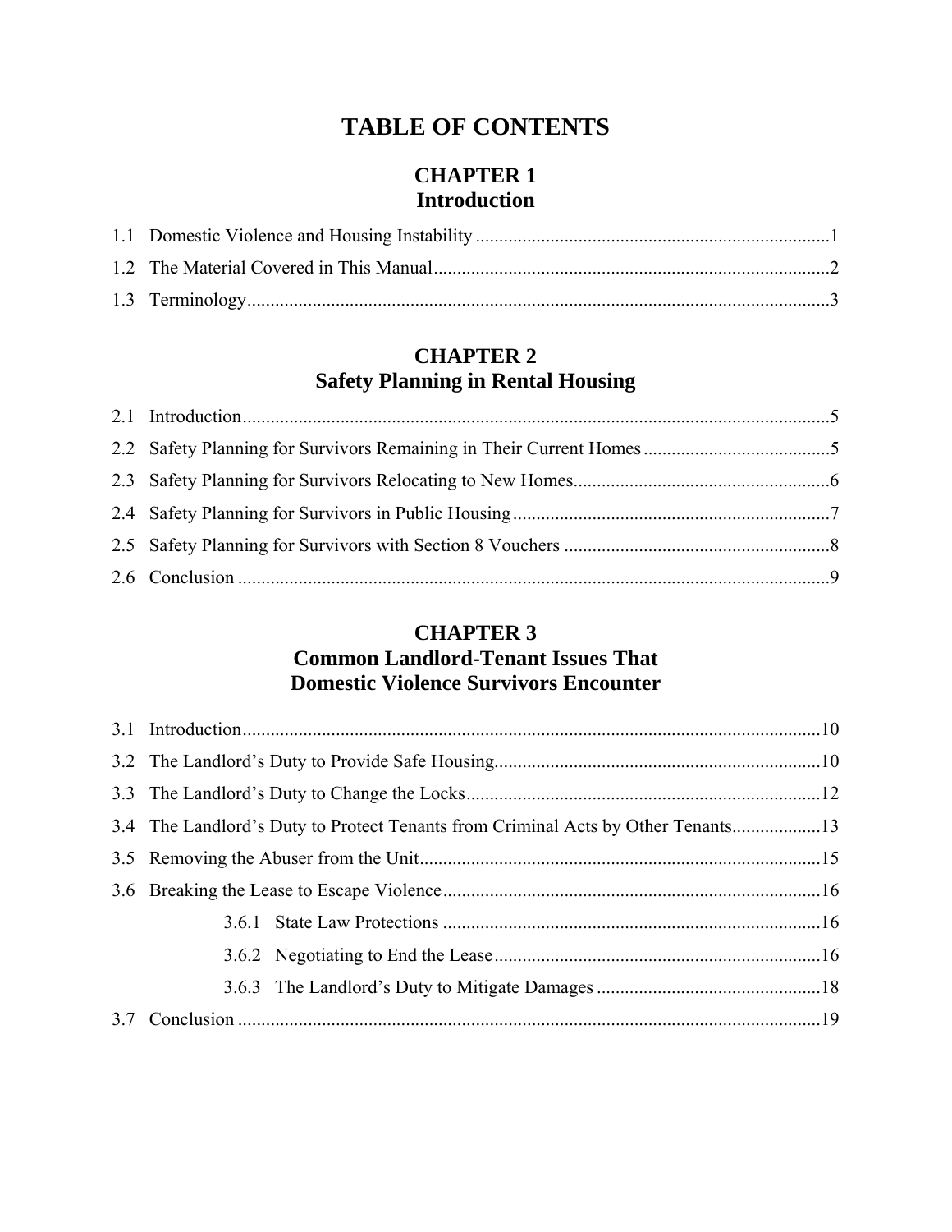# TABLE OF CONTENTS

## CHAPTER 1
## Introduction

1.1 Domestic Violence and Housing Instability ........................................................................... 1

1.2 The Material Covered in This Manual .................................................................................... 2

1.3 Terminology ............................................................................................................................. 3

## CHAPTER 2
## Safety Planning in Rental Housing

2.1 Introduction ............................................................................................................................... 5

2.2 Safety Planning for Survivors Remaining in Their Current Homes ........................................ 5

2.3 Safety Planning for Survivors Relocating to New Homes ....................................................... 6

2.4 Safety Planning for Survivors in Public Housing .................................................................... 7

2.5 Safety Planning for Survivors with Section 8 Vouchers .......................................................... 8

2.6 Conclusion ............................................................................................................................... 9

## CHAPTER 3
## Common Landlord-Tenant Issues That Domestic Violence Survivors Encounter

3.1 Introduction ............................................................................................................................. 10

3.2 The Landlord's Duty to Provide Safe Housing ...................................................................... 10

3.3 The Landlord's Duty to Change the Locks ............................................................................ 12

3.4 The Landlord's Duty to Protect Tenants from Criminal Acts by Other Tenants ................... 13

3.5 Removing the Abuser from the Unit ...................................................................................... 15

3.6 Breaking the Lease to Escape Violence ................................................................................. 16

- 3.6.1 State Law Protections ................................................................................. 16
- 3.6.2 Negotiating to End the Lease ...................................................................... 16
- 3.6.3 The Landlord's Duty to Mitigate Damages ................................................ 18

3.7 Conclusion ............................................................................................................................. 19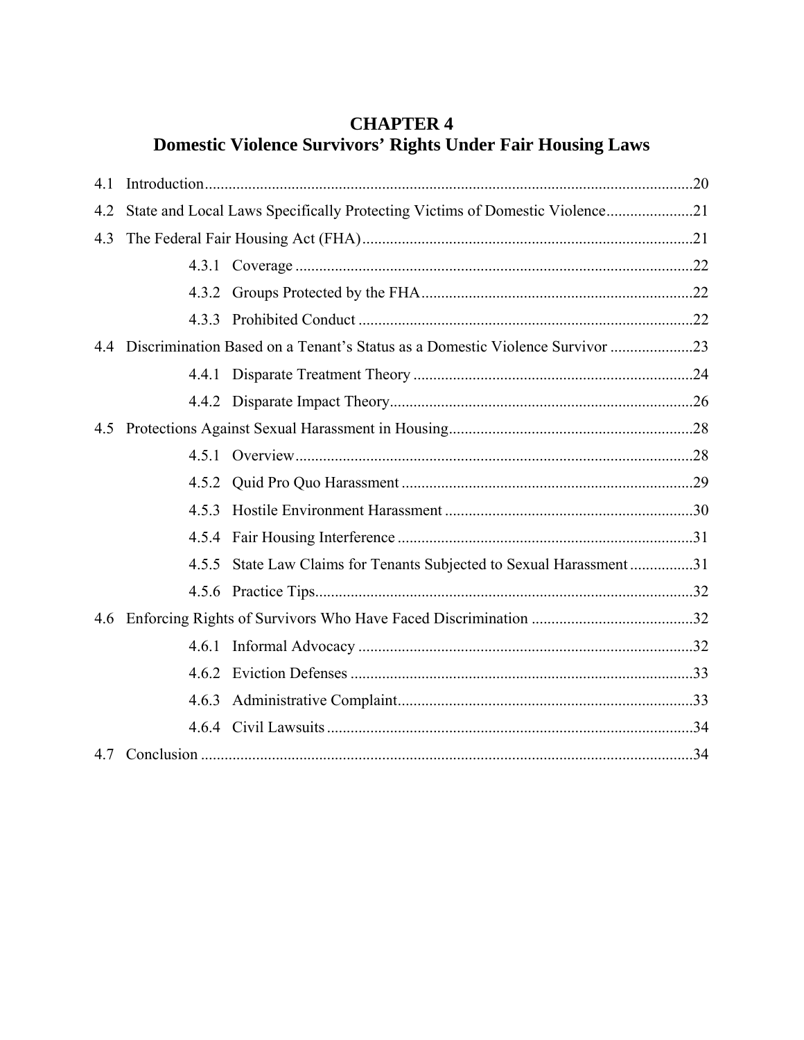# CHAPTER 4
# Domestic Violence Survivors' Rights Under Fair Housing Laws

4.1 Introduction .......... 20

4.2 State and Local Laws Specifically Protecting Victims of Domestic Violence .......... 21

4.3 The Federal Fair Housing Act (FHA) .......... 21

- 4.3.1 Coverage .......... 22
- 4.3.2 Groups Protected by the FHA .......... 22
- 4.3.3 Prohibited Conduct .......... 22

4.4 Discrimination Based on a Tenant's Status as a Domestic Violence Survivor .......... 23

- 4.4.1 Disparate Treatment Theory .......... 24
- 4.4.2 Disparate Impact Theory .......... 26

4.5 Protections Against Sexual Harassment in Housing .......... 28

- 4.5.1 Overview .......... 28
- 4.5.2 Quid Pro Quo Harassment .......... 29
- 4.5.3 Hostile Environment Harassment .......... 30
- 4.5.4 Fair Housing Interference .......... 31
- 4.5.5 State Law Claims for Tenants Subjected to Sexual Harassment .......... 31
- 4.5.6 Practice Tips .......... 32

4.6 Enforcing Rights of Survivors Who Have Faced Discrimination .......... 32

- 4.6.1 Informal Advocacy .......... 32
- 4.6.2 Eviction Defenses .......... 33
- 4.6.3 Administrative Complaint .......... 33
- 4.6.4 Civil Lawsuits .......... 34

4.7 Conclusion .......... 34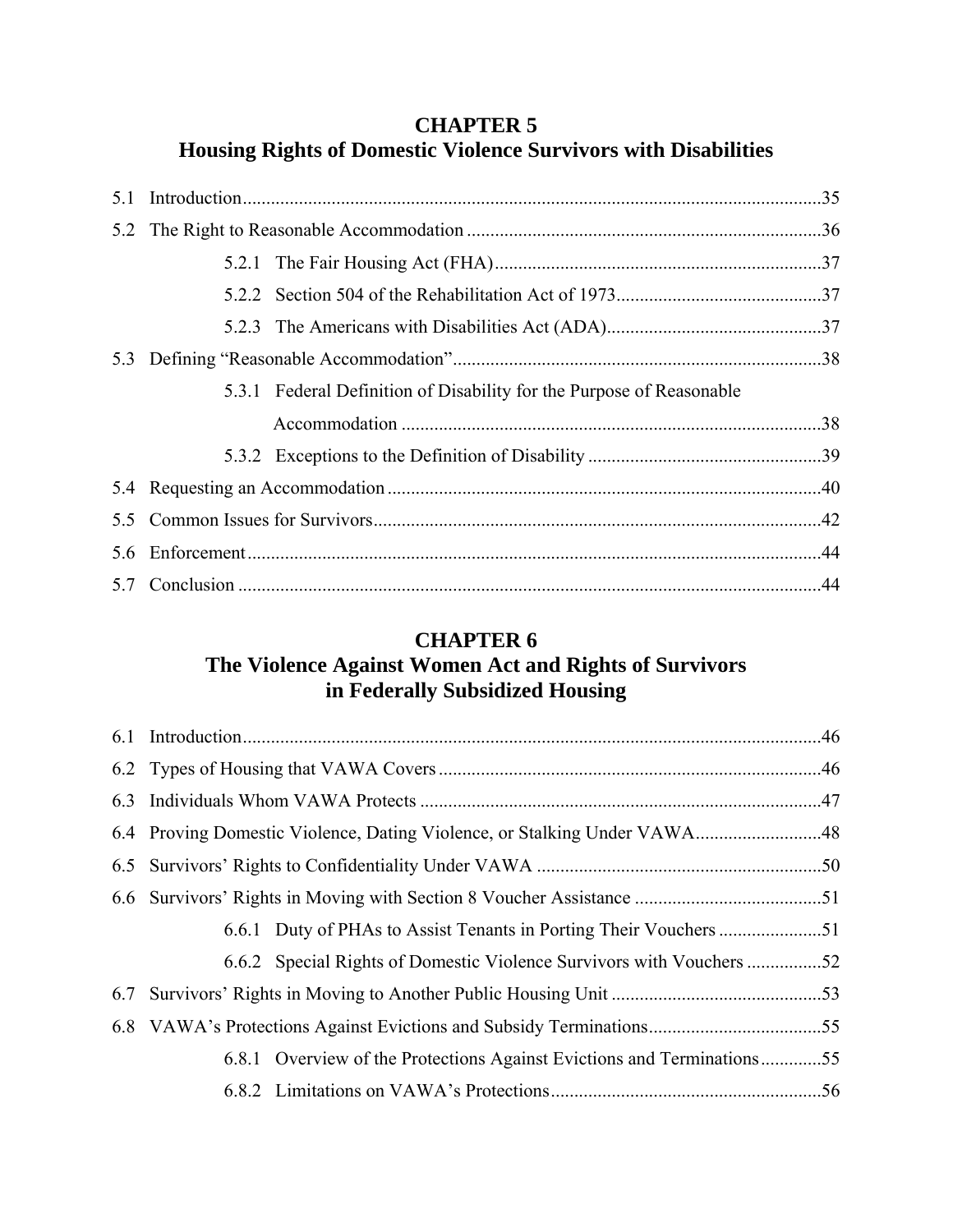## CHAPTER 5
## Housing Rights of Domestic Violence Survivors with Disabilities

5.1 Introduction...35

5.2 The Right to Reasonable Accommodation...36

- 5.2.1 The Fair Housing Act (FHA)...37
- 5.2.2 Section 504 of the Rehabilitation Act of 1973...37
- 5.2.3 The Americans with Disabilities Act (ADA)...37

5.3 Defining "Reasonable Accommodation"...38

- 5.3.1 Federal Definition of Disability for the Purpose of Reasonable Accommodation...38
- 5.3.2 Exceptions to the Definition of Disability...39

5.4 Requesting an Accommodation...40

5.5 Common Issues for Survivors...42

5.6 Enforcement...44

5.7 Conclusion...44

## CHAPTER 6
## The Violence Against Women Act and Rights of Survivors in Federally Subsidized Housing

6.1 Introduction...46

6.2 Types of Housing that VAWA Covers...46

6.3 Individuals Whom VAWA Protects...47

6.4 Proving Domestic Violence, Dating Violence, or Stalking Under VAWA...48

6.5 Survivors' Rights to Confidentiality Under VAWA...50

6.6 Survivors' Rights in Moving with Section 8 Voucher Assistance...51

- 6.6.1 Duty of PHAs to Assist Tenants in Porting Their Vouchers...51
- 6.6.2 Special Rights of Domestic Violence Survivors with Vouchers...52

6.7 Survivors' Rights in Moving to Another Public Housing Unit...53

6.8 VAWA's Protections Against Evictions and Subsidy Terminations...55

- 6.8.1 Overview of the Protections Against Evictions and Terminations...55
- 6.8.2 Limitations on VAWA's Protections...56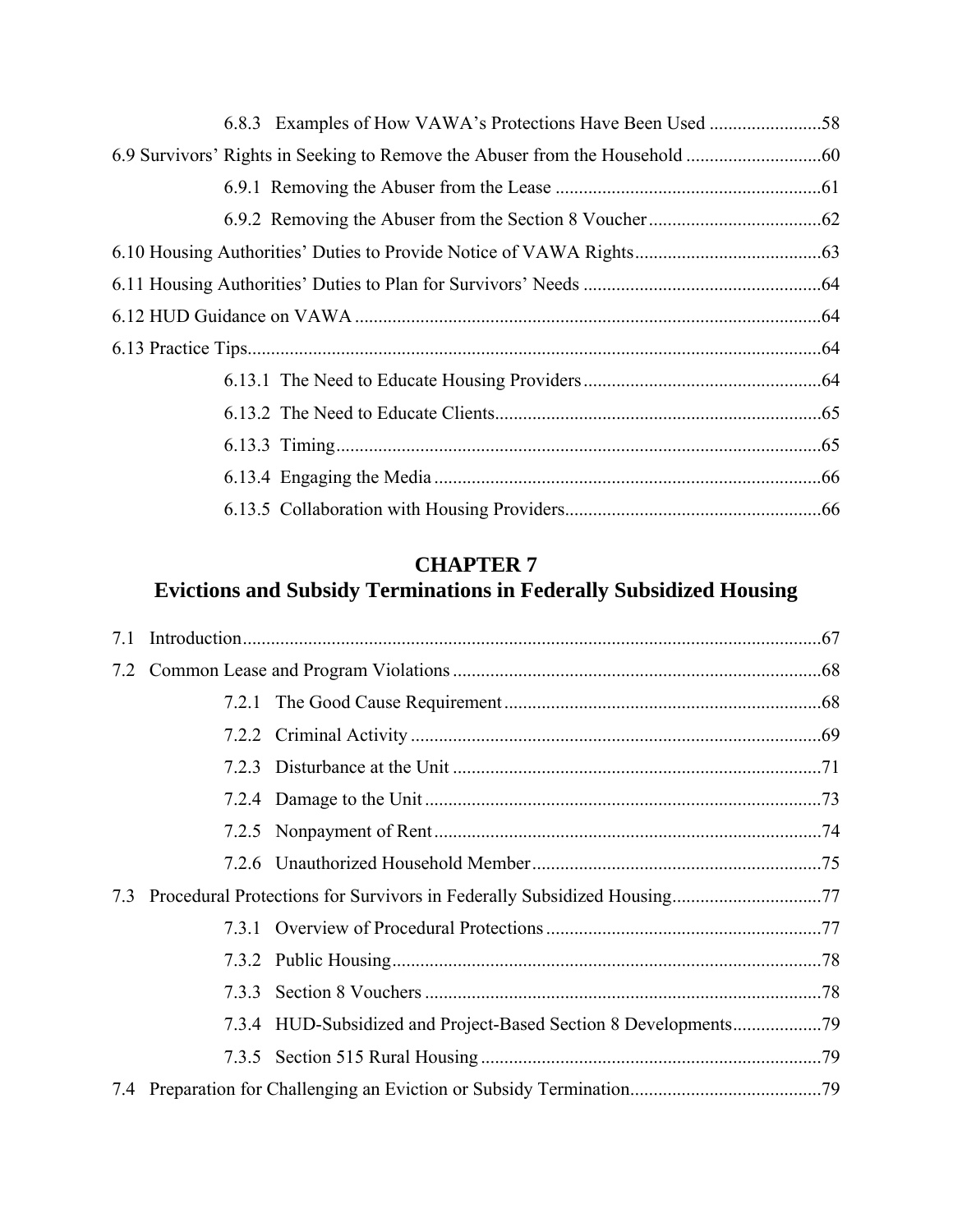6.8.3 Examples of How VAWA's Protections Have Been Used ........................58

6.9 Survivors' Rights in Seeking to Remove the Abuser from the Household .............................60

6.9.1 Removing the Abuser from the Lease .........................................................61

6.9.2 Removing the Abuser from the Section 8 Voucher.....................................62

6.10 Housing Authorities' Duties to Provide Notice of VAWA Rights........................................63

6.11 Housing Authorities' Duties to Plan for Survivors' Needs ..................................................64

6.12 HUD Guidance on VAWA ...................................................................................................64

6.13 Practice Tips..........................................................................................................................64

6.13.1 The Need to Educate Housing Providers...................................................64

6.13.2 The Need to Educate Clients......................................................................65

6.13.3 Timing.......................................................................................................65

6.13.4 Engaging the Media..................................................................................66

6.13.5 Collaboration with Housing Providers.......................................................66

## CHAPTER 7
## Evictions and Subsidy Terminations in Federally Subsidized Housing

7.1 Introduction...........................................................................................................................67

7.2 Common Lease and Program Violations ..............................................................................68

7.2.1 The Good Cause Requirement ....................................................................68

7.2.2 Criminal Activity ........................................................................................69

7.2.3 Disturbance at the Unit ...............................................................................71

7.2.4 Damage to the Unit .....................................................................................73

7.2.5 Nonpayment of Rent ...................................................................................74

7.2.6 Unauthorized Household Member .............................................................75

7.3 Procedural Protections for Survivors in Federally Subsidized Housing................................77

7.3.1 Overview of Procedural Protections ...........................................................77

7.3.2 Public Housing............................................................................................78

7.3.3 Section 8 Vouchers .....................................................................................78

7.3.4 HUD-Subsidized and Project-Based Section 8 Developments...................79

7.3.5 Section 515 Rural Housing .........................................................................79

7.4 Preparation for Challenging an Eviction or Subsidy Termination........................................79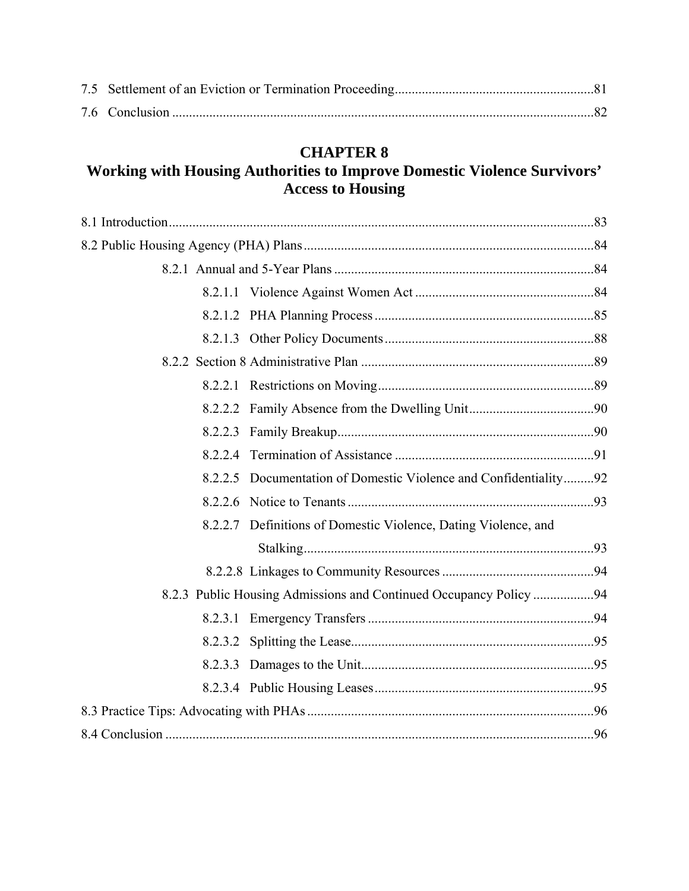7.5 Settlement of an Eviction or Termination Proceeding ........................................................ 81

7.6 Conclusion ........................................................................................................................... 82

## CHAPTER 8
## Working with Housing Authorities to Improve Domestic Violence Survivors' Access to Housing

8.1 Introduction ........................................................................................................................... 83

8.2 Public Housing Agency (PHA) Plans ..................................................................................... 84

- 8.2.1 Annual and 5-Year Plans ............................................................................ 84
  - 8.2.1.1 Violence Against Women Act .................................................... 84
  - 8.2.1.2 PHA Planning Process ................................................................ 85
  - 8.2.1.3 Other Policy Documents ............................................................. 88
- 8.2.2 Section 8 Administrative Plan .................................................................... 89
  - 8.2.2.1 Restrictions on Moving ................................................................ 89
  - 8.2.2.2 Family Absence from the Dwelling Unit ..................................... 90
  - 8.2.2.3 Family Breakup ........................................................................... 90
  - 8.2.2.4 Termination of Assistance .......................................................... 91
  - 8.2.2.5 Documentation of Domestic Violence and Confidentiality ......... 92
  - 8.2.2.6 Notice to Tenants ........................................................................ 93
  - 8.2.2.7 Definitions of Domestic Violence, Dating Violence, and Stalking ..................................................................................... 93
  - 8.2.2.8 Linkages to Community Resources ............................................ 94
- 8.2.3 Public Housing Admissions and Continued Occupancy Policy ................. 94
  - 8.2.3.1 Emergency Transfers .................................................................. 94
  - 8.2.3.2 Splitting the Lease ....................................................................... 95
  - 8.2.3.3 Damages to the Unit .................................................................... 95
  - 8.2.3.4 Public Housing Leases ................................................................ 95

8.3 Practice Tips: Advocating with PHAs .................................................................................... 96

8.4 Conclusion ............................................................................................................................. 96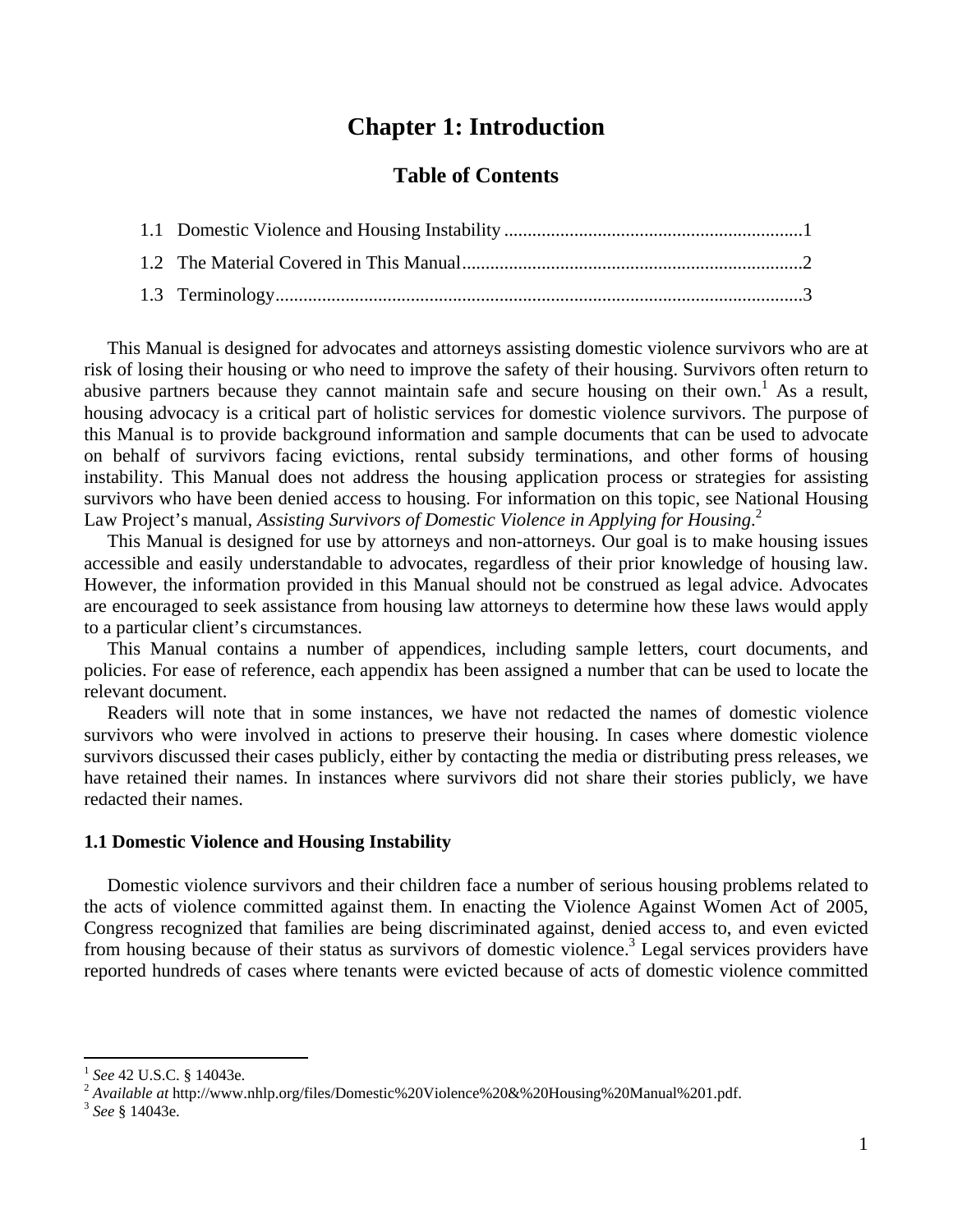# Chapter 1: Introduction

## Table of Contents

1.1 Domestic Violence and Housing Instability ................................................................1

1.2 The Material Covered in This Manual........................................................................2

1.3 Terminology................................................................................................................3

This Manual is designed for advocates and attorneys assisting domestic violence survivors who are at risk of losing their housing or who need to improve the safety of their housing. Survivors often return to abusive partners because they cannot maintain safe and secure housing on their own.[1] As a result, housing advocacy is a critical part of holistic services for domestic violence survivors. The purpose of this Manual is to provide background information and sample documents that can be used to advocate on behalf of survivors facing evictions, rental subsidy terminations, and other forms of housing instability. This Manual does not address the housing application process or strategies for assisting survivors who have been denied access to housing. For information on this topic, see National Housing Law Project's manual, *Assisting Survivors of Domestic Violence in Applying for Housing*.[2]

This Manual is designed for use by attorneys and non-attorneys. Our goal is to make housing issues accessible and easily understandable to advocates, regardless of their prior knowledge of housing law. However, the information provided in this Manual should not be construed as legal advice. Advocates are encouraged to seek assistance from housing law attorneys to determine how these laws would apply to a particular client's circumstances.

This Manual contains a number of appendices, including sample letters, court documents, and policies. For ease of reference, each appendix has been assigned a number that can be used to locate the relevant document.

Readers will note that in some instances, we have not redacted the names of domestic violence survivors who were involved in actions to preserve their housing. In cases where domestic violence survivors discussed their cases publicly, either by contacting the media or distributing press releases, we have retained their names. In instances where survivors did not share their stories publicly, we have redacted their names.

### 1.1 Domestic Violence and Housing Instability

Domestic violence survivors and their children face a number of serious housing problems related to the acts of violence committed against them. In enacting the Violence Against Women Act of 2005, Congress recognized that families are being discriminated against, denied access to, and even evicted from housing because of their status as survivors of domestic violence.[3] Legal services providers have reported hundreds of cases where tenants were evicted because of acts of domestic violence committed

---

[1] *See* 42 U.S.C. § 14043e.

[2] *Available at* http://www.nhlp.org/files/Domestic%20Violence%20&%20Housing%20Manual%201.pdf.

[3] *See* § 14043e.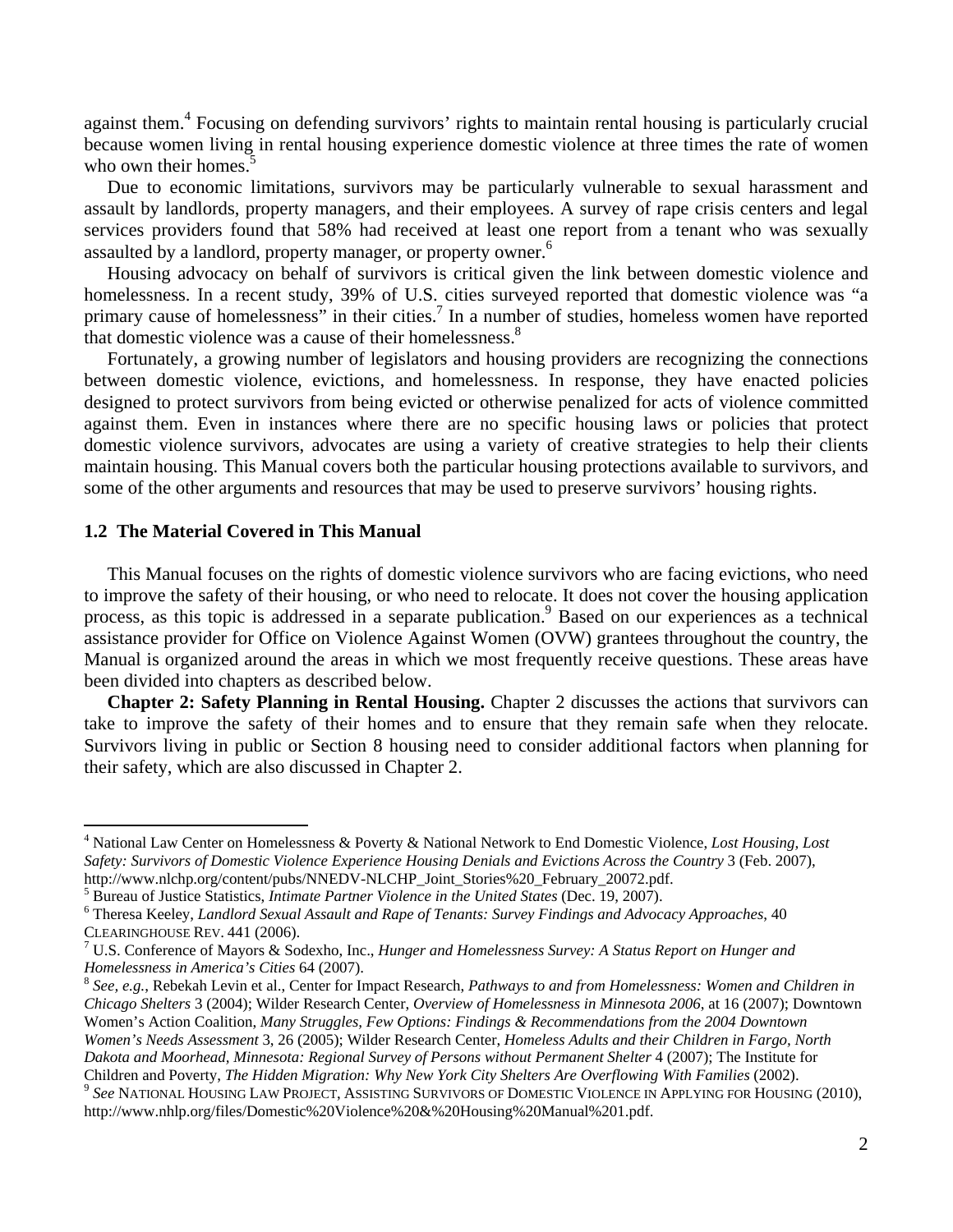against them.[4] Focusing on defending survivors' rights to maintain rental housing is particularly crucial because women living in rental housing experience domestic violence at three times the rate of women who own their homes.[5]

Due to economic limitations, survivors may be particularly vulnerable to sexual harassment and assault by landlords, property managers, and their employees. A survey of rape crisis centers and legal services providers found that 58% had received at least one report from a tenant who was sexually assaulted by a landlord, property manager, or property owner.[6]

Housing advocacy on behalf of survivors is critical given the link between domestic violence and homelessness. In a recent study, 39% of U.S. cities surveyed reported that domestic violence was "a primary cause of homelessness" in their cities.[7] In a number of studies, homeless women have reported that domestic violence was a cause of their homelessness.[8]

Fortunately, a growing number of legislators and housing providers are recognizing the connections between domestic violence, evictions, and homelessness. In response, they have enacted policies designed to protect survivors from being evicted or otherwise penalized for acts of violence committed against them. Even in instances where there are no specific housing laws or policies that protect domestic violence survivors, advocates are using a variety of creative strategies to help their clients maintain housing. This Manual covers both the particular housing protections available to survivors, and some of the other arguments and resources that may be used to preserve survivors' housing rights.

### 1.2 The Material Covered in This Manual

This Manual focuses on the rights of domestic violence survivors who are facing evictions, who need to improve the safety of their housing, or who need to relocate. It does not cover the housing application process, as this topic is addressed in a separate publication.[9] Based on our experiences as a technical assistance provider for Office on Violence Against Women (OVW) grantees throughout the country, the Manual is organized around the areas in which we most frequently receive questions. These areas have been divided into chapters as described below.

**Chapter 2: Safety Planning in Rental Housing.** Chapter 2 discusses the actions that survivors can take to improve the safety of their homes and to ensure that they remain safe when they relocate. Survivors living in public or Section 8 housing need to consider additional factors when planning for their safety, which are also discussed in Chapter 2.

---

[4] National Law Center on Homelessness & Poverty & National Network to End Domestic Violence, *Lost Housing, Lost Safety: Survivors of Domestic Violence Experience Housing Denials and Evictions Across the Country* 3 (Feb. 2007), http://www.nlchp.org/content/pubs/NNEDV-NLCHP_Joint_Stories%20_February_20072.pdf.

[5] Bureau of Justice Statistics, *Intimate Partner Violence in the United States* (Dec. 19, 2007).

[6] Theresa Keeley, *Landlord Sexual Assault and Rape of Tenants: Survey Findings and Advocacy Approaches*, 40 CLEARINGHOUSE REV. 441 (2006).

[7] U.S. Conference of Mayors & Sodexho, Inc., *Hunger and Homelessness Survey: A Status Report on Hunger and Homelessness in America's Cities* 64 (2007).

[8] *See, e.g.*, Rebekah Levin et al., Center for Impact Research, *Pathways to and from Homelessness: Women and Children in Chicago Shelters* 3 (2004); Wilder Research Center, *Overview of Homelessness in Minnesota 2006*, at 16 (2007); Downtown Women's Action Coalition, *Many Struggles, Few Options: Findings & Recommendations from the 2004 Downtown Women's Needs Assessment* 3, 26 (2005); Wilder Research Center, *Homeless Adults and their Children in Fargo, North Dakota and Moorhead, Minnesota: Regional Survey of Persons without Permanent Shelter* 4 (2007); The Institute for Children and Poverty, *The Hidden Migration: Why New York City Shelters Are Overflowing With Families* (2002).

[9] *See* NATIONAL HOUSING LAW PROJECT, ASSISTING SURVIVORS OF DOMESTIC VIOLENCE IN APPLYING FOR HOUSING (2010), http://www.nhlp.org/files/Domestic%20Violence%20&%20Housing%20Manual%201.pdf.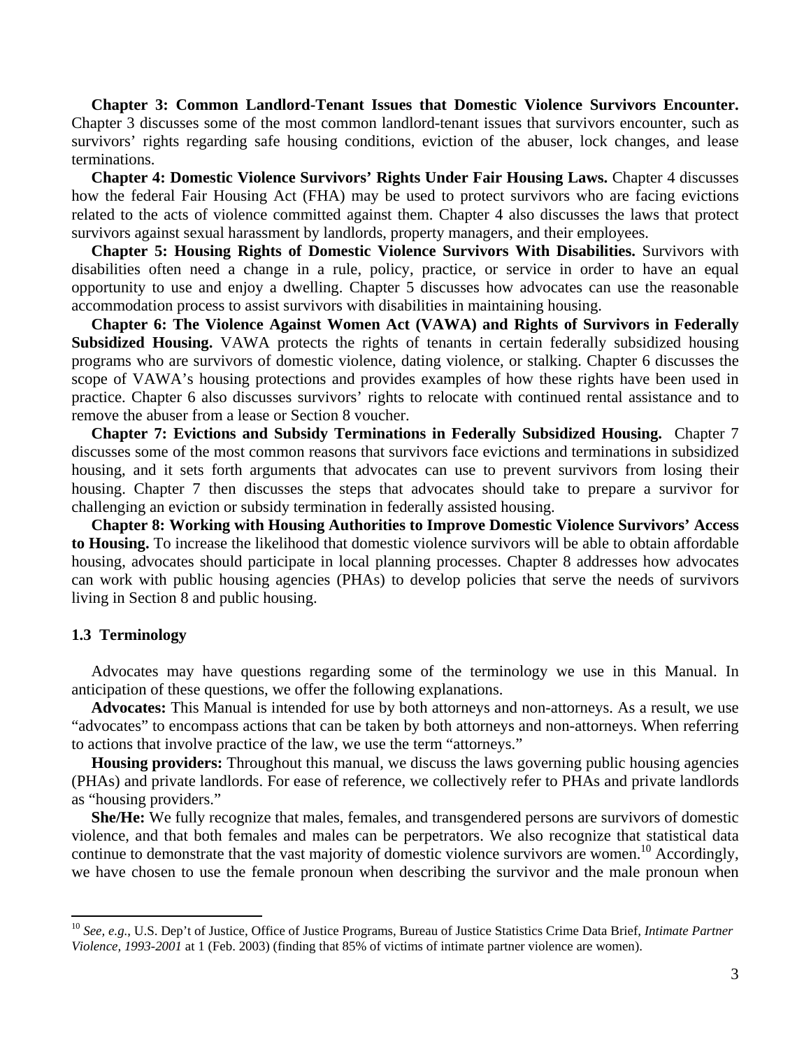**Chapter 3: Common Landlord-Tenant Issues that Domestic Violence Survivors Encounter.** Chapter 3 discusses some of the most common landlord-tenant issues that survivors encounter, such as survivors' rights regarding safe housing conditions, eviction of the abuser, lock changes, and lease terminations.

**Chapter 4: Domestic Violence Survivors' Rights Under Fair Housing Laws.** Chapter 4 discusses how the federal Fair Housing Act (FHA) may be used to protect survivors who are facing evictions related to the acts of violence committed against them. Chapter 4 also discusses the laws that protect survivors against sexual harassment by landlords, property managers, and their employees.

**Chapter 5: Housing Rights of Domestic Violence Survivors With Disabilities.** Survivors with disabilities often need a change in a rule, policy, practice, or service in order to have an equal opportunity to use and enjoy a dwelling. Chapter 5 discusses how advocates can use the reasonable accommodation process to assist survivors with disabilities in maintaining housing.

**Chapter 6: The Violence Against Women Act (VAWA) and Rights of Survivors in Federally Subsidized Housing.** VAWA protects the rights of tenants in certain federally subsidized housing programs who are survivors of domestic violence, dating violence, or stalking. Chapter 6 discusses the scope of VAWA's housing protections and provides examples of how these rights have been used in practice. Chapter 6 also discusses survivors' rights to relocate with continued rental assistance and to remove the abuser from a lease or Section 8 voucher.

**Chapter 7: Evictions and Subsidy Terminations in Federally Subsidized Housing.** Chapter 7 discusses some of the most common reasons that survivors face evictions and terminations in subsidized housing, and it sets forth arguments that advocates can use to prevent survivors from losing their housing. Chapter 7 then discusses the steps that advocates should take to prepare a survivor for challenging an eviction or subsidy termination in federally assisted housing.

**Chapter 8: Working with Housing Authorities to Improve Domestic Violence Survivors' Access to Housing.** To increase the likelihood that domestic violence survivors will be able to obtain affordable housing, advocates should participate in local planning processes. Chapter 8 addresses how advocates can work with public housing agencies (PHAs) to develop policies that serve the needs of survivors living in Section 8 and public housing.

### 1.3 Terminology

Advocates may have questions regarding some of the terminology we use in this Manual. In anticipation of these questions, we offer the following explanations.

**Advocates:** This Manual is intended for use by both attorneys and non-attorneys. As a result, we use "advocates" to encompass actions that can be taken by both attorneys and non-attorneys. When referring to actions that involve practice of the law, we use the term "attorneys."

**Housing providers:** Throughout this manual, we discuss the laws governing public housing agencies (PHAs) and private landlords. For ease of reference, we collectively refer to PHAs and private landlords as "housing providers."

**She/He:** We fully recognize that males, females, and transgendered persons are survivors of domestic violence, and that both females and males can be perpetrators. We also recognize that statistical data continue to demonstrate that the vast majority of domestic violence survivors are women.[10] Accordingly, we have chosen to use the female pronoun when describing the survivor and the male pronoun when

---

[10] *See, e.g.*, U.S. Dep't of Justice, Office of Justice Programs, Bureau of Justice Statistics Crime Data Brief, *Intimate Partner Violence, 1993-2001* at 1 (Feb. 2003) (finding that 85% of victims of intimate partner violence are women).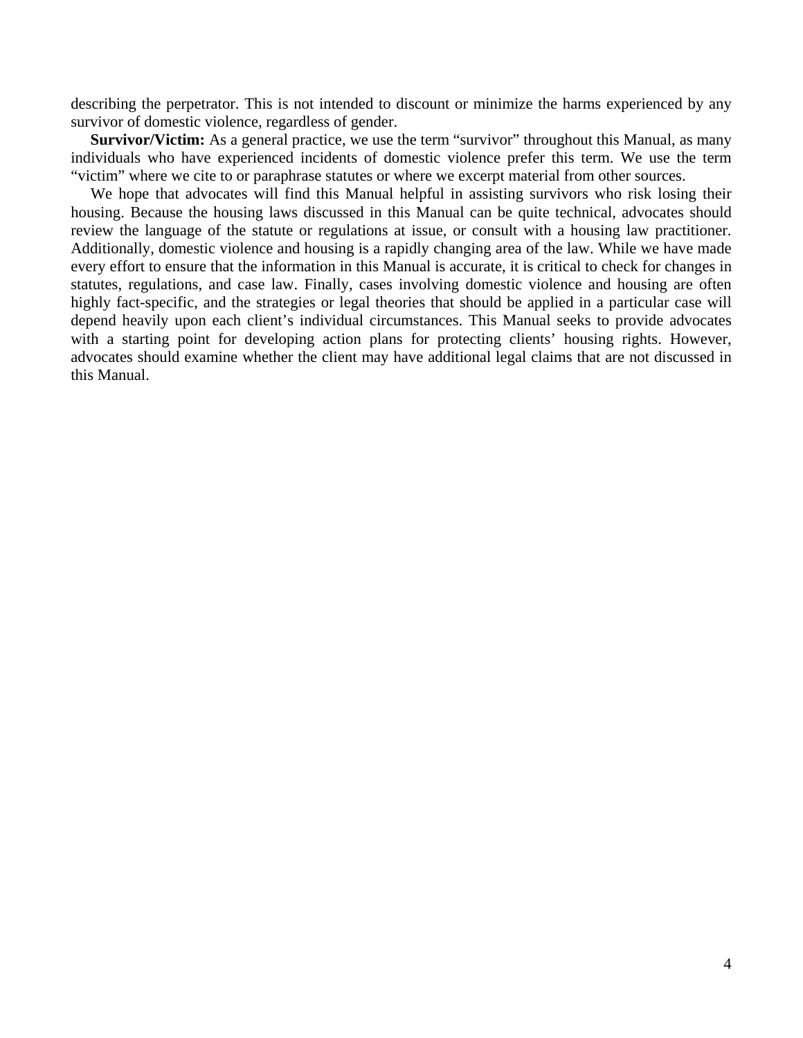describing the perpetrator. This is not intended to discount or minimize the harms experienced by any survivor of domestic violence, regardless of gender.

**Survivor/Victim:** As a general practice, we use the term "survivor" throughout this Manual, as many individuals who have experienced incidents of domestic violence prefer this term. We use the term "victim" where we cite to or paraphrase statutes or where we excerpt material from other sources.

We hope that advocates will find this Manual helpful in assisting survivors who risk losing their housing. Because the housing laws discussed in this Manual can be quite technical, advocates should review the language of the statute or regulations at issue, or consult with a housing law practitioner. Additionally, domestic violence and housing is a rapidly changing area of the law. While we have made every effort to ensure that the information in this Manual is accurate, it is critical to check for changes in statutes, regulations, and case law. Finally, cases involving domestic violence and housing are often highly fact-specific, and the strategies or legal theories that should be applied in a particular case will depend heavily upon each client's individual circumstances. This Manual seeks to provide advocates with a starting point for developing action plans for protecting clients' housing rights. However, advocates should examine whether the client may have additional legal claims that are not discussed in this Manual.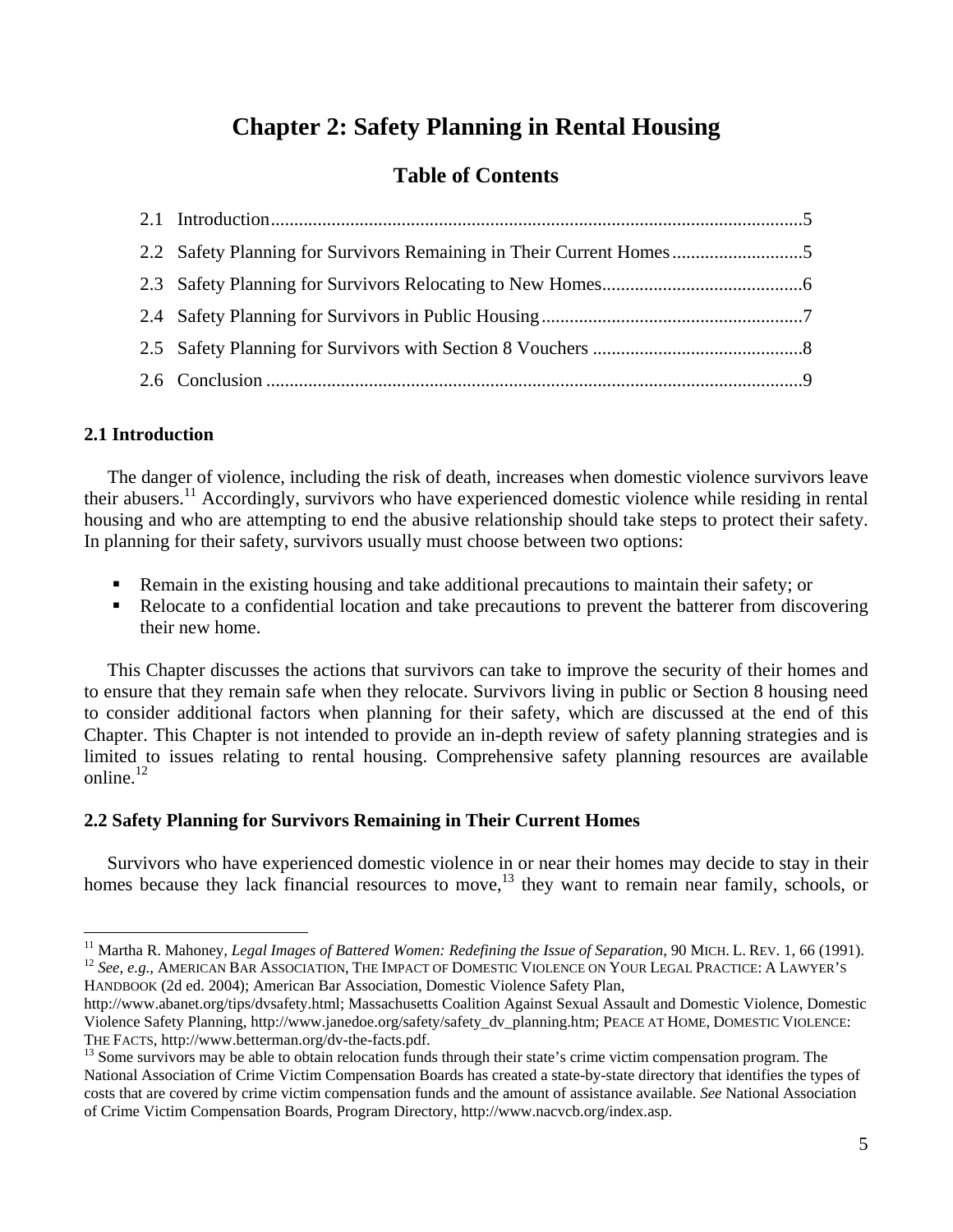# Chapter 2: Safety Planning in Rental Housing

## Table of Contents

2.1 Introduction ........................................................................................................... 5
2.2 Safety Planning for Survivors Remaining in Their Current Homes ........................... 5
2.3 Safety Planning for Survivors Relocating to New Homes .......................................... 6
2.4 Safety Planning for Survivors in Public Housing ...................................................... 7
2.5 Safety Planning for Survivors with Section 8 Vouchers ............................................ 8
2.6 Conclusion .............................................................................................................. 9

### 2.1 Introduction

The danger of violence, including the risk of death, increases when domestic violence survivors leave their abusers.[11] Accordingly, survivors who have experienced domestic violence while residing in rental housing and who are attempting to end the abusive relationship should take steps to protect their safety. In planning for their safety, survivors usually must choose between two options:

- Remain in the existing housing and take additional precautions to maintain their safety; or
- Relocate to a confidential location and take precautions to prevent the batterer from discovering their new home.

This Chapter discusses the actions that survivors can take to improve the security of their homes and to ensure that they remain safe when they relocate. Survivors living in public or Section 8 housing need to consider additional factors when planning for their safety, which are discussed at the end of this Chapter. This Chapter is not intended to provide an in-depth review of safety planning strategies and is limited to issues relating to rental housing. Comprehensive safety planning resources are available online.[12]

### 2.2 Safety Planning for Survivors Remaining in Their Current Homes

Survivors who have experienced domestic violence in or near their homes may decide to stay in their homes because they lack financial resources to move,[13] they want to remain near family, schools, or

---

[11] Martha R. Mahoney, *Legal Images of Battered Women: Redefining the Issue of Separation*, 90 MICH. L. REV. 1, 66 (1991).

[12] *See, e.g.*, AMERICAN BAR ASSOCIATION, THE IMPACT OF DOMESTIC VIOLENCE ON YOUR LEGAL PRACTICE: A LAWYER'S HANDBOOK (2d ed. 2004); American Bar Association, Domestic Violence Safety Plan, http://www.abanet.org/tips/dvsafety.html; Massachusetts Coalition Against Sexual Assault and Domestic Violence, Domestic Violence Safety Planning, http://www.janedoe.org/safety/safety_dv_planning.htm; PEACE AT HOME, DOMESTIC VIOLENCE: THE FACTS, http://www.betterman.org/dv-the-facts.pdf.

[13] Some survivors may be able to obtain relocation funds through their state's crime victim compensation program. The National Association of Crime Victim Compensation Boards has created a state-by-state directory that identifies the types of costs that are covered by crime victim compensation funds and the amount of assistance available. *See* National Association of Crime Victim Compensation Boards, Program Directory, http://www.nacvcb.org/index.asp.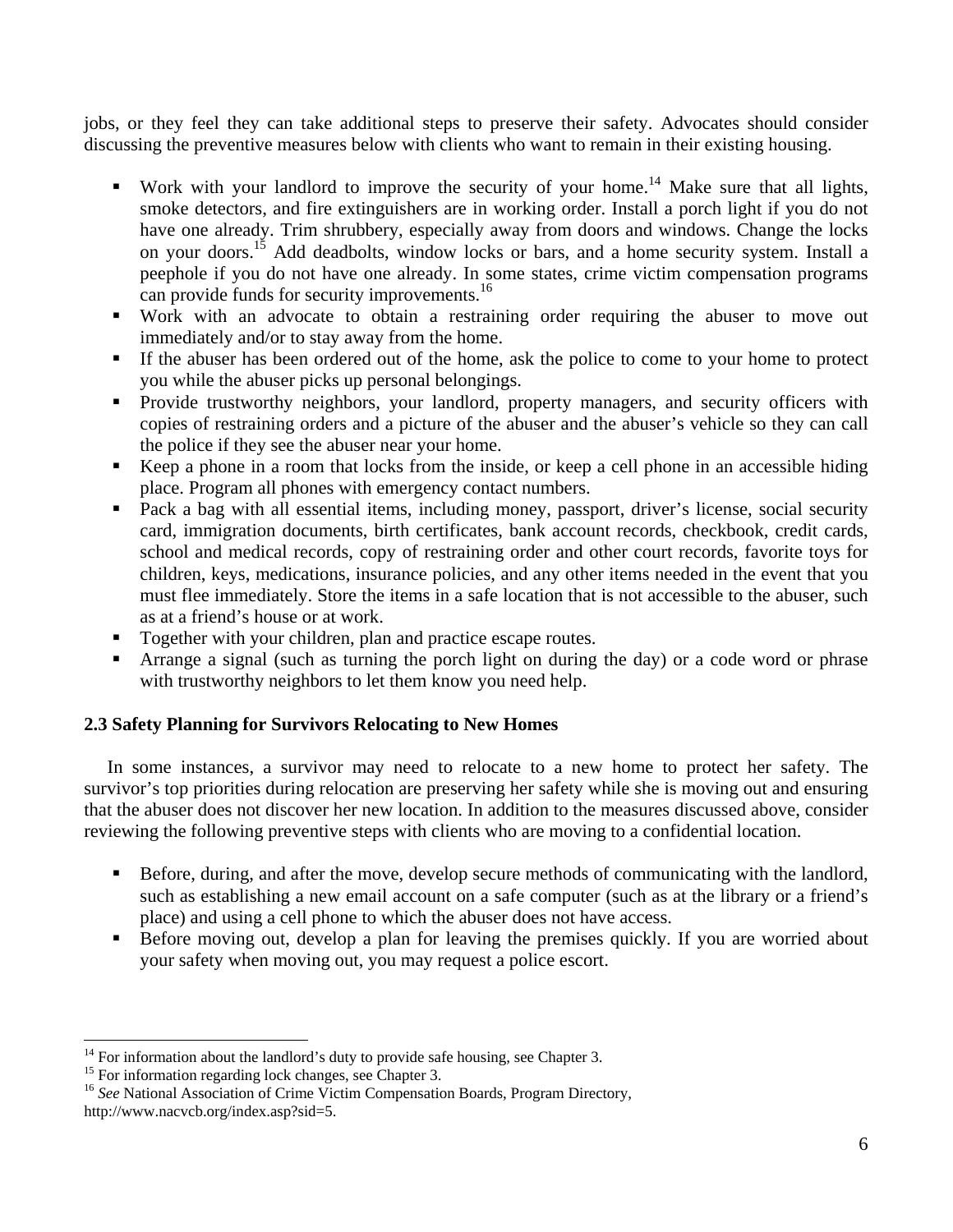jobs, or they feel they can take additional steps to preserve their safety. Advocates should consider discussing the preventive measures below with clients who want to remain in their existing housing.

- Work with your landlord to improve the security of your home.[14] Make sure that all lights, smoke detectors, and fire extinguishers are in working order. Install a porch light if you do not have one already. Trim shrubbery, especially away from doors and windows. Change the locks on your doors.[15] Add deadbolts, window locks or bars, and a home security system. Install a peephole if you do not have one already. In some states, crime victim compensation programs can provide funds for security improvements.[16]
- Work with an advocate to obtain a restraining order requiring the abuser to move out immediately and/or to stay away from the home.
- If the abuser has been ordered out of the home, ask the police to come to your home to protect you while the abuser picks up personal belongings.
- Provide trustworthy neighbors, your landlord, property managers, and security officers with copies of restraining orders and a picture of the abuser and the abuser's vehicle so they can call the police if they see the abuser near your home.
- Keep a phone in a room that locks from the inside, or keep a cell phone in an accessible hiding place. Program all phones with emergency contact numbers.
- Pack a bag with all essential items, including money, passport, driver's license, social security card, immigration documents, birth certificates, bank account records, checkbook, credit cards, school and medical records, copy of restraining order and other court records, favorite toys for children, keys, medications, insurance policies, and any other items needed in the event that you must flee immediately. Store the items in a safe location that is not accessible to the abuser, such as at a friend's house or at work.
- Together with your children, plan and practice escape routes.
- Arrange a signal (such as turning the porch light on during the day) or a code word or phrase with trustworthy neighbors to let them know you need help.

### 2.3 Safety Planning for Survivors Relocating to New Homes

In some instances, a survivor may need to relocate to a new home to protect her safety. The survivor's top priorities during relocation are preserving her safety while she is moving out and ensuring that the abuser does not discover her new location. In addition to the measures discussed above, consider reviewing the following preventive steps with clients who are moving to a confidential location.

- Before, during, and after the move, develop secure methods of communicating with the landlord, such as establishing a new email account on a safe computer (such as at the library or a friend's place) and using a cell phone to which the abuser does not have access.
- Before moving out, develop a plan for leaving the premises quickly. If you are worried about your safety when moving out, you may request a police escort.

---

[14] For information about the landlord's duty to provide safe housing, see Chapter 3.

[15] For information regarding lock changes, see Chapter 3.

[16] *See* National Association of Crime Victim Compensation Boards, Program Directory, http://www.nacvcb.org/index.asp?sid=5.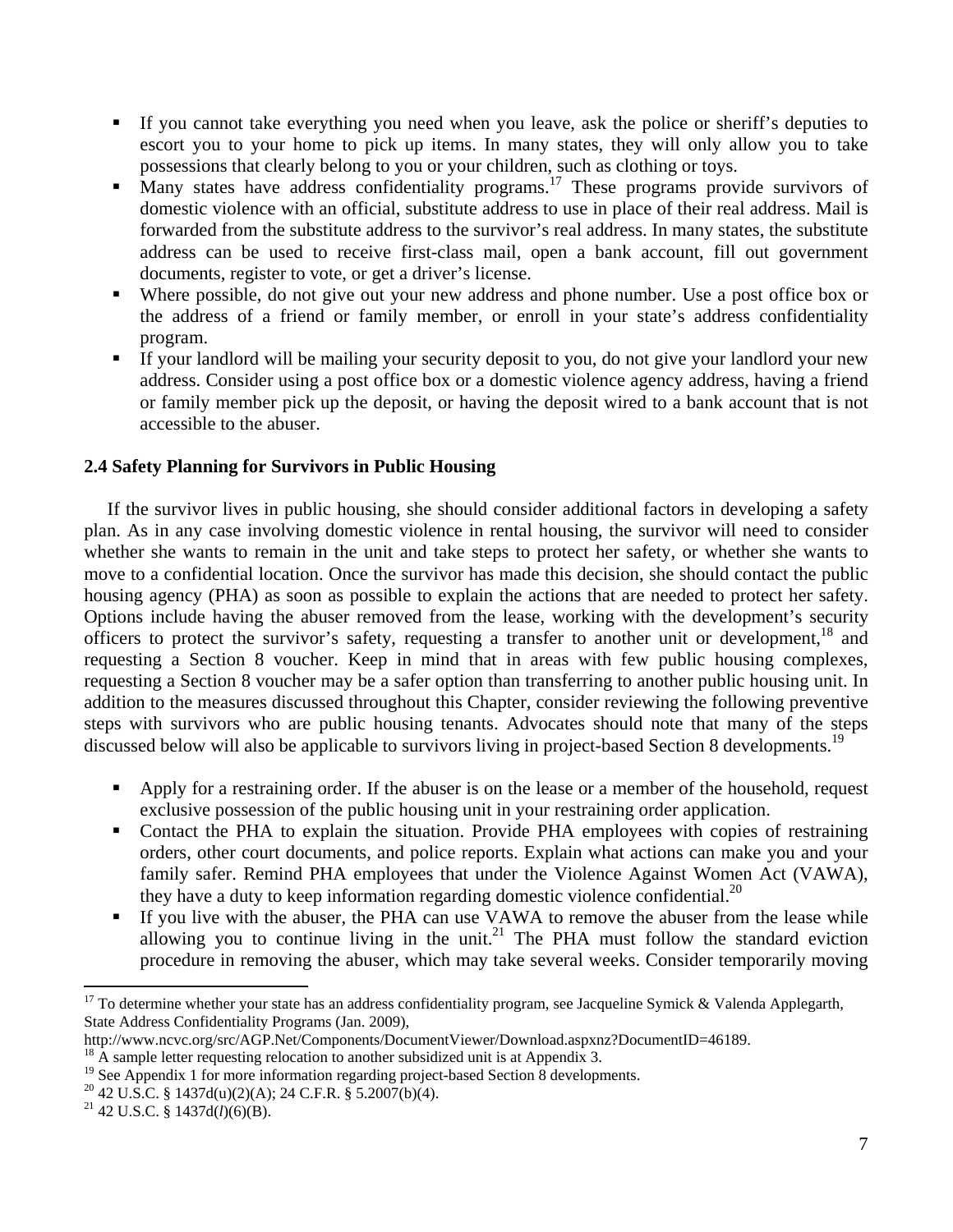- If you cannot take everything you need when you leave, ask the police or sheriff's deputies to escort you to your home to pick up items. In many states, they will only allow you to take possessions that clearly belong to you or your children, such as clothing or toys.
- Many states have address confidentiality programs.[17] These programs provide survivors of domestic violence with an official, substitute address to use in place of their real address. Mail is forwarded from the substitute address to the survivor's real address. In many states, the substitute address can be used to receive first-class mail, open a bank account, fill out government documents, register to vote, or get a driver's license.
- Where possible, do not give out your new address and phone number. Use a post office box or the address of a friend or family member, or enroll in your state's address confidentiality program.
- If your landlord will be mailing your security deposit to you, do not give your landlord your new address. Consider using a post office box or a domestic violence agency address, having a friend or family member pick up the deposit, or having the deposit wired to a bank account that is not accessible to the abuser.

### 2.4 Safety Planning for Survivors in Public Housing

If the survivor lives in public housing, she should consider additional factors in developing a safety plan. As in any case involving domestic violence in rental housing, the survivor will need to consider whether she wants to remain in the unit and take steps to protect her safety, or whether she wants to move to a confidential location. Once the survivor has made this decision, she should contact the public housing agency (PHA) as soon as possible to explain the actions that are needed to protect her safety. Options include having the abuser removed from the lease, working with the development's security officers to protect the survivor's safety, requesting a transfer to another unit or development,[18] and requesting a Section 8 voucher. Keep in mind that in areas with few public housing complexes, requesting a Section 8 voucher may be a safer option than transferring to another public housing unit. In addition to the measures discussed throughout this Chapter, consider reviewing the following preventive steps with survivors who are public housing tenants. Advocates should note that many of the steps discussed below will also be applicable to survivors living in project-based Section 8 developments.[19]

- Apply for a restraining order. If the abuser is on the lease or a member of the household, request exclusive possession of the public housing unit in your restraining order application.
- Contact the PHA to explain the situation. Provide PHA employees with copies of restraining orders, other court documents, and police reports. Explain what actions can make you and your family safer. Remind PHA employees that under the Violence Against Women Act (VAWA), they have a duty to keep information regarding domestic violence confidential.[20]
- If you live with the abuser, the PHA can use VAWA to remove the abuser from the lease while allowing you to continue living in the unit.[21] The PHA must follow the standard eviction procedure in removing the abuser, which may take several weeks. Consider temporarily moving

---

[17] To determine whether your state has an address confidentiality program, see Jacqueline Symick & Valenda Applegarth, State Address Confidentiality Programs (Jan. 2009), http://www.ncvc.org/src/AGP.Net/Components/DocumentViewer/Download.aspxnz?DocumentID=46189.

[18] A sample letter requesting relocation to another subsidized unit is at Appendix 3.

[19] See Appendix 1 for more information regarding project-based Section 8 developments.

[20] 42 U.S.C. § 1437d(u)(2)(A); 24 C.F.R. § 5.2007(b)(4).

[21] 42 U.S.C. § 1437d(*l*)(6)(B).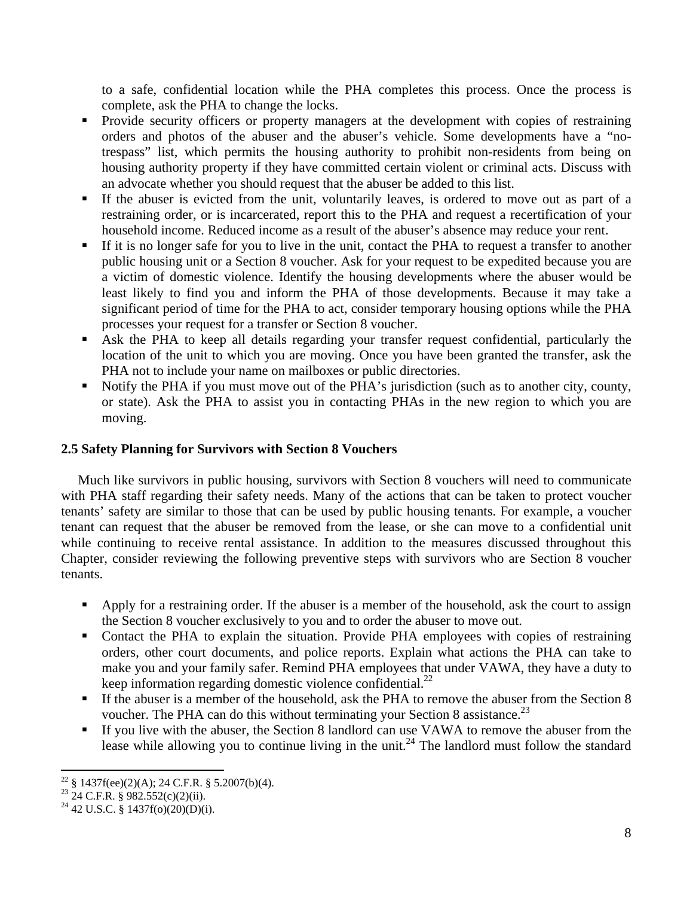to a safe, confidential location while the PHA completes this process. Once the process is complete, ask the PHA to change the locks.

- Provide security officers or property managers at the development with copies of restraining orders and photos of the abuser and the abuser's vehicle. Some developments have a "no-trespass" list, which permits the housing authority to prohibit non-residents from being on housing authority property if they have committed certain violent or criminal acts. Discuss with an advocate whether you should request that the abuser be added to this list.
- If the abuser is evicted from the unit, voluntarily leaves, is ordered to move out as part of a restraining order, or is incarcerated, report this to the PHA and request a recertification of your household income. Reduced income as a result of the abuser's absence may reduce your rent.
- If it is no longer safe for you to live in the unit, contact the PHA to request a transfer to another public housing unit or a Section 8 voucher. Ask for your request to be expedited because you are a victim of domestic violence. Identify the housing developments where the abuser would be least likely to find you and inform the PHA of those developments. Because it may take a significant period of time for the PHA to act, consider temporary housing options while the PHA processes your request for a transfer or Section 8 voucher.
- Ask the PHA to keep all details regarding your transfer request confidential, particularly the location of the unit to which you are moving. Once you have been granted the transfer, ask the PHA not to include your name on mailboxes or public directories.
- Notify the PHA if you must move out of the PHA's jurisdiction (such as to another city, county, or state). Ask the PHA to assist you in contacting PHAs in the new region to which you are moving.

### 2.5 Safety Planning for Survivors with Section 8 Vouchers

Much like survivors in public housing, survivors with Section 8 vouchers will need to communicate with PHA staff regarding their safety needs. Many of the actions that can be taken to protect voucher tenants' safety are similar to those that can be used by public housing tenants. For example, a voucher tenant can request that the abuser be removed from the lease, or she can move to a confidential unit while continuing to receive rental assistance. In addition to the measures discussed throughout this Chapter, consider reviewing the following preventive steps with survivors who are Section 8 voucher tenants.

- Apply for a restraining order. If the abuser is a member of the household, ask the court to assign the Section 8 voucher exclusively to you and to order the abuser to move out.
- Contact the PHA to explain the situation. Provide PHA employees with copies of restraining orders, other court documents, and police reports. Explain what actions the PHA can take to make you and your family safer. Remind PHA employees that under VAWA, they have a duty to keep information regarding domestic violence confidential.[22]
- If the abuser is a member of the household, ask the PHA to remove the abuser from the Section 8 voucher. The PHA can do this without terminating your Section 8 assistance.[23]
- If you live with the abuser, the Section 8 landlord can use VAWA to remove the abuser from the lease while allowing you to continue living in the unit.[24] The landlord must follow the standard

---

[22] § 1437f(ee)(2)(A); 24 C.F.R. § 5.2007(b)(4).

[23] 24 C.F.R. § 982.552(c)(2)(ii).

[24] 42 U.S.C. § 1437f(o)(20)(D)(i).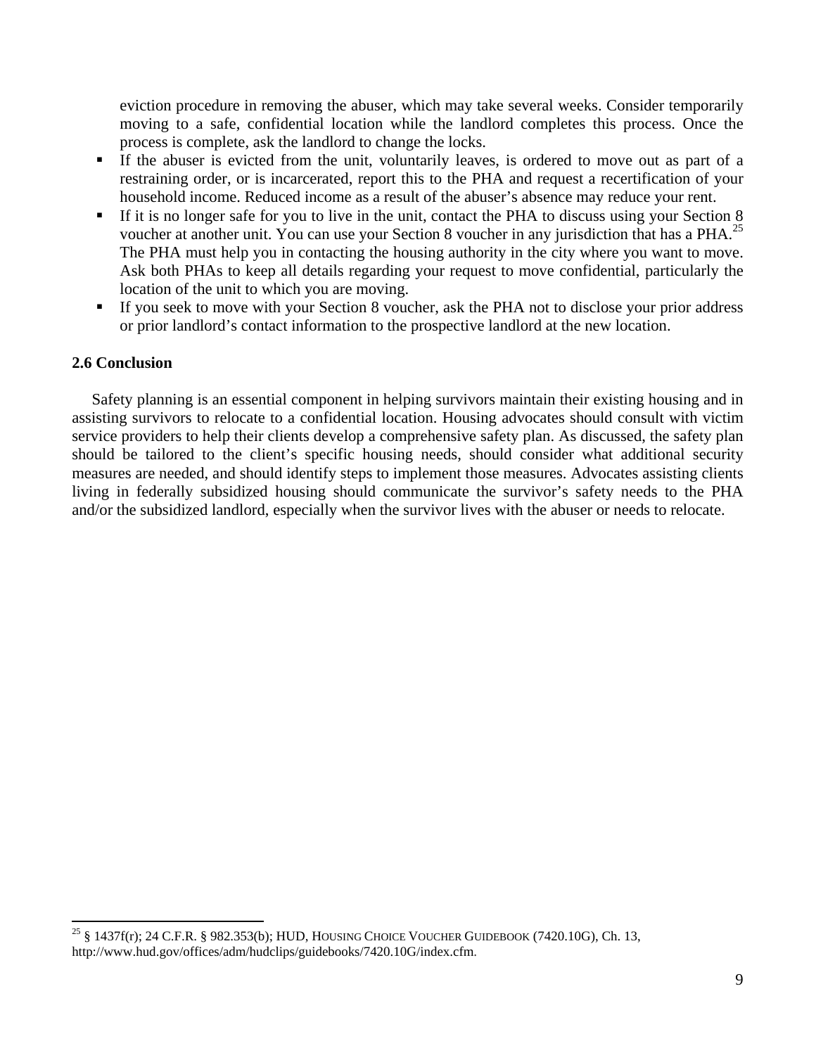eviction procedure in removing the abuser, which may take several weeks. Consider temporarily moving to a safe, confidential location while the landlord completes this process. Once the process is complete, ask the landlord to change the locks.

- If the abuser is evicted from the unit, voluntarily leaves, is ordered to move out as part of a restraining order, or is incarcerated, report this to the PHA and request a recertification of your household income. Reduced income as a result of the abuser's absence may reduce your rent.
- If it is no longer safe for you to live in the unit, contact the PHA to discuss using your Section 8 voucher at another unit. You can use your Section 8 voucher in any jurisdiction that has a PHA.[25] The PHA must help you in contacting the housing authority in the city where you want to move. Ask both PHAs to keep all details regarding your request to move confidential, particularly the location of the unit to which you are moving.
- If you seek to move with your Section 8 voucher, ask the PHA not to disclose your prior address or prior landlord's contact information to the prospective landlord at the new location.

### 2.6 Conclusion

Safety planning is an essential component in helping survivors maintain their existing housing and in assisting survivors to relocate to a confidential location. Housing advocates should consult with victim service providers to help their clients develop a comprehensive safety plan. As discussed, the safety plan should be tailored to the client's specific housing needs, should consider what additional security measures are needed, and should identify steps to implement those measures. Advocates assisting clients living in federally subsidized housing should communicate the survivor's safety needs to the PHA and/or the subsidized landlord, especially when the survivor lives with the abuser or needs to relocate.

---

[25] § 1437f(r); 24 C.F.R. § 982.353(b); HUD, HOUSING CHOICE VOUCHER GUIDEBOOK (7420.10G), Ch. 13, http://www.hud.gov/offices/adm/hudclips/guidebooks/7420.10G/index.cfm.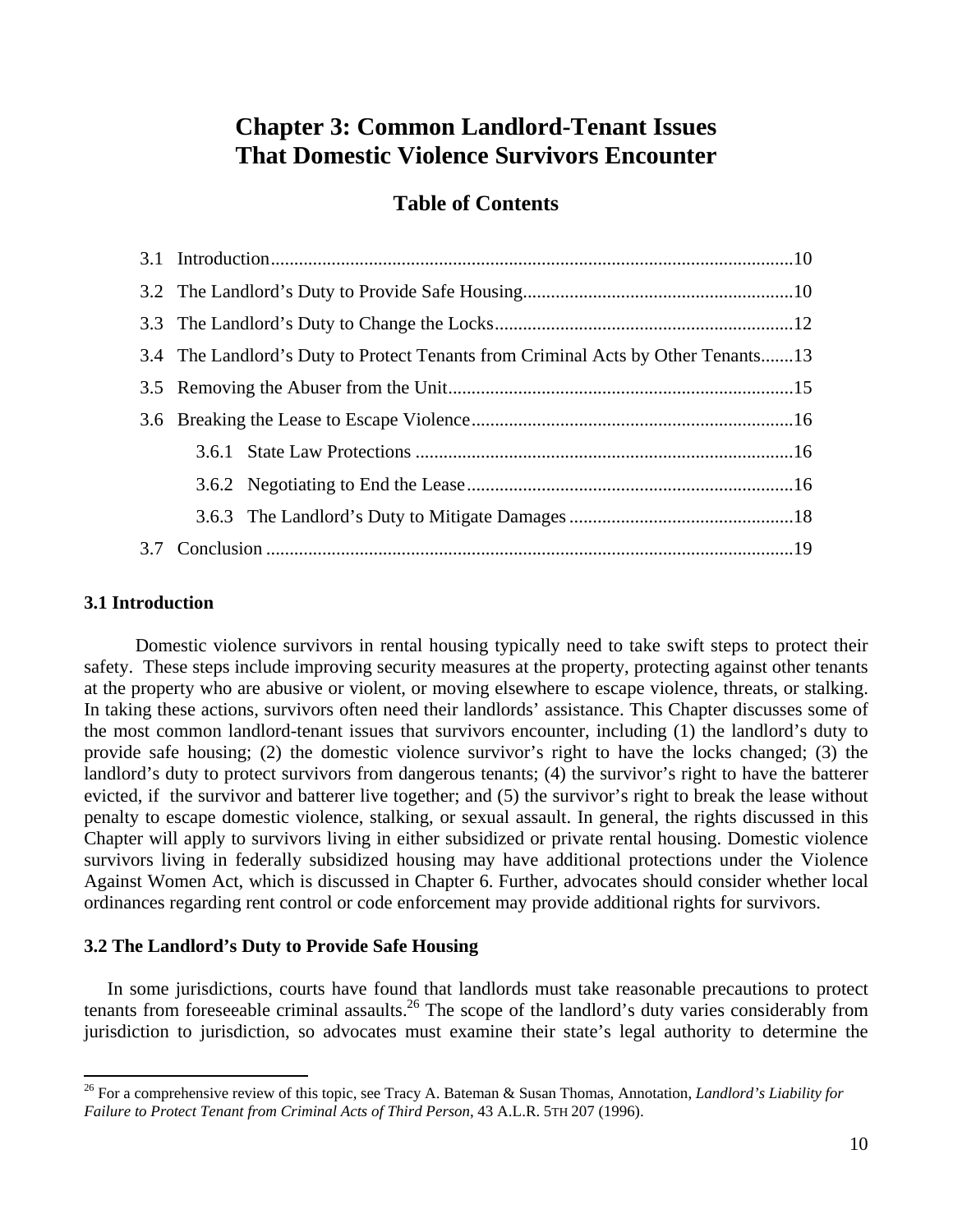# Chapter 3: Common Landlord-Tenant Issues That Domestic Violence Survivors Encounter

## Table of Contents

3.1 Introduction ........................................................................................................10

3.2 The Landlord's Duty to Provide Safe Housing..................................................10

3.3 The Landlord's Duty to Change the Locks.........................................................12

3.4 The Landlord's Duty to Protect Tenants from Criminal Acts by Other Tenants.......13

3.5 Removing the Abuser from the Unit...................................................................15

3.6 Breaking the Lease to Escape Violence...............................................................16

  3.6.1 State Law Protections ...................................................................16

  3.6.2 Negotiating to End the Lease..........................................................16

  3.6.3 The Landlord's Duty to Mitigate Damages .....................................18

3.7 Conclusion .........................................................................................................19

### 3.1 Introduction

Domestic violence survivors in rental housing typically need to take swift steps to protect their safety. These steps include improving security measures at the property, protecting against other tenants at the property who are abusive or violent, or moving elsewhere to escape violence, threats, or stalking. In taking these actions, survivors often need their landlords' assistance. This Chapter discusses some of the most common landlord-tenant issues that survivors encounter, including (1) the landlord's duty to provide safe housing; (2) the domestic violence survivor's right to have the locks changed; (3) the landlord's duty to protect survivors from dangerous tenants; (4) the survivor's right to have the batterer evicted, if the survivor and batterer live together; and (5) the survivor's right to break the lease without penalty to escape domestic violence, stalking, or sexual assault. In general, the rights discussed in this Chapter will apply to survivors living in either subsidized or private rental housing. Domestic violence survivors living in federally subsidized housing may have additional protections under the Violence Against Women Act, which is discussed in Chapter 6. Further, advocates should consider whether local ordinances regarding rent control or code enforcement may provide additional rights for survivors.

### 3.2 The Landlord's Duty to Provide Safe Housing

In some jurisdictions, courts have found that landlords must take reasonable precautions to protect tenants from foreseeable criminal assaults.[26] The scope of the landlord's duty varies considerably from jurisdiction to jurisdiction, so advocates must examine their state's legal authority to determine the

---

[26] For a comprehensive review of this topic, see Tracy A. Bateman & Susan Thomas, Annotation, *Landlord's Liability for Failure to Protect Tenant from Criminal Acts of Third Person*, 43 A.L.R. 5TH 207 (1996).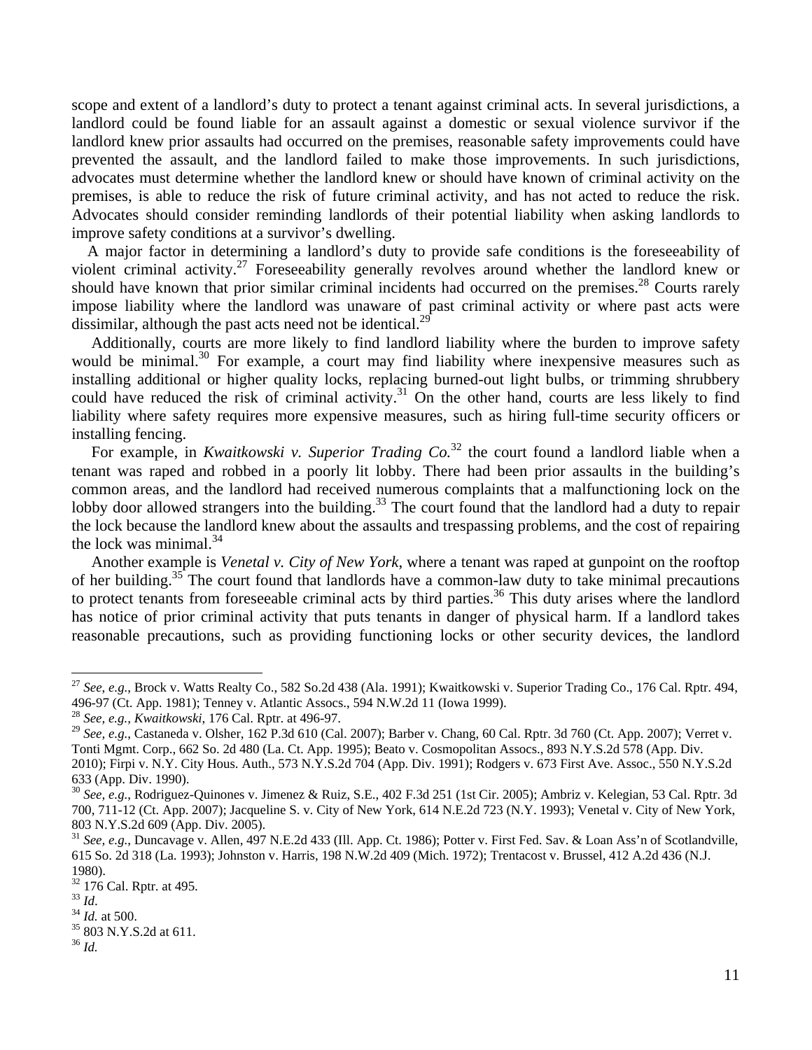scope and extent of a landlord's duty to protect a tenant against criminal acts. In several jurisdictions, a landlord could be found liable for an assault against a domestic or sexual violence survivor if the landlord knew prior assaults had occurred on the premises, reasonable safety improvements could have prevented the assault, and the landlord failed to make those improvements. In such jurisdictions, advocates must determine whether the landlord knew or should have known of criminal activity on the premises, is able to reduce the risk of future criminal activity, and has not acted to reduce the risk. Advocates should consider reminding landlords of their potential liability when asking landlords to improve safety conditions at a survivor's dwelling.

A major factor in determining a landlord's duty to provide safe conditions is the foreseeability of violent criminal activity.[27] Foreseeability generally revolves around whether the landlord knew or should have known that prior similar criminal incidents had occurred on the premises.[28] Courts rarely impose liability where the landlord was unaware of past criminal activity or where past acts were dissimilar, although the past acts need not be identical.[29]

Additionally, courts are more likely to find landlord liability where the burden to improve safety would be minimal.[30] For example, a court may find liability where inexpensive measures such as installing additional or higher quality locks, replacing burned-out light bulbs, or trimming shrubbery could have reduced the risk of criminal activity.[31] On the other hand, courts are less likely to find liability where safety requires more expensive measures, such as hiring full-time security officers or installing fencing.

For example, in *Kwaitkowski v. Superior Trading Co.*[32] the court found a landlord liable when a tenant was raped and robbed in a poorly lit lobby. There had been prior assaults in the building's common areas, and the landlord had received numerous complaints that a malfunctioning lock on the lobby door allowed strangers into the building.[33] The court found that the landlord had a duty to repair the lock because the landlord knew about the assaults and trespassing problems, and the cost of repairing the lock was minimal.[34]

Another example is *Venetal v. City of New York*, where a tenant was raped at gunpoint on the rooftop of her building.[35] The court found that landlords have a common-law duty to take minimal precautions to protect tenants from foreseeable criminal acts by third parties.[36] This duty arises where the landlord has notice of prior criminal activity that puts tenants in danger of physical harm. If a landlord takes reasonable precautions, such as providing functioning locks or other security devices, the landlord

---

[27] *See, e.g.*, Brock v. Watts Realty Co., 582 So.2d 438 (Ala. 1991); Kwaitkowski v. Superior Trading Co., 176 Cal. Rptr. 494, 496-97 (Ct. App. 1981); Tenney v. Atlantic Assocs., 594 N.W.2d 11 (Iowa 1999).

[28] *See, e.g.*, *Kwaitkowski*, 176 Cal. Rptr. at 496-97.

[29] *See, e.g.*, Castaneda v. Olsher, 162 P.3d 610 (Cal. 2007); Barber v. Chang, 60 Cal. Rptr. 3d 760 (Ct. App. 2007); Verret v. Tonti Mgmt. Corp., 662 So. 2d 480 (La. Ct. App. 1995); Beato v. Cosmopolitan Assocs., 893 N.Y.S.2d 578 (App. Div. 2010); Firpi v. N.Y. City Hous. Auth., 573 N.Y.S.2d 704 (App. Div. 1991); Rodgers v. 673 First Ave. Assoc., 550 N.Y.S.2d 633 (App. Div. 1990).

[30] *See, e.g.*, Rodriguez-Quinones v. Jimenez & Ruiz, S.E., 402 F.3d 251 (1st Cir. 2005); Ambriz v. Kelegian, 53 Cal. Rptr. 3d 700, 711-12 (Ct. App. 2007); Jacqueline S. v. City of New York, 614 N.E.2d 723 (N.Y. 1993); Venetal v. City of New York, 803 N.Y.S.2d 609 (App. Div. 2005).

[31] *See, e.g.*, Duncavage v. Allen, 497 N.E.2d 433 (Ill. App. Ct. 1986); Potter v. First Fed. Sav. & Loan Ass'n of Scotlandville, 615 So. 2d 318 (La. 1993); Johnston v. Harris, 198 N.W.2d 409 (Mich. 1972); Trentacost v. Brussel, 412 A.2d 436 (N.J. 1980).

[32] 176 Cal. Rptr. at 495.

[33] *Id*.

[34] *Id.* at 500.

[35] 803 N.Y.S.2d at 611.

[36] *Id.*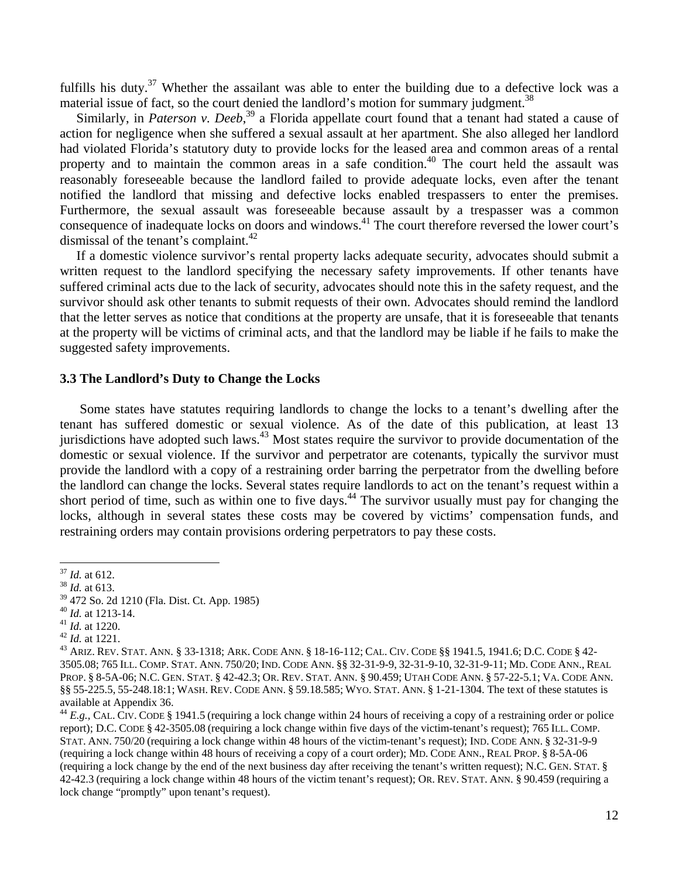fulfills his duty.[37] Whether the assailant was able to enter the building due to a defective lock was a material issue of fact, so the court denied the landlord's motion for summary judgment.[38]

Similarly, in *Paterson v. Deeb*,[39] a Florida appellate court found that a tenant had stated a cause of action for negligence when she suffered a sexual assault at her apartment. She also alleged her landlord had violated Florida's statutory duty to provide locks for the leased area and common areas of a rental property and to maintain the common areas in a safe condition.[40] The court held the assault was reasonably foreseeable because the landlord failed to provide adequate locks, even after the tenant notified the landlord that missing and defective locks enabled trespassers to enter the premises. Furthermore, the sexual assault was foreseeable because assault by a trespasser was a common consequence of inadequate locks on doors and windows.[41] The court therefore reversed the lower court's dismissal of the tenant's complaint.[42]

If a domestic violence survivor's rental property lacks adequate security, advocates should submit a written request to the landlord specifying the necessary safety improvements. If other tenants have suffered criminal acts due to the lack of security, advocates should note this in the safety request, and the survivor should ask other tenants to submit requests of their own. Advocates should remind the landlord that the letter serves as notice that conditions at the property are unsafe, that it is foreseeable that tenants at the property will be victims of criminal acts, and that the landlord may be liable if he fails to make the suggested safety improvements.

### 3.3 The Landlord's Duty to Change the Locks

Some states have statutes requiring landlords to change the locks to a tenant's dwelling after the tenant has suffered domestic or sexual violence. As of the date of this publication, at least 13 jurisdictions have adopted such laws.[43] Most states require the survivor to provide documentation of the domestic or sexual violence. If the survivor and perpetrator are cotenants, typically the survivor must provide the landlord with a copy of a restraining order barring the perpetrator from the dwelling before the landlord can change the locks. Several states require landlords to act on the tenant's request within a short period of time, such as within one to five days.[44] The survivor usually must pay for changing the locks, although in several states these costs may be covered by victims' compensation funds, and restraining orders may contain provisions ordering perpetrators to pay these costs.

---

[37] *Id.* at 612.

[38] *Id.* at 613.

[39] 472 So. 2d 1210 (Fla. Dist. Ct. App. 1985)

[40] *Id.* at 1213-14.

[41] *Id.* at 1220.

[42] *Id.* at 1221.

[43] ARIZ. REV. STAT. ANN. § 33-1318; ARK. CODE ANN. § 18-16-112; CAL. CIV. CODE §§ 1941.5, 1941.6; D.C. CODE § 42-3505.08; 765 ILL. COMP. STAT. ANN. 750/20; IND. CODE ANN. §§ 32-31-9-9, 32-31-9-10, 32-31-9-11; MD. CODE ANN., REAL PROP. § 8-5A-06; N.C. GEN. STAT. § 42-42.3; OR. REV. STAT. ANN. § 90.459; UTAH CODE ANN. § 57-22-5.1; VA. CODE ANN. §§ 55-225.5, 55-248.18:1; WASH. REV. CODE ANN. § 59.18.585; WYO. STAT. ANN. § 1-21-1304. The text of these statutes is available at Appendix 36.

[44] *E.g.*, CAL. CIV. CODE § 1941.5 (requiring a lock change within 24 hours of receiving a copy of a restraining order or police report); D.C. CODE § 42-3505.08 (requiring a lock change within five days of the victim-tenant's request); 765 ILL. COMP. STAT. ANN. 750/20 (requiring a lock change within 48 hours of the victim-tenant's request); IND. CODE ANN. § 32-31-9-9 (requiring a lock change within 48 hours of receiving a copy of a court order); MD. CODE ANN., REAL PROP. § 8-5A-06 (requiring a lock change by the end of the next business day after receiving the tenant's written request); N.C. GEN. STAT. § 42-42.3 (requiring a lock change within 48 hours of the victim tenant's request); OR. REV. STAT. ANN. § 90.459 (requiring a lock change "promptly" upon tenant's request).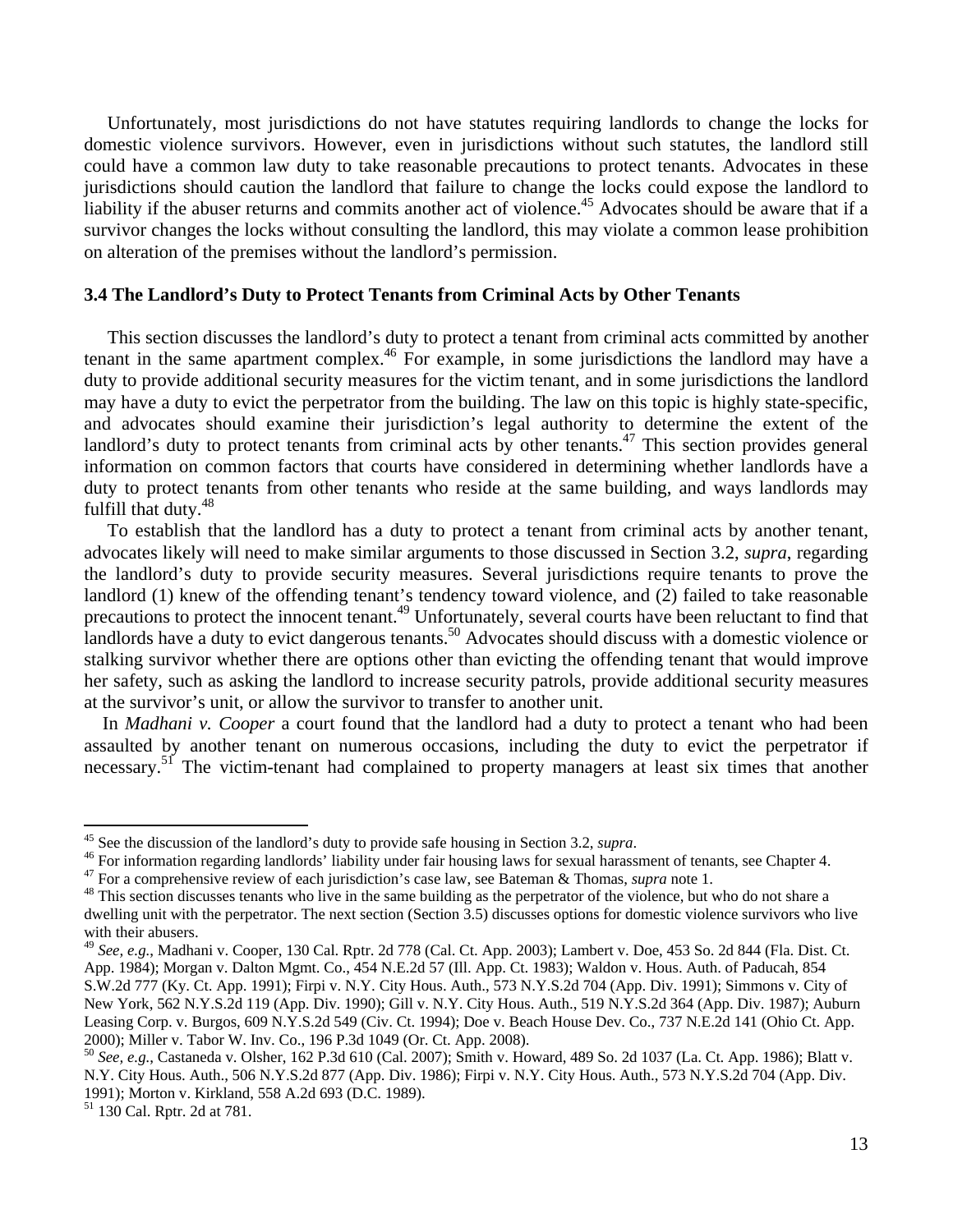Unfortunately, most jurisdictions do not have statutes requiring landlords to change the locks for domestic violence survivors. However, even in jurisdictions without such statutes, the landlord still could have a common law duty to take reasonable precautions to protect tenants. Advocates in these jurisdictions should caution the landlord that failure to change the locks could expose the landlord to liability if the abuser returns and commits another act of violence.[45] Advocates should be aware that if a survivor changes the locks without consulting the landlord, this may violate a common lease prohibition on alteration of the premises without the landlord's permission.

### 3.4 The Landlord's Duty to Protect Tenants from Criminal Acts by Other Tenants

This section discusses the landlord's duty to protect a tenant from criminal acts committed by another tenant in the same apartment complex.[46] For example, in some jurisdictions the landlord may have a duty to provide additional security measures for the victim tenant, and in some jurisdictions the landlord may have a duty to evict the perpetrator from the building. The law on this topic is highly state-specific, and advocates should examine their jurisdiction's legal authority to determine the extent of the landlord's duty to protect tenants from criminal acts by other tenants.[47] This section provides general information on common factors that courts have considered in determining whether landlords have a duty to protect tenants from other tenants who reside at the same building, and ways landlords may fulfill that duty.[48]

To establish that the landlord has a duty to protect a tenant from criminal acts by another tenant, advocates likely will need to make similar arguments to those discussed in Section 3.2, *supra*, regarding the landlord's duty to provide security measures. Several jurisdictions require tenants to prove the landlord (1) knew of the offending tenant's tendency toward violence, and (2) failed to take reasonable precautions to protect the innocent tenant.[49] Unfortunately, several courts have been reluctant to find that landlords have a duty to evict dangerous tenants.[50] Advocates should discuss with a domestic violence or stalking survivor whether there are options other than evicting the offending tenant that would improve her safety, such as asking the landlord to increase security patrols, provide additional security measures at the survivor's unit, or allow the survivor to transfer to another unit.

In *Madhani v. Cooper* a court found that the landlord had a duty to protect a tenant who had been assaulted by another tenant on numerous occasions, including the duty to evict the perpetrator if necessary.[51] The victim-tenant had complained to property managers at least six times that another

---

[45] See the discussion of the landlord's duty to provide safe housing in Section 3.2, *supra*.

[46] For information regarding landlords' liability under fair housing laws for sexual harassment of tenants, see Chapter 4.

[47] For a comprehensive review of each jurisdiction's case law, see Bateman & Thomas, *supra* note 1.

[48] This section discusses tenants who live in the same building as the perpetrator of the violence, but who do not share a dwelling unit with the perpetrator. The next section (Section 3.5) discusses options for domestic violence survivors who live with their abusers.

[49] *See, e.g.*, Madhani v. Cooper, 130 Cal. Rptr. 2d 778 (Cal. Ct. App. 2003); Lambert v. Doe, 453 So. 2d 844 (Fla. Dist. Ct. App. 1984); Morgan v. Dalton Mgmt. Co., 454 N.E.2d 57 (Ill. App. Ct. 1983); Waldon v. Hous. Auth. of Paducah, 854 S.W.2d 777 (Ky. Ct. App. 1991); Firpi v. N.Y. City Hous. Auth., 573 N.Y.S.2d 704 (App. Div. 1991); Simmons v. City of New York, 562 N.Y.S.2d 119 (App. Div. 1990); Gill v. N.Y. City Hous. Auth., 519 N.Y.S.2d 364 (App. Div. 1987); Auburn Leasing Corp. v. Burgos, 609 N.Y.S.2d 549 (Civ. Ct. 1994); Doe v. Beach House Dev. Co., 737 N.E.2d 141 (Ohio Ct. App. 2000); Miller v. Tabor W. Inv. Co., 196 P.3d 1049 (Or. Ct. App. 2008).

[50] *See, e.g.*, Castaneda v. Olsher, 162 P.3d 610 (Cal. 2007); Smith v. Howard, 489 So. 2d 1037 (La. Ct. App. 1986); Blatt v. N.Y. City Hous. Auth., 506 N.Y.S.2d 877 (App. Div. 1986); Firpi v. N.Y. City Hous. Auth., 573 N.Y.S.2d 704 (App. Div. 1991); Morton v. Kirkland, 558 A.2d 693 (D.C. 1989).

[51] 130 Cal. Rptr. 2d at 781.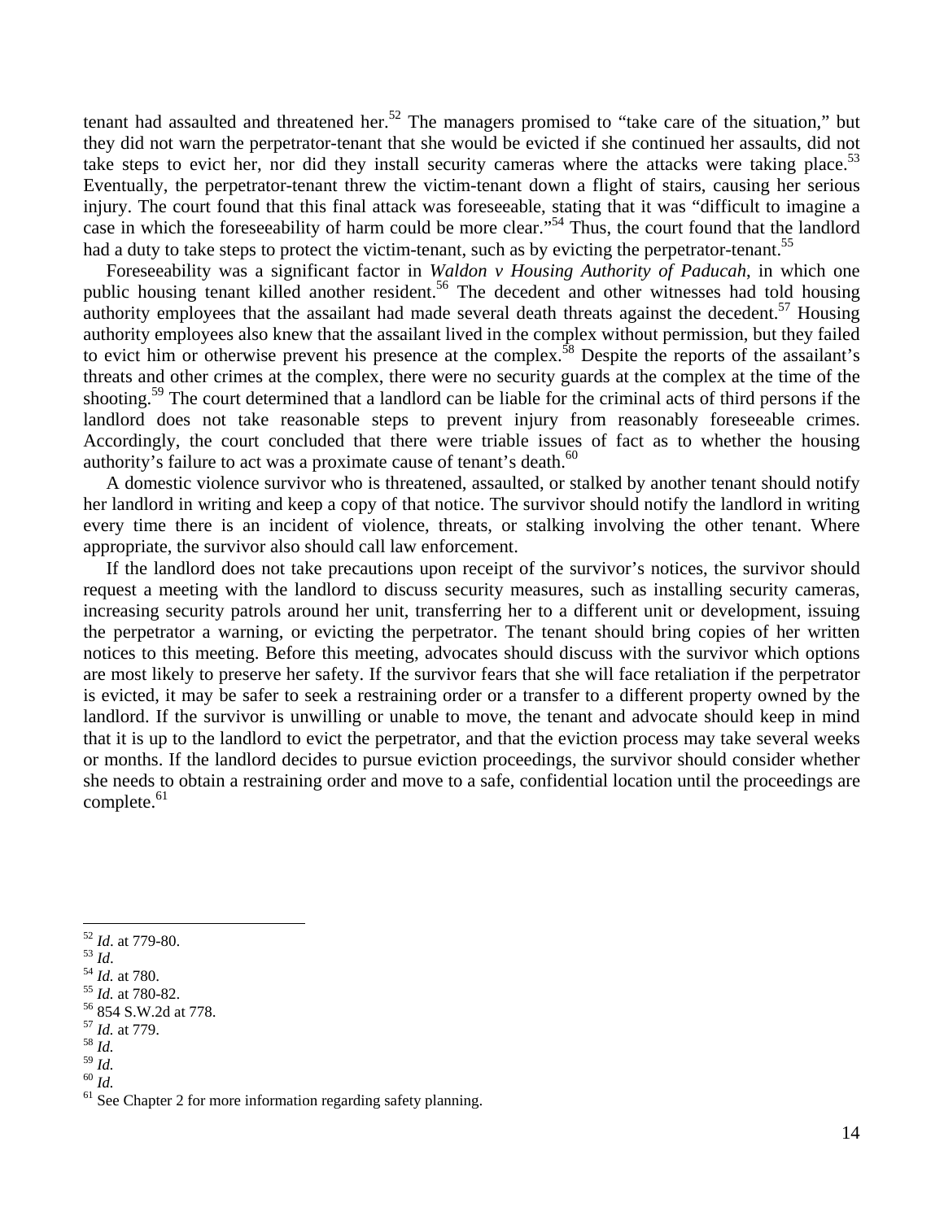tenant had assaulted and threatened her.[52] The managers promised to "take care of the situation," but they did not warn the perpetrator-tenant that she would be evicted if she continued her assaults, did not take steps to evict her, nor did they install security cameras where the attacks were taking place.[53] Eventually, the perpetrator-tenant threw the victim-tenant down a flight of stairs, causing her serious injury. The court found that this final attack was foreseeable, stating that it was "difficult to imagine a case in which the foreseeability of harm could be more clear."[54] Thus, the court found that the landlord had a duty to take steps to protect the victim-tenant, such as by evicting the perpetrator-tenant.[55]

Foreseeability was a significant factor in *Waldon v Housing Authority of Paducah*, in which one public housing tenant killed another resident.[56] The decedent and other witnesses had told housing authority employees that the assailant had made several death threats against the decedent.[57] Housing authority employees also knew that the assailant lived in the complex without permission, but they failed to evict him or otherwise prevent his presence at the complex.[58] Despite the reports of the assailant's threats and other crimes at the complex, there were no security guards at the complex at the time of the shooting.[59] The court determined that a landlord can be liable for the criminal acts of third persons if the landlord does not take reasonable steps to prevent injury from reasonably foreseeable crimes. Accordingly, the court concluded that there were triable issues of fact as to whether the housing authority's failure to act was a proximate cause of tenant's death.[60]

A domestic violence survivor who is threatened, assaulted, or stalked by another tenant should notify her landlord in writing and keep a copy of that notice. The survivor should notify the landlord in writing every time there is an incident of violence, threats, or stalking involving the other tenant. Where appropriate, the survivor also should call law enforcement.

If the landlord does not take precautions upon receipt of the survivor's notices, the survivor should request a meeting with the landlord to discuss security measures, such as installing security cameras, increasing security patrols around her unit, transferring her to a different unit or development, issuing the perpetrator a warning, or evicting the perpetrator. The tenant should bring copies of her written notices to this meeting. Before this meeting, advocates should discuss with the survivor which options are most likely to preserve her safety. If the survivor fears that she will face retaliation if the perpetrator is evicted, it may be safer to seek a restraining order or a transfer to a different property owned by the landlord. If the survivor is unwilling or unable to move, the tenant and advocate should keep in mind that it is up to the landlord to evict the perpetrator, and that the eviction process may take several weeks or months. If the landlord decides to pursue eviction proceedings, the survivor should consider whether she needs to obtain a restraining order and move to a safe, confidential location until the proceedings are complete.[61]

---

[52] *Id*. at 779-80.
[53] *Id*.
[54] *Id.* at 780.
[55] *Id.* at 780-82.
[56] 854 S.W.2d at 778.
[57] *Id.* at 779.
[58] *Id.*
[59] *Id.*
[60] *Id.*
[61] See Chapter 2 for more information regarding safety planning.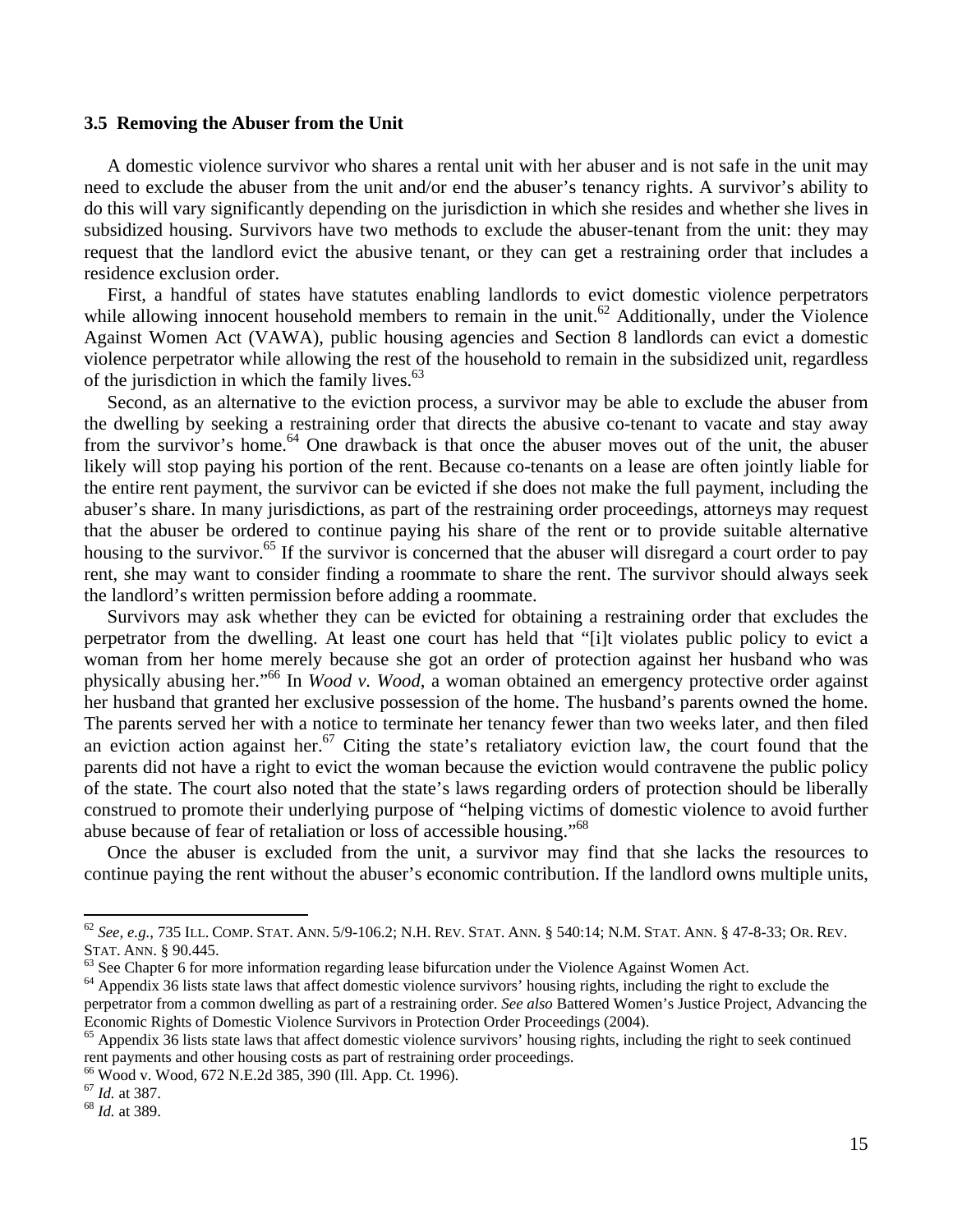### 3.5 Removing the Abuser from the Unit

A domestic violence survivor who shares a rental unit with her abuser and is not safe in the unit may need to exclude the abuser from the unit and/or end the abuser's tenancy rights. A survivor's ability to do this will vary significantly depending on the jurisdiction in which she resides and whether she lives in subsidized housing. Survivors have two methods to exclude the abuser-tenant from the unit: they may request that the landlord evict the abusive tenant, or they can get a restraining order that includes a residence exclusion order.

First, a handful of states have statutes enabling landlords to evict domestic violence perpetrators while allowing innocent household members to remain in the unit.[62] Additionally, under the Violence Against Women Act (VAWA), public housing agencies and Section 8 landlords can evict a domestic violence perpetrator while allowing the rest of the household to remain in the subsidized unit, regardless of the jurisdiction in which the family lives.[63]

Second, as an alternative to the eviction process, a survivor may be able to exclude the abuser from the dwelling by seeking a restraining order that directs the abusive co-tenant to vacate and stay away from the survivor's home.[64] One drawback is that once the abuser moves out of the unit, the abuser likely will stop paying his portion of the rent. Because co-tenants on a lease are often jointly liable for the entire rent payment, the survivor can be evicted if she does not make the full payment, including the abuser's share. In many jurisdictions, as part of the restraining order proceedings, attorneys may request that the abuser be ordered to continue paying his share of the rent or to provide suitable alternative housing to the survivor.[65] If the survivor is concerned that the abuser will disregard a court order to pay rent, she may want to consider finding a roommate to share the rent. The survivor should always seek the landlord's written permission before adding a roommate.

Survivors may ask whether they can be evicted for obtaining a restraining order that excludes the perpetrator from the dwelling. At least one court has held that "[i]t violates public policy to evict a woman from her home merely because she got an order of protection against her husband who was physically abusing her."[66] In *Wood v. Wood*, a woman obtained an emergency protective order against her husband that granted her exclusive possession of the home. The husband's parents owned the home. The parents served her with a notice to terminate her tenancy fewer than two weeks later, and then filed an eviction action against her.[67] Citing the state's retaliatory eviction law, the court found that the parents did not have a right to evict the woman because the eviction would contravene the public policy of the state. The court also noted that the state's laws regarding orders of protection should be liberally construed to promote their underlying purpose of "helping victims of domestic violence to avoid further abuse because of fear of retaliation or loss of accessible housing."[68]

Once the abuser is excluded from the unit, a survivor may find that she lacks the resources to continue paying the rent without the abuser's economic contribution. If the landlord owns multiple units,

---

[62] *See, e.g.*, 735 ILL. COMP. STAT. ANN. 5/9-106.2; N.H. REV. STAT. ANN. § 540:14; N.M. STAT. ANN. § 47-8-33; OR. REV. STAT. ANN. § 90.445.

[63] See Chapter 6 for more information regarding lease bifurcation under the Violence Against Women Act.

[64] Appendix 36 lists state laws that affect domestic violence survivors' housing rights, including the right to exclude the perpetrator from a common dwelling as part of a restraining order. *See also* Battered Women's Justice Project, Advancing the Economic Rights of Domestic Violence Survivors in Protection Order Proceedings (2004).

[65] Appendix 36 lists state laws that affect domestic violence survivors' housing rights, including the right to seek continued rent payments and other housing costs as part of restraining order proceedings.

[66] Wood v. Wood, 672 N.E.2d 385, 390 (Ill. App. Ct. 1996).

[67] *Id.* at 387.

[68] *Id.* at 389.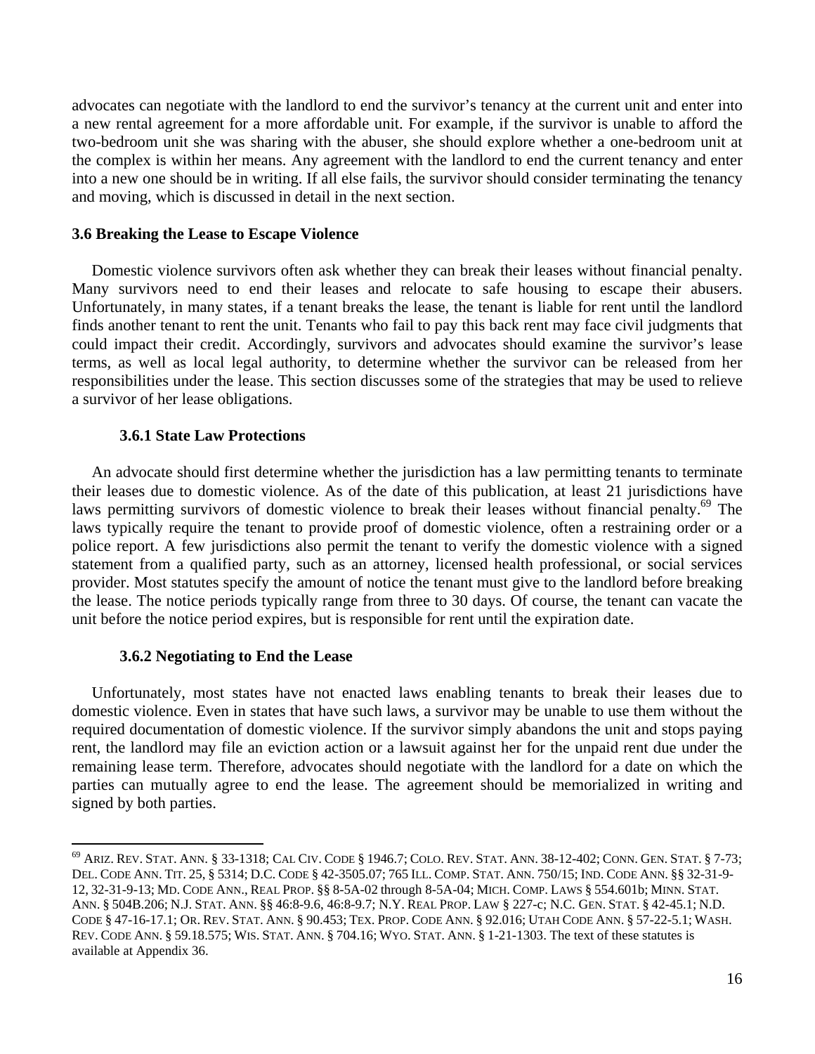advocates can negotiate with the landlord to end the survivor's tenancy at the current unit and enter into a new rental agreement for a more affordable unit. For example, if the survivor is unable to afford the two-bedroom unit she was sharing with the abuser, she should explore whether a one-bedroom unit at the complex is within her means. Any agreement with the landlord to end the current tenancy and enter into a new one should be in writing. If all else fails, the survivor should consider terminating the tenancy and moving, which is discussed in detail in the next section.

### 3.6 Breaking the Lease to Escape Violence

Domestic violence survivors often ask whether they can break their leases without financial penalty. Many survivors need to end their leases and relocate to safe housing to escape their abusers. Unfortunately, in many states, if a tenant breaks the lease, the tenant is liable for rent until the landlord finds another tenant to rent the unit. Tenants who fail to pay this back rent may face civil judgments that could impact their credit. Accordingly, survivors and advocates should examine the survivor's lease terms, as well as local legal authority, to determine whether the survivor can be released from her responsibilities under the lease. This section discusses some of the strategies that may be used to relieve a survivor of her lease obligations.

#### 3.6.1 State Law Protections

An advocate should first determine whether the jurisdiction has a law permitting tenants to terminate their leases due to domestic violence. As of the date of this publication, at least 21 jurisdictions have laws permitting survivors of domestic violence to break their leases without financial penalty.[69] The laws typically require the tenant to provide proof of domestic violence, often a restraining order or a police report. A few jurisdictions also permit the tenant to verify the domestic violence with a signed statement from a qualified party, such as an attorney, licensed health professional, or social services provider. Most statutes specify the amount of notice the tenant must give to the landlord before breaking the lease. The notice periods typically range from three to 30 days. Of course, the tenant can vacate the unit before the notice period expires, but is responsible for rent until the expiration date.

#### 3.6.2 Negotiating to End the Lease

Unfortunately, most states have not enacted laws enabling tenants to break their leases due to domestic violence. Even in states that have such laws, a survivor may be unable to use them without the required documentation of domestic violence. If the survivor simply abandons the unit and stops paying rent, the landlord may file an eviction action or a lawsuit against her for the unpaid rent due under the remaining lease term. Therefore, advocates should negotiate with the landlord for a date on which the parties can mutually agree to end the lease. The agreement should be memorialized in writing and signed by both parties.

---

[69] ARIZ. REV. STAT. ANN. § 33-1318; CAL CIV. CODE § 1946.7; COLO. REV. STAT. ANN. 38-12-402; CONN. GEN. STAT. § 7-73; DEL. CODE ANN. TIT. 25, § 5314; D.C. CODE § 42-3505.07; 765 ILL. COMP. STAT. ANN. 750/15; IND. CODE ANN. §§ 32-31-9-12, 32-31-9-13; MD. CODE ANN., REAL PROP. §§ 8-5A-02 through 8-5A-04; MICH. COMP. LAWS § 554.601b; MINN. STAT. ANN. § 504B.206; N.J. STAT. ANN. §§ 46:8-9.6, 46:8-9.7; N.Y. REAL PROP. LAW § 227-c; N.C. GEN. STAT. § 42-45.1; N.D. CODE § 47-16-17.1; OR. REV. STAT. ANN. § 90.453; TEX. PROP. CODE ANN. § 92.016; UTAH CODE ANN. § 57-22-5.1; WASH. REV. CODE ANN. § 59.18.575; WIS. STAT. ANN. § 704.16; WYO. STAT. ANN. § 1-21-1303. The text of these statutes is available at Appendix 36.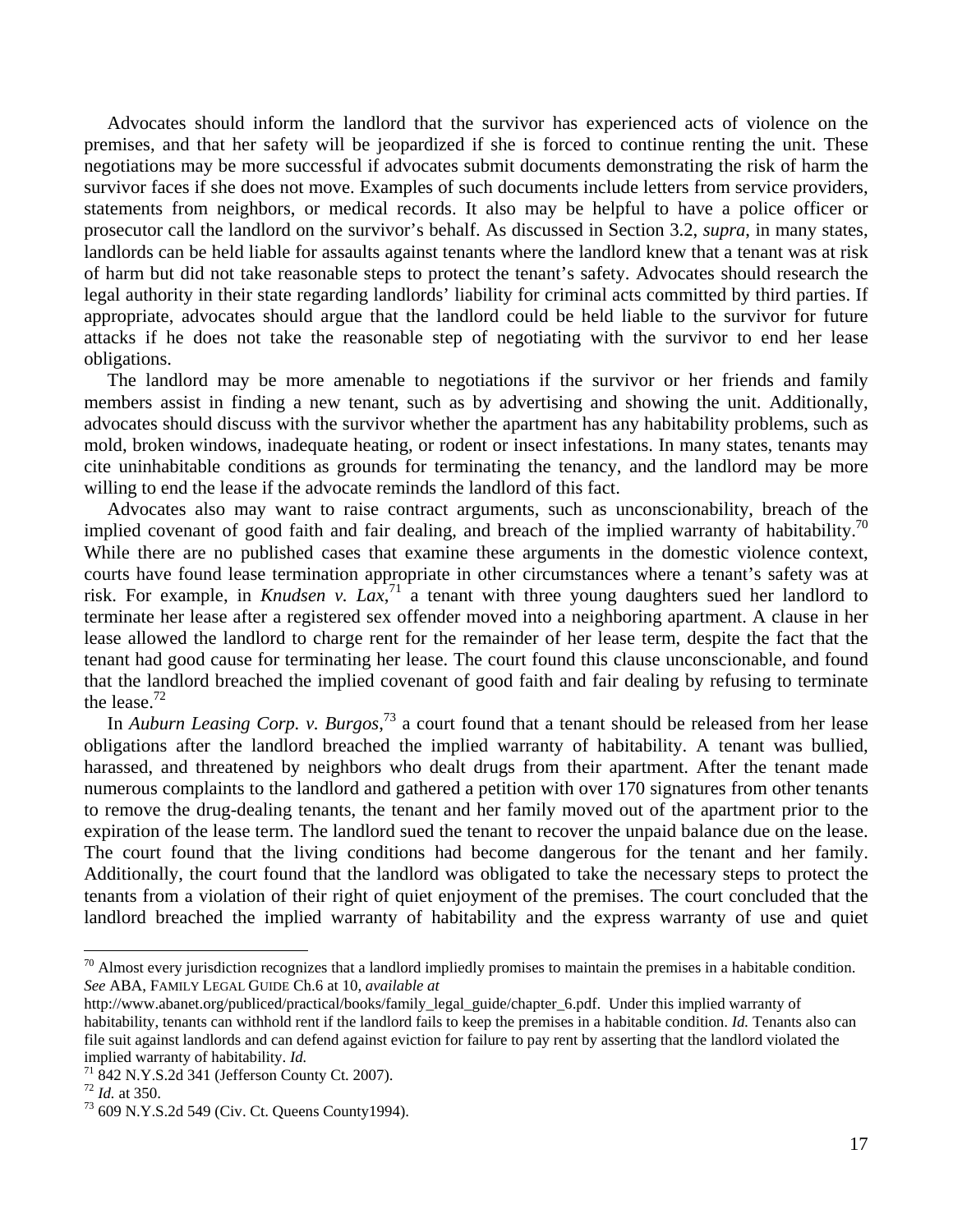Advocates should inform the landlord that the survivor has experienced acts of violence on the premises, and that her safety will be jeopardized if she is forced to continue renting the unit. These negotiations may be more successful if advocates submit documents demonstrating the risk of harm the survivor faces if she does not move. Examples of such documents include letters from service providers, statements from neighbors, or medical records. It also may be helpful to have a police officer or prosecutor call the landlord on the survivor's behalf. As discussed in Section 3.2, *supra*, in many states, landlords can be held liable for assaults against tenants where the landlord knew that a tenant was at risk of harm but did not take reasonable steps to protect the tenant's safety. Advocates should research the legal authority in their state regarding landlords' liability for criminal acts committed by third parties. If appropriate, advocates should argue that the landlord could be held liable to the survivor for future attacks if he does not take the reasonable step of negotiating with the survivor to end her lease obligations.

The landlord may be more amenable to negotiations if the survivor or her friends and family members assist in finding a new tenant, such as by advertising and showing the unit. Additionally, advocates should discuss with the survivor whether the apartment has any habitability problems, such as mold, broken windows, inadequate heating, or rodent or insect infestations. In many states, tenants may cite uninhabitable conditions as grounds for terminating the tenancy, and the landlord may be more willing to end the lease if the advocate reminds the landlord of this fact.

Advocates also may want to raise contract arguments, such as unconscionability, breach of the implied covenant of good faith and fair dealing, and breach of the implied warranty of habitability.[70] While there are no published cases that examine these arguments in the domestic violence context, courts have found lease termination appropriate in other circumstances where a tenant's safety was at risk. For example, in *Knudsen v. Lax*,[71] a tenant with three young daughters sued her landlord to terminate her lease after a registered sex offender moved into a neighboring apartment. A clause in her lease allowed the landlord to charge rent for the remainder of her lease term, despite the fact that the tenant had good cause for terminating her lease. The court found this clause unconscionable, and found that the landlord breached the implied covenant of good faith and fair dealing by refusing to terminate the lease.[72]

In *Auburn Leasing Corp. v. Burgos*,[73] a court found that a tenant should be released from her lease obligations after the landlord breached the implied warranty of habitability. A tenant was bullied, harassed, and threatened by neighbors who dealt drugs from their apartment. After the tenant made numerous complaints to the landlord and gathered a petition with over 170 signatures from other tenants to remove the drug-dealing tenants, the tenant and her family moved out of the apartment prior to the expiration of the lease term. The landlord sued the tenant to recover the unpaid balance due on the lease. The court found that the living conditions had become dangerous for the tenant and her family. Additionally, the court found that the landlord was obligated to take the necessary steps to protect the tenants from a violation of their right of quiet enjoyment of the premises. The court concluded that the landlord breached the implied warranty of habitability and the express warranty of use and quiet

---

[70] Almost every jurisdiction recognizes that a landlord impliedly promises to maintain the premises in a habitable condition. *See* ABA, FAMILY LEGAL GUIDE Ch.6 at 10, *available at* http://www.abanet.org/publiced/practical/books/family_legal_guide/chapter_6.pdf. Under this implied warranty of habitability, tenants can withhold rent if the landlord fails to keep the premises in a habitable condition. *Id.* Tenants also can file suit against landlords and can defend against eviction for failure to pay rent by asserting that the landlord violated the implied warranty of habitability. *Id.*

[71] 842 N.Y.S.2d 341 (Jefferson County Ct. 2007).

[72] *Id.* at 350.

[73] 609 N.Y.S.2d 549 (Civ. Ct. Queens County1994).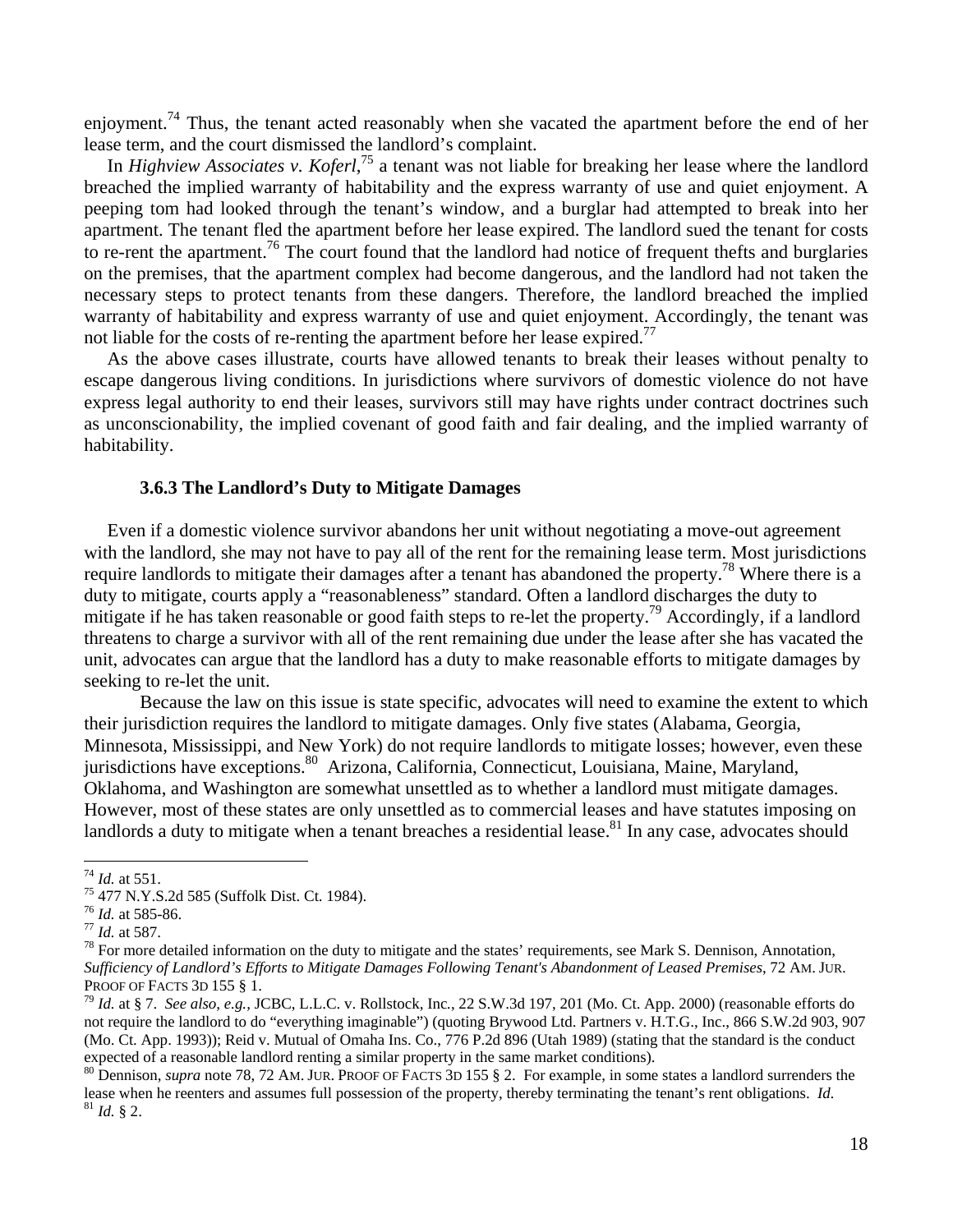enjoyment.[74] Thus, the tenant acted reasonably when she vacated the apartment before the end of her lease term, and the court dismissed the landlord's complaint.

In *Highview Associates v. Koferl*,[75] a tenant was not liable for breaking her lease where the landlord breached the implied warranty of habitability and the express warranty of use and quiet enjoyment. A peeping tom had looked through the tenant's window, and a burglar had attempted to break into her apartment. The tenant fled the apartment before her lease expired. The landlord sued the tenant for costs to re-rent the apartment.[76] The court found that the landlord had notice of frequent thefts and burglaries on the premises, that the apartment complex had become dangerous, and the landlord had not taken the necessary steps to protect tenants from these dangers. Therefore, the landlord breached the implied warranty of habitability and express warranty of use and quiet enjoyment. Accordingly, the tenant was not liable for the costs of re-renting the apartment before her lease expired.[77]

As the above cases illustrate, courts have allowed tenants to break their leases without penalty to escape dangerous living conditions. In jurisdictions where survivors of domestic violence do not have express legal authority to end their leases, survivors still may have rights under contract doctrines such as unconscionability, the implied covenant of good faith and fair dealing, and the implied warranty of habitability.

### 3.6.3 The Landlord's Duty to Mitigate Damages

Even if a domestic violence survivor abandons her unit without negotiating a move-out agreement with the landlord, she may not have to pay all of the rent for the remaining lease term. Most jurisdictions require landlords to mitigate their damages after a tenant has abandoned the property.[78] Where there is a duty to mitigate, courts apply a "reasonableness" standard. Often a landlord discharges the duty to mitigate if he has taken reasonable or good faith steps to re-let the property.[79] Accordingly, if a landlord threatens to charge a survivor with all of the rent remaining due under the lease after she has vacated the unit, advocates can argue that the landlord has a duty to make reasonable efforts to mitigate damages by seeking to re-let the unit.

Because the law on this issue is state specific, advocates will need to examine the extent to which their jurisdiction requires the landlord to mitigate damages. Only five states (Alabama, Georgia, Minnesota, Mississippi, and New York) do not require landlords to mitigate losses; however, even these jurisdictions have exceptions.[80] Arizona, California, Connecticut, Louisiana, Maine, Maryland, Oklahoma, and Washington are somewhat unsettled as to whether a landlord must mitigate damages. However, most of these states are only unsettled as to commercial leases and have statutes imposing on landlords a duty to mitigate when a tenant breaches a residential lease.[81] In any case, advocates should

---

[74] *Id.* at 551.

[75] 477 N.Y.S.2d 585 (Suffolk Dist. Ct. 1984).

[76] *Id.* at 585-86.

[77] *Id.* at 587.

[78] For more detailed information on the duty to mitigate and the states' requirements, see Mark S. Dennison, Annotation, *Sufficiency of Landlord's Efforts to Mitigate Damages Following Tenant's Abandonment of Leased Premises*, 72 AM. JUR. PROOF OF FACTS 3D 155 § 1.

[79] *Id.* at § 7. *See also, e.g.,* JCBC, L.L.C. v. Rollstock, Inc., 22 S.W.3d 197, 201 (Mo. Ct. App. 2000) (reasonable efforts do not require the landlord to do "everything imaginable") (quoting Brywood Ltd. Partners v. H.T.G., Inc., 866 S.W.2d 903, 907 (Mo. Ct. App. 1993)); Reid v. Mutual of Omaha Ins. Co., 776 P.2d 896 (Utah 1989) (stating that the standard is the conduct expected of a reasonable landlord renting a similar property in the same market conditions).

[80] Dennison, *supra* note 78, 72 AM. JUR. PROOF OF FACTS 3D 155 § 2. For example, in some states a landlord surrenders the lease when he reenters and assumes full possession of the property, thereby terminating the tenant's rent obligations. *Id.*

[81] *Id.* § 2.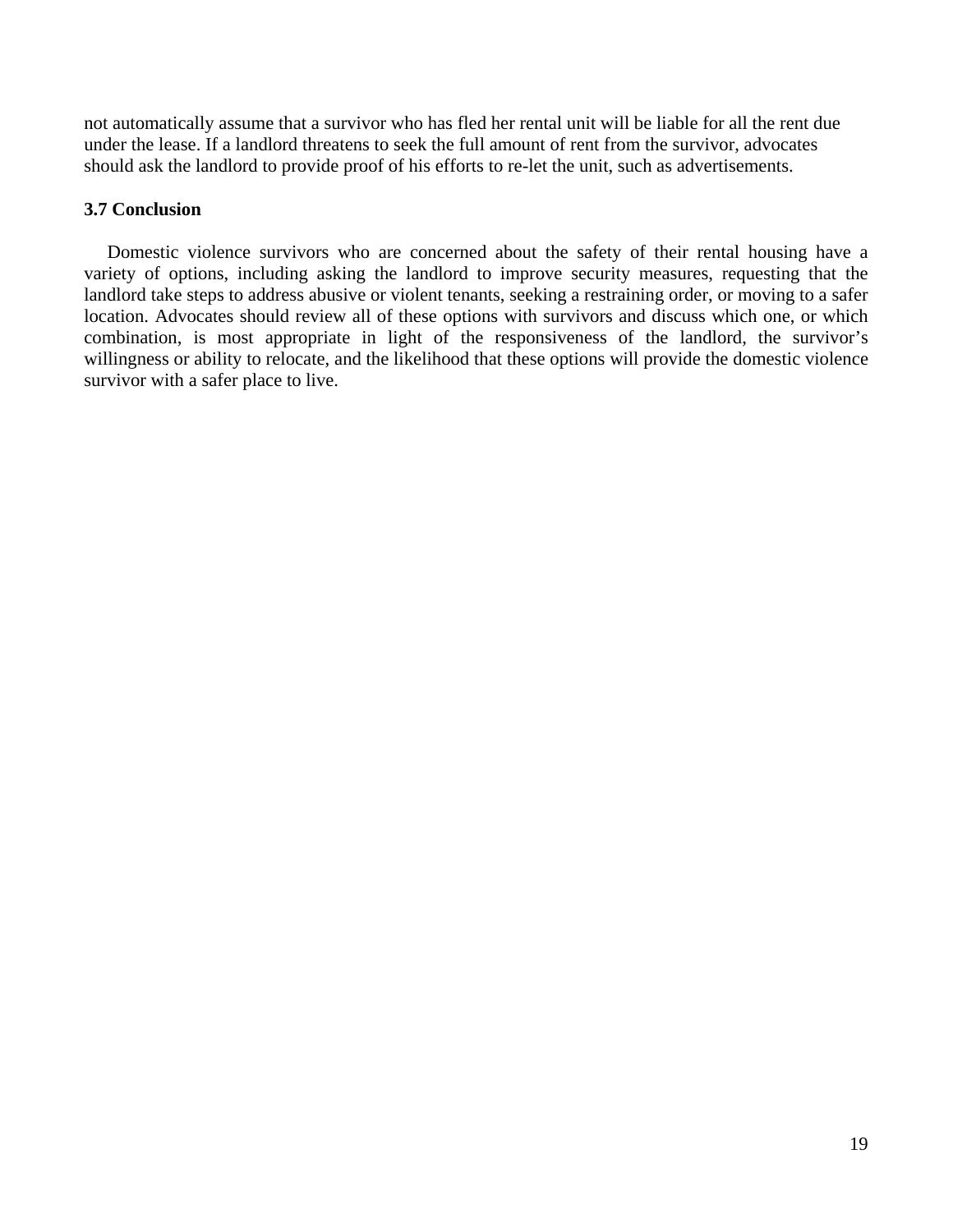not automatically assume that a survivor who has fled her rental unit will be liable for all the rent due under the lease. If a landlord threatens to seek the full amount of rent from the survivor, advocates should ask the landlord to provide proof of his efforts to re-let the unit, such as advertisements.

### 3.7 Conclusion

Domestic violence survivors who are concerned about the safety of their rental housing have a variety of options, including asking the landlord to improve security measures, requesting that the landlord take steps to address abusive or violent tenants, seeking a restraining order, or moving to a safer location. Advocates should review all of these options with survivors and discuss which one, or which combination, is most appropriate in light of the responsiveness of the landlord, the survivor's willingness or ability to relocate, and the likelihood that these options will provide the domestic violence survivor with a safer place to live.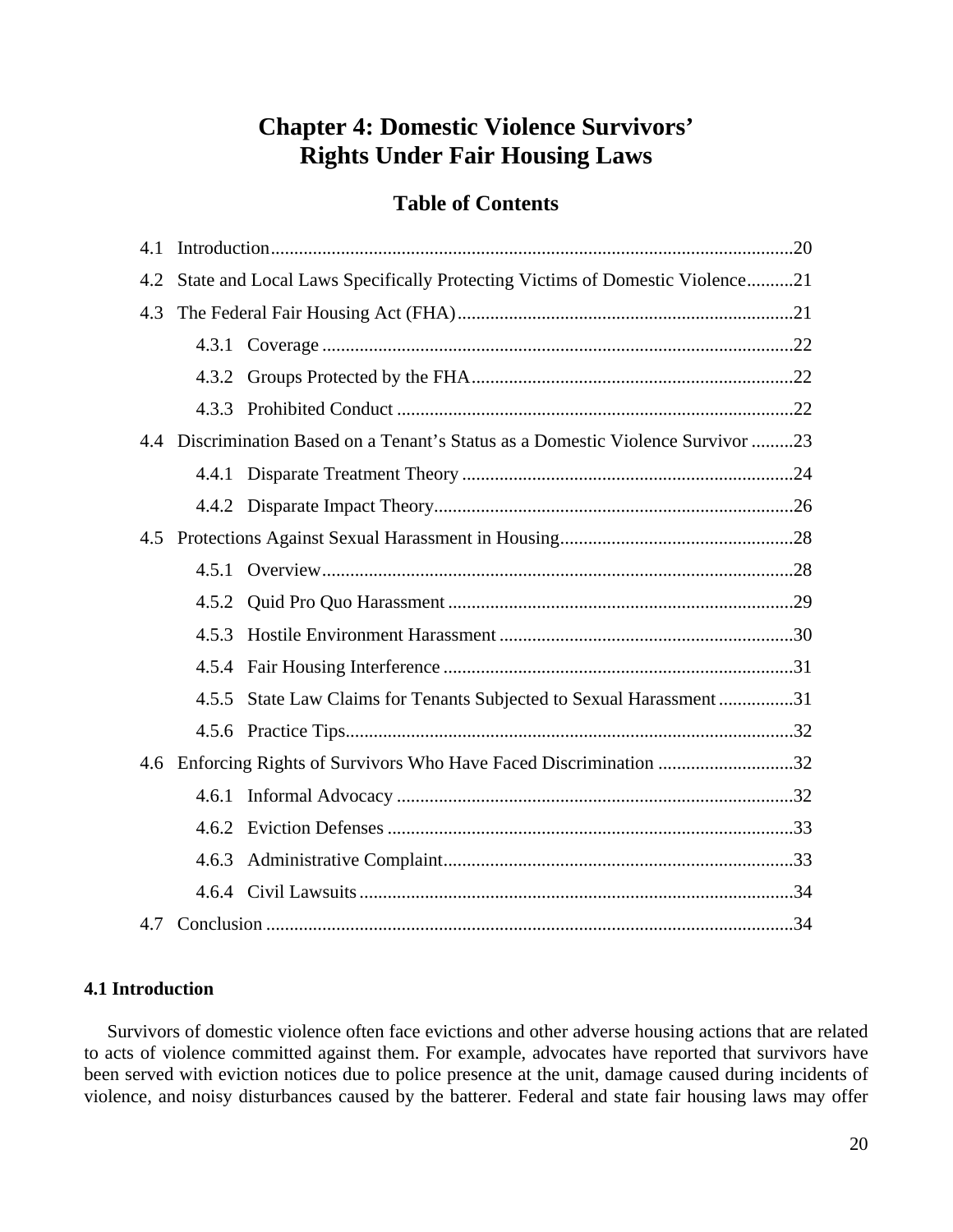# Chapter 4: Domestic Violence Survivors' Rights Under Fair Housing Laws

## Table of Contents

4.1 Introduction................................................................................................................20

4.2 State and Local Laws Specifically Protecting Victims of Domestic Violence..........21

4.3 The Federal Fair Housing Act (FHA).......................................................................21

- 4.3.1 Coverage .....................................................................................................22
- 4.3.2 Groups Protected by the FHA.....................................................................22
- 4.3.3 Prohibited Conduct .....................................................................................22

4.4 Discrimination Based on a Tenant's Status as a Domestic Violence Survivor .........23

- 4.4.1 Disparate Treatment Theory .......................................................................24
- 4.4.2 Disparate Impact Theory.............................................................................26

4.5 Protections Against Sexual Harassment in Housing..................................................28

- 4.5.1 Overview.....................................................................................................28
- 4.5.2 Quid Pro Quo Harassment ..........................................................................29
- 4.5.3 Hostile Environment Harassment ...............................................................30
- 4.5.4 Fair Housing Interference ...........................................................................31
- 4.5.5 State Law Claims for Tenants Subjected to Sexual Harassment................31
- 4.5.6 Practice Tips................................................................................................32

4.6 Enforcing Rights of Survivors Who Have Faced Discrimination .............................32

- 4.6.1 Informal Advocacy .....................................................................................32
- 4.6.2 Eviction Defenses .......................................................................................33
- 4.6.3 Administrative Complaint...........................................................................33
- 4.6.4 Civil Lawsuits.............................................................................................34

4.7 Conclusion .................................................................................................................34

### 4.1 Introduction

Survivors of domestic violence often face evictions and other adverse housing actions that are related to acts of violence committed against them. For example, advocates have reported that survivors have been served with eviction notices due to police presence at the unit, damage caused during incidents of violence, and noisy disturbances caused by the batterer. Federal and state fair housing laws may offer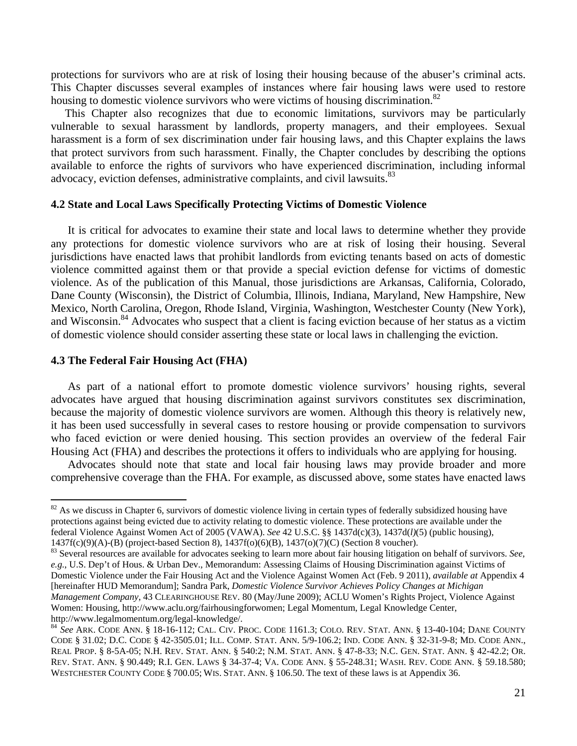protections for survivors who are at risk of losing their housing because of the abuser's criminal acts. This Chapter discusses several examples of instances where fair housing laws were used to restore housing to domestic violence survivors who were victims of housing discrimination.[82]

This Chapter also recognizes that due to economic limitations, survivors may be particularly vulnerable to sexual harassment by landlords, property managers, and their employees. Sexual harassment is a form of sex discrimination under fair housing laws, and this Chapter explains the laws that protect survivors from such harassment. Finally, the Chapter concludes by describing the options available to enforce the rights of survivors who have experienced discrimination, including informal advocacy, eviction defenses, administrative complaints, and civil lawsuits.[83]

### 4.2 State and Local Laws Specifically Protecting Victims of Domestic Violence

It is critical for advocates to examine their state and local laws to determine whether they provide any protections for domestic violence survivors who are at risk of losing their housing. Several jurisdictions have enacted laws that prohibit landlords from evicting tenants based on acts of domestic violence committed against them or that provide a special eviction defense for victims of domestic violence. As of the publication of this Manual, those jurisdictions are Arkansas, California, Colorado, Dane County (Wisconsin), the District of Columbia, Illinois, Indiana, Maryland, New Hampshire, New Mexico, North Carolina, Oregon, Rhode Island, Virginia, Washington, Westchester County (New York), and Wisconsin.[84] Advocates who suspect that a client is facing eviction because of her status as a victim of domestic violence should consider asserting these state or local laws in challenging the eviction.

### 4.3 The Federal Fair Housing Act (FHA)

As part of a national effort to promote domestic violence survivors' housing rights, several advocates have argued that housing discrimination against survivors constitutes sex discrimination, because the majority of domestic violence survivors are women. Although this theory is relatively new, it has been used successfully in several cases to restore housing or provide compensation to survivors who faced eviction or were denied housing. This section provides an overview of the federal Fair Housing Act (FHA) and describes the protections it offers to individuals who are applying for housing.

Advocates should note that state and local fair housing laws may provide broader and more comprehensive coverage than the FHA. For example, as discussed above, some states have enacted laws

---

[82] As we discuss in Chapter 6, survivors of domestic violence living in certain types of federally subsidized housing have protections against being evicted due to activity relating to domestic violence. These protections are available under the federal Violence Against Women Act of 2005 (VAWA). *See* 42 U.S.C. §§ 1437d(c)(3), 1437d(*l*)(5) (public housing), 1437f(c)(9)(A)-(B) (project-based Section 8), 1437f(o)(6)(B), 1437(o)(7)(C) (Section 8 voucher).

[83] Several resources are available for advocates seeking to learn more about fair housing litigation on behalf of survivors. *See, e.g.*, U.S. Dep't of Hous. & Urban Dev., Memorandum: Assessing Claims of Housing Discrimination against Victims of Domestic Violence under the Fair Housing Act and the Violence Against Women Act (Feb. 9 2011), *available at* Appendix 4 [hereinafter HUD Memorandum]; Sandra Park, *Domestic Violence Survivor Achieves Policy Changes at Michigan Management Company*, 43 CLEARINGHOUSE REV. 80 (May/June 2009); ACLU Women's Rights Project, Violence Against Women: Housing, http://www.aclu.org/fairhousingforwomen; Legal Momentum, Legal Knowledge Center, http://www.legalmomentum.org/legal-knowledge/.

[84] *See* ARK. CODE ANN. § 18-16-112; CAL. CIV. PROC. CODE 1161.3; COLO. REV. STAT. ANN. § 13-40-104; DANE COUNTY CODE § 31.02; D.C. CODE § 42-3505.01; ILL. COMP. STAT. ANN. 5/9-106.2; IND. CODE ANN. § 32-31-9-8; MD. CODE ANN., REAL PROP. § 8-5A-05; N.H. REV. STAT. ANN. § 540:2; N.M. STAT. ANN. § 47-8-33; N.C. GEN. STAT. ANN. § 42-42.2; OR. REV. STAT. ANN. § 90.449; R.I. GEN. LAWS § 34-37-4; VA. CODE ANN. § 55-248.31; WASH. REV. CODE ANN. § 59.18.580; WESTCHESTER COUNTY CODE § 700.05; WIS. STAT. ANN. § 106.50. The text of these laws is at Appendix 36.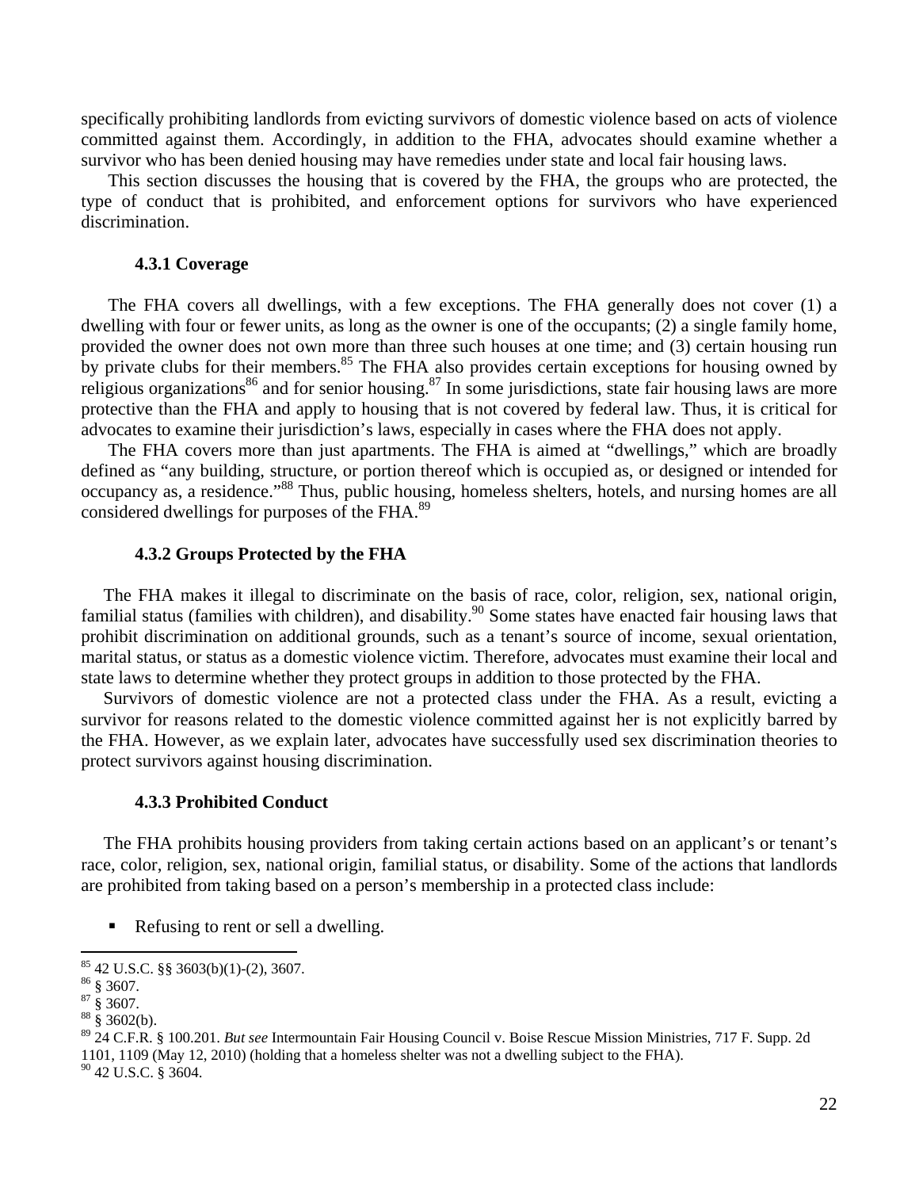specifically prohibiting landlords from evicting survivors of domestic violence based on acts of violence committed against them. Accordingly, in addition to the FHA, advocates should examine whether a survivor who has been denied housing may have remedies under state and local fair housing laws.

This section discusses the housing that is covered by the FHA, the groups who are protected, the type of conduct that is prohibited, and enforcement options for survivors who have experienced discrimination.

#### 4.3.1 Coverage

The FHA covers all dwellings, with a few exceptions. The FHA generally does not cover (1) a dwelling with four or fewer units, as long as the owner is one of the occupants; (2) a single family home, provided the owner does not own more than three such houses at one time; and (3) certain housing run by private clubs for their members.[85] The FHA also provides certain exceptions for housing owned by religious organizations[86] and for senior housing.[87] In some jurisdictions, state fair housing laws are more protective than the FHA and apply to housing that is not covered by federal law. Thus, it is critical for advocates to examine their jurisdiction's laws, especially in cases where the FHA does not apply.

The FHA covers more than just apartments. The FHA is aimed at "dwellings," which are broadly defined as "any building, structure, or portion thereof which is occupied as, or designed or intended for occupancy as, a residence."[88] Thus, public housing, homeless shelters, hotels, and nursing homes are all considered dwellings for purposes of the FHA.[89]

#### 4.3.2 Groups Protected by the FHA

The FHA makes it illegal to discriminate on the basis of race, color, religion, sex, national origin, familial status (families with children), and disability.[90] Some states have enacted fair housing laws that prohibit discrimination on additional grounds, such as a tenant's source of income, sexual orientation, marital status, or status as a domestic violence victim. Therefore, advocates must examine their local and state laws to determine whether they protect groups in addition to those protected by the FHA.

Survivors of domestic violence are not a protected class under the FHA. As a result, evicting a survivor for reasons related to the domestic violence committed against her is not explicitly barred by the FHA. However, as we explain later, advocates have successfully used sex discrimination theories to protect survivors against housing discrimination.

#### 4.3.3 Prohibited Conduct

The FHA prohibits housing providers from taking certain actions based on an applicant's or tenant's race, color, religion, sex, national origin, familial status, or disability. Some of the actions that landlords are prohibited from taking based on a person's membership in a protected class include:

- Refusing to rent or sell a dwelling.

---

[85] 42 U.S.C. §§ 3603(b)(1)-(2), 3607.
[86] § 3607.
[87] § 3607.
[88] § 3602(b).
[89] 24 C.F.R. § 100.201. *But see* Intermountain Fair Housing Council v. Boise Rescue Mission Ministries, 717 F. Supp. 2d 1101, 1109 (May 12, 2010) (holding that a homeless shelter was not a dwelling subject to the FHA).
[90] 42 U.S.C. § 3604.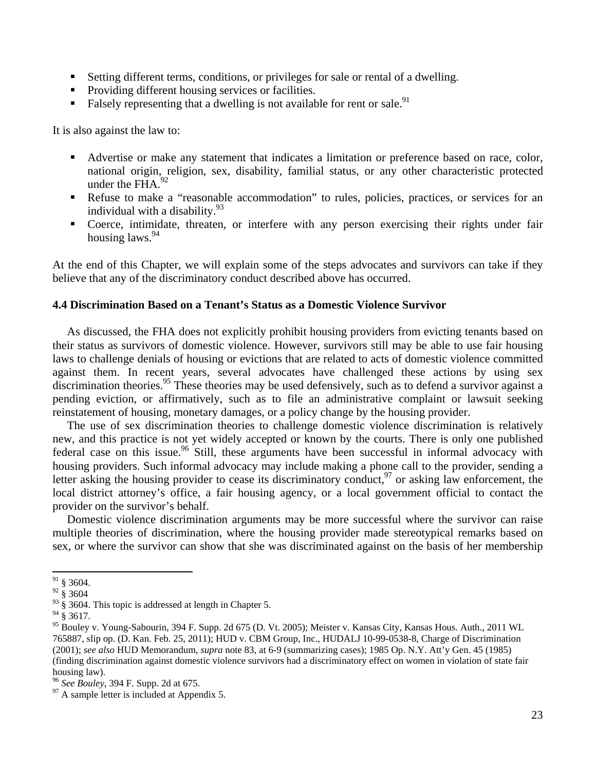- Setting different terms, conditions, or privileges for sale or rental of a dwelling.
- Providing different housing services or facilities.
- Falsely representing that a dwelling is not available for rent or sale.[91]

It is also against the law to:

- Advertise or make any statement that indicates a limitation or preference based on race, color, national origin, religion, sex, disability, familial status, or any other characteristic protected under the FHA.[92]
- Refuse to make a "reasonable accommodation" to rules, policies, practices, or services for an individual with a disability.[93]
- Coerce, intimidate, threaten, or interfere with any person exercising their rights under fair housing laws.[94]

At the end of this Chapter, we will explain some of the steps advocates and survivors can take if they believe that any of the discriminatory conduct described above has occurred.

### 4.4 Discrimination Based on a Tenant's Status as a Domestic Violence Survivor

As discussed, the FHA does not explicitly prohibit housing providers from evicting tenants based on their status as survivors of domestic violence. However, survivors still may be able to use fair housing laws to challenge denials of housing or evictions that are related to acts of domestic violence committed against them. In recent years, several advocates have challenged these actions by using sex discrimination theories.[95] These theories may be used defensively, such as to defend a survivor against a pending eviction, or affirmatively, such as to file an administrative complaint or lawsuit seeking reinstatement of housing, monetary damages, or a policy change by the housing provider.

The use of sex discrimination theories to challenge domestic violence discrimination is relatively new, and this practice is not yet widely accepted or known by the courts. There is only one published federal case on this issue.[96] Still, these arguments have been successful in informal advocacy with housing providers. Such informal advocacy may include making a phone call to the provider, sending a letter asking the housing provider to cease its discriminatory conduct,[97] or asking law enforcement, the local district attorney's office, a fair housing agency, or a local government official to contact the provider on the survivor's behalf.

Domestic violence discrimination arguments may be more successful where the survivor can raise multiple theories of discrimination, where the housing provider made stereotypical remarks based on sex, or where the survivor can show that she was discriminated against on the basis of her membership

---

[91] § 3604.

[92] § 3604

[93] § 3604. This topic is addressed at length in Chapter 5.

[94] § 3617.

[95] Bouley v. Young-Sabourin, 394 F. Supp. 2d 675 (D. Vt. 2005); Meister v. Kansas City, Kansas Hous. Auth., 2011 WL 765887, slip op. (D. Kan. Feb. 25, 2011); HUD v. CBM Group, Inc., HUDALJ 10-99-0538-8, Charge of Discrimination (2001); *see also* HUD Memorandum, *supra* note 83, at 6-9 (summarizing cases); 1985 Op. N.Y. Att'y Gen. 45 (1985) (finding discrimination against domestic violence survivors had a discriminatory effect on women in violation of state fair housing law).

[96] *See Bouley*, 394 F. Supp. 2d at 675.

[97] A sample letter is included at Appendix 5.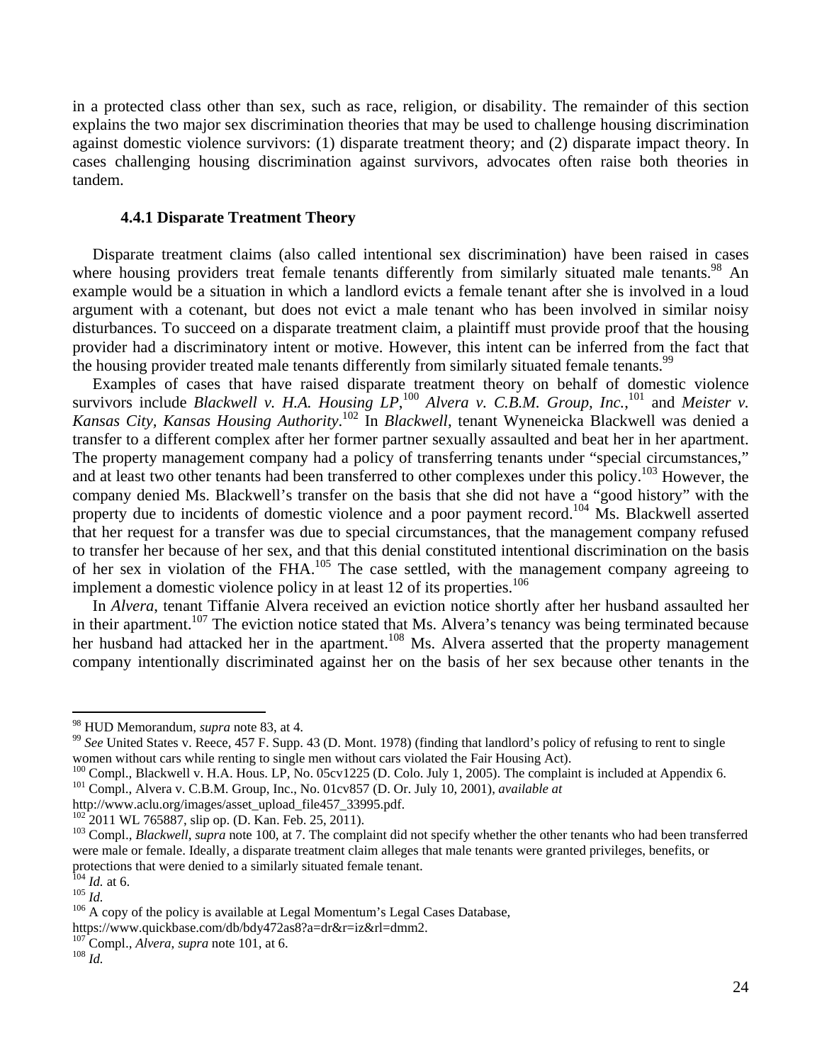in a protected class other than sex, such as race, religion, or disability. The remainder of this section explains the two major sex discrimination theories that may be used to challenge housing discrimination against domestic violence survivors: (1) disparate treatment theory; and (2) disparate impact theory. In cases challenging housing discrimination against survivors, advocates often raise both theories in tandem.

### 4.4.1 Disparate Treatment Theory

Disparate treatment claims (also called intentional sex discrimination) have been raised in cases where housing providers treat female tenants differently from similarly situated male tenants.[98] An example would be a situation in which a landlord evicts a female tenant after she is involved in a loud argument with a cotenant, but does not evict a male tenant who has been involved in similar noisy disturbances. To succeed on a disparate treatment claim, a plaintiff must provide proof that the housing provider had a discriminatory intent or motive. However, this intent can be inferred from the fact that the housing provider treated male tenants differently from similarly situated female tenants.[99]

Examples of cases that have raised disparate treatment theory on behalf of domestic violence survivors include *Blackwell v. H.A. Housing LP*,[100] *Alvera v. C.B.M. Group, Inc.*,[101] and *Meister v. Kansas City, Kansas Housing Authority*.[102] In *Blackwell*, tenant Wyneneicka Blackwell was denied a transfer to a different complex after her former partner sexually assaulted and beat her in her apartment. The property management company had a policy of transferring tenants under "special circumstances," and at least two other tenants had been transferred to other complexes under this policy.[103] However, the company denied Ms. Blackwell's transfer on the basis that she did not have a "good history" with the property due to incidents of domestic violence and a poor payment record.[104] Ms. Blackwell asserted that her request for a transfer was due to special circumstances, that the management company refused to transfer her because of her sex, and that this denial constituted intentional discrimination on the basis of her sex in violation of the FHA.[105] The case settled, with the management company agreeing to implement a domestic violence policy in at least 12 of its properties.[106]

In *Alvera*, tenant Tiffanie Alvera received an eviction notice shortly after her husband assaulted her in their apartment.[107] The eviction notice stated that Ms. Alvera's tenancy was being terminated because her husband had attacked her in the apartment.[108] Ms. Alvera asserted that the property management company intentionally discriminated against her on the basis of her sex because other tenants in the

---

[98] HUD Memorandum, *supra* note 83, at 4.

[99] *See* United States v. Reece, 457 F. Supp. 43 (D. Mont. 1978) (finding that landlord's policy of refusing to rent to single women without cars while renting to single men without cars violated the Fair Housing Act).

[100] Compl., Blackwell v. H.A. Hous. LP, No. 05cv1225 (D. Colo. July 1, 2005). The complaint is included at Appendix 6.

[101] Compl., Alvera v. C.B.M. Group, Inc., No. 01cv857 (D. Or. July 10, 2001), *available at* http://www.aclu.org/images/asset_upload_file457_33995.pdf.

[102] 2011 WL 765887, slip op. (D. Kan. Feb. 25, 2011).

[103] Compl., *Blackwell*, *supra* note 100, at 7. The complaint did not specify whether the other tenants who had been transferred were male or female. Ideally, a disparate treatment claim alleges that male tenants were granted privileges, benefits, or protections that were denied to a similarly situated female tenant.

[104] *Id.* at 6.

[105] *Id.*

[106] A copy of the policy is available at Legal Momentum's Legal Cases Database, https://www.quickbase.com/db/bdy472as8?a=dr&r=iz&rl=dmm2.

[107] Compl., *Alvera*, *supra* note 101, at 6.

[108] *Id.*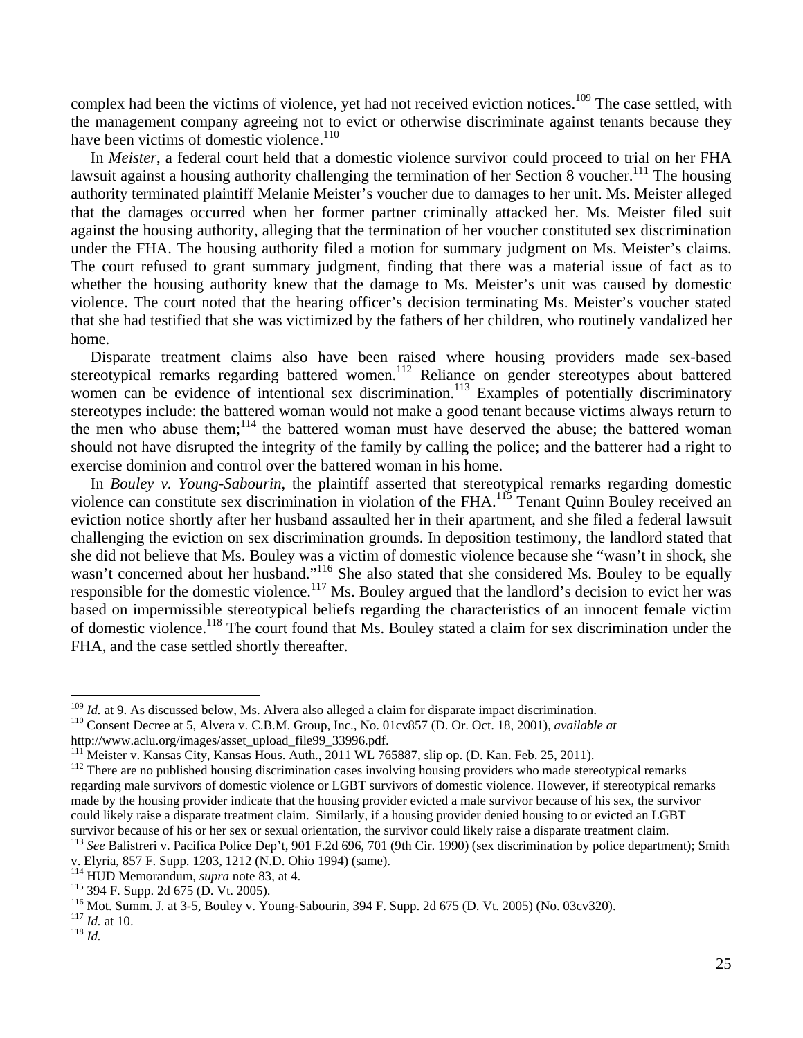complex had been the victims of violence, yet had not received eviction notices.[109] The case settled, with the management company agreeing not to evict or otherwise discriminate against tenants because they have been victims of domestic violence.[110]

In *Meister*, a federal court held that a domestic violence survivor could proceed to trial on her FHA lawsuit against a housing authority challenging the termination of her Section 8 voucher.[111] The housing authority terminated plaintiff Melanie Meister's voucher due to damages to her unit. Ms. Meister alleged that the damages occurred when her former partner criminally attacked her. Ms. Meister filed suit against the housing authority, alleging that the termination of her voucher constituted sex discrimination under the FHA. The housing authority filed a motion for summary judgment on Ms. Meister's claims. The court refused to grant summary judgment, finding that there was a material issue of fact as to whether the housing authority knew that the damage to Ms. Meister's unit was caused by domestic violence. The court noted that the hearing officer's decision terminating Ms. Meister's voucher stated that she had testified that she was victimized by the fathers of her children, who routinely vandalized her home.

Disparate treatment claims also have been raised where housing providers made sex-based stereotypical remarks regarding battered women.[112] Reliance on gender stereotypes about battered women can be evidence of intentional sex discrimination.[113] Examples of potentially discriminatory stereotypes include: the battered woman would not make a good tenant because victims always return to the men who abuse them;[114] the battered woman must have deserved the abuse; the battered woman should not have disrupted the integrity of the family by calling the police; and the batterer had a right to exercise dominion and control over the battered woman in his home.

In *Bouley v. Young-Sabourin*, the plaintiff asserted that stereotypical remarks regarding domestic violence can constitute sex discrimination in violation of the FHA.[115] Tenant Quinn Bouley received an eviction notice shortly after her husband assaulted her in their apartment, and she filed a federal lawsuit challenging the eviction on sex discrimination grounds. In deposition testimony, the landlord stated that she did not believe that Ms. Bouley was a victim of domestic violence because she "wasn't in shock, she wasn't concerned about her husband."[116] She also stated that she considered Ms. Bouley to be equally responsible for the domestic violence.[117] Ms. Bouley argued that the landlord's decision to evict her was based on impermissible stereotypical beliefs regarding the characteristics of an innocent female victim of domestic violence.[118] The court found that Ms. Bouley stated a claim for sex discrimination under the FHA, and the case settled shortly thereafter.

---

[109] *Id.* at 9. As discussed below, Ms. Alvera also alleged a claim for disparate impact discrimination.

[110] Consent Decree at 5, Alvera v. C.B.M. Group, Inc., No. 01cv857 (D. Or. Oct. 18, 2001), *available at* http://www.aclu.org/images/asset_upload_file99_33996.pdf.

[111] Meister v. Kansas City, Kansas Hous. Auth., 2011 WL 765887, slip op. (D. Kan. Feb. 25, 2011).

[112] There are no published housing discrimination cases involving housing providers who made stereotypical remarks regarding male survivors of domestic violence or LGBT survivors of domestic violence. However, if stereotypical remarks made by the housing provider indicate that the housing provider evicted a male survivor because of his sex, the survivor could likely raise a disparate treatment claim. Similarly, if a housing provider denied housing to or evicted an LGBT survivor because of his or her sex or sexual orientation, the survivor could likely raise a disparate treatment claim.

[113] *See* Balistreri v. Pacifica Police Dep't, 901 F.2d 696, 701 (9th Cir. 1990) (sex discrimination by police department); Smith v. Elyria, 857 F. Supp. 1203, 1212 (N.D. Ohio 1994) (same).

[114] HUD Memorandum, *supra* note 83, at 4.

[115] 394 F. Supp. 2d 675 (D. Vt. 2005).

[116] Mot. Summ. J. at 3-5, Bouley v. Young-Sabourin, 394 F. Supp. 2d 675 (D. Vt. 2005) (No. 03cv320).

[117] *Id.* at 10.

[118] *Id.*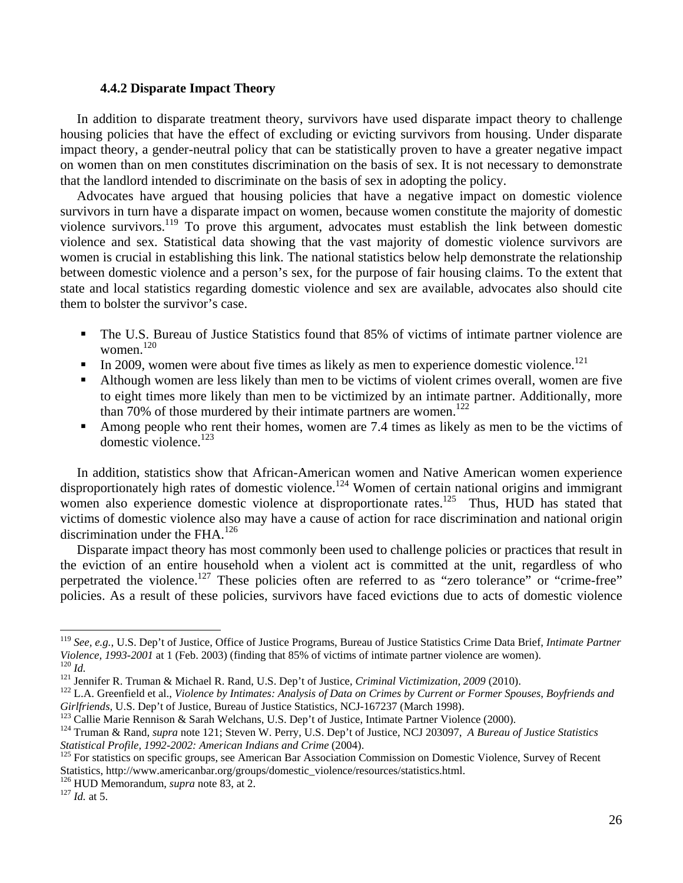### 4.4.2 Disparate Impact Theory

In addition to disparate treatment theory, survivors have used disparate impact theory to challenge housing policies that have the effect of excluding or evicting survivors from housing. Under disparate impact theory, a gender-neutral policy that can be statistically proven to have a greater negative impact on women than on men constitutes discrimination on the basis of sex. It is not necessary to demonstrate that the landlord intended to discriminate on the basis of sex in adopting the policy.

Advocates have argued that housing policies that have a negative impact on domestic violence survivors in turn have a disparate impact on women, because women constitute the majority of domestic violence survivors.[119] To prove this argument, advocates must establish the link between domestic violence and sex. Statistical data showing that the vast majority of domestic violence survivors are women is crucial in establishing this link. The national statistics below help demonstrate the relationship between domestic violence and a person's sex, for the purpose of fair housing claims. To the extent that state and local statistics regarding domestic violence and sex are available, advocates also should cite them to bolster the survivor's case.

- The U.S. Bureau of Justice Statistics found that 85% of victims of intimate partner violence are women.[120]
- In 2009, women were about five times as likely as men to experience domestic violence.[121]
- Although women are less likely than men to be victims of violent crimes overall, women are five to eight times more likely than men to be victimized by an intimate partner. Additionally, more than 70% of those murdered by their intimate partners are women.[122]
- Among people who rent their homes, women are 7.4 times as likely as men to be the victims of domestic violence.[123]

In addition, statistics show that African-American women and Native American women experience disproportionately high rates of domestic violence.[124] Women of certain national origins and immigrant women also experience domestic violence at disproportionate rates.[125] Thus, HUD has stated that victims of domestic violence also may have a cause of action for race discrimination and national origin discrimination under the FHA.[126]

Disparate impact theory has most commonly been used to challenge policies or practices that result in the eviction of an entire household when a violent act is committed at the unit, regardless of who perpetrated the violence.[127] These policies often are referred to as "zero tolerance" or "crime-free" policies. As a result of these policies, survivors have faced evictions due to acts of domestic violence

---

[119] *See, e.g.*, U.S. Dep't of Justice, Office of Justice Programs, Bureau of Justice Statistics Crime Data Brief, *Intimate Partner Violence, 1993-2001* at 1 (Feb. 2003) (finding that 85% of victims of intimate partner violence are women).

[120] *Id.*

[121] Jennifer R. Truman & Michael R. Rand, U.S. Dep't of Justice, *Criminal Victimization, 2009* (2010).

[122] L.A. Greenfield et al., *Violence by Intimates: Analysis of Data on Crimes by Current or Former Spouses, Boyfriends and Girlfriends*, U.S. Dep't of Justice, Bureau of Justice Statistics, NCJ-167237 (March 1998).

[123] Callie Marie Rennison & Sarah Welchans, U.S. Dep't of Justice, Intimate Partner Violence (2000).

[124] Truman & Rand, *supra* note 121; Steven W. Perry, U.S. Dep't of Justice, NCJ 203097, *A Bureau of Justice Statistics Statistical Profile, 1992-2002: American Indians and Crime* (2004).

[125] For statistics on specific groups, see American Bar Association Commission on Domestic Violence, Survey of Recent Statistics, http://www.americanbar.org/groups/domestic_violence/resources/statistics.html.

[126] HUD Memorandum, *supra* note 83, at 2.

[127] *Id.* at 5.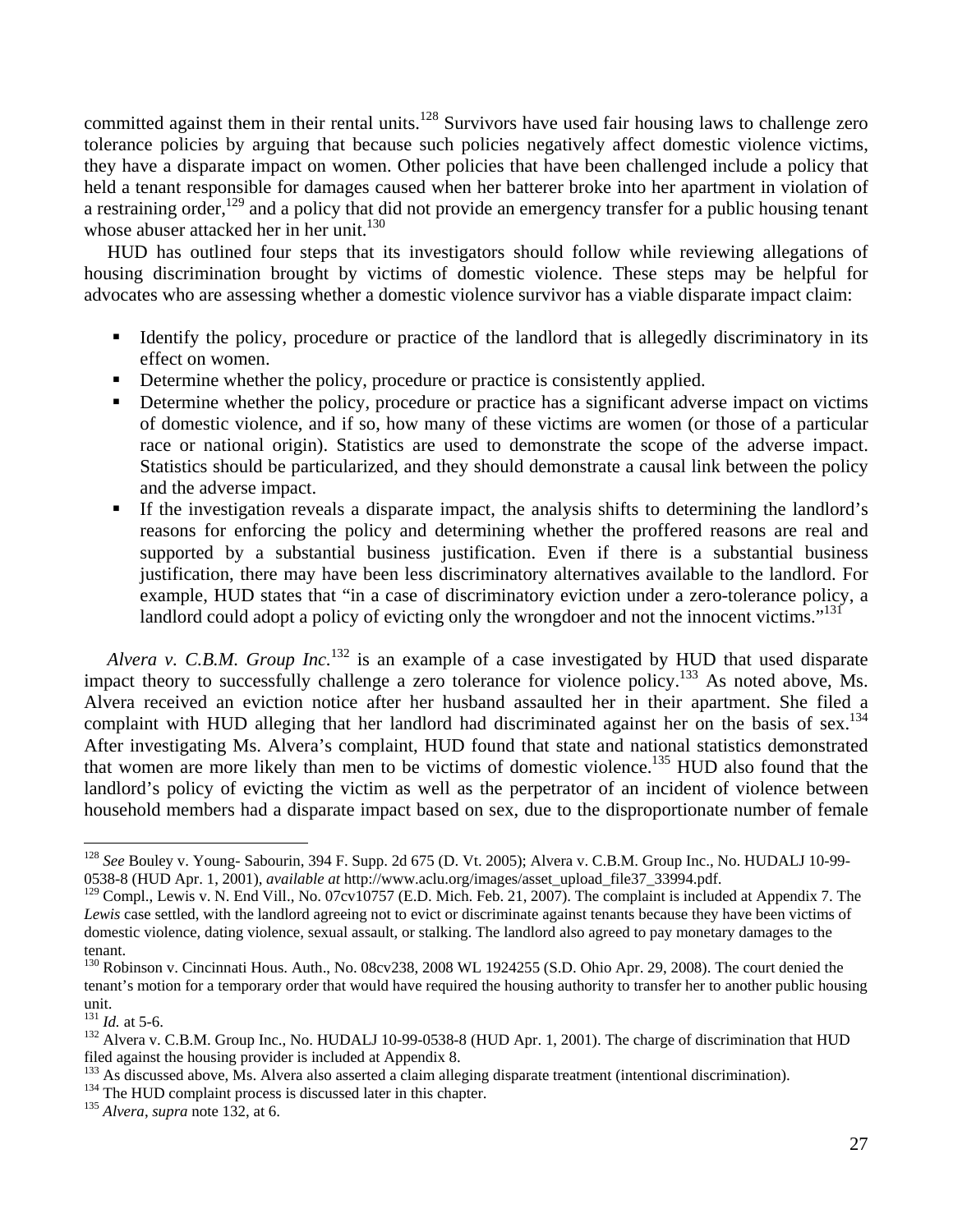committed against them in their rental units.[128] Survivors have used fair housing laws to challenge zero tolerance policies by arguing that because such policies negatively affect domestic violence victims, they have a disparate impact on women. Other policies that have been challenged include a policy that held a tenant responsible for damages caused when her batterer broke into her apartment in violation of a restraining order,[129] and a policy that did not provide an emergency transfer for a public housing tenant whose abuser attacked her in her unit.[130]

HUD has outlined four steps that its investigators should follow while reviewing allegations of housing discrimination brought by victims of domestic violence. These steps may be helpful for advocates who are assessing whether a domestic violence survivor has a viable disparate impact claim:

- Identify the policy, procedure or practice of the landlord that is allegedly discriminatory in its effect on women.
- Determine whether the policy, procedure or practice is consistently applied.
- Determine whether the policy, procedure or practice has a significant adverse impact on victims of domestic violence, and if so, how many of these victims are women (or those of a particular race or national origin). Statistics are used to demonstrate the scope of the adverse impact. Statistics should be particularized, and they should demonstrate a causal link between the policy and the adverse impact.
- If the investigation reveals a disparate impact, the analysis shifts to determining the landlord's reasons for enforcing the policy and determining whether the proffered reasons are real and supported by a substantial business justification. Even if there is a substantial business justification, there may have been less discriminatory alternatives available to the landlord. For example, HUD states that "in a case of discriminatory eviction under a zero-tolerance policy, a landlord could adopt a policy of evicting only the wrongdoer and not the innocent victims."[131]

*Alvera v. C.B.M. Group Inc.*[132] is an example of a case investigated by HUD that used disparate impact theory to successfully challenge a zero tolerance for violence policy.[133] As noted above, Ms. Alvera received an eviction notice after her husband assaulted her in their apartment. She filed a complaint with HUD alleging that her landlord had discriminated against her on the basis of sex.[134] After investigating Ms. Alvera's complaint, HUD found that state and national statistics demonstrated that women are more likely than men to be victims of domestic violence.[135] HUD also found that the landlord's policy of evicting the victim as well as the perpetrator of an incident of violence between household members had a disparate impact based on sex, due to the disproportionate number of female

---

[128] *See* Bouley v. Young- Sabourin, 394 F. Supp. 2d 675 (D. Vt. 2005); Alvera v. C.B.M. Group Inc., No. HUDALJ 10-99-0538-8 (HUD Apr. 1, 2001), *available at* http://www.aclu.org/images/asset_upload_file37_33994.pdf.

[129] Compl., Lewis v. N. End Vill., No. 07cv10757 (E.D. Mich. Feb. 21, 2007). The complaint is included at Appendix 7. The *Lewis* case settled, with the landlord agreeing not to evict or discriminate against tenants because they have been victims of domestic violence, dating violence, sexual assault, or stalking. The landlord also agreed to pay monetary damages to the tenant.

[130] Robinson v. Cincinnati Hous. Auth., No. 08cv238, 2008 WL 1924255 (S.D. Ohio Apr. 29, 2008). The court denied the tenant's motion for a temporary order that would have required the housing authority to transfer her to another public housing unit.

[131] *Id.* at 5-6.

[132] Alvera v. C.B.M. Group Inc., No. HUDALJ 10-99-0538-8 (HUD Apr. 1, 2001). The charge of discrimination that HUD filed against the housing provider is included at Appendix 8.

[133] As discussed above, Ms. Alvera also asserted a claim alleging disparate treatment (intentional discrimination).

[134] The HUD complaint process is discussed later in this chapter.

[135] *Alvera*, *supra* note 132, at 6.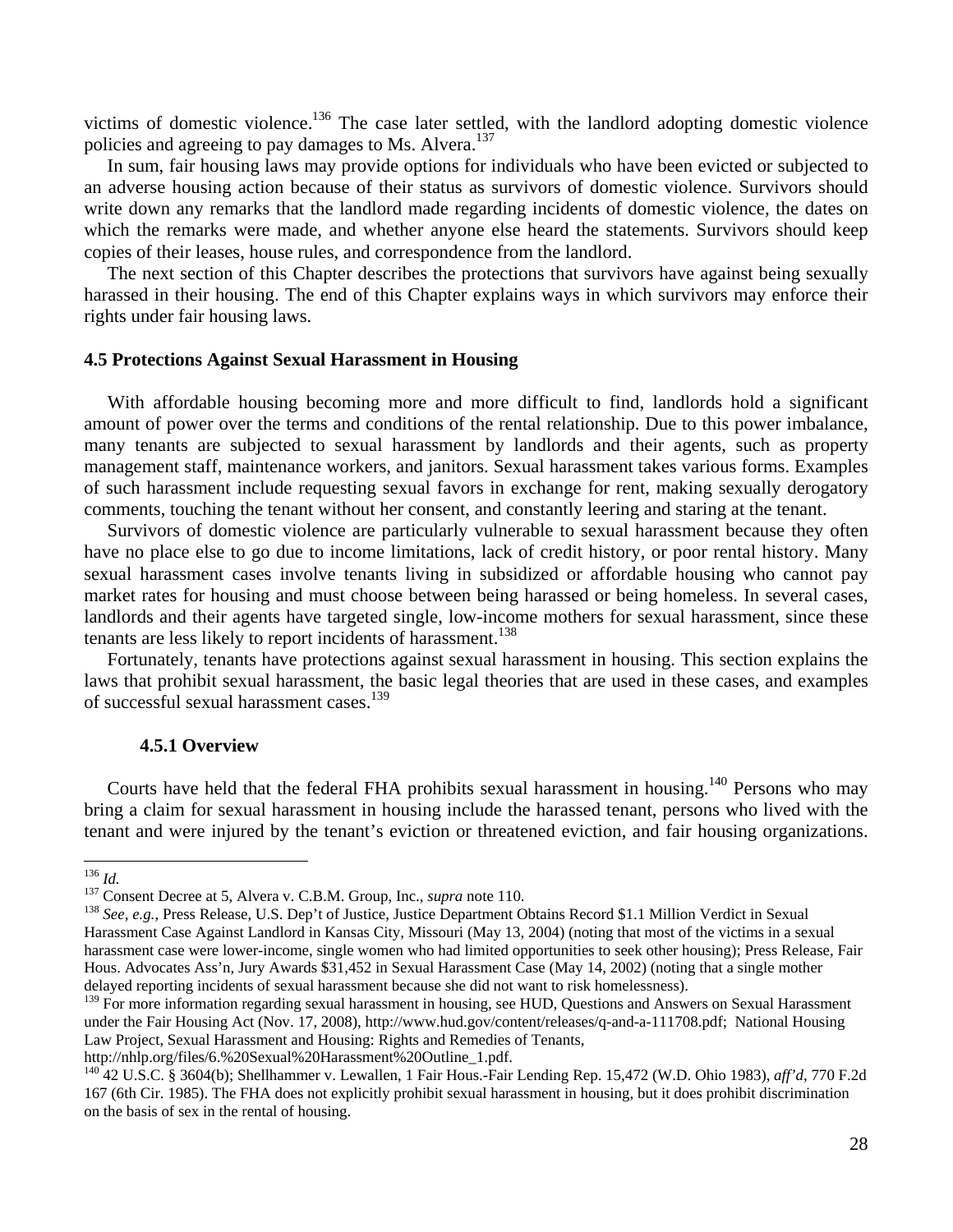victims of domestic violence.[136] The case later settled, with the landlord adopting domestic violence policies and agreeing to pay damages to Ms. Alvera.[137]

In sum, fair housing laws may provide options for individuals who have been evicted or subjected to an adverse housing action because of their status as survivors of domestic violence. Survivors should write down any remarks that the landlord made regarding incidents of domestic violence, the dates on which the remarks were made, and whether anyone else heard the statements. Survivors should keep copies of their leases, house rules, and correspondence from the landlord.

The next section of this Chapter describes the protections that survivors have against being sexually harassed in their housing. The end of this Chapter explains ways in which survivors may enforce their rights under fair housing laws.

### 4.5 Protections Against Sexual Harassment in Housing

With affordable housing becoming more and more difficult to find, landlords hold a significant amount of power over the terms and conditions of the rental relationship. Due to this power imbalance, many tenants are subjected to sexual harassment by landlords and their agents, such as property management staff, maintenance workers, and janitors. Sexual harassment takes various forms. Examples of such harassment include requesting sexual favors in exchange for rent, making sexually derogatory comments, touching the tenant without her consent, and constantly leering and staring at the tenant.

Survivors of domestic violence are particularly vulnerable to sexual harassment because they often have no place else to go due to income limitations, lack of credit history, or poor rental history. Many sexual harassment cases involve tenants living in subsidized or affordable housing who cannot pay market rates for housing and must choose between being harassed or being homeless. In several cases, landlords and their agents have targeted single, low-income mothers for sexual harassment, since these tenants are less likely to report incidents of harassment.[138]

Fortunately, tenants have protections against sexual harassment in housing. This section explains the laws that prohibit sexual harassment, the basic legal theories that are used in these cases, and examples of successful sexual harassment cases.[139]

#### 4.5.1 Overview

Courts have held that the federal FHA prohibits sexual harassment in housing.[140] Persons who may bring a claim for sexual harassment in housing include the harassed tenant, persons who lived with the tenant and were injured by the tenant's eviction or threatened eviction, and fair housing organizations.

---

[136] *Id.*

[137] Consent Decree at 5, Alvera v. C.B.M. Group, Inc., *supra* note 110.

[138] *See, e.g.,* Press Release, U.S. Dep't of Justice, Justice Department Obtains Record $1.1 Million Verdict in Sexual Harassment Case Against Landlord in Kansas City, Missouri (May 13, 2004) (noting that most of the victims in a sexual harassment case were lower-income, single women who had limited opportunities to seek other housing); Press Release, Fair Hous. Advocates Ass'n, Jury Awards $31,452 in Sexual Harassment Case (May 14, 2002) (noting that a single mother delayed reporting incidents of sexual harassment because she did not want to risk homelessness).

[139] For more information regarding sexual harassment in housing, see HUD, Questions and Answers on Sexual Harassment under the Fair Housing Act (Nov. 17, 2008), http://www.hud.gov/content/releases/q-and-a-111708.pdf; National Housing Law Project, Sexual Harassment and Housing: Rights and Remedies of Tenants, http://nhlp.org/files/6.%20Sexual%20Harassment%20Outline_1.pdf.

[140] 42 U.S.C. § 3604(b); Shellhammer v. Lewallen, 1 Fair Hous.-Fair Lending Rep. 15,472 (W.D. Ohio 1983), *aff'd*, 770 F.2d 167 (6th Cir. 1985). The FHA does not explicitly prohibit sexual harassment in housing, but it does prohibit discrimination on the basis of sex in the rental of housing.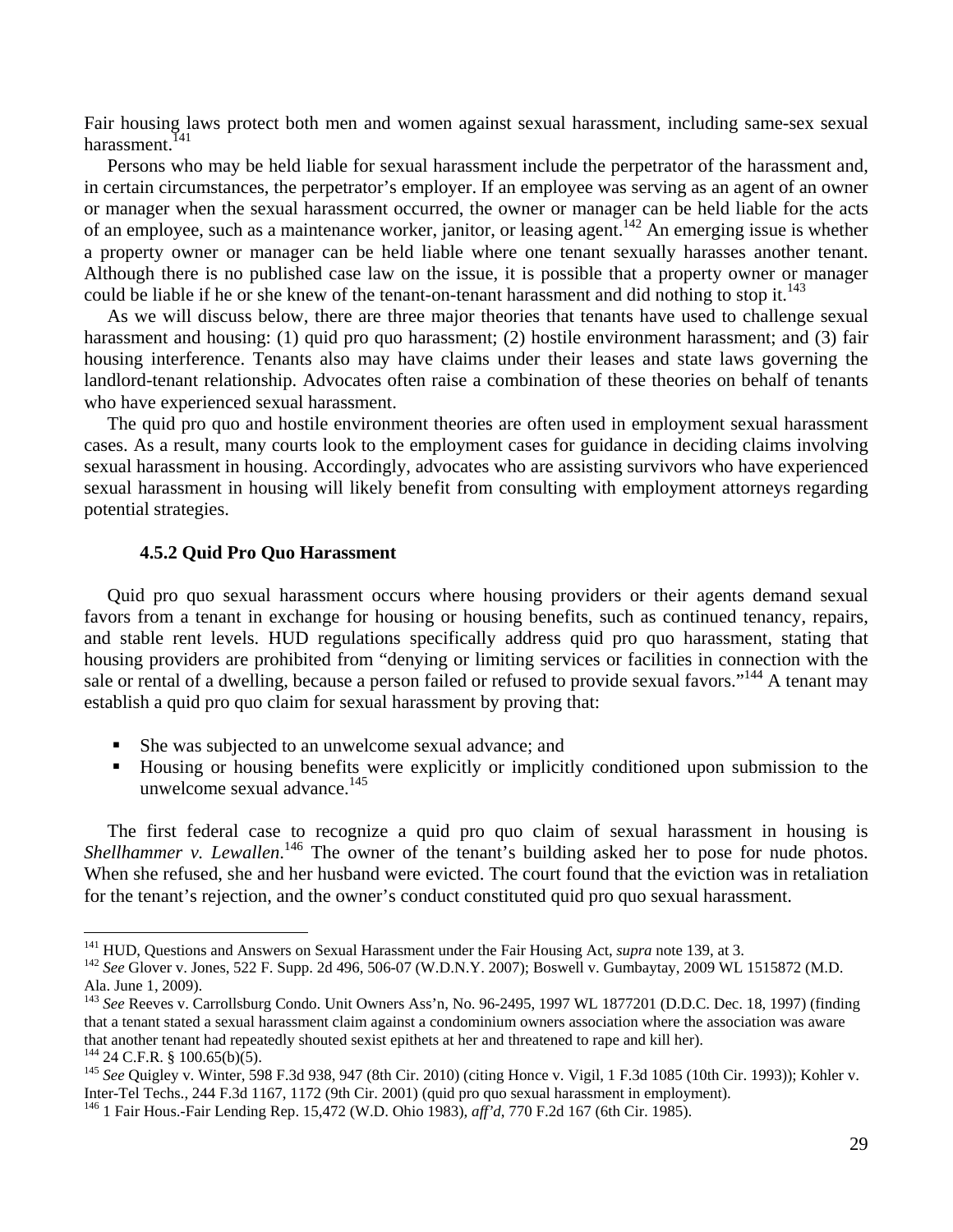Fair housing laws protect both men and women against sexual harassment, including same-sex sexual harassment.[141]

Persons who may be held liable for sexual harassment include the perpetrator of the harassment and, in certain circumstances, the perpetrator's employer. If an employee was serving as an agent of an owner or manager when the sexual harassment occurred, the owner or manager can be held liable for the acts of an employee, such as a maintenance worker, janitor, or leasing agent.[142] An emerging issue is whether a property owner or manager can be held liable where one tenant sexually harasses another tenant. Although there is no published case law on the issue, it is possible that a property owner or manager could be liable if he or she knew of the tenant-on-tenant harassment and did nothing to stop it.[143]

As we will discuss below, there are three major theories that tenants have used to challenge sexual harassment and housing: (1) quid pro quo harassment; (2) hostile environment harassment; and (3) fair housing interference. Tenants also may have claims under their leases and state laws governing the landlord-tenant relationship. Advocates often raise a combination of these theories on behalf of tenants who have experienced sexual harassment.

The quid pro quo and hostile environment theories are often used in employment sexual harassment cases. As a result, many courts look to the employment cases for guidance in deciding claims involving sexual harassment in housing. Accordingly, advocates who are assisting survivors who have experienced sexual harassment in housing will likely benefit from consulting with employment attorneys regarding potential strategies.

### 4.5.2 Quid Pro Quo Harassment

Quid pro quo sexual harassment occurs where housing providers or their agents demand sexual favors from a tenant in exchange for housing or housing benefits, such as continued tenancy, repairs, and stable rent levels. HUD regulations specifically address quid pro quo harassment, stating that housing providers are prohibited from "denying or limiting services or facilities in connection with the sale or rental of a dwelling, because a person failed or refused to provide sexual favors."[144] A tenant may establish a quid pro quo claim for sexual harassment by proving that:

- She was subjected to an unwelcome sexual advance; and
- Housing or housing benefits were explicitly or implicitly conditioned upon submission to the unwelcome sexual advance.[145]

The first federal case to recognize a quid pro quo claim of sexual harassment in housing is *Shellhammer v. Lewallen*.[146] The owner of the tenant's building asked her to pose for nude photos. When she refused, she and her husband were evicted. The court found that the eviction was in retaliation for the tenant's rejection, and the owner's conduct constituted quid pro quo sexual harassment.

---

[141] HUD, Questions and Answers on Sexual Harassment under the Fair Housing Act, *supra* note 139, at 3.

[142] *See* Glover v. Jones, 522 F. Supp. 2d 496, 506-07 (W.D.N.Y. 2007); Boswell v. Gumbaytay, 2009 WL 1515872 (M.D. Ala. June 1, 2009).

[143] *See* Reeves v. Carrollsburg Condo. Unit Owners Ass'n, No. 96-2495, 1997 WL 1877201 (D.D.C. Dec. 18, 1997) (finding that a tenant stated a sexual harassment claim against a condominium owners association where the association was aware that another tenant had repeatedly shouted sexist epithets at her and threatened to rape and kill her).

[144] 24 C.F.R. § 100.65(b)(5).

[145] *See* Quigley v. Winter, 598 F.3d 938, 947 (8th Cir. 2010) (citing Honce v. Vigil, 1 F.3d 1085 (10th Cir. 1993)); Kohler v. Inter-Tel Techs., 244 F.3d 1167, 1172 (9th Cir. 2001) (quid pro quo sexual harassment in employment).

[146] 1 Fair Hous.-Fair Lending Rep. 15,472 (W.D. Ohio 1983), *aff'd*, 770 F.2d 167 (6th Cir. 1985).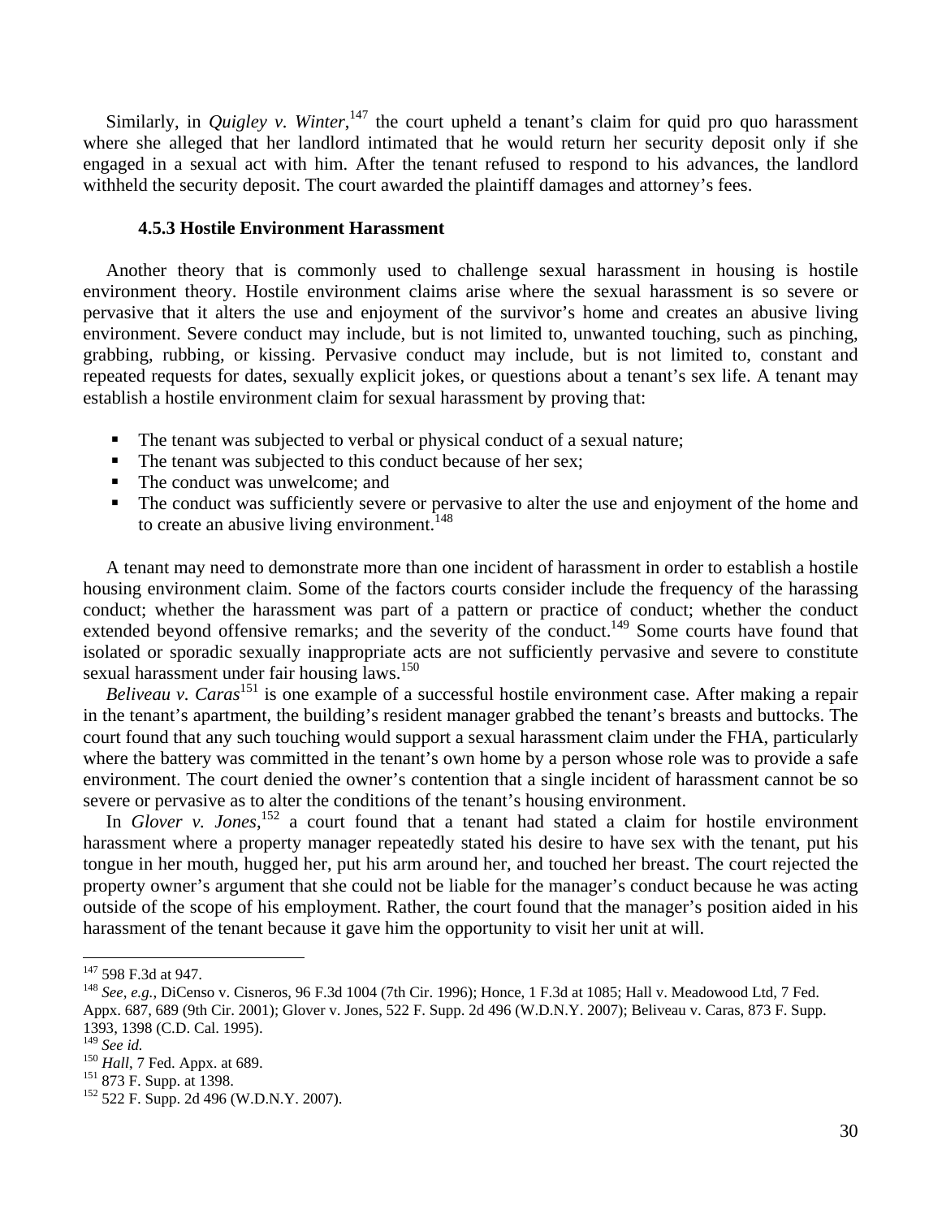Similarly, in *Quigley v. Winter*,[147] the court upheld a tenant's claim for quid pro quo harassment where she alleged that her landlord intimated that he would return her security deposit only if she engaged in a sexual act with him. After the tenant refused to respond to his advances, the landlord withheld the security deposit. The court awarded the plaintiff damages and attorney's fees.

### 4.5.3 Hostile Environment Harassment

Another theory that is commonly used to challenge sexual harassment in housing is hostile environment theory. Hostile environment claims arise where the sexual harassment is so severe or pervasive that it alters the use and enjoyment of the survivor's home and creates an abusive living environment. Severe conduct may include, but is not limited to, unwanted touching, such as pinching, grabbing, rubbing, or kissing. Pervasive conduct may include, but is not limited to, constant and repeated requests for dates, sexually explicit jokes, or questions about a tenant's sex life. A tenant may establish a hostile environment claim for sexual harassment by proving that:

- The tenant was subjected to verbal or physical conduct of a sexual nature;
- The tenant was subjected to this conduct because of her sex;
- The conduct was unwelcome; and
- The conduct was sufficiently severe or pervasive to alter the use and enjoyment of the home and to create an abusive living environment.[148]

A tenant may need to demonstrate more than one incident of harassment in order to establish a hostile housing environment claim. Some of the factors courts consider include the frequency of the harassing conduct; whether the harassment was part of a pattern or practice of conduct; whether the conduct extended beyond offensive remarks; and the severity of the conduct.[149] Some courts have found that isolated or sporadic sexually inappropriate acts are not sufficiently pervasive and severe to constitute sexual harassment under fair housing laws.[150]

*Beliveau v. Caras*[151] is one example of a successful hostile environment case. After making a repair in the tenant's apartment, the building's resident manager grabbed the tenant's breasts and buttocks. The court found that any such touching would support a sexual harassment claim under the FHA, particularly where the battery was committed in the tenant's own home by a person whose role was to provide a safe environment. The court denied the owner's contention that a single incident of harassment cannot be so severe or pervasive as to alter the conditions of the tenant's housing environment.

In *Glover v. Jones*,[152] a court found that a tenant had stated a claim for hostile environment harassment where a property manager repeatedly stated his desire to have sex with the tenant, put his tongue in her mouth, hugged her, put his arm around her, and touched her breast. The court rejected the property owner's argument that she could not be liable for the manager's conduct because he was acting outside of the scope of his employment. Rather, the court found that the manager's position aided in his harassment of the tenant because it gave him the opportunity to visit her unit at will.

---

[147] 598 F.3d at 947.

[148] *See, e.g.*, DiCenso v. Cisneros, 96 F.3d 1004 (7th Cir. 1996); Honce, 1 F.3d at 1085; Hall v. Meadowood Ltd, 7 Fed. Appx. 687, 689 (9th Cir. 2001); Glover v. Jones, 522 F. Supp. 2d 496 (W.D.N.Y. 2007); Beliveau v. Caras, 873 F. Supp. 1393, 1398 (C.D. Cal. 1995).

[149] *See id.*

[150] *Hall*, 7 Fed. Appx. at 689.

[151] 873 F. Supp. at 1398.

[152] 522 F. Supp. 2d 496 (W.D.N.Y. 2007).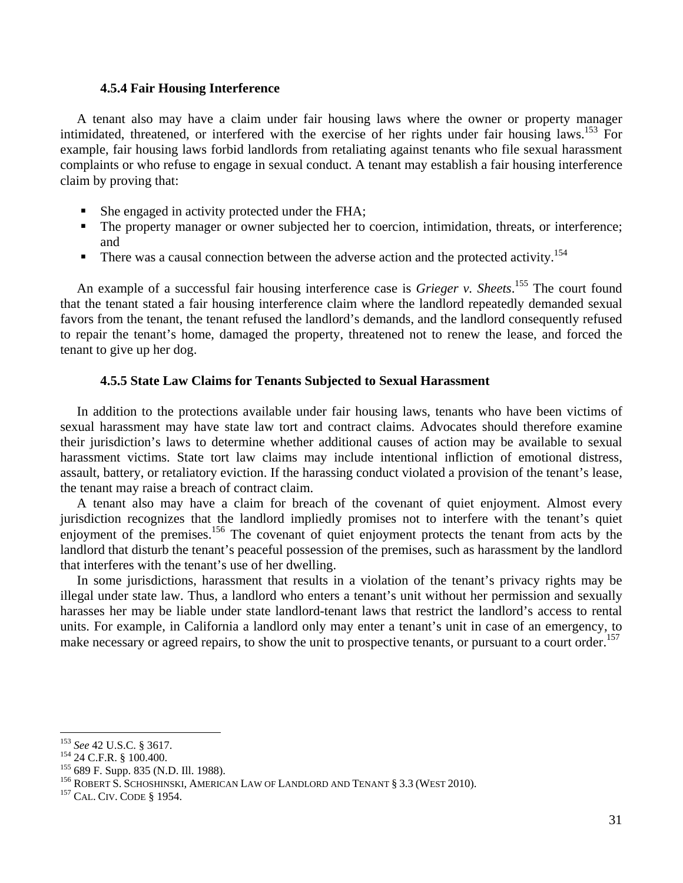#### 4.5.4 Fair Housing Interference

A tenant also may have a claim under fair housing laws where the owner or property manager intimidated, threatened, or interfered with the exercise of her rights under fair housing laws.[153] For example, fair housing laws forbid landlords from retaliating against tenants who file sexual harassment complaints or who refuse to engage in sexual conduct. A tenant may establish a fair housing interference claim by proving that:

- She engaged in activity protected under the FHA;
- The property manager or owner subjected her to coercion, intimidation, threats, or interference; and
- There was a causal connection between the adverse action and the protected activity.[154]

An example of a successful fair housing interference case is *Grieger v. Sheets*.[155] The court found that the tenant stated a fair housing interference claim where the landlord repeatedly demanded sexual favors from the tenant, the tenant refused the landlord's demands, and the landlord consequently refused to repair the tenant's home, damaged the property, threatened not to renew the lease, and forced the tenant to give up her dog.

#### 4.5.5 State Law Claims for Tenants Subjected to Sexual Harassment

In addition to the protections available under fair housing laws, tenants who have been victims of sexual harassment may have state law tort and contract claims. Advocates should therefore examine their jurisdiction's laws to determine whether additional causes of action may be available to sexual harassment victims. State tort law claims may include intentional infliction of emotional distress, assault, battery, or retaliatory eviction. If the harassing conduct violated a provision of the tenant's lease, the tenant may raise a breach of contract claim.

A tenant also may have a claim for breach of the covenant of quiet enjoyment. Almost every jurisdiction recognizes that the landlord impliedly promises not to interfere with the tenant's quiet enjoyment of the premises.[156] The covenant of quiet enjoyment protects the tenant from acts by the landlord that disturb the tenant's peaceful possession of the premises, such as harassment by the landlord that interferes with the tenant's use of her dwelling.

In some jurisdictions, harassment that results in a violation of the tenant's privacy rights may be illegal under state law. Thus, a landlord who enters a tenant's unit without her permission and sexually harasses her may be liable under state landlord-tenant laws that restrict the landlord's access to rental units. For example, in California a landlord only may enter a tenant's unit in case of an emergency, to make necessary or agreed repairs, to show the unit to prospective tenants, or pursuant to a court order.[157]

---

[153] *See* 42 U.S.C. § 3617.
[154] 24 C.F.R. § 100.400.
[155] 689 F. Supp. 835 (N.D. Ill. 1988).
[156] Robert S. Schoshinski, American Law of Landlord and Tenant § 3.3 (West 2010).
[157] Cal. Civ. Code § 1954.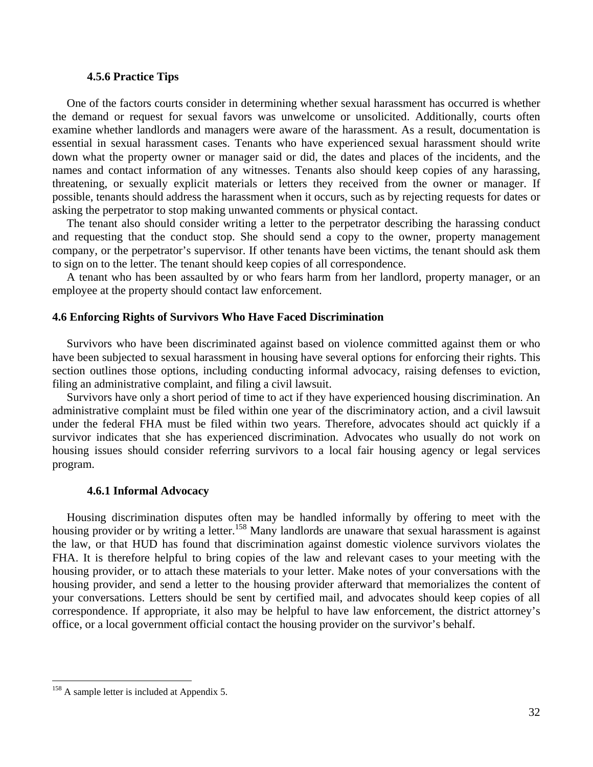### 4.5.6 Practice Tips

One of the factors courts consider in determining whether sexual harassment has occurred is whether the demand or request for sexual favors was unwelcome or unsolicited. Additionally, courts often examine whether landlords and managers were aware of the harassment. As a result, documentation is essential in sexual harassment cases. Tenants who have experienced sexual harassment should write down what the property owner or manager said or did, the dates and places of the incidents, and the names and contact information of any witnesses. Tenants also should keep copies of any harassing, threatening, or sexually explicit materials or letters they received from the owner or manager. If possible, tenants should address the harassment when it occurs, such as by rejecting requests for dates or asking the perpetrator to stop making unwanted comments or physical contact.

The tenant also should consider writing a letter to the perpetrator describing the harassing conduct and requesting that the conduct stop. She should send a copy to the owner, property management company, or the perpetrator's supervisor. If other tenants have been victims, the tenant should ask them to sign on to the letter. The tenant should keep copies of all correspondence.

A tenant who has been assaulted by or who fears harm from her landlord, property manager, or an employee at the property should contact law enforcement.

## 4.6 Enforcing Rights of Survivors Who Have Faced Discrimination

Survivors who have been discriminated against based on violence committed against them or who have been subjected to sexual harassment in housing have several options for enforcing their rights. This section outlines those options, including conducting informal advocacy, raising defenses to eviction, filing an administrative complaint, and filing a civil lawsuit.

Survivors have only a short period of time to act if they have experienced housing discrimination. An administrative complaint must be filed within one year of the discriminatory action, and a civil lawsuit under the federal FHA must be filed within two years. Therefore, advocates should act quickly if a survivor indicates that she has experienced discrimination. Advocates who usually do not work on housing issues should consider referring survivors to a local fair housing agency or legal services program.

### 4.6.1 Informal Advocacy

Housing discrimination disputes often may be handled informally by offering to meet with the housing provider or by writing a letter.[158] Many landlords are unaware that sexual harassment is against the law, or that HUD has found that discrimination against domestic violence survivors violates the FHA. It is therefore helpful to bring copies of the law and relevant cases to your meeting with the housing provider, or to attach these materials to your letter. Make notes of your conversations with the housing provider, and send a letter to the housing provider afterward that memorializes the content of your conversations. Letters should be sent by certified mail, and advocates should keep copies of all correspondence. If appropriate, it also may be helpful to have law enforcement, the district attorney's office, or a local government official contact the housing provider on the survivor's behalf.

---

[158] A sample letter is included at Appendix 5.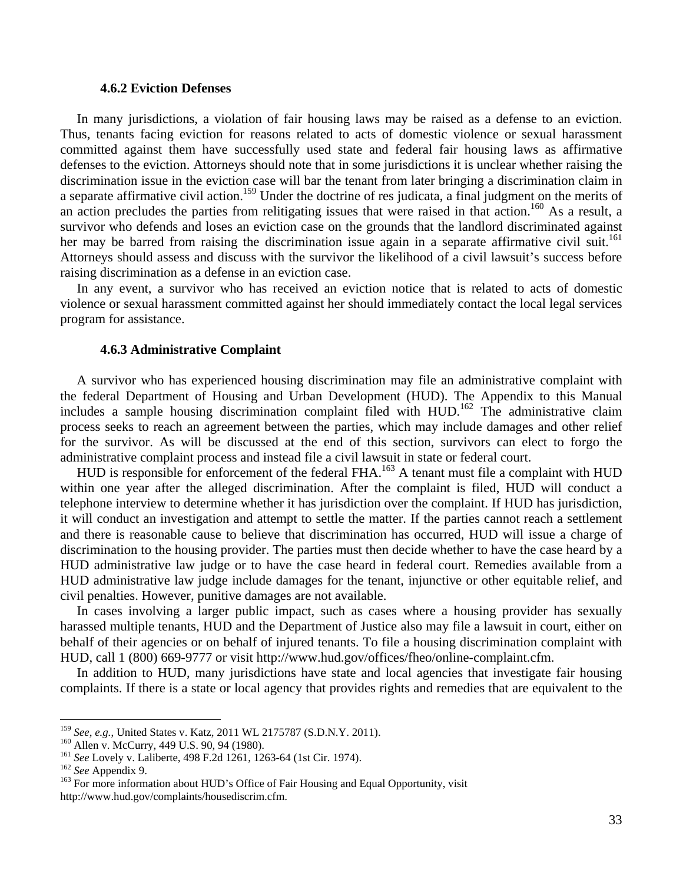### 4.6.2 Eviction Defenses

In many jurisdictions, a violation of fair housing laws may be raised as a defense to an eviction. Thus, tenants facing eviction for reasons related to acts of domestic violence or sexual harassment committed against them have successfully used state and federal fair housing laws as affirmative defenses to the eviction. Attorneys should note that in some jurisdictions it is unclear whether raising the discrimination issue in the eviction case will bar the tenant from later bringing a discrimination claim in a separate affirmative civil action.[159] Under the doctrine of res judicata, a final judgment on the merits of an action precludes the parties from relitigating issues that were raised in that action.[160] As a result, a survivor who defends and loses an eviction case on the grounds that the landlord discriminated against her may be barred from raising the discrimination issue again in a separate affirmative civil suit.[161] Attorneys should assess and discuss with the survivor the likelihood of a civil lawsuit's success before raising discrimination as a defense in an eviction case.

In any event, a survivor who has received an eviction notice that is related to acts of domestic violence or sexual harassment committed against her should immediately contact the local legal services program for assistance.

### 4.6.3 Administrative Complaint

A survivor who has experienced housing discrimination may file an administrative complaint with the federal Department of Housing and Urban Development (HUD). The Appendix to this Manual includes a sample housing discrimination complaint filed with HUD.[162] The administrative claim process seeks to reach an agreement between the parties, which may include damages and other relief for the survivor. As will be discussed at the end of this section, survivors can elect to forgo the administrative complaint process and instead file a civil lawsuit in state or federal court.

HUD is responsible for enforcement of the federal FHA.[163] A tenant must file a complaint with HUD within one year after the alleged discrimination. After the complaint is filed, HUD will conduct a telephone interview to determine whether it has jurisdiction over the complaint. If HUD has jurisdiction, it will conduct an investigation and attempt to settle the matter. If the parties cannot reach a settlement and there is reasonable cause to believe that discrimination has occurred, HUD will issue a charge of discrimination to the housing provider. The parties must then decide whether to have the case heard by a HUD administrative law judge or to have the case heard in federal court. Remedies available from a HUD administrative law judge include damages for the tenant, injunctive or other equitable relief, and civil penalties. However, punitive damages are not available.

In cases involving a larger public impact, such as cases where a housing provider has sexually harassed multiple tenants, HUD and the Department of Justice also may file a lawsuit in court, either on behalf of their agencies or on behalf of injured tenants. To file a housing discrimination complaint with HUD, call 1 (800) 669-9777 or visit http://www.hud.gov/offices/fheo/online-complaint.cfm.

In addition to HUD, many jurisdictions have state and local agencies that investigate fair housing complaints. If there is a state or local agency that provides rights and remedies that are equivalent to the

---

[159] *See, e.g.*, United States v. Katz, 2011 WL 2175787 (S.D.N.Y. 2011).

[160] Allen v. McCurry, 449 U.S. 90, 94 (1980).

[161] *See* Lovely v. Laliberte, 498 F.2d 1261, 1263-64 (1st Cir. 1974).

[162] *See* Appendix 9.

[163] For more information about HUD's Office of Fair Housing and Equal Opportunity, visit http://www.hud.gov/complaints/housediscrim.cfm.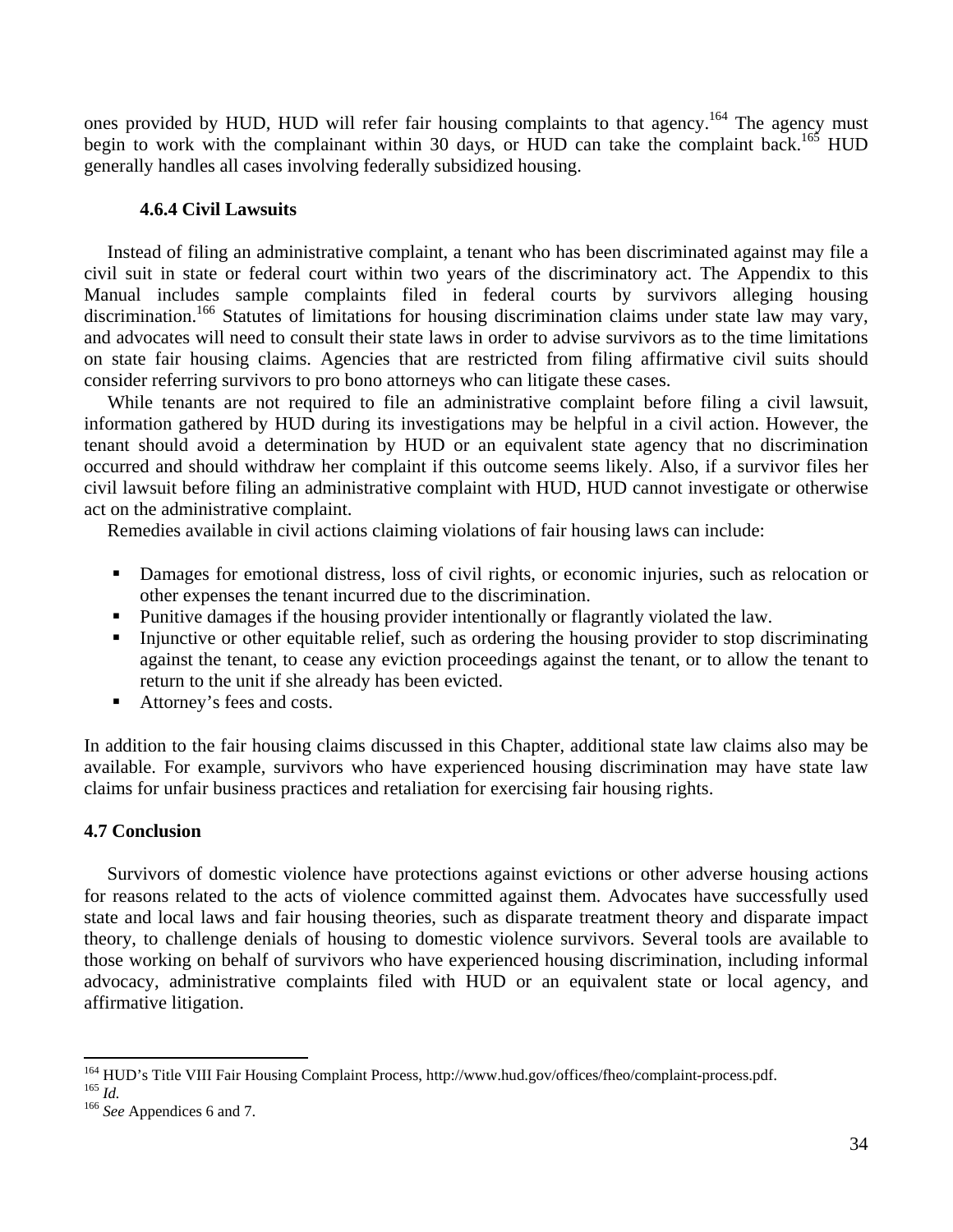ones provided by HUD, HUD will refer fair housing complaints to that agency.[164] The agency must begin to work with the complainant within 30 days, or HUD can take the complaint back.[165] HUD generally handles all cases involving federally subsidized housing.

#### 4.6.4 Civil Lawsuits

Instead of filing an administrative complaint, a tenant who has been discriminated against may file a civil suit in state or federal court within two years of the discriminatory act. The Appendix to this Manual includes sample complaints filed in federal courts by survivors alleging housing discrimination.[166] Statutes of limitations for housing discrimination claims under state law may vary, and advocates will need to consult their state laws in order to advise survivors as to the time limitations on state fair housing claims. Agencies that are restricted from filing affirmative civil suits should consider referring survivors to pro bono attorneys who can litigate these cases.

While tenants are not required to file an administrative complaint before filing a civil lawsuit, information gathered by HUD during its investigations may be helpful in a civil action. However, the tenant should avoid a determination by HUD or an equivalent state agency that no discrimination occurred and should withdraw her complaint if this outcome seems likely. Also, if a survivor files her civil lawsuit before filing an administrative complaint with HUD, HUD cannot investigate or otherwise act on the administrative complaint.

Remedies available in civil actions claiming violations of fair housing laws can include:

- Damages for emotional distress, loss of civil rights, or economic injuries, such as relocation or other expenses the tenant incurred due to the discrimination.
- Punitive damages if the housing provider intentionally or flagrantly violated the law.
- Injunctive or other equitable relief, such as ordering the housing provider to stop discriminating against the tenant, to cease any eviction proceedings against the tenant, or to allow the tenant to return to the unit if she already has been evicted.
- Attorney's fees and costs.

In addition to the fair housing claims discussed in this Chapter, additional state law claims also may be available. For example, survivors who have experienced housing discrimination may have state law claims for unfair business practices and retaliation for exercising fair housing rights.

### 4.7 Conclusion

Survivors of domestic violence have protections against evictions or other adverse housing actions for reasons related to the acts of violence committed against them. Advocates have successfully used state and local laws and fair housing theories, such as disparate treatment theory and disparate impact theory, to challenge denials of housing to domestic violence survivors. Several tools are available to those working on behalf of survivors who have experienced housing discrimination, including informal advocacy, administrative complaints filed with HUD or an equivalent state or local agency, and affirmative litigation.

---

[164] HUD's Title VIII Fair Housing Complaint Process, http://www.hud.gov/offices/fheo/complaint-process.pdf.

[165] *Id.*

[166] *See* Appendices 6 and 7.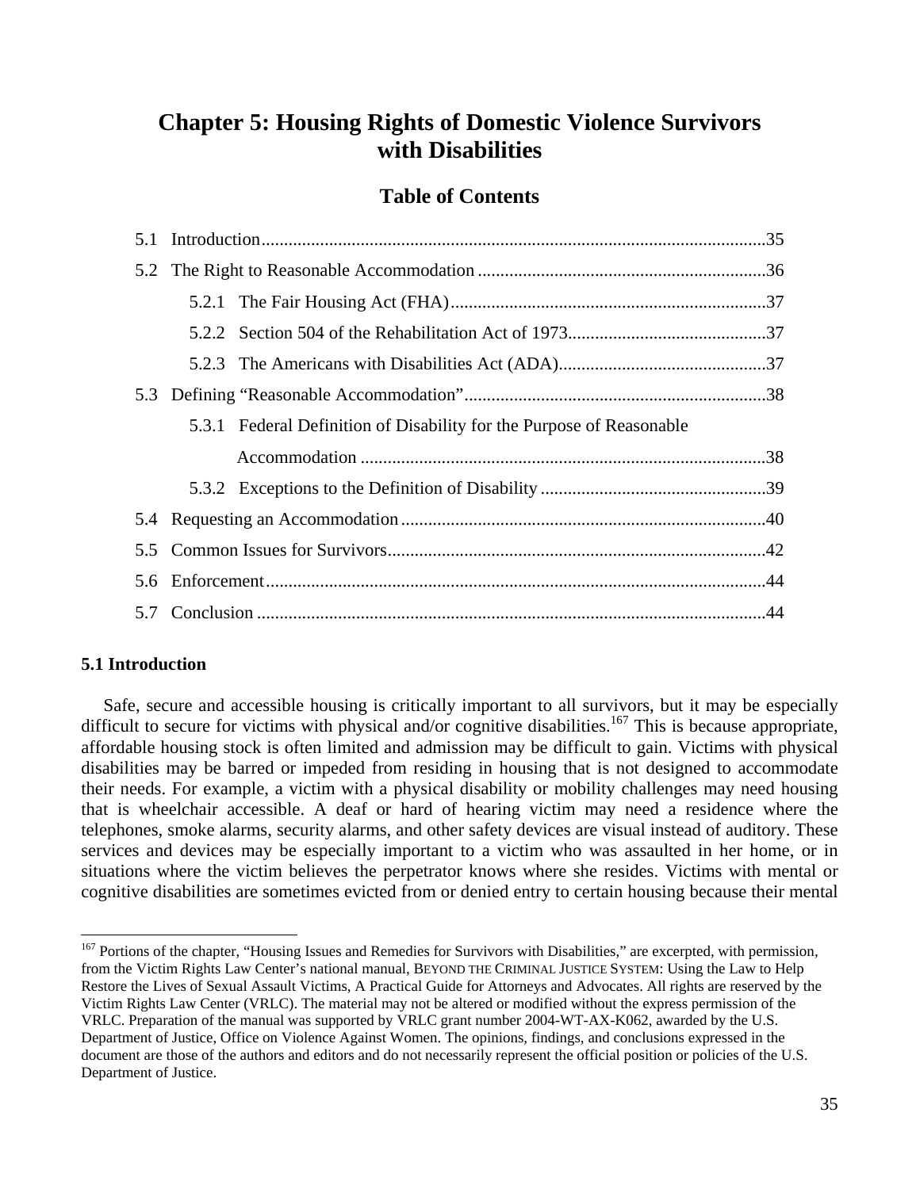# Chapter 5: Housing Rights of Domestic Violence Survivors with Disabilities

## Table of Contents

- 5.1 Introduction ....................................................................................................35
- 5.2 The Right to Reasonable Accommodation ....................................................36
  - 5.2.1 The Fair Housing Act (FHA) ...............................................................37
  - 5.2.2 Section 504 of the Rehabilitation Act of 1973 .......................................37
  - 5.2.3 The Americans with Disabilities Act (ADA) .........................................37
- 5.3 Defining "Reasonable Accommodation" .......................................................38
  - 5.3.1 Federal Definition of Disability for the Purpose of Reasonable Accommodation ....................................................................................38
  - 5.3.2 Exceptions to the Definition of Disability ..............................................39
- 5.4 Requesting an Accommodation ....................................................................40
- 5.5 Common Issues for Survivors .......................................................................42
- 5.6 Enforcement ..................................................................................................44
- 5.7 Conclusion ....................................................................................................44

### 5.1 Introduction

Safe, secure and accessible housing is critically important to all survivors, but it may be especially difficult to secure for victims with physical and/or cognitive disabilities.[167] This is because appropriate, affordable housing stock is often limited and admission may be difficult to gain. Victims with physical disabilities may be barred or impeded from residing in housing that is not designed to accommodate their needs. For example, a victim with a physical disability or mobility challenges may need housing that is wheelchair accessible. A deaf or hard of hearing victim may need a residence where the telephones, smoke alarms, security alarms, and other safety devices are visual instead of auditory. These services and devices may be especially important to a victim who was assaulted in her home, or in situations where the victim believes the perpetrator knows where she resides. Victims with mental or cognitive disabilities are sometimes evicted from or denied entry to certain housing because their mental

---

[167] Portions of the chapter, "Housing Issues and Remedies for Survivors with Disabilities," are excerpted, with permission, from the Victim Rights Law Center's national manual, BEYOND THE CRIMINAL JUSTICE SYSTEM: Using the Law to Help Restore the Lives of Sexual Assault Victims, A Practical Guide for Attorneys and Advocates. All rights are reserved by the Victim Rights Law Center (VRLC). The material may not be altered or modified without the express permission of the VRLC. Preparation of the manual was supported by VRLC grant number 2004-WT-AX-K062, awarded by the U.S. Department of Justice, Office on Violence Against Women. The opinions, findings, and conclusions expressed in the document are those of the authors and editors and do not necessarily represent the official position or policies of the U.S. Department of Justice.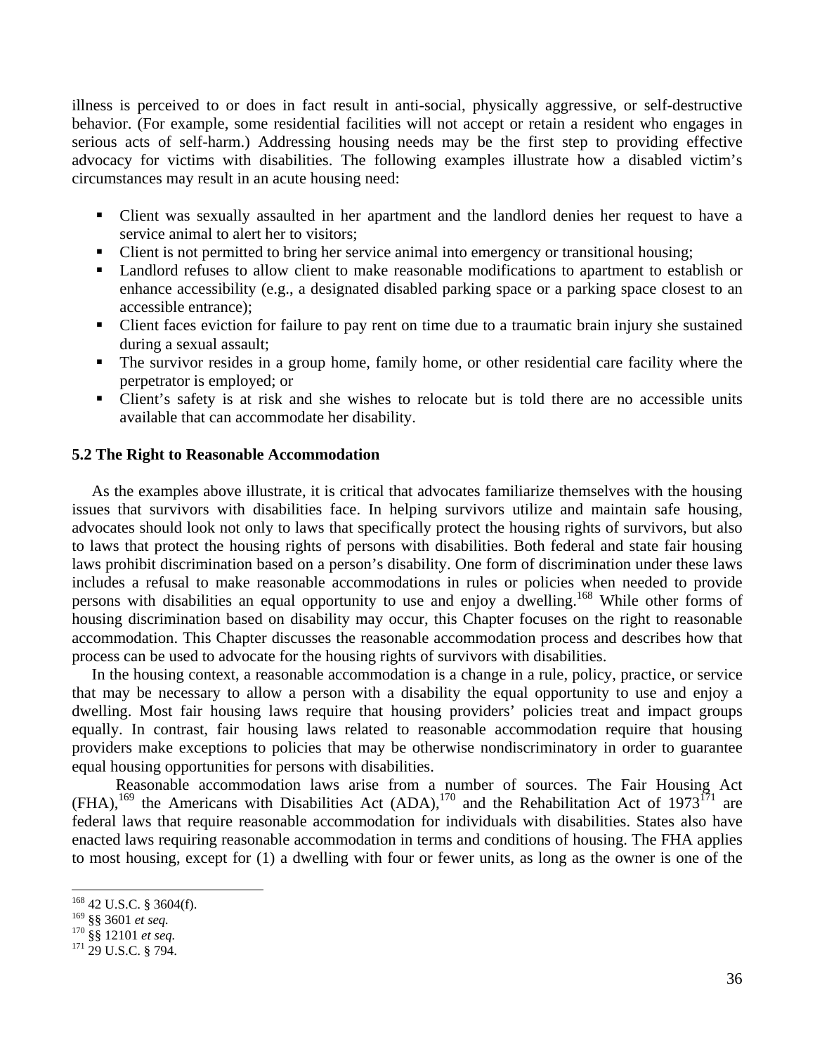illness is perceived to or does in fact result in anti-social, physically aggressive, or self-destructive behavior. (For example, some residential facilities will not accept or retain a resident who engages in serious acts of self-harm.) Addressing housing needs may be the first step to providing effective advocacy for victims with disabilities. The following examples illustrate how a disabled victim's circumstances may result in an acute housing need:

- Client was sexually assaulted in her apartment and the landlord denies her request to have a service animal to alert her to visitors;
- Client is not permitted to bring her service animal into emergency or transitional housing;
- Landlord refuses to allow client to make reasonable modifications to apartment to establish or enhance accessibility (e.g., a designated disabled parking space or a parking space closest to an accessible entrance);
- Client faces eviction for failure to pay rent on time due to a traumatic brain injury she sustained during a sexual assault;
- The survivor resides in a group home, family home, or other residential care facility where the perpetrator is employed; or
- Client's safety is at risk and she wishes to relocate but is told there are no accessible units available that can accommodate her disability.

### 5.2 The Right to Reasonable Accommodation

As the examples above illustrate, it is critical that advocates familiarize themselves with the housing issues that survivors with disabilities face. In helping survivors utilize and maintain safe housing, advocates should look not only to laws that specifically protect the housing rights of survivors, but also to laws that protect the housing rights of persons with disabilities. Both federal and state fair housing laws prohibit discrimination based on a person's disability. One form of discrimination under these laws includes a refusal to make reasonable accommodations in rules or policies when needed to provide persons with disabilities an equal opportunity to use and enjoy a dwelling.[168] While other forms of housing discrimination based on disability may occur, this Chapter focuses on the right to reasonable accommodation. This Chapter discusses the reasonable accommodation process and describes how that process can be used to advocate for the housing rights of survivors with disabilities.

In the housing context, a reasonable accommodation is a change in a rule, policy, practice, or service that may be necessary to allow a person with a disability the equal opportunity to use and enjoy a dwelling. Most fair housing laws require that housing providers' policies treat and impact equally. In contrast, fair housing laws related to reasonable accommodation require that housing providers make exceptions to policies that may be otherwise nondiscriminatory in order to guarantee equal housing opportunities for persons with disabilities.

Reasonable accommodation laws arise from a number of sources. The Fair Housing Act (FHA),[169] the Americans with Disabilities Act (ADA),[170] and the Rehabilitation Act of 1973[171] are federal laws that require reasonable accommodation for individuals with disabilities. States also have enacted laws requiring reasonable accommodation in terms and conditions of housing. The FHA applies to most housing, except for (1) a dwelling with four or fewer units, as long as the owner is one of the

---

[168] 42 U.S.C. § 3604(f).
[169] §§ 3601 *et seq.*
[170] §§ 12101 *et seq.*
[171] 29 U.S.C. § 794.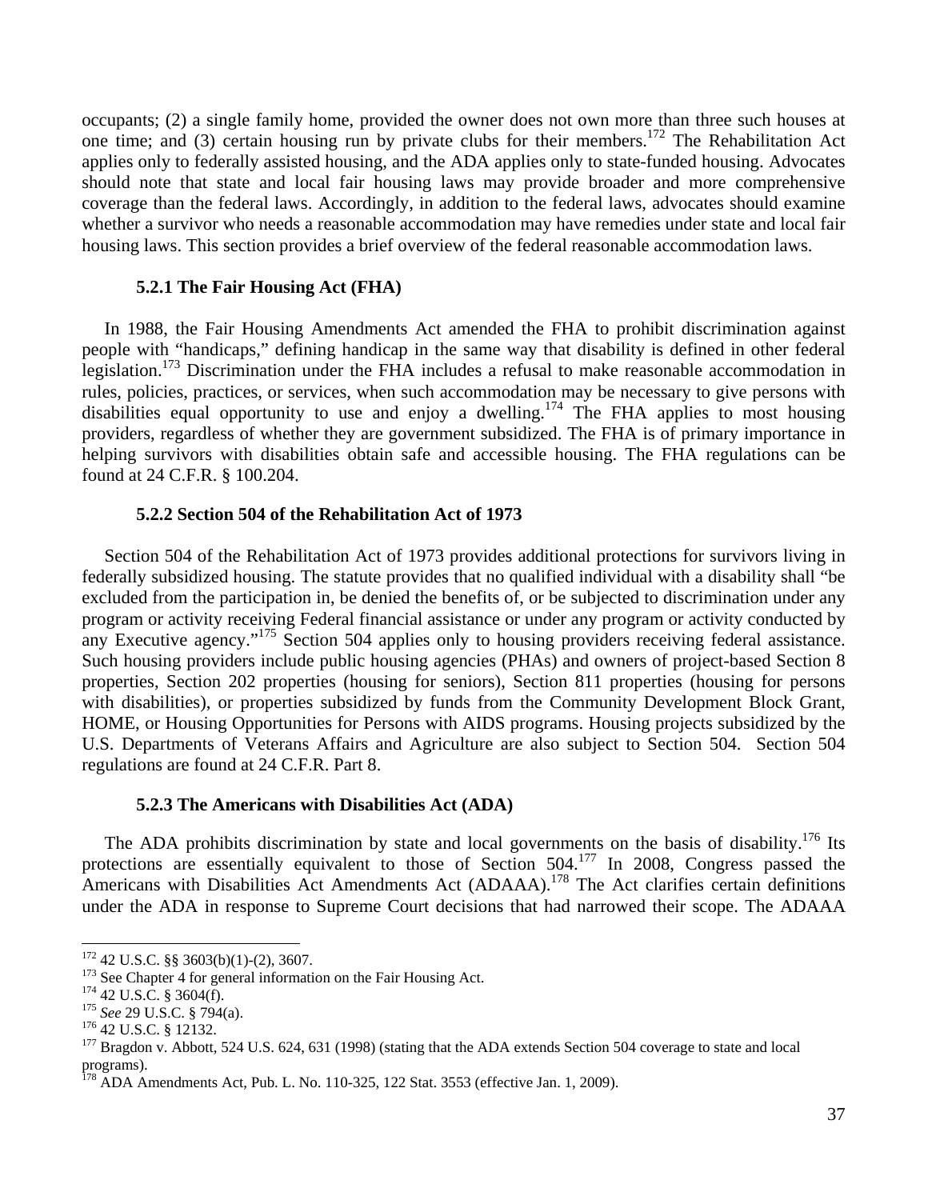occupants; (2) a single family home, provided the owner does not own more than three such houses at one time; and (3) certain housing run by private clubs for their members.[172] The Rehabilitation Act applies only to federally assisted housing, and the ADA applies only to state-funded housing. Advocates should note that state and local fair housing laws may provide broader and more comprehensive coverage than the federal laws. Accordingly, in addition to the federal laws, advocates should examine whether a survivor who needs a reasonable accommodation may have remedies under state and local fair housing laws. This section provides a brief overview of the federal reasonable accommodation laws.

### 5.2.1 The Fair Housing Act (FHA)

In 1988, the Fair Housing Amendments Act amended the FHA to prohibit discrimination against people with "handicaps," defining handicap in the same way that disability is defined in other federal legislation.[173] Discrimination under the FHA includes a refusal to make reasonable accommodation in rules, policies, practices, or services, when such accommodation may be necessary to give persons with disabilities equal opportunity to use and enjoy a dwelling.[174] The FHA applies to most housing providers, regardless of whether they are government subsidized. The FHA is of primary importance in helping survivors with disabilities obtain safe and accessible housing. The FHA regulations can be found at 24 C.F.R. § 100.204.

### 5.2.2 Section 504 of the Rehabilitation Act of 1973

Section 504 of the Rehabilitation Act of 1973 provides additional protections for survivors living in federally subsidized housing. The statute provides that no qualified individual with a disability shall "be excluded from the participation in, be denied the benefits of, or be subjected to discrimination under any program or activity receiving Federal financial assistance or under any program or activity conducted by any Executive agency."[175] Section 504 applies only to housing providers receiving federal assistance. Such housing providers include public housing agencies (PHAs) and owners of project-based Section 8 properties, Section 202 properties (housing for seniors), Section 811 properties (housing for persons with disabilities), or properties subsidized by funds from the Community Development Block Grant, HOME, or Housing Opportunities for Persons with AIDS programs. Housing projects subsidized by the U.S. Departments of Veterans Affairs and Agriculture are also subject to Section 504. Section 504 regulations are found at 24 C.F.R. Part 8.

### 5.2.3 The Americans with Disabilities Act (ADA)

The ADA prohibits discrimination by state and local governments on the basis of disability.[176] Its protections are essentially equivalent to those of Section 504.[177] In 2008, Congress passed the Americans with Disabilities Act Amendments Act (ADAAA).[178] The Act clarifies certain definitions under the ADA in response to Supreme Court decisions that had narrowed their scope. The ADAAA

---

[172] 42 U.S.C. §§ 3603(b)(1)-(2), 3607.

[173] See Chapter 4 for general information on the Fair Housing Act.

[174] 42 U.S.C. § 3604(f).

[175] *See* 29 U.S.C. § 794(a).

[176] 42 U.S.C. § 12132.

[177] Bragdon v. Abbott, 524 U.S. 624, 631 (1998) (stating that the ADA extends Section 504 coverage to state and local programs).

[178] ADA Amendments Act, Pub. L. No. 110-325, 122 Stat. 3553 (effective Jan. 1, 2009).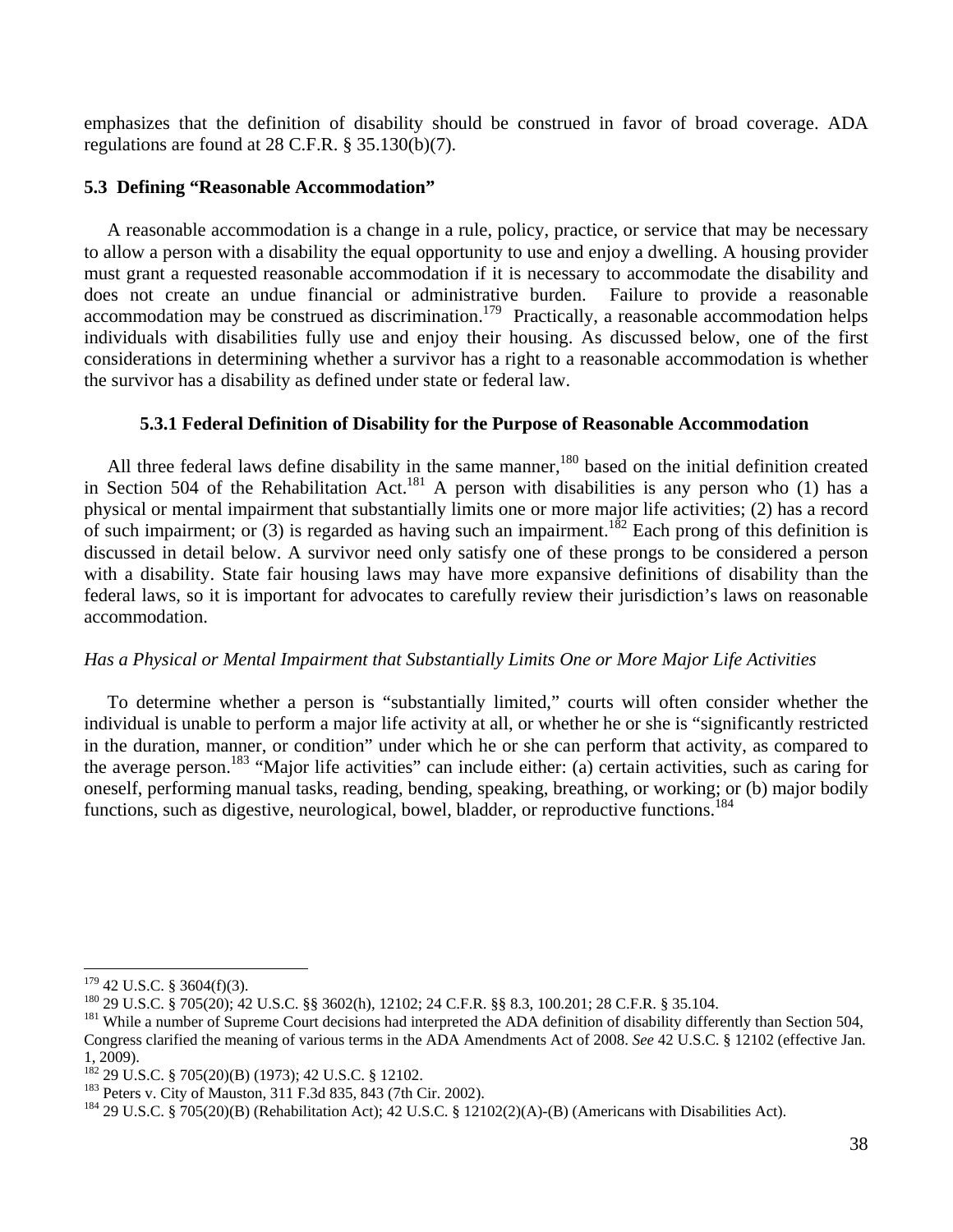emphasizes that the definition of disability should be construed in favor of broad coverage. ADA regulations are found at 28 C.F.R. § 35.130(b)(7).

### 5.3 Defining "Reasonable Accommodation"

A reasonable accommodation is a change in a rule, policy, practice, or service that may be necessary to allow a person with a disability the equal opportunity to use and enjoy a dwelling. A housing provider must grant a requested reasonable accommodation if it is necessary to accommodate the disability and does not create an undue financial or administrative burden. Failure to provide a reasonable accommodation may be construed as discrimination.[179] Practically, a reasonable accommodation helps individuals with disabilities fully use and enjoy their housing. As discussed below, one of the first considerations in determining whether a survivor has a right to a reasonable accommodation is whether the survivor has a disability as defined under state or federal law.

#### 5.3.1 Federal Definition of Disability for the Purpose of Reasonable Accommodation

All three federal laws define disability in the same manner,[180] based on the initial definition created in Section 504 of the Rehabilitation Act.[181] A person with disabilities is any person who (1) has a physical or mental impairment that substantially limits one or more major life activities; (2) has a record of such impairment; or (3) is regarded as having such an impairment.[182] Each prong of this definition is discussed in detail below. A survivor need only satisfy one of these prongs to be considered a person with a disability. State fair housing laws may have more expansive definitions of disability than the federal laws, so it is important for advocates to carefully review their jurisdiction's laws on reasonable accommodation.

*Has a Physical or Mental Impairment that Substantially Limits One or More Major Life Activities*

To determine whether a person is "substantially limited," courts will often consider whether the individual is unable to perform a major life activity at all, or whether he or she is "significantly restricted in the duration, manner, or condition" under which he or she can perform that activity, as compared to the average person.[183] "Major life activities" can include either: (a) certain activities, such as caring for oneself, performing manual tasks, reading, bending, speaking, breathing, or working; or (b) major bodily functions, such as digestive, neurological, bowel, bladder, or reproductive functions.[184]

---

[179] 42 U.S.C. § 3604(f)(3).

[180] 29 U.S.C. § 705(20); 42 U.S.C. §§ 3602(h), 12102; 24 C.F.R. §§ 8.3, 100.201; 28 C.F.R. § 35.104.

[181] While a number of Supreme Court decisions had interpreted the ADA definition of disability differently than Section 504, Congress clarified the meaning of various terms in the ADA Amendments Act of 2008. *See* 42 U.S.C. § 12102 (effective Jan. 1, 2009).

[182] 29 U.S.C. § 705(20)(B) (1973); 42 U.S.C. § 12102.

[183] Peters v. City of Mauston, 311 F.3d 835, 843 (7th Cir. 2002).

[184] 29 U.S.C. § 705(20)(B) (Rehabilitation Act); 42 U.S.C. § 12102(2)(A)-(B) (Americans with Disabilities Act).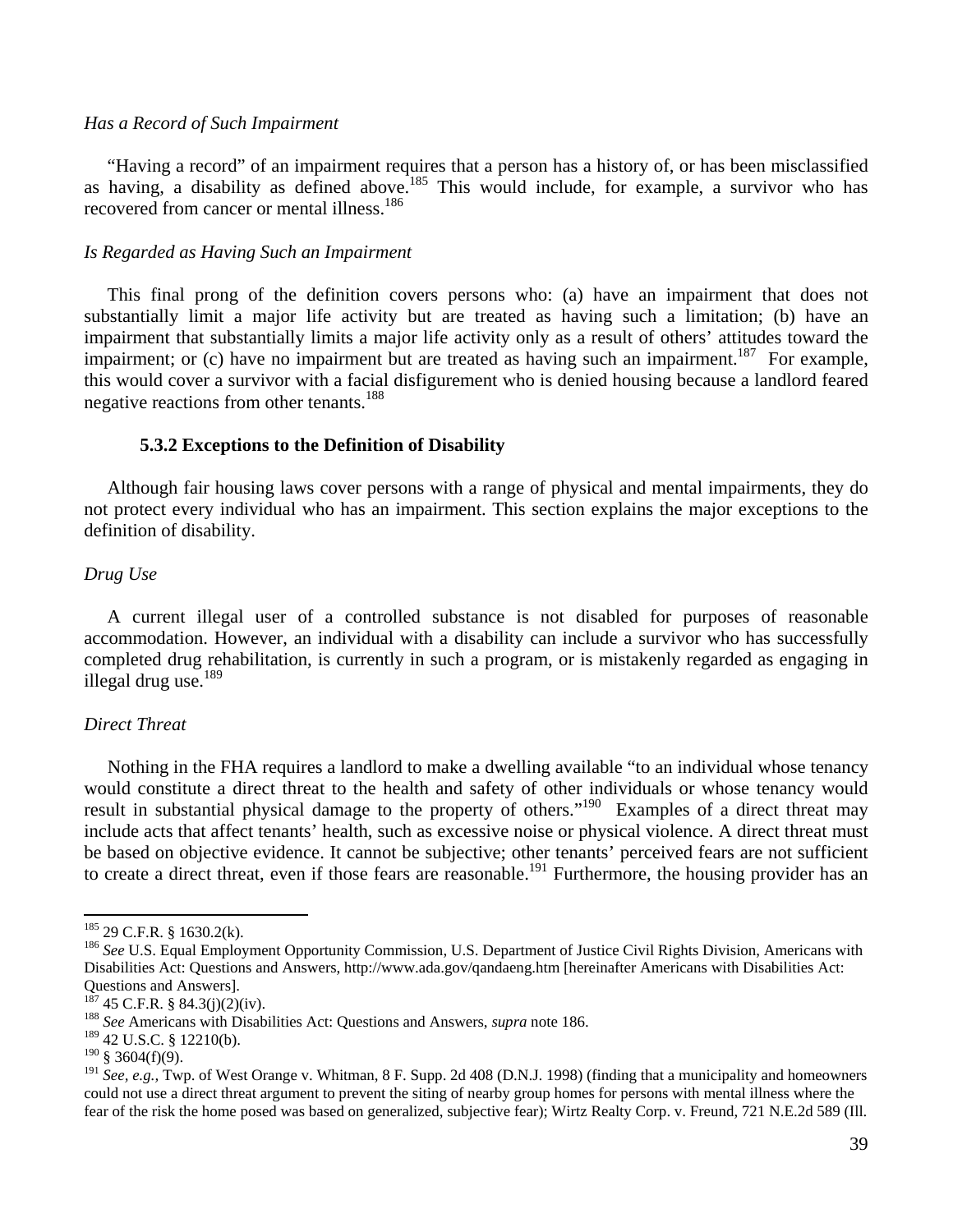*Has a Record of Such Impairment*

"Having a record" of an impairment requires that a person has a history of, or has been misclassified as having, a disability as defined above.[185] This would include, for example, a survivor who has recovered from cancer or mental illness.[186]

*Is Regarded as Having Such an Impairment*

This final prong of the definition covers persons who: (a) have an impairment that does not substantially limit a major life activity but are treated as having such a limitation; (b) have an impairment that substantially limits a major life activity only as a result of others' attitudes toward the impairment; or (c) have no impairment but are treated as having such an impairment.[187] For example, this would cover a survivor with a facial disfigurement who is denied housing because a landlord feared negative reactions from other tenants.[188]

### 5.3.2 Exceptions to the Definition of Disability

Although fair housing laws cover persons with a range of physical and mental impairments, they do not protect every individual who has an impairment. This section explains the major exceptions to the definition of disability.

*Drug Use*

A current illegal user of a controlled substance is not disabled for purposes of reasonable accommodation. However, an individual with a disability can include a survivor who has successfully completed drug rehabilitation, is currently in such a program, or is mistakenly regarded as engaging in illegal drug use.[189]

*Direct Threat*

Nothing in the FHA requires a landlord to make a dwelling available "to an individual whose tenancy would constitute a direct threat to the health and safety of other individuals or whose tenancy would result in substantial physical damage to the property of others."[190] Examples of a direct threat may include acts that affect tenants' health, such as excessive noise or physical violence. A direct threat must be based on objective evidence. It cannot be subjective; other tenants' perceived fears are not sufficient to create a direct threat, even if those fears are reasonable.[191] Furthermore, the housing provider has an

---

[185] 29 C.F.R. § 1630.2(k).

[186] *See* U.S. Equal Employment Opportunity Commission, U.S. Department of Justice Civil Rights Division, Americans with Disabilities Act: Questions and Answers, http://www.ada.gov/qandaeng.htm [hereinafter Americans with Disabilities Act: Questions and Answers].

[187] 45 C.F.R. § 84.3(j)(2)(iv).

[188] *See* Americans with Disabilities Act: Questions and Answers, *supra* note 186.

[189] 42 U.S.C. § 12210(b).

[190] § 3604(f)(9).

[191] *See, e.g.,* Twp. of West Orange v. Whitman, 8 F. Supp. 2d 408 (D.N.J. 1998) (finding that a municipality and homeowners could not use a direct threat argument to prevent the siting of nearby group homes for persons with mental illness where the fear of the risk the home posed was based on generalized, subjective fear); Wirtz Realty Corp. v. Freund, 721 N.E.2d 589 (Ill.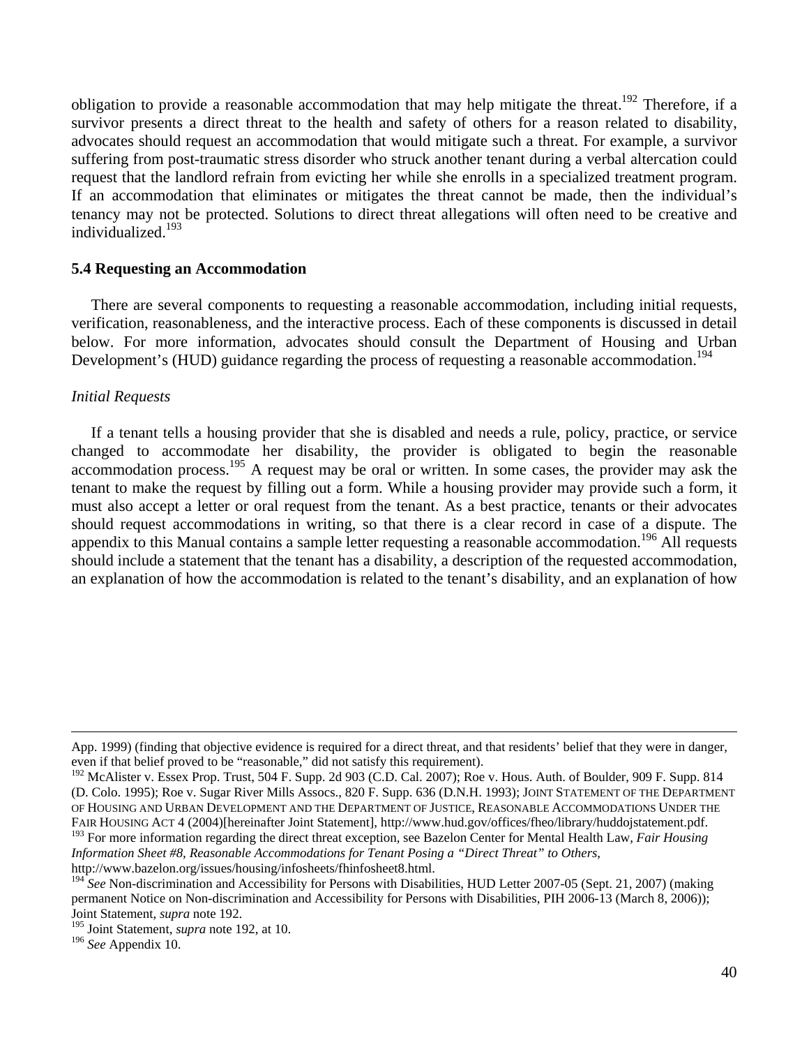obligation to provide a reasonable accommodation that may help mitigate the threat.[192] Therefore, if a survivor presents a direct threat to the health and safety of others for a reason related to disability, advocates should request an accommodation that would mitigate such a threat. For example, a survivor suffering from post-traumatic stress disorder who struck another tenant during a verbal altercation could request that the landlord refrain from evicting her while she enrolls in a specialized treatment program. If an accommodation that eliminates or mitigates the threat cannot be made, then the individual's tenancy may not be protected. Solutions to direct threat allegations will often need to be creative and individualized.[193]

### 5.4 Requesting an Accommodation

There are several components to requesting a reasonable accommodation, including initial requests, verification, reasonableness, and the interactive process. Each of these components is discussed in detail below. For more information, advocates should consult the Department of Housing and Urban Development's (HUD) guidance regarding the process of requesting a reasonable accommodation.[194]

*Initial Requests*

If a tenant tells a housing provider that she is disabled and needs a rule, policy, practice, or service changed to accommodate her disability, the provider is obligated to begin the reasonable accommodation process.[195] A request may be oral or written. In some cases, the provider may ask the tenant to make the request by filling out a form. While a housing provider may provide such a form, it must also accept a letter or oral request from the tenant. As a best practice, tenants or their advocates should request accommodations in writing, so that there is a clear record in case of a dispute. The appendix to this Manual contains a sample letter requesting a reasonable accommodation.[196] All requests should include a statement that the tenant has a disability, a description of the requested accommodation, an explanation of how the accommodation is related to the tenant's disability, and an explanation of how

---

App. 1999) (finding that objective evidence is required for a direct threat, and that residents' belief that they were in danger, even if that belief proved to be "reasonable," did not satisfy this requirement).

[192] McAlister v. Essex Prop. Trust, 504 F. Supp. 2d 903 (C.D. Cal. 2007); Roe v. Hous. Auth. of Boulder, 909 F. Supp. 814 (D. Colo. 1995); Roe v. Sugar River Mills Assocs., 820 F. Supp. 636 (D.N.H. 1993); JOINT STATEMENT OF THE DEPARTMENT OF HOUSING AND URBAN DEVELOPMENT AND THE DEPARTMENT OF JUSTICE, REASONABLE ACCOMMODATIONS UNDER THE FAIR HOUSING ACT 4 (2004)[hereinafter Joint Statement], http://www.hud.gov/offices/fheo/library/huddojstatement.pdf.

[193] For more information regarding the direct threat exception, see Bazelon Center for Mental Health Law, *Fair Housing Information Sheet #8, Reasonable Accommodations for Tenant Posing a "Direct Threat" to Others*, http://www.bazelon.org/issues/housing/infosheets/fhinfosheet8.html.

[194] *See* Non-discrimination and Accessibility for Persons with Disabilities, HUD Letter 2007-05 (Sept. 21, 2007) (making permanent Notice on Non-discrimination and Accessibility for Persons with Disabilities, PIH 2006-13 (March 8, 2006)); Joint Statement, *supra* note 192.

[195] Joint Statement, *supra* note 192, at 10.

[196] *See* Appendix 10.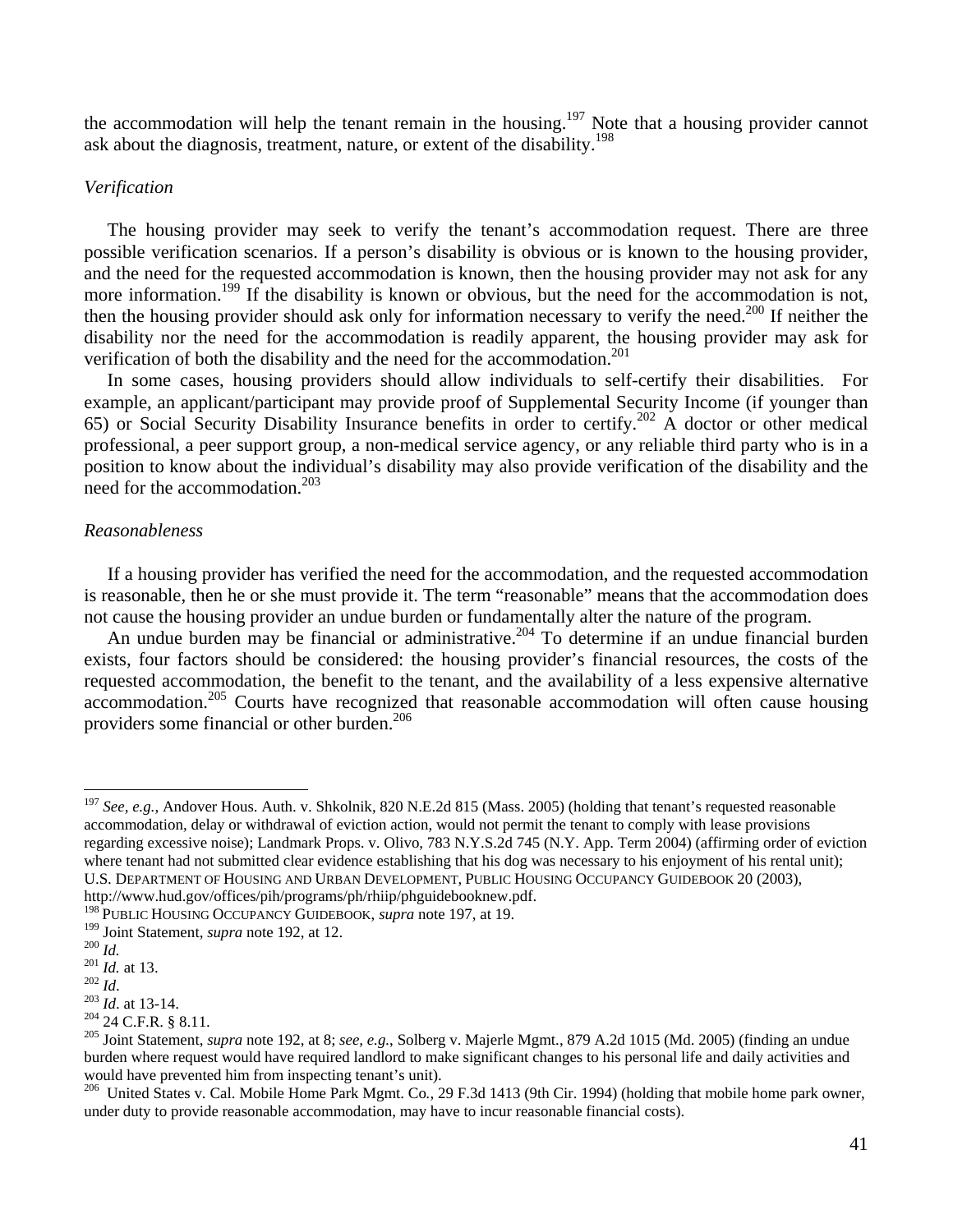the accommodation will help the tenant remain in the housing.[197] Note that a housing provider cannot ask about the diagnosis, treatment, nature, or extent of the disability.[198]

*Verification*

The housing provider may seek to verify the tenant's accommodation request. There are three possible verification scenarios. If a person's disability is obvious or is known to the housing provider, and the need for the requested accommodation is known, then the housing provider may not ask for any more information.[199] If the disability is known or obvious, but the need for the accommodation is not, then the housing provider should ask only for information necessary to verify the need.[200] If neither the disability nor the need for the accommodation is readily apparent, the housing provider may ask for verification of both the disability and the need for the accommodation.[201]

In some cases, housing providers should allow individuals to self-certify their disabilities. For example, an applicant/participant may provide proof of Supplemental Security Income (if younger than 65) or Social Security Disability Insurance benefits in order to certify.[202] A doctor or other medical professional, a peer support group, a non-medical service agency, or any reliable third party who is in a position to know about the individual's disability may also provide verification of the disability and the need for the accommodation.[203]

*Reasonableness*

If a housing provider has verified the need for the accommodation, and the requested accommodation is reasonable, then he or she must provide it. The term "reasonable" means that the accommodation does not cause the housing provider an undue burden or fundamentally alter the nature of the program.

An undue burden may be financial or administrative.[204] To determine if an undue financial burden exists, four factors should be considered: the housing provider's financial resources, the costs of the requested accommodation, the benefit to the tenant, and the availability of a less expensive alternative accommodation.[205] Courts have recognized that reasonable accommodation will often cause housing providers some financial or other burden.[206]

---

[197] *See, e.g.,* Andover Hous. Auth. v. Shkolnik, 820 N.E.2d 815 (Mass. 2005) (holding that tenant's requested reasonable accommodation, delay or withdrawal of eviction action, would not permit the tenant to comply with lease provisions regarding excessive noise); Landmark Props. v. Olivo, 783 N.Y.S.2d 745 (N.Y. App. Term 2004) (affirming order of eviction where tenant had not submitted clear evidence establishing that his dog was necessary to his enjoyment of his rental unit); U.S. Department of Housing and Urban Development, Public Housing Occupancy Guidebook 20 (2003), http://www.hud.gov/offices/pih/programs/ph/rhiip/phguidebooknew.pdf.

[198] Public Housing Occupancy Guidebook, *supra* note 197, at 19.

[199] Joint Statement, *supra* note 192, at 12.

[200] *Id.*

[201] *Id.* at 13.

[202] *Id*.

[203] *Id*. at 13-14.

[204] 24 C.F.R. § 8.11.

[205] Joint Statement, *supra* note 192, at 8; *see, e.g.*, Solberg v. Majerle Mgmt., 879 A.2d 1015 (Md. 2005) (finding an undue burden where request would have required landlord to make significant changes to his personal life and daily activities and would have prevented him from inspecting tenant's unit).

[206] United States v. Cal. Mobile Home Park Mgmt. Co., 29 F.3d 1413 (9th Cir. 1994) (holding that mobile home park owner, under duty to provide reasonable accommodation, may have to incur reasonable financial costs).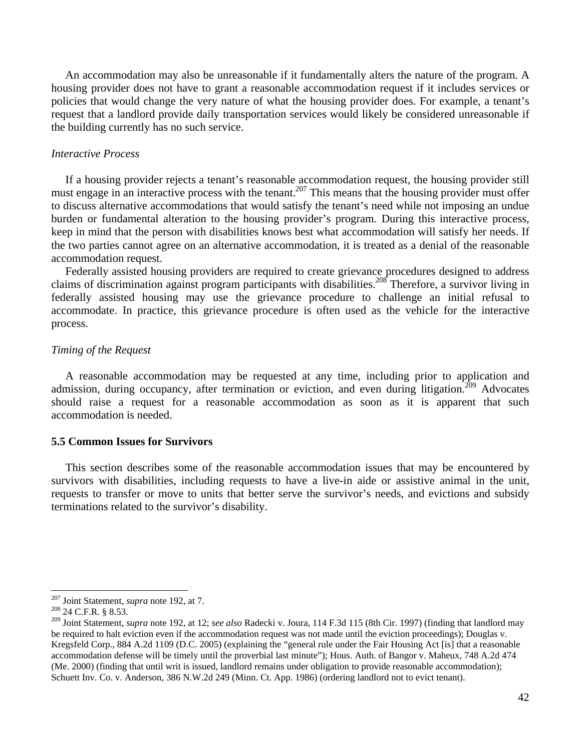An accommodation may also be unreasonable if it fundamentally alters the nature of the program. A housing provider does not have to grant a reasonable accommodation request if it includes services or policies that would change the very nature of what the housing provider does. For example, a tenant's request that a landlord provide daily transportation services would likely be considered unreasonable if the building currently has no such service.

*Interactive Process*

If a housing provider rejects a tenant's reasonable accommodation request, the housing provider still must engage in an interactive process with the tenant.[207] This means that the housing provider must offer to discuss alternative accommodations that would satisfy the tenant's need while not imposing an undue burden or fundamental alteration to the housing provider's program. During this interactive process, keep in mind that the person with disabilities knows best what accommodation will satisfy her needs. If the two parties cannot agree on an alternative accommodation, it is treated as a denial of the reasonable accommodation request.

Federally assisted housing providers are required to create grievance procedures designed to address claims of discrimination against program participants with disabilities.[208] Therefore, a survivor living in federally assisted housing may use the grievance procedure to challenge an initial refusal to accommodate. In practice, this grievance procedure is often used as the vehicle for the interactive process.

*Timing of the Request*

A reasonable accommodation may be requested at any time, including prior to application and admission, during occupancy, after termination or eviction, and even during litigation.[209] Advocates should raise a request for a reasonable accommodation as soon as it is apparent that such accommodation is needed.

**5.5 Common Issues for Survivors**

This section describes some of the reasonable accommodation issues that may be encountered by survivors with disabilities, including requests to have a live-in aide or assistive animal in the unit, requests to transfer or move to units that better serve the survivor's needs, and evictions and subsidy terminations related to the survivor's disability.

---

[207] Joint Statement, *supra* note 192, at 7.

[208] 24 C.F.R. § 8.53.

[209] Joint Statement, *supra* note 192, at 12; *see also* Radecki v. Joura, 114 F.3d 115 (8th Cir. 1997) (finding that landlord may be required to halt eviction even if the accommodation request was not made until the eviction proceedings); Douglas v. Kregsfeld Corp., 884 A.2d 1109 (D.C. 2005) (explaining the "general rule under the Fair Housing Act [is] that a reasonable accommodation defense will be timely until the proverbial last minute"); Hous. Auth. of Bangor v. Maheux, 748 A.2d 474 (Me. 2000) (finding that until writ is issued, landlord remains under obligation to provide reasonable accommodation); Schuett Inv. Co. v. Anderson, 386 N.W.2d 249 (Minn. Ct. App. 1986) (ordering landlord not to evict tenant).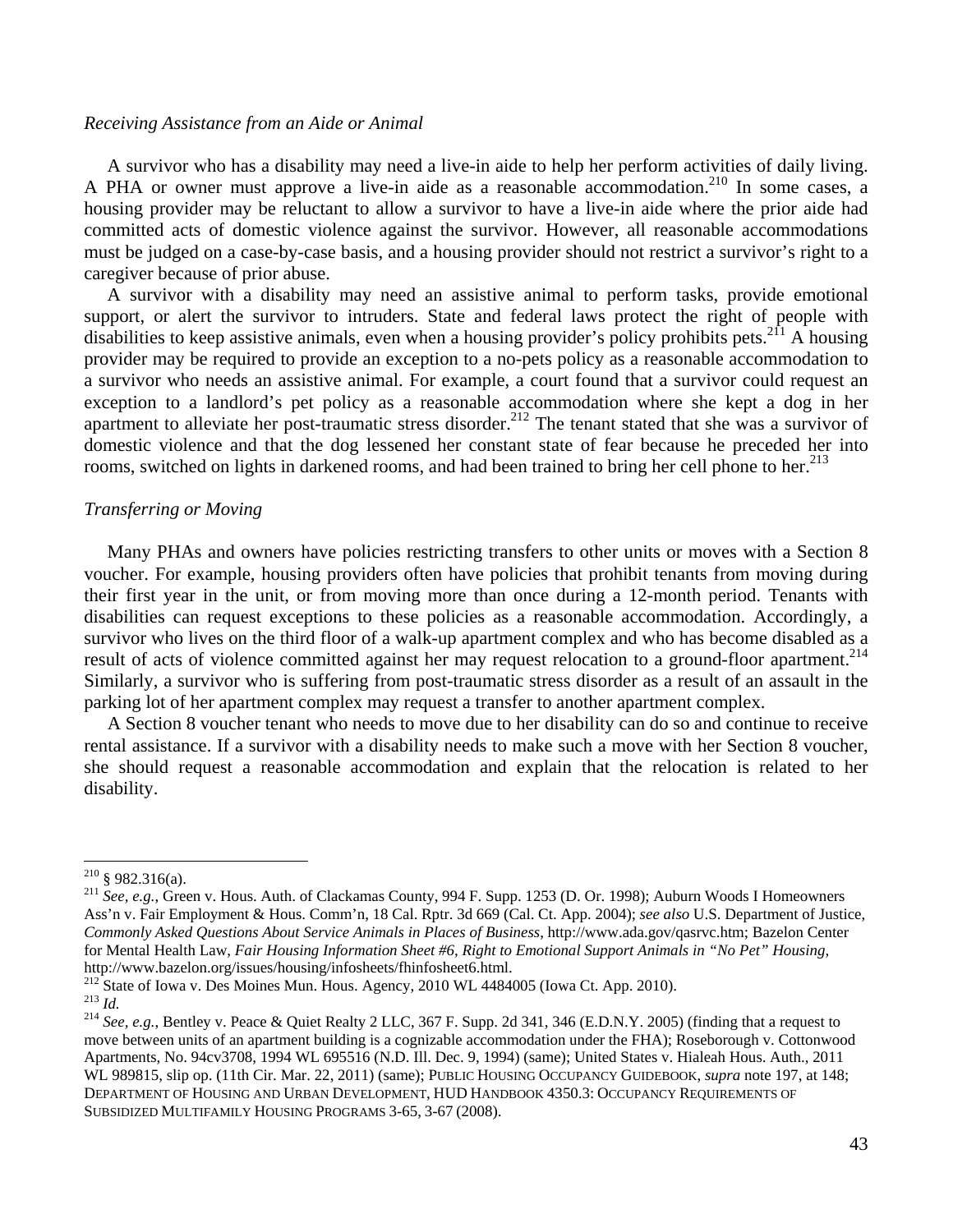*Receiving Assistance from an Aide or Animal*

A survivor who has a disability may need a live-in aide to help her perform activities of daily living. A PHA or owner must approve a live-in aide as a reasonable accommodation.[210] In some cases, a housing provider may be reluctant to allow a survivor to have a live-in aide where the prior aide had committed acts of domestic violence against the survivor. However, all reasonable accommodations must be judged on a case-by-case basis, and a housing provider should not restrict a survivor's right to a caregiver because of prior abuse.

A survivor with a disability may need an assistive animal to perform tasks, provide emotional support, or alert the survivor to intruders. State and federal laws protect the right of people with disabilities to keep assistive animals, even when a housing provider's policy prohibits pets.[211] A housing provider may be required to provide an exception to a no-pets policy as a reasonable accommodation to a survivor who needs an assistive animal. For example, a court found that a survivor could request an exception to a landlord's pet policy as a reasonable accommodation where she kept a dog in her apartment to alleviate her post-traumatic stress disorder.[212] The tenant stated that she was a survivor of domestic violence and that the dog lessened her constant state of fear because he preceded her into rooms, switched on lights in darkened rooms, and had been trained to bring her cell phone to her.[213]

*Transferring or Moving*

Many PHAs and owners have policies restricting transfers to other units or moves with a Section 8 voucher. For example, housing providers often have policies that prohibit tenants from moving during their first year in the unit, or from moving more than once during a 12-month period. Tenants with disabilities can request exceptions to these policies as a reasonable accommodation. Accordingly, a survivor who lives on the third floor of a walk-up apartment complex and who has become disabled as a result of acts of violence committed against her may request relocation to a ground-floor apartment.[214] Similarly, a survivor who is suffering from post-traumatic stress disorder as a result of an assault in the parking lot of her apartment complex may request a transfer to another apartment complex.

A Section 8 voucher tenant who needs to move due to her disability can do so and continue to receive rental assistance. If a survivor with a disability needs to make such a move with her Section 8 voucher, she should request a reasonable accommodation and explain that the relocation is related to her disability.

---

[210] § 982.316(a).

[211] *See, e.g.*, Green v. Hous. Auth. of Clackamas County, 994 F. Supp. 1253 (D. Or. 1998); Auburn Woods I Homeowners Ass'n v. Fair Employment & Hous. Comm'n, 18 Cal. Rptr. 3d 669 (Cal. Ct. App. 2004); *see also* U.S. Department of Justice, *Commonly Asked Questions About Service Animals in Places of Business*, http://www.ada.gov/qasrvc.htm; Bazelon Center for Mental Health Law, *Fair Housing Information Sheet #6, Right to Emotional Support Animals in "No Pet" Housing*, http://www.bazelon.org/issues/housing/infosheets/fhinfosheet6.html.

[212] State of Iowa v. Des Moines Mun. Hous. Agency, 2010 WL 4484005 (Iowa Ct. App. 2010).

[213] *Id.*

[214] *See, e.g.*, Bentley v. Peace & Quiet Realty 2 LLC, 367 F. Supp. 2d 341, 346 (E.D.N.Y. 2005) (finding that a request to move between units of an apartment building is a cognizable accommodation under the FHA); Roseborough v. Cottonwood Apartments, No. 94cv3708, 1994 WL 695516 (N.D. Ill. Dec. 9, 1994) (same); United States v. Hialeah Hous. Auth., 2011 WL 989815, slip op. (11th Cir. Mar. 22, 2011) (same); PUBLIC HOUSING OCCUPANCY GUIDEBOOK, *supra* note 197, at 148; DEPARTMENT OF HOUSING AND URBAN DEVELOPMENT, HUD HANDBOOK 4350.3: OCCUPANCY REQUIREMENTS OF SUBSIDIZED MULTIFAMILY HOUSING PROGRAMS 3-65, 3-67 (2008).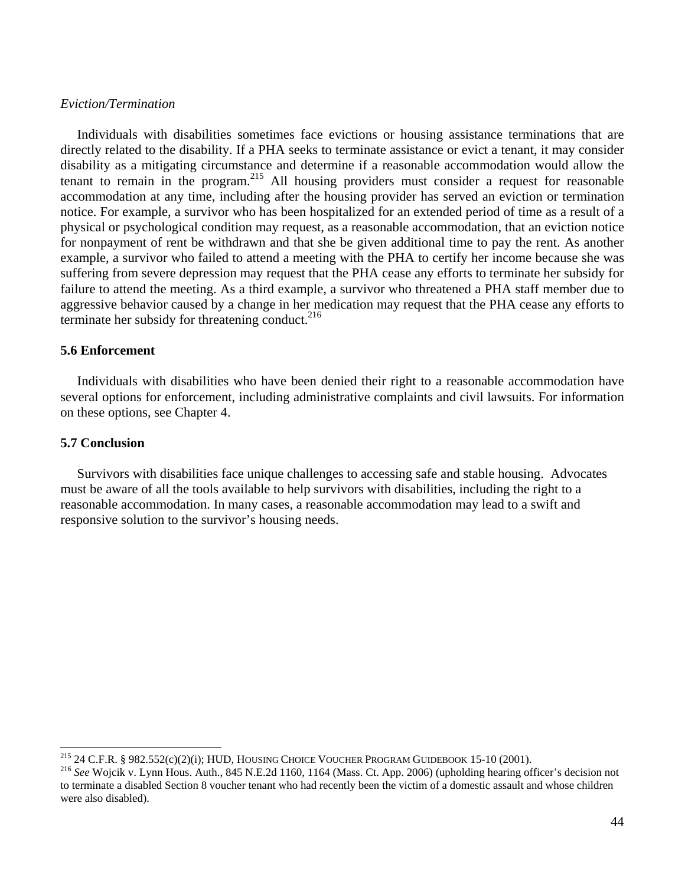*Eviction/Termination*

Individuals with disabilities sometimes face evictions or housing assistance terminations that are directly related to the disability. If a PHA seeks to terminate assistance or evict a tenant, it may consider disability as a mitigating circumstance and determine if a reasonable accommodation would allow the tenant to remain in the program.[215] All housing providers must consider a request for reasonable accommodation at any time, including after the housing provider has served an eviction or termination notice. For example, a survivor who has been hospitalized for an extended period of time as a result of a physical or psychological condition may request, as a reasonable accommodation, that an eviction notice for nonpayment of rent be withdrawn and that she be given additional time to pay the rent. As another example, a survivor who failed to attend a meeting with the PHA to certify her income because she was suffering from severe depression may request that the PHA cease any efforts to terminate her subsidy for failure to attend the meeting. As a third example, a survivor who threatened a PHA staff member due to aggressive behavior caused by a change in her medication may request that the PHA cease any efforts to terminate her subsidy for threatening conduct.[216]

**5.6 Enforcement**

Individuals with disabilities who have been denied their right to a reasonable accommodation have several options for enforcement, including administrative complaints and civil lawsuits. For information on these options, see Chapter 4.

**5.7 Conclusion**

Survivors with disabilities face unique challenges to accessing safe and stable housing. Advocates must be aware of all the tools available to help survivors with disabilities, including the right to a reasonable accommodation. In many cases, a reasonable accommodation may lead to a swift and responsive solution to the survivor's housing needs.

---

[215] 24 C.F.R. § 982.552(c)(2)(i); HUD, HOUSING CHOICE VOUCHER PROGRAM GUIDEBOOK 15-10 (2001).

[216] *See* Wojcik v. Lynn Hous. Auth., 845 N.E.2d 1160, 1164 (Mass. Ct. App. 2006) (upholding hearing officer's decision not to terminate a disabled Section 8 voucher tenant who had recently been the victim of a domestic assault and whose children were also disabled).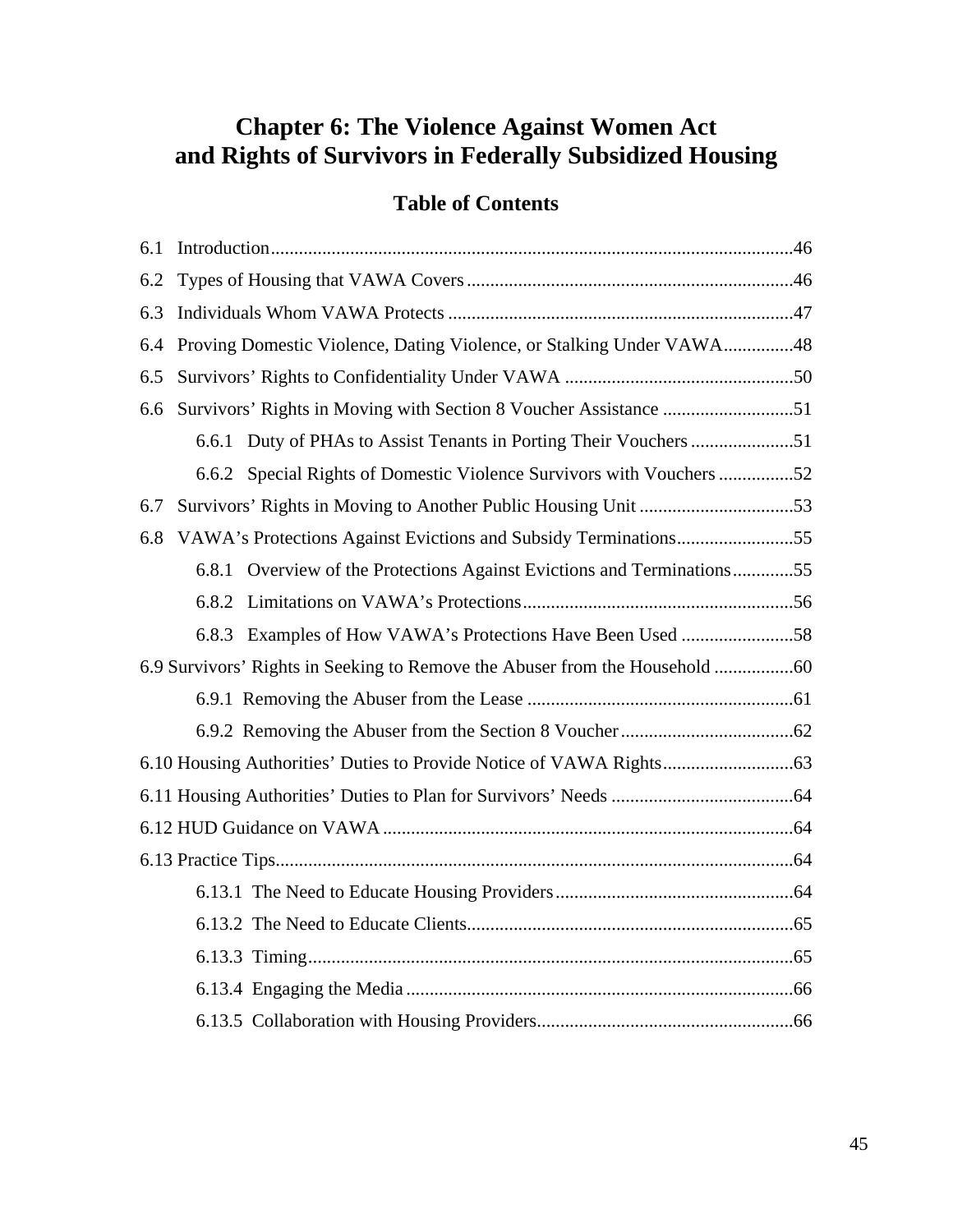# Chapter 6: The Violence Against Women Act and Rights of Survivors in Federally Subsidized Housing

## Table of Contents

6.1 Introduction................................................................................................................46

6.2 Types of Housing that VAWA Covers......................................................................46

6.3 Individuals Whom VAWA Protects..........................................................................47

6.4 Proving Domestic Violence, Dating Violence, or Stalking Under VAWA...............48

6.5 Survivors' Rights to Confidentiality Under VAWA.................................................50

6.6 Survivors' Rights in Moving with Section 8 Voucher Assistance............................51

- 6.6.1 Duty of PHAs to Assist Tenants in Porting Their Vouchers......................51
- 6.6.2 Special Rights of Domestic Violence Survivors with Vouchers................52

6.7 Survivors' Rights in Moving to Another Public Housing Unit.................................53

6.8 VAWA's Protections Against Evictions and Subsidy Terminations.........................55

- 6.8.1 Overview of the Protections Against Evictions and Terminations.............55
- 6.8.2 Limitations on VAWA's Protections..........................................................56
- 6.8.3 Examples of How VAWA's Protections Have Been Used........................58

6.9 Survivors' Rights in Seeking to Remove the Abuser from the Household.................60

- 6.9.1 Removing the Abuser from the Lease.........................................................61
- 6.9.2 Removing the Abuser from the Section 8 Voucher.....................................62

6.10 Housing Authorities' Duties to Provide Notice of VAWA Rights............................63

6.11 Housing Authorities' Duties to Plan for Survivors' Needs.......................................64

6.12 HUD Guidance on VAWA........................................................................................64

6.13 Practice Tips..............................................................................................................64

- 6.13.1 The Need to Educate Housing Providers...................................................64
- 6.13.2 The Need to Educate Clients......................................................................65
- 6.13.3 Timing........................................................................................................65
- 6.13.4 Engaging the Media...................................................................................66
- 6.13.5 Collaboration with Housing Providers.......................................................66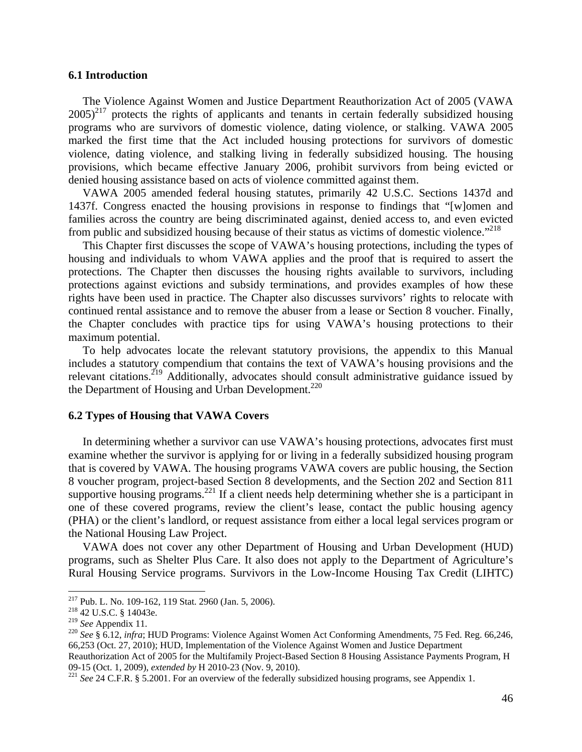### 6.1 Introduction

The Violence Against Women and Justice Department Reauthorization Act of 2005 (VAWA 2005)[217] protects the rights of applicants and tenants in certain federally subsidized housing programs who are survivors of domestic violence, dating violence, or stalking. VAWA 2005 marked the first time that the Act included housing protections for survivors of domestic violence, dating violence, and stalking living in federally subsidized housing. The housing provisions, which became effective January 2006, prohibit survivors from being evicted or denied housing assistance based on acts of violence committed against them.

VAWA 2005 amended federal housing statutes, primarily 42 U.S.C. Sections 1437d and 1437f. Congress enacted the housing provisions in response to findings that "[w]omen and families across the country are being discriminated against, denied access to, and even evicted from public and subsidized housing because of their status as victims of domestic violence."[218]

This Chapter first discusses the scope of VAWA's housing protections, including the types of housing and individuals to whom VAWA applies and the proof that is required to assert the protections. The Chapter then discusses the housing rights available to survivors, including protections against evictions and subsidy terminations, and provides examples of how these rights have been used in practice. The Chapter also discusses survivors' rights to relocate with continued rental assistance and to remove the abuser from a lease or Section 8 voucher. Finally, the Chapter concludes with practice tips for using VAWA's housing protections to their maximum potential.

To help advocates locate the relevant statutory provisions, the appendix to this Manual includes a statutory compendium that contains the text of VAWA's housing provisions and the relevant citations.[219] Additionally, advocates should consult administrative guidance issued by the Department of Housing and Urban Development.[220]

### 6.2 Types of Housing that VAWA Covers

In determining whether a survivor can use VAWA's housing protections, advocates first must examine whether the survivor is applying for or living in a federally subsidized housing program that is covered by VAWA. The housing programs VAWA covers are public housing, the Section 8 voucher program, project-based Section 8 developments, and the Section 202 and Section 811 supportive housing programs.[221] If a client needs help determining whether she is a participant in one of these covered programs, review the client's lease, contact the public housing agency (PHA) or the client's landlord, or request assistance from either a local legal services program or the National Housing Law Project.

VAWA does not cover any other Department of Housing and Urban Development (HUD) programs, such as Shelter Plus Care. It also does not apply to the Department of Agriculture's Rural Housing Service programs. Survivors in the Low-Income Housing Tax Credit (LIHTC)

---

[217] Pub. L. No. 109-162, 119 Stat. 2960 (Jan. 5, 2006).

[218] 42 U.S.C. § 14043e.

[219] *See* Appendix 11.

[220] *See* § 6.12, *infra*; HUD Programs: Violence Against Women Act Conforming Amendments, 75 Fed. Reg. 66,246, 66,253 (Oct. 27, 2010); HUD, Implementation of the Violence Against Women and Justice Department Reauthorization Act of 2005 for the Multifamily Project-Based Section 8 Housing Assistance Payments Program, H 09-15 (Oct. 1, 2009), *extended by* H 2010-23 (Nov. 9, 2010).

[221] *See* 24 C.F.R. § 5.2001. For an overview of the federally subsidized housing programs, see Appendix 1.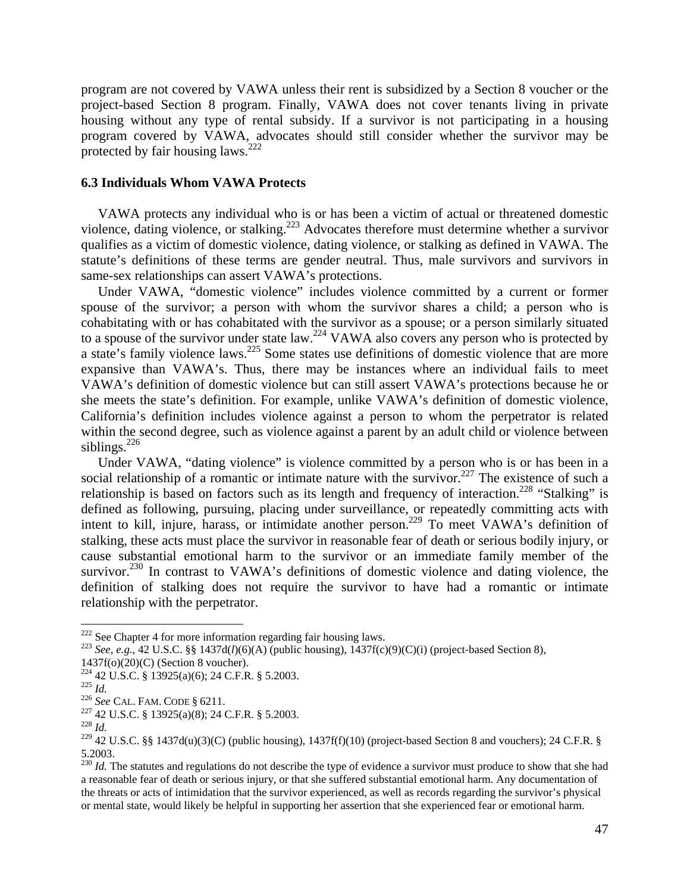program are not covered by VAWA unless their rent is subsidized by a Section 8 voucher or the project-based Section 8 program. Finally, VAWA does not cover tenants living in private housing without any type of rental subsidy. If a survivor is not participating in a housing program covered by VAWA, advocates should still consider whether the survivor may be protected by fair housing laws.[222]

### 6.3 Individuals Whom VAWA Protects

VAWA protects any individual who is or has been a victim of actual or threatened domestic violence, dating violence, or stalking.[223] Advocates therefore must determine whether a survivor qualifies as a victim of domestic violence, dating violence, or stalking as defined in VAWA. The statute's definitions of these terms are gender neutral. Thus, male survivors and survivors in same-sex relationships can assert VAWA's protections.

Under VAWA, "domestic violence" includes violence committed by a current or former spouse of the survivor; a person with whom the survivor shares a child; a person who is cohabitating with or has cohabitated with the survivor as a spouse; or a person similarly situated to a spouse of the survivor under state law.[224] VAWA also covers any person who is protected by a state's family violence laws.[225] Some states use definitions of domestic violence that are more expansive than VAWA's. Thus, there may be instances where an individual fails to meet VAWA's definition of domestic violence but can still assert VAWA's protections because he or she meets the state's definition. For example, unlike VAWA's definition of domestic violence, California's definition includes violence against a person to whom the perpetrator is related within the second degree, such as violence against a parent by an adult child or violence between siblings.[226]

Under VAWA, "dating violence" is violence committed by a person who is or has been in a social relationship of a romantic or intimate nature with the survivor.[227] The existence of such a relationship is based on factors such as its length and frequency of interaction.[228] "Stalking" is defined as following, pursuing, placing under surveillance, or repeatedly committing acts with intent to kill, injure, harass, or intimidate another person.[229] To meet VAWA's definition of stalking, these acts must place the survivor in reasonable fear of death or serious bodily injury, or cause substantial emotional harm to the survivor or an immediate family member of the survivor.[230] In contrast to VAWA's definitions of domestic violence and dating violence, the definition of stalking does not require the survivor to have had a romantic or intimate relationship with the perpetrator.

---

[222] See Chapter 4 for more information regarding fair housing laws.

[223] *See, e.g.*, 42 U.S.C. §§ 1437d(*l*)(6)(A) (public housing), 1437f(c)(9)(C)(i) (project-based Section 8), 1437f(o)(20)(C) (Section 8 voucher).

[224] 42 U.S.C. § 13925(a)(6); 24 C.F.R. § 5.2003.

[225] *Id.*

[226] *See* CAL. FAM. CODE § 6211.

[227] 42 U.S.C. § 13925(a)(8); 24 C.F.R. § 5.2003.

[228] *Id.*

[229] 42 U.S.C. §§ 1437d(u)(3)(C) (public housing), 1437f(f)(10) (project-based Section 8 and vouchers); 24 C.F.R. § 5.2003.

[230] *Id.* The statutes and regulations do not describe the type of evidence a survivor must produce to show that she had a reasonable fear of death or serious injury, or that she suffered substantial emotional harm. Any documentation of the threats or acts of intimidation that the survivor experienced, as well as records regarding the survivor's physical or mental state, would likely be helpful in supporting her assertion that she experienced fear or emotional harm.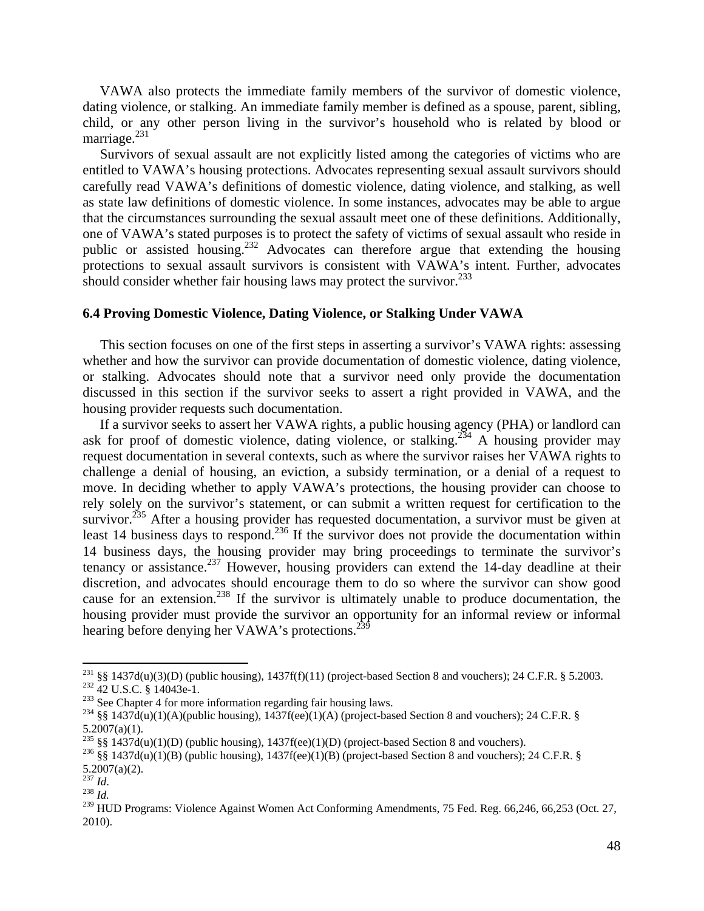VAWA also protects the immediate family members of the survivor of domestic violence, dating violence, or stalking. An immediate family member is defined as a spouse, parent, sibling, child, or any other person living in the survivor's household who is related by blood or marriage.[231]

Survivors of sexual assault are not explicitly listed among the categories of victims who are entitled to VAWA's housing protections. Advocates representing sexual assault survivors should carefully read VAWA's definitions of domestic violence, dating violence, and stalking, as well as state law definitions of domestic violence. In some instances, advocates may be able to argue that the circumstances surrounding the sexual assault meet one of these definitions. Additionally, one of VAWA's stated purposes is to protect the safety of victims of sexual assault who reside in public or assisted housing.[232] Advocates can therefore argue that extending the housing protections to sexual assault survivors is consistent with VAWA's intent. Further, advocates should consider whether fair housing laws may protect the survivor.[233]

### 6.4 Proving Domestic Violence, Dating Violence, or Stalking Under VAWA

This section focuses on one of the first steps in asserting a survivor's VAWA rights: assessing whether and how the survivor can provide documentation of domestic violence, dating violence, or stalking. Advocates should note that a survivor need only provide the documentation discussed in this section if the survivor seeks to assert a right provided in VAWA, and the housing provider requests such documentation.

If a survivor seeks to assert her VAWA rights, a public housing agency (PHA) or landlord can ask for proof of domestic violence, dating violence, or stalking.[234] A housing provider may request documentation in several contexts, such as where the survivor raises her VAWA rights to challenge a denial of housing, an eviction, a subsidy termination, or a denial of a request to move. In deciding whether to apply VAWA's protections, the housing provider can choose to rely solely on the survivor's statement, or can submit a written request for certification to the survivor.[235] After a housing provider has requested documentation, a survivor must be given at least 14 business days to respond.[236] If the survivor does not provide the documentation within 14 business days, the housing provider may bring proceedings to terminate the survivor's tenancy or assistance.[237] However, housing providers can extend the 14-day deadline at their discretion, and advocates should encourage them to do so where the survivor can show good cause for an extension.[238] If the survivor is ultimately unable to produce documentation, the housing provider must provide the survivor an opportunity for an informal review or informal hearing before denying her VAWA's protections.[239]

---

[231] §§ 1437d(u)(3)(D) (public housing), 1437f(f)(11) (project-based Section 8 and vouchers); 24 C.F.R. § 5.2003.

[232] 42 U.S.C. § 14043e-1.

[233] See Chapter 4 for more information regarding fair housing laws.

[234] §§ 1437d(u)(1)(A)(public housing), 1437f(ee)(1)(A) (project-based Section 8 and vouchers); 24 C.F.R. § 5.2007(a)(1).

[235] §§ 1437d(u)(1)(D) (public housing), 1437f(ee)(1)(D) (project-based Section 8 and vouchers).

[236] §§ 1437d(u)(1)(B) (public housing), 1437f(ee)(1)(B) (project-based Section 8 and vouchers); 24 C.F.R. § 5.2007(a)(2).

[237] *Id*.

[238] *Id.*

[239] HUD Programs: Violence Against Women Act Conforming Amendments, 75 Fed. Reg. 66,246, 66,253 (Oct. 27, 2010).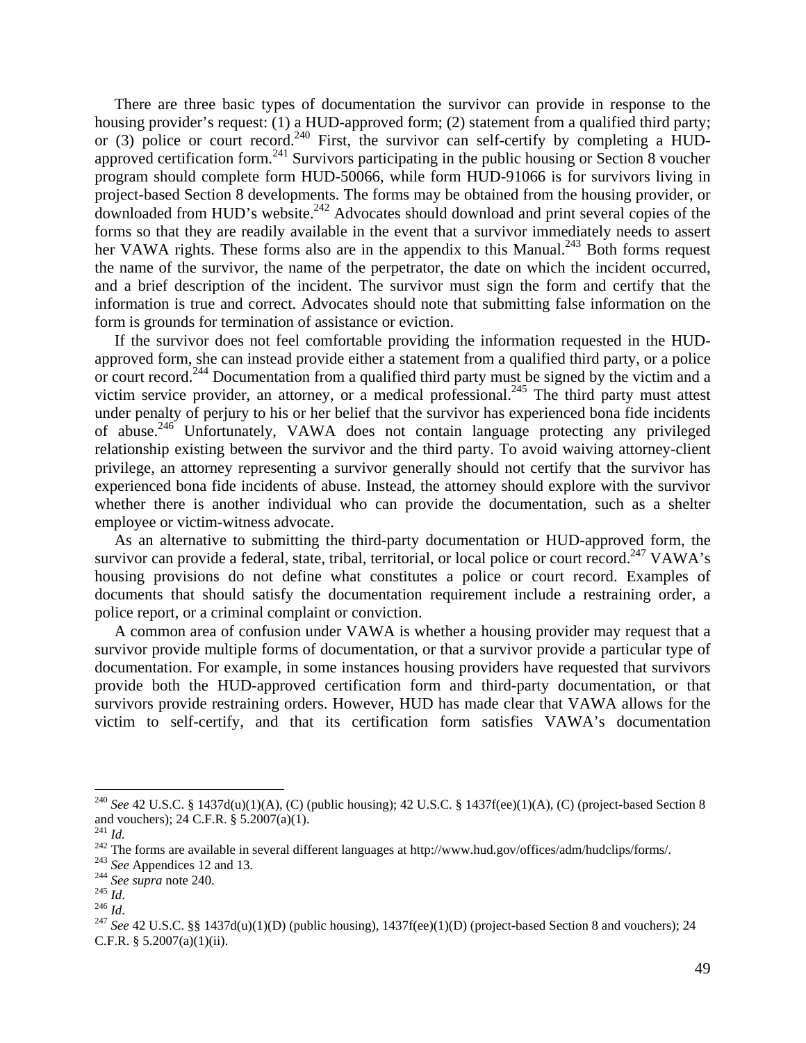There are three basic types of documentation the survivor can provide in response to the housing provider's request: (1) a HUD-approved form; (2) statement from a qualified third party; or (3) police or court record.[240] First, the survivor can self-certify by completing a HUD-approved certification form.[241] Survivors participating in the public housing or Section 8 voucher program should complete form HUD-50066, while form HUD-91066 is for survivors living in project-based Section 8 developments. The forms may be obtained from the housing provider, or downloaded from HUD's website.[242] Advocates should download and print several copies of the forms so that they are readily available in the event that a survivor immediately needs to assert her VAWA rights. These forms also are in the appendix to this Manual.[243] Both forms request the name of the survivor, the name of the perpetrator, the date on which the incident occurred, and a brief description of the incident. The survivor must sign the form and certify that the information is true and correct. Advocates should note that submitting false information on the form is grounds for termination of assistance or eviction.

If the survivor does not feel comfortable providing the information requested in the HUD-approved form, she can instead provide either a statement from a qualified third party, or a police or court record.[244] Documentation from a qualified third party must be signed by the victim and a victim service provider, an attorney, or a medical professional.[245] The third party must attest under penalty of perjury to his or her belief that the survivor has experienced bona fide incidents of abuse.[246] Unfortunately, VAWA does not contain language protecting any privileged relationship existing between the survivor and the third party. To avoid waiving attorney-client privilege, an attorney representing a survivor generally should not certify that the survivor has experienced bona fide incidents of abuse. Instead, the attorney should explore with the survivor whether there is another individual who can provide the documentation, such as a shelter employee or victim-witness advocate.

As an alternative to submitting the third-party documentation or HUD-approved form, the survivor can provide a federal, state, tribal, territorial, or local police or court record.[247] VAWA's housing provisions do not define what constitutes a police or court record. Examples of documents that should satisfy the documentation requirement include a restraining order, a police report, or a criminal complaint or conviction.

A common area of confusion under VAWA is whether a housing provider may request that a survivor provide multiple forms of documentation, or that a survivor provide a particular type of documentation. For example, in some instances housing providers have requested that survivors provide both the HUD-approved certification form and third-party documentation, or that survivors provide restraining orders. However, HUD has made clear that VAWA allows for the victim to self-certify, and that its certification form satisfies VAWA's documentation

---

[240] *See* 42 U.S.C. § 1437d(u)(1)(A), (C) (public housing); 42 U.S.C. § 1437f(ee)(1)(A), (C) (project-based Section 8 and vouchers); 24 C.F.R. § 5.2007(a)(1).

[241] *Id.*

[242] The forms are available in several different languages at http://www.hud.gov/offices/adm/hudclips/forms/.

[243] *See* Appendices 12 and 13.

[244] *See supra* note 240.

[245] *Id*.

[246] *Id*.

[247] *See* 42 U.S.C. §§ 1437d(u)(1)(D) (public housing), 1437f(ee)(1)(D) (project-based Section 8 and vouchers); 24 C.F.R. § 5.2007(a)(1)(ii).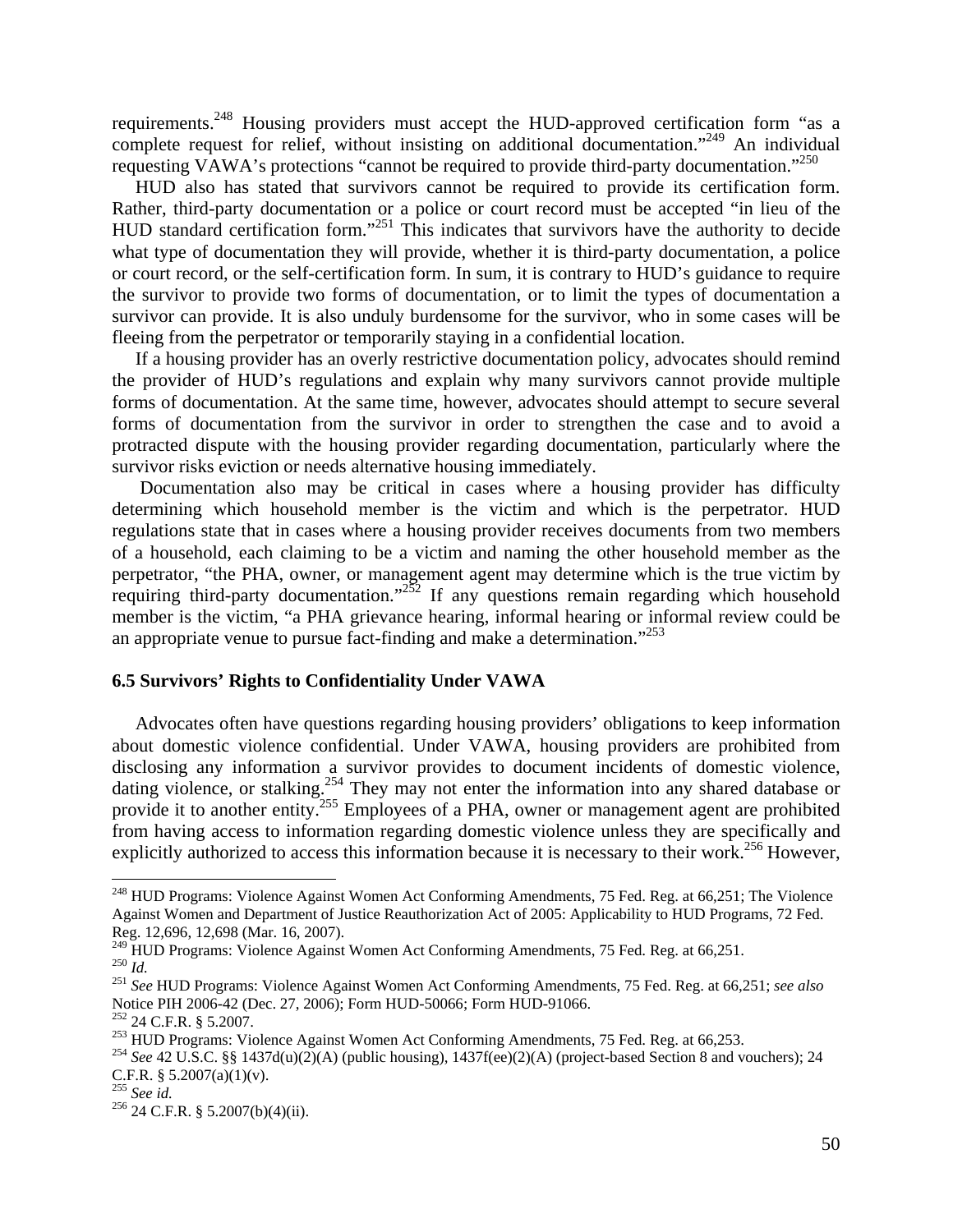requirements.[248] Housing providers must accept the HUD-approved certification form "as a complete request for relief, without insisting on additional documentation."[249] An individual requesting VAWA's protections "cannot be required to provide third-party documentation."[250]

HUD also has stated that survivors cannot be required to provide its certification form. Rather, third-party documentation or a police or court record must be accepted "in lieu of the HUD standard certification form."[251] This indicates that survivors have the authority to decide what type of documentation they will provide, whether it is third-party documentation, a police or court record, or the self-certification form. In sum, it is contrary to HUD's guidance to require the survivor to provide two forms of documentation, or to limit the types of documentation a survivor can provide. It is also unduly burdensome for the survivor, who in some cases will be fleeing from the perpetrator or temporarily staying in a confidential location.

If a housing provider has an overly restrictive documentation policy, advocates should remind the provider of HUD's regulations and explain why many survivors cannot provide multiple forms of documentation. At the same time, however, advocates should attempt to secure several forms of documentation from the survivor in order to strengthen the case and to avoid a protracted dispute with the housing provider regarding documentation, particularly where the survivor risks eviction or needs alternative housing immediately.

Documentation also may be critical in cases where a housing provider has difficulty determining which household member is the victim and which is the perpetrator. HUD regulations state that in cases where a housing provider receives documents from two members of a household, each claiming to be a victim and naming the other household member as the perpetrator, "the PHA, owner, or management agent may determine which is the true victim by requiring third-party documentation."[252] If any questions remain regarding which household member is the victim, "a PHA grievance hearing, informal hearing or informal review could be an appropriate venue to pursue fact-finding and make a determination."[253]

### 6.5 Survivors' Rights to Confidentiality Under VAWA

Advocates often have questions regarding housing providers' obligations to keep information about domestic violence confidential. Under VAWA, housing providers are prohibited from disclosing any information a survivor provides to document incidents of domestic violence, dating violence, or stalking.[254] They may not enter the information into any shared database or provide it to another entity.[255] Employees of a PHA, owner or management agent are prohibited from having access to information regarding domestic violence unless they are specifically and explicitly authorized to access this information because it is necessary to their work.[256] However,

---

[248] HUD Programs: Violence Against Women Act Conforming Amendments, 75 Fed. Reg. at 66,251; The Violence Against Women and Department of Justice Reauthorization Act of 2005: Applicability to HUD Programs, 72 Fed. Reg. 12,696, 12,698 (Mar. 16, 2007).

[249] HUD Programs: Violence Against Women Act Conforming Amendments, 75 Fed. Reg. at 66,251.

[250] *Id.*

[251] *See* HUD Programs: Violence Against Women Act Conforming Amendments, 75 Fed. Reg. at 66,251; *see also* Notice PIH 2006-42 (Dec. 27, 2006); Form HUD-50066; Form HUD-91066.

[252] 24 C.F.R. § 5.2007.

[253] HUD Programs: Violence Against Women Act Conforming Amendments, 75 Fed. Reg. at 66,253.

[254] *See* 42 U.S.C. §§ 1437d(u)(2)(A) (public housing), 1437f(ee)(2)(A) (project-based Section 8 and vouchers); 24 C.F.R. § 5.2007(a)(1)(v).

[255] *See id.*

[256] 24 C.F.R. § 5.2007(b)(4)(ii).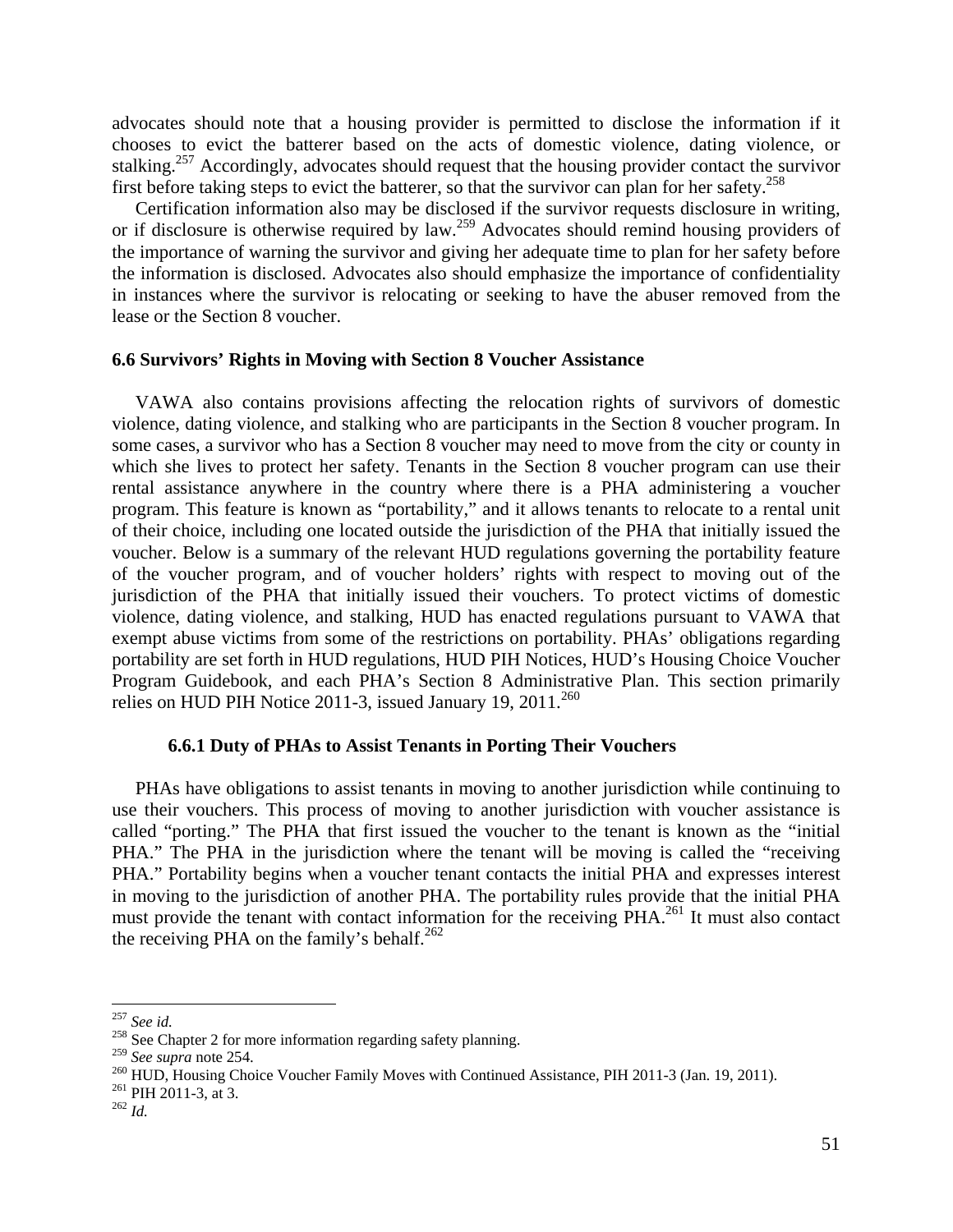advocates should note that a housing provider is permitted to disclose the information if it chooses to evict the batterer based on the acts of domestic violence, dating violence, or stalking.[257] Accordingly, advocates should request that the housing provider contact the survivor first before taking steps to evict the batterer, so that the survivor can plan for her safety.[258]

Certification information also may be disclosed if the survivor requests disclosure in writing, or if disclosure is otherwise required by law.[259] Advocates should remind housing providers of the importance of warning the survivor and giving her adequate time to plan for her safety before the information is disclosed. Advocates also should emphasize the importance of confidentiality in instances where the survivor is relocating or seeking to have the abuser removed from the lease or the Section 8 voucher.

## 6.6 Survivors' Rights in Moving with Section 8 Voucher Assistance

VAWA also contains provisions affecting the relocation rights of survivors of domestic violence, dating violence, and stalking who are participants in the Section 8 voucher program. In some cases, a survivor who has a Section 8 voucher may need to move from the city or county in which she lives to protect her safety. Tenants in the Section 8 voucher program can use their rental assistance anywhere in the country where there is a PHA administering a voucher program. This feature is known as "portability," and it allows tenants to relocate to a rental unit of their choice, including one located outside the jurisdiction of the PHA that initially issued the voucher. Below is a summary of the relevant HUD regulations governing the portability feature of the voucher program, and of voucher holders' rights with respect to moving out of the jurisdiction of the PHA that initially issued their vouchers. To protect victims of domestic violence, dating violence, and stalking, HUD has enacted regulations pursuant to VAWA that exempt abuse victims from some of the restrictions on portability. PHAs' obligations regarding portability are set forth in HUD regulations, HUD PIH Notices, HUD's Housing Choice Voucher Program Guidebook, and each PHA's Section 8 Administrative Plan. This section primarily relies on HUD PIH Notice 2011-3, issued January 19, 2011.[260]

### 6.6.1 Duty of PHAs to Assist Tenants in Porting Their Vouchers

PHAs have obligations to assist tenants in moving to another jurisdiction while continuing to use their vouchers. This process of moving to another jurisdiction with voucher assistance is called "porting." The PHA that first issued the voucher to the tenant is known as the "initial PHA." The PHA in the jurisdiction where the tenant will be moving is called the "receiving PHA." Portability begins when a voucher tenant contacts the initial PHA and expresses interest in moving to the jurisdiction of another PHA. The portability rules provide that the initial PHA must provide the tenant with contact information for the receiving PHA.[261] It must also contact the receiving PHA on the family's behalf.[262]

---

[257] *See id.*

[258] See Chapter 2 for more information regarding safety planning.

[259] *See supra* note 254.

[260] HUD, Housing Choice Voucher Family Moves with Continued Assistance, PIH 2011-3 (Jan. 19, 2011).

[261] PIH 2011-3, at 3.

[262] *Id.*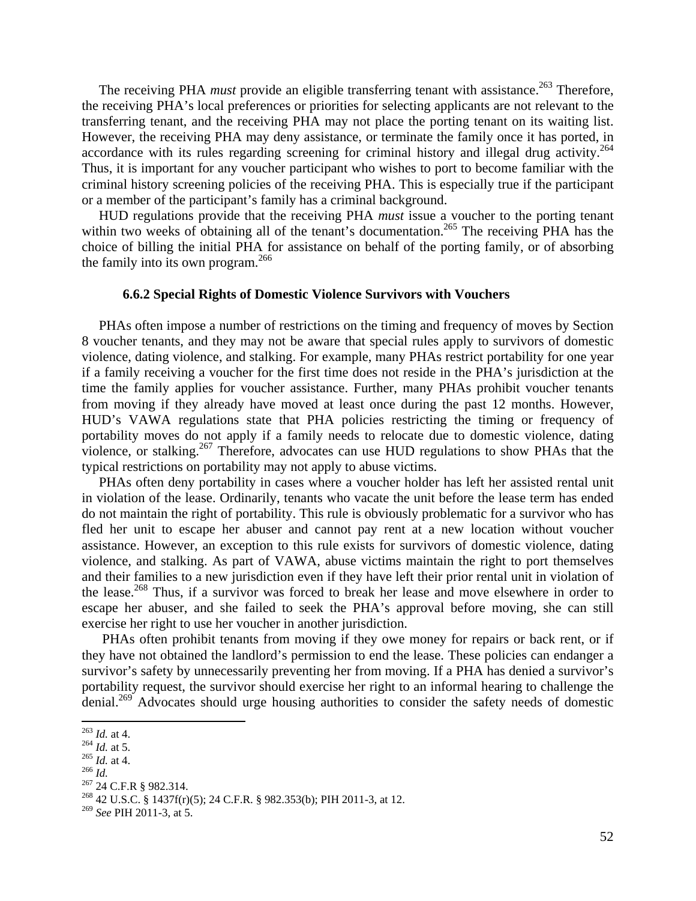The receiving PHA *must* provide an eligible transferring tenant with assistance.[263] Therefore, the receiving PHA's local preferences or priorities for selecting applicants are not relevant to the transferring tenant, and the receiving PHA may not place the porting tenant on its waiting list. However, the receiving PHA may deny assistance, or terminate the family once it has ported, in accordance with its rules regarding screening for criminal history and illegal drug activity.[264] Thus, it is important for any voucher participant who wishes to port to become familiar with the criminal history screening policies of the receiving PHA. This is especially true if the participant or a member of the participant's family has a criminal background.

HUD regulations provide that the receiving PHA *must* issue a voucher to the porting tenant within two weeks of obtaining all of the tenant's documentation.[265] The receiving PHA has the choice of billing the initial PHA for assistance on behalf of the porting family, or of absorbing the family into its own program.[266]

### 6.6.2 Special Rights of Domestic Violence Survivors with Vouchers

PHAs often impose a number of restrictions on the timing and frequency of moves by Section 8 voucher tenants, and they may not be aware that special rules apply to survivors of domestic violence, dating violence, and stalking. For example, many PHAs restrict portability for one year if a family receiving a voucher for the first time does not reside in the PHA's jurisdiction at the time the family applies for voucher assistance. Further, many PHAs prohibit voucher tenants from moving if they already have moved at least once during the past 12 months. However, HUD's VAWA regulations state that PHA policies restricting the timing or frequency of portability moves do not apply if a family needs to relocate due to domestic violence, dating violence, or stalking.[267] Therefore, advocates can use HUD regulations to show PHAs that the typical restrictions on portability may not apply to abuse victims.

PHAs often deny portability in cases where a voucher holder has left her assisted rental unit in violation of the lease. Ordinarily, tenants who vacate the unit before the lease term has ended do not maintain the right of portability. This rule is obviously problematic for a survivor who has fled her unit to escape her abuser and cannot pay rent at a new location without voucher assistance. However, an exception to this rule exists for survivors of domestic violence, dating violence, and stalking. As part of VAWA, abuse victims maintain the right to port themselves and their families to a new jurisdiction even if they have left their prior rental unit in violation of the lease.[268] Thus, if a survivor was forced to break her lease and move elsewhere in order to escape her abuser, and she failed to seek the PHA's approval before moving, she can still exercise her right to use her voucher in another jurisdiction.

PHAs often prohibit tenants from moving if they owe money for repairs or back rent, or if they have not obtained the landlord's permission to end the lease. These policies can endanger a survivor's safety by unnecessarily preventing her from moving. If a PHA has denied a survivor's portability request, the survivor should exercise her right to an informal hearing to challenge the denial.[269] Advocates should urge housing authorities to consider the safety needs of domestic

---

[263] *Id.* at 4.
[264] *Id.* at 5.
[265] *Id.* at 4.
[266] *Id.*
[267] 24 C.F.R § 982.314.
[268] 42 U.S.C. § 1437f(r)(5); 24 C.F.R. § 982.353(b); PIH 2011-3, at 12.
[269] *See* PIH 2011-3, at 5.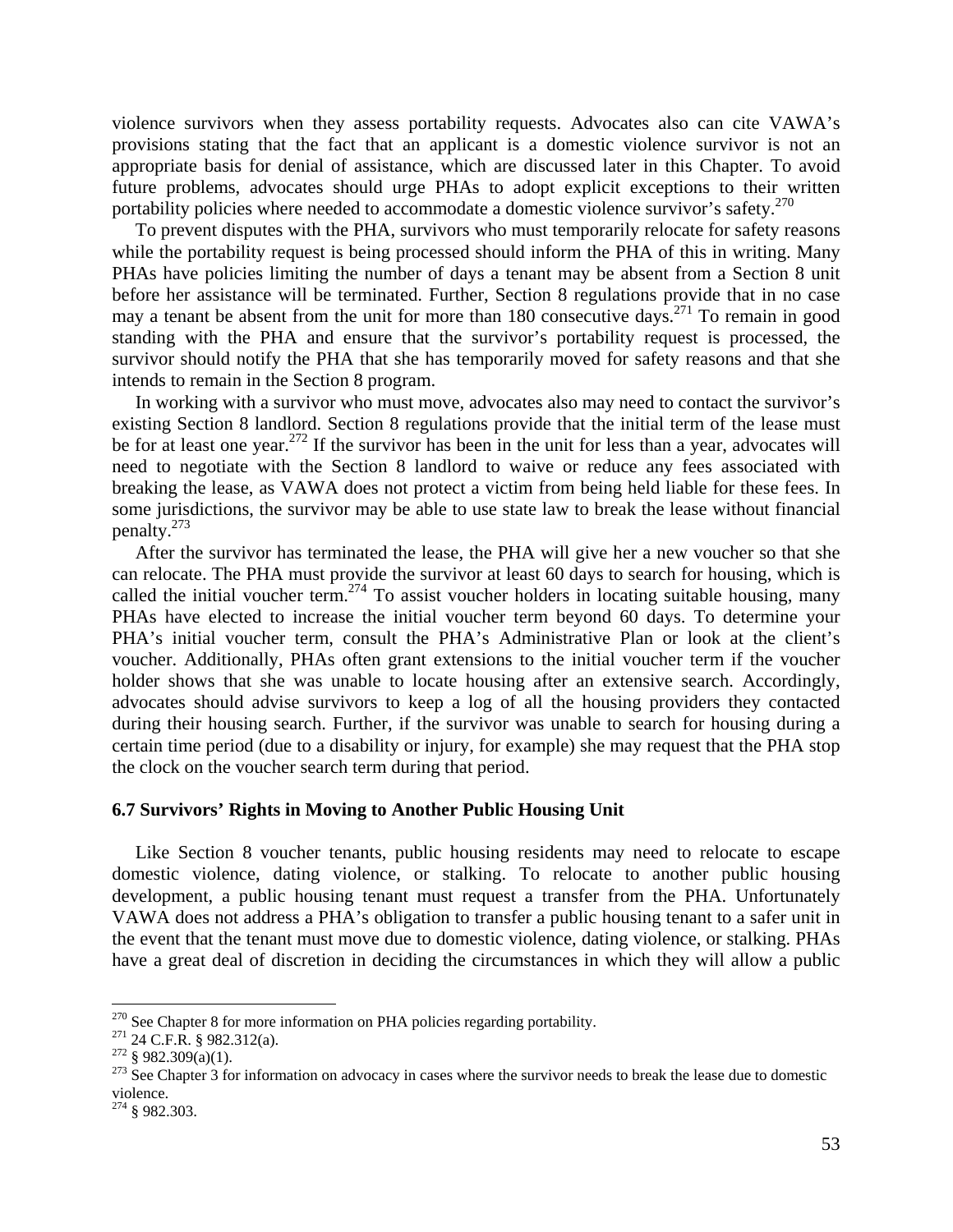violence survivors when they assess portability requests. Advocates also can cite VAWA's provisions stating that the fact that an applicant is a domestic violence survivor is not an appropriate basis for denial of assistance, which are discussed later in this Chapter. To avoid future problems, advocates should urge PHAs to adopt explicit exceptions to their written portability policies where needed to accommodate a domestic violence survivor's safety.[270]

To prevent disputes with the PHA, survivors who must temporarily relocate for safety reasons while the portability request is being processed should inform the PHA of this in writing. Many PHAs have policies limiting the number of days a tenant may be absent from a Section 8 unit before her assistance will be terminated. Further, Section 8 regulations provide that in no case may a tenant be absent from the unit for more than 180 consecutive days.[271] To remain in good standing with the PHA and ensure that the survivor's portability request is processed, the survivor should notify the PHA that she has temporarily moved for safety reasons and that she intends to remain in the Section 8 program.

In working with a survivor who must move, advocates also may need to contact the survivor's existing Section 8 landlord. Section 8 regulations provide that the initial term of the lease must be for at least one year.[272] If the survivor has been in the unit for less than a year, advocates will need to negotiate with the Section 8 landlord to waive or reduce any fees associated with breaking the lease, as VAWA does not protect a victim from being held liable for these fees. In some jurisdictions, the survivor may be able to use state law to break the lease without financial penalty.[273]

After the survivor has terminated the lease, the PHA will give her a new voucher so that she can relocate. The PHA must provide the survivor at least 60 days to search for housing, which is called the initial voucher term.[274] To assist voucher holders in locating suitable housing, many PHAs have elected to increase the initial voucher term beyond 60 days. To determine your PHA's initial voucher term, consult the PHA's Administrative Plan or look at the client's voucher. Additionally, PHAs often grant extensions to the initial voucher term if the voucher holder shows that she was unable to locate housing after an extensive search. Accordingly, advocates should advise survivors to keep a log of all the housing providers they contacted during their housing search. Further, if the survivor was unable to search for housing during a certain time period (due to a disability or injury, for example) she may request that the PHA stop the clock on the voucher search term during that period.

### 6.7 Survivors' Rights in Moving to Another Public Housing Unit

Like Section 8 voucher tenants, public housing residents may need to relocate to escape domestic violence, dating violence, or stalking. To relocate to another public housing development, a public housing tenant must request a transfer from the PHA. Unfortunately VAWA does not address a PHA's obligation to transfer a public housing tenant to a safer unit in the event that the tenant must move due to domestic violence, dating violence, or stalking. PHAs have a great deal of discretion in deciding the circumstances in which they will allow a public

---

[270] See Chapter 8 for more information on PHA policies regarding portability.

[271] 24 C.F.R. § 982.312(a).

[272] § 982.309(a)(1).

[273] See Chapter 3 for information on advocacy in cases where the survivor needs to break the lease due to domestic violence.

[274] § 982.303.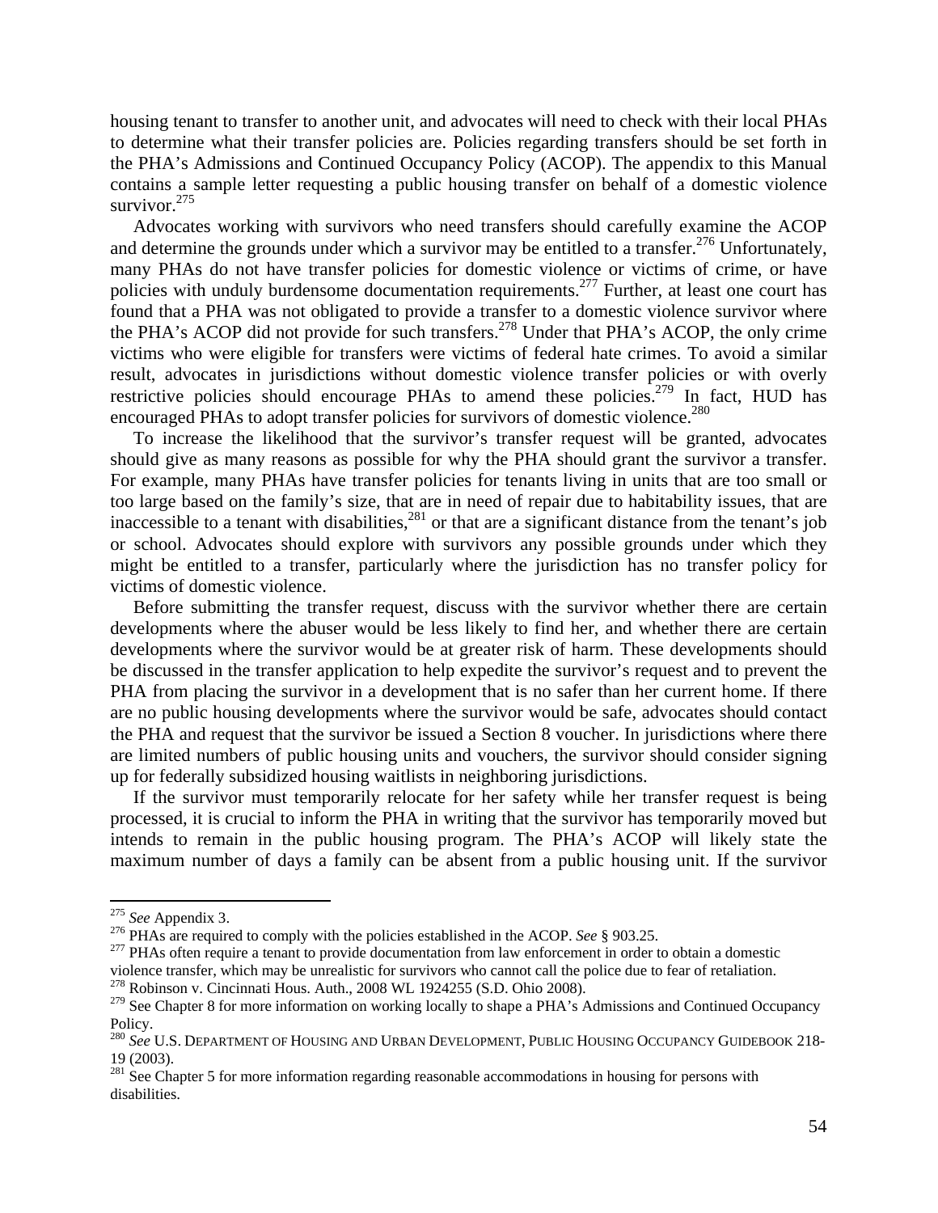housing tenant to transfer to another unit, and advocates will need to check with their local PHAs to determine what their transfer policies are. Policies regarding transfers should be set forth in the PHA's Admissions and Continued Occupancy Policy (ACOP). The appendix to this Manual contains a sample letter requesting a public housing transfer on behalf of a domestic violence survivor.[275]

Advocates working with survivors who need transfers should carefully examine the ACOP and determine the grounds under which a survivor may be entitled to a transfer.[276] Unfortunately, many PHAs do not have transfer policies for domestic violence or victims of crime, or have policies with unduly burdensome documentation requirements.[277] Further, at least one court has found that a PHA was not obligated to provide a transfer to a domestic violence survivor where the PHA's ACOP did not provide for such transfers.[278] Under that PHA's ACOP, the only crime victims who were eligible for transfers were victims of federal hate crimes. To avoid a similar result, advocates in jurisdictions without domestic violence transfer policies or with overly restrictive policies should encourage PHAs to amend these policies.[279] In fact, HUD has encouraged PHAs to adopt transfer policies for survivors of domestic violence.[280]

To increase the likelihood that the survivor's transfer request will be granted, advocates should give as many reasons as possible for why the PHA should grant the survivor a transfer. For example, many PHAs have transfer policies for tenants living in units that are too small or too large based on the family's size, that are in need of repair due to habitability issues, that are inaccessible to a tenant with disabilities,[281] or that are a significant distance from the tenant's job or school. Advocates should explore with survivors any possible grounds under which they might be entitled to a transfer, particularly where the jurisdiction has no transfer policy for victims of domestic violence.

Before submitting the transfer request, discuss with the survivor whether there are certain developments where the abuser would be less likely to find her, and whether there are certain developments where the survivor would be at greater risk of harm. These developments should be discussed in the transfer application to help expedite the survivor's request and to prevent the PHA from placing the survivor in a development that is no safer than her current home. If there are no public housing developments where the survivor would be safe, advocates should contact the PHA and request that the survivor be issued a Section 8 voucher. In jurisdictions where there are limited numbers of public housing units and vouchers, the survivor should consider signing up for federally subsidized housing waitlists in neighboring jurisdictions.

If the survivor must temporarily relocate for her safety while her transfer request is being processed, it is crucial to inform the PHA in writing that the survivor has temporarily moved but intends to remain in the public housing program. The PHA's ACOP will likely state the maximum number of days a family can be absent from a public housing unit. If the survivor

---

[275] *See* Appendix 3.

[276] PHAs are required to comply with the policies established in the ACOP. *See* § 903.25.

[277] PHAs often require a tenant to provide documentation from law enforcement in order to obtain a domestic violence transfer, which may be unrealistic for survivors who cannot call the police due to fear of retaliation.

[278] Robinson v. Cincinnati Hous. Auth., 2008 WL 1924255 (S.D. Ohio 2008).

[279] See Chapter 8 for more information on working locally to shape a PHA's Admissions and Continued Occupancy Policy.

[280] *See* U.S. DEPARTMENT OF HOUSING AND URBAN DEVELOPMENT, PUBLIC HOUSING OCCUPANCY GUIDEBOOK 218-19 (2003).

[281] See Chapter 5 for more information regarding reasonable accommodations in housing for persons with disabilities.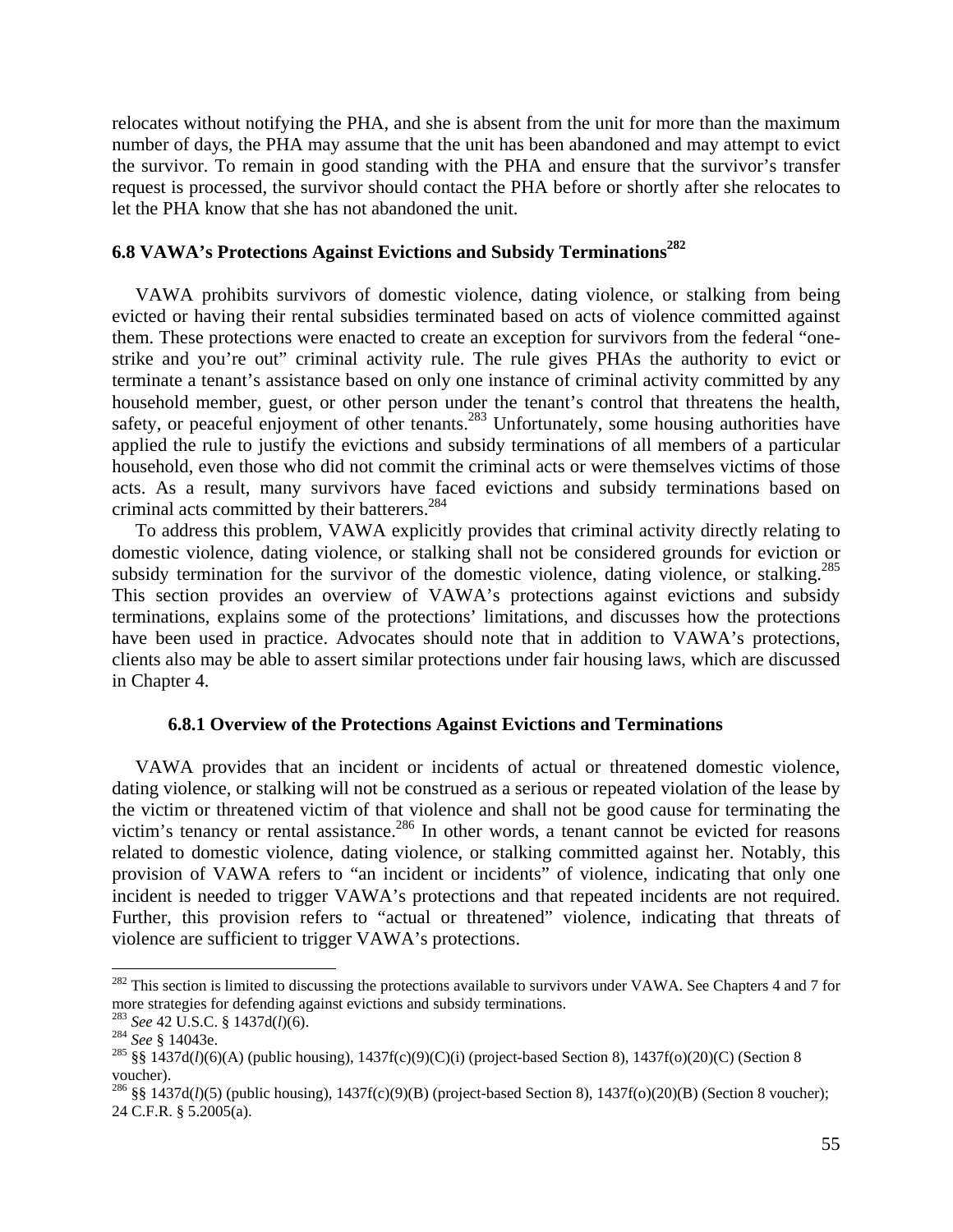relocates without notifying the PHA, and she is absent from the unit for more than the maximum number of days, the PHA may assume that the unit has been abandoned and may attempt to evict the survivor. To remain in good standing with the PHA and ensure that the survivor's transfer request is processed, the survivor should contact the PHA before or shortly after she relocates to let the PHA know that she has not abandoned the unit.

## 6.8 VAWA's Protections Against Evictions and Subsidy Terminations[282]

VAWA prohibits survivors of domestic violence, dating violence, or stalking from being evicted or having their rental subsidies terminated based on acts of violence committed against them. These protections were enacted to create an exception for survivors from the federal "one-strike and you're out" criminal activity rule. The rule gives PHAs the authority to evict or terminate a tenant's assistance based on only one instance of criminal activity committed by any household member, guest, or other person under the tenant's control that threatens the health, safety, or peaceful enjoyment of other tenants.[283] Unfortunately, some housing authorities have applied the rule to justify the evictions and subsidy terminations of all members of a particular household, even those who did not commit the criminal acts or were themselves victims of those acts. As a result, many survivors have faced evictions and subsidy terminations based on criminal acts committed by their batterers.[284]

To address this problem, VAWA explicitly provides that criminal activity directly relating to domestic violence, dating violence, or stalking shall not be considered grounds for eviction or subsidy termination for the survivor of the domestic violence, dating violence, or stalking.[285] This section provides an overview of VAWA's protections against evictions and subsidy terminations, explains some of the protections' limitations, and discusses how the protections have been used in practice. Advocates should note that in addition to VAWA's protections, clients also may be able to assert similar protections under fair housing laws, which are discussed in Chapter 4.

### 6.8.1 Overview of the Protections Against Evictions and Terminations

VAWA provides that an incident or incidents of actual or threatened domestic violence, dating violence, or stalking will not be construed as a serious or repeated violation of the lease by the victim or threatened victim of that violence and shall not be good cause for terminating the victim's tenancy or rental assistance.[286] In other words, a tenant cannot be evicted for reasons related to domestic violence, dating violence, or stalking committed against her. Notably, this provision of VAWA refers to "an incident or incidents" of violence, indicating that only one incident is needed to trigger VAWA's protections and that repeated incidents are not required. Further, this provision refers to "actual or threatened" violence, indicating that threats of violence are sufficient to trigger VAWA's protections.

---

[282] This section is limited to discussing the protections available to survivors under VAWA. See Chapters 4 and 7 for more strategies for defending against evictions and subsidy terminations.

[283] *See* 42 U.S.C. § 1437d(*l*)(6).

[284] *See* § 14043e.

[285] §§ 1437d(*l*)(6)(A) (public housing), 1437f(c)(9)(C)(i) (project-based Section 8), 1437f(o)(20)(C) (Section 8 voucher).

[286] §§ 1437d(*l*)(5) (public housing), 1437f(c)(9)(B) (project-based Section 8), 1437f(o)(20)(B) (Section 8 voucher); 24 C.F.R. § 5.2005(a).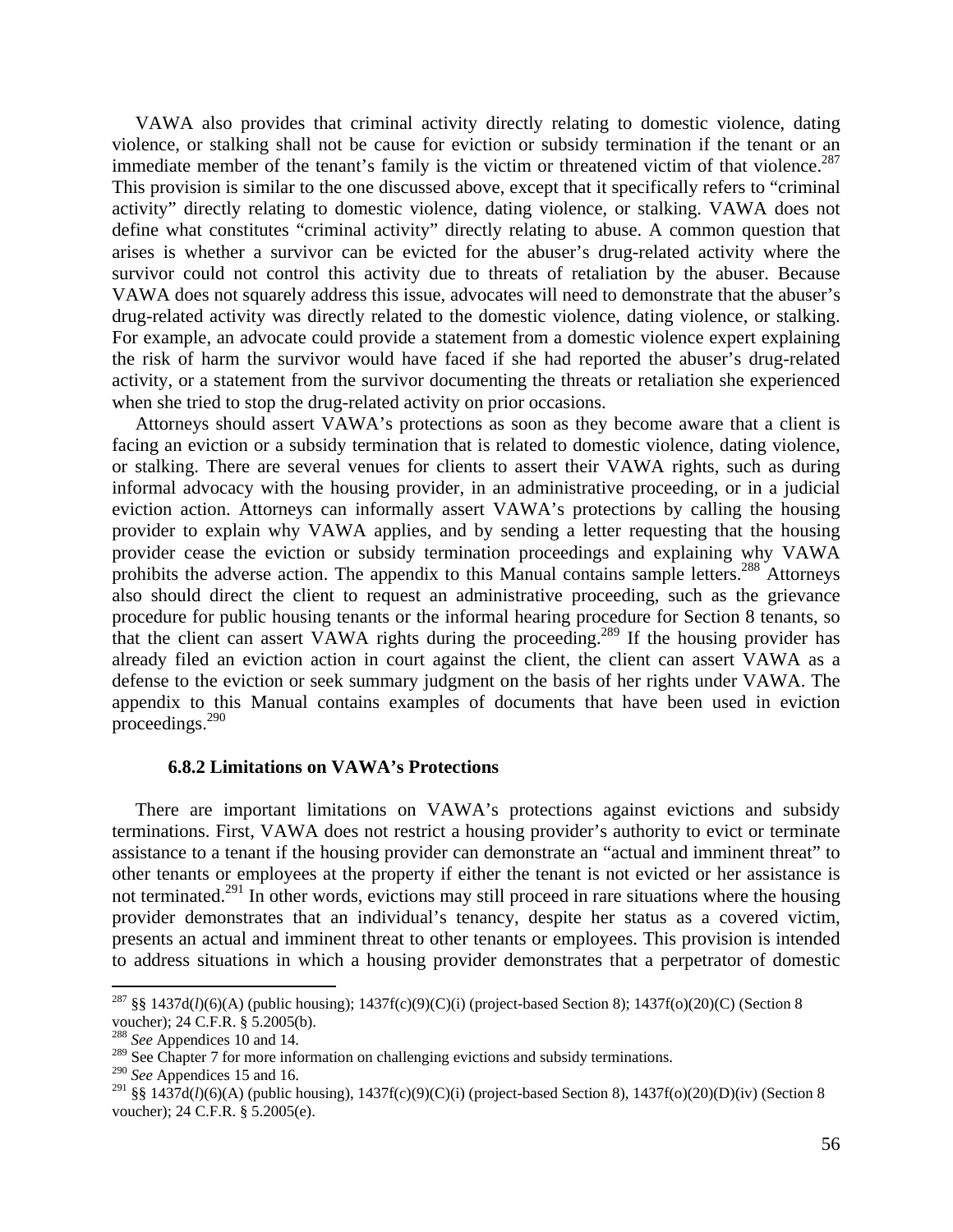VAWA also provides that criminal activity directly relating to domestic violence, dating violence, or stalking shall not be cause for eviction or subsidy termination if the tenant or an immediate member of the tenant's family is the victim or threatened victim of that violence.[287] This provision is similar to the one discussed above, except that it specifically refers to "criminal activity" directly relating to domestic violence, dating violence, or stalking. VAWA does not define what constitutes "criminal activity" directly relating to abuse. A common question that arises is whether a survivor can be evicted for the abuser's drug-related activity where the survivor could not control this activity due to threats of retaliation by the abuser. Because VAWA does not squarely address this issue, advocates will need to demonstrate that the abuser's drug-related activity was directly related to the domestic violence, dating violence, or stalking. For example, an advocate could provide a statement from a domestic violence expert explaining the risk of harm the survivor would have faced if she had reported the abuser's drug-related activity, or a statement from the survivor documenting the threats or retaliation she experienced when she tried to stop the drug-related activity on prior occasions.

Attorneys should assert VAWA's protections as soon as they become aware that a client is facing an eviction or a subsidy termination that is related to domestic violence, dating violence, or stalking. There are several venues for clients to assert their VAWA rights, such as during informal advocacy with the housing provider, in an administrative proceeding, or in a judicial eviction action. Attorneys can informally assert VAWA's protections by calling the housing provider to explain why VAWA applies, and by sending a letter requesting that the housing provider cease the eviction or subsidy termination proceedings and explaining why VAWA prohibits the adverse action. The appendix to this Manual contains sample letters.[288] Attorneys also should direct the client to request an administrative proceeding, such as the grievance procedure for public housing tenants or the informal hearing procedure for Section 8 tenants, so that the client can assert VAWA rights during the proceeding.[289] If the housing provider has already filed an eviction action in court against the client, the client can assert VAWA as a defense to the eviction or seek summary judgment on the basis of her rights under VAWA. The appendix to this Manual contains examples of documents that have been used in eviction proceedings.[290]

### 6.8.2 Limitations on VAWA's Protections

There are important limitations on VAWA's protections against evictions and subsidy terminations. First, VAWA does not restrict a housing provider's authority to evict or terminate assistance to a tenant if the housing provider can demonstrate an "actual and imminent threat" to other tenants or employees at the property if either the tenant is not evicted or her assistance is not terminated.[291] In other words, evictions may still proceed in rare situations where the housing provider demonstrates that an individual's tenancy, despite her status as a covered victim, presents an actual and imminent threat to other tenants or employees. This provision is intended to address situations in which a housing provider demonstrates that a perpetrator of domestic

---

[287] §§ 1437d(*l*)(6)(A) (public housing); 1437f(c)(9)(C)(i) (project-based Section 8); 1437f(o)(20)(C) (Section 8 voucher); 24 C.F.R. § 5.2005(b).

[288] *See* Appendices 10 and 14.

[289] See Chapter 7 for more information on challenging evictions and subsidy terminations.

[290] *See* Appendices 15 and 16.

[291] §§ 1437d(*l*)(6)(A) (public housing), 1437f(c)(9)(C)(i) (project-based Section 8), 1437f(o)(20)(D)(iv) (Section 8 voucher); 24 C.F.R. § 5.2005(e).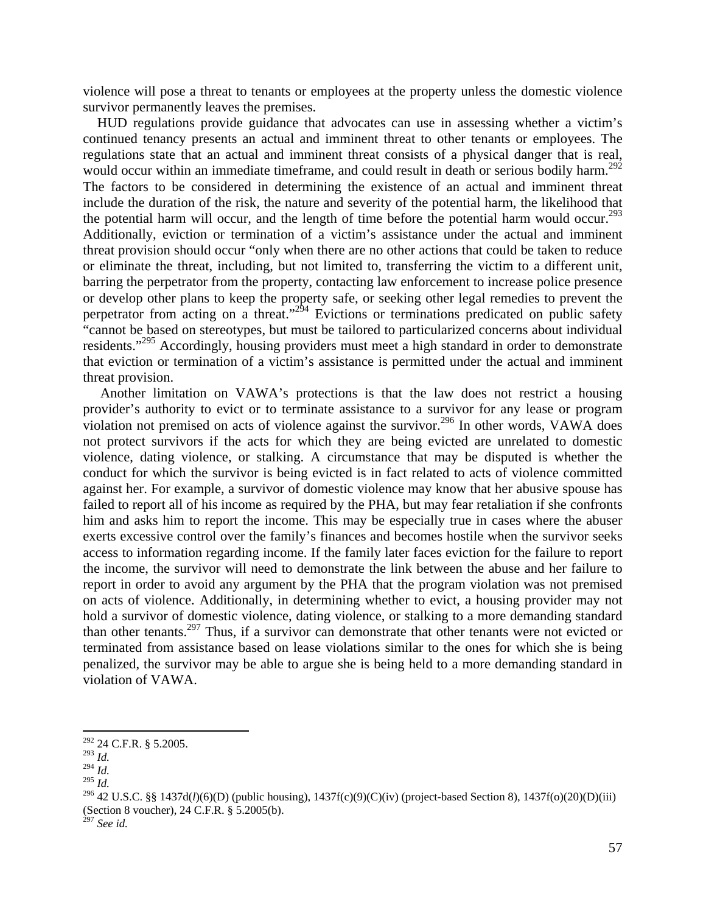violence will pose a threat to tenants or employees at the property unless the domestic violence survivor permanently leaves the premises.

HUD regulations provide guidance that advocates can use in assessing whether a victim's continued tenancy presents an actual and imminent threat to other tenants or employees. The regulations state that an actual and imminent threat consists of a physical danger that is real, would occur within an immediate timeframe, and could result in death or serious bodily harm.[292] The factors to be considered in determining the existence of an actual and imminent threat include the duration of the risk, the nature and severity of the potential harm, the likelihood that the potential harm will occur, and the length of time before the potential harm would occur.[293] Additionally, eviction or termination of a victim's assistance under the actual and imminent threat provision should occur "only when there are no other actions that could be taken to reduce or eliminate the threat, including, but not limited to, transferring the victim to a different unit, barring the perpetrator from the property, contacting law enforcement to increase police presence or develop other plans to keep the property safe, or seeking other legal remedies to prevent the perpetrator from acting on a threat."[294] Evictions or terminations predicated on public safety "cannot be based on stereotypes, but must be tailored to particularized concerns about individual residents."[295] Accordingly, housing providers must meet a high standard in order to demonstrate that eviction or termination of a victim's assistance is permitted under the actual and imminent threat provision.

Another limitation on VAWA's protections is that the law does not restrict a housing provider's authority to evict or to terminate assistance to a survivor for any lease or program violation not premised on acts of violence against the survivor.[296] In other words, VAWA does not protect survivors if the acts for which they are being evicted are unrelated to domestic violence, dating violence, or stalking. A circumstance that may be disputed is whether the conduct for which the survivor is being evicted is in fact related to acts of violence committed against her. For example, a survivor of domestic violence may know that her abusive spouse has failed to report all of his income as required by the PHA, but may fear retaliation if she confronts him and asks him to report the income. This may be especially true in cases where the abuser exerts excessive control over the family's finances and becomes hostile when the survivor seeks access to information regarding income. If the family later faces eviction for the failure to report the income, the survivor will need to demonstrate the link between the abuse and her failure to report in order to avoid any argument by the PHA that the program violation was not premised on acts of violence. Additionally, in determining whether to evict, a housing provider may not hold a survivor of domestic violence, dating violence, or stalking to a more demanding standard than other tenants.[297] Thus, if a survivor can demonstrate that other tenants were not evicted or terminated from assistance based on lease violations similar to the ones for which she is being penalized, the survivor may be able to argue she is being held to a more demanding standard in violation of VAWA.

---

[292] 24 C.F.R. § 5.2005.

[293] *Id.*

[294] *Id.*

[295] *Id.*

[296] 42 U.S.C. §§ 1437d(*l*)(6)(D) (public housing), 1437f(c)(9)(C)(iv) (project-based Section 8), 1437f(o)(20)(D)(iii) (Section 8 voucher), 24 C.F.R. § 5.2005(b).

[297] *See id.*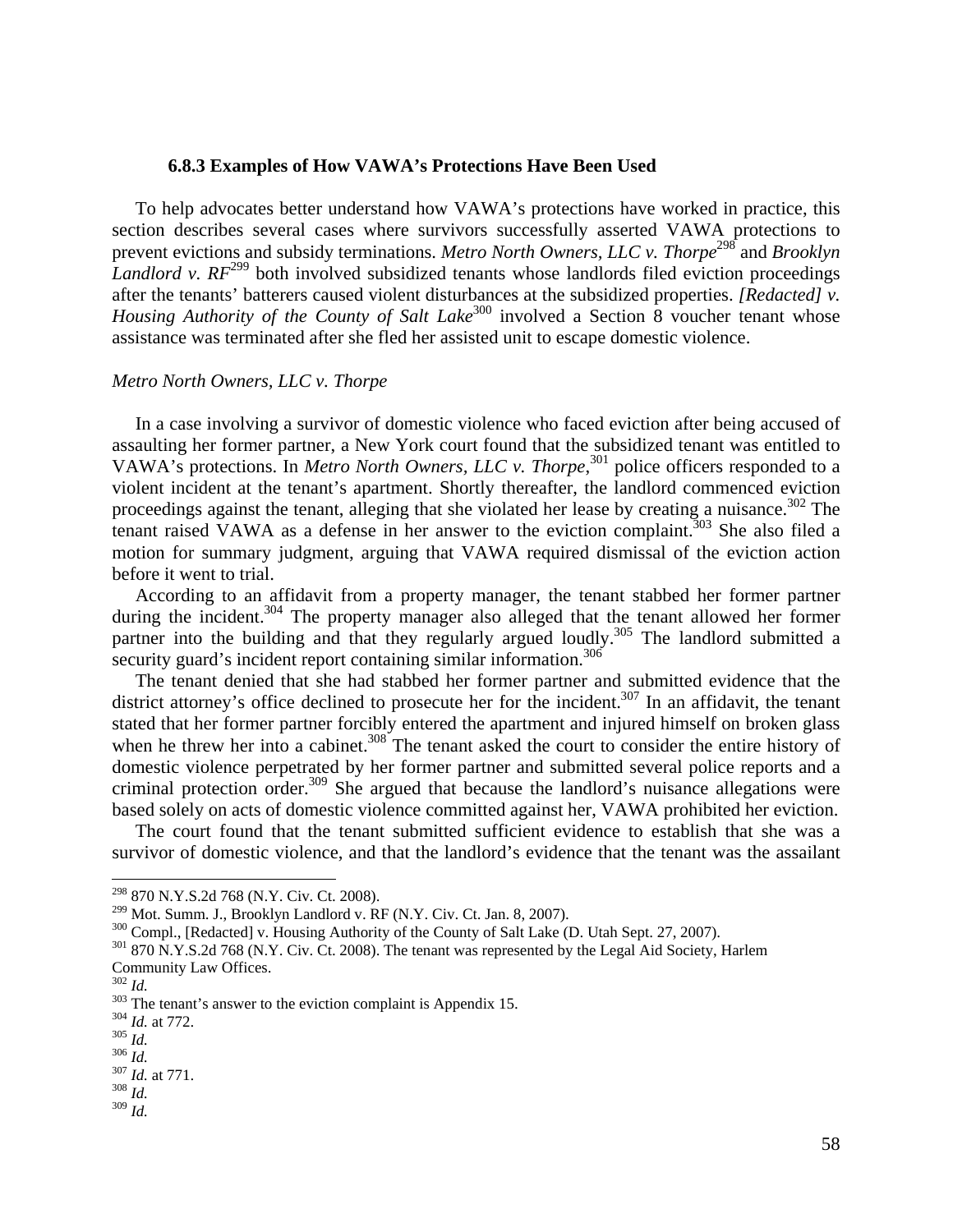### 6.8.3 Examples of How VAWA's Protections Have Been Used

To help advocates better understand how VAWA's protections have worked in practice, this section describes several cases where survivors successfully asserted VAWA protections to prevent evictions and subsidy terminations. *Metro North Owners, LLC v. Thorpe*[298] and *Brooklyn Landlord v. RF*[299] both involved subsidized tenants whose landlords filed eviction proceedings after the tenants' batterers caused violent disturbances at the subsidized properties. *[Redacted] v. Housing Authority of the County of Salt Lake*[300] involved a Section 8 voucher tenant whose assistance was terminated after she fled her assisted unit to escape domestic violence.

*Metro North Owners, LLC v. Thorpe*

In a case involving a survivor of domestic violence who faced eviction after being accused of assaulting her former partner, a New York court found that the subsidized tenant was entitled to VAWA's protections. In *Metro North Owners, LLC v. Thorpe*,[301] police officers responded to a violent incident at the tenant's apartment. Shortly thereafter, the landlord commenced eviction proceedings against the tenant, alleging that she violated her lease by creating a nuisance.[302] The tenant raised VAWA as a defense in her answer to the eviction complaint.[303] She also filed a motion for summary judgment, arguing that VAWA required dismissal of the eviction action before it went to trial.

According to an affidavit from a property manager, the tenant stabbed her former partner during the incident.[304] The property manager also alleged that the tenant allowed her former partner into the building and that they regularly argued loudly.[305] The landlord submitted a security guard's incident report containing similar information.[306]

The tenant denied that she had stabbed her former partner and submitted evidence that the district attorney's office declined to prosecute her for the incident.[307] In an affidavit, the tenant stated that her former partner forcibly entered the apartment and injured himself on broken glass when he threw her into a cabinet.[308] The tenant asked the court to consider the entire history of domestic violence perpetrated by her former partner and submitted several police reports and a criminal protection order.[309] She argued that because the landlord's nuisance allegations were based solely on acts of domestic violence committed against her, VAWA prohibited her eviction.

The court found that the tenant submitted sufficient evidence to establish that she was a survivor of domestic violence, and that the landlord's evidence that the tenant was the assailant

---

[298] 870 N.Y.S.2d 768 (N.Y. Civ. Ct. 2008).

[299] Mot. Summ. J., Brooklyn Landlord v. RF (N.Y. Civ. Ct. Jan. 8, 2007).

[300] Compl., [Redacted] v. Housing Authority of the County of Salt Lake (D. Utah Sept. 27, 2007).

[301] 870 N.Y.S.2d 768 (N.Y. Civ. Ct. 2008). The tenant was represented by the Legal Aid Society, Harlem Community Law Offices.

[302] *Id.*

[303] The tenant's answer to the eviction complaint is Appendix 15.

[304] *Id.* at 772.

[305] *Id.*

[306] *Id.*

[307] *Id.* at 771.

[308] *Id.*

[309] *Id.*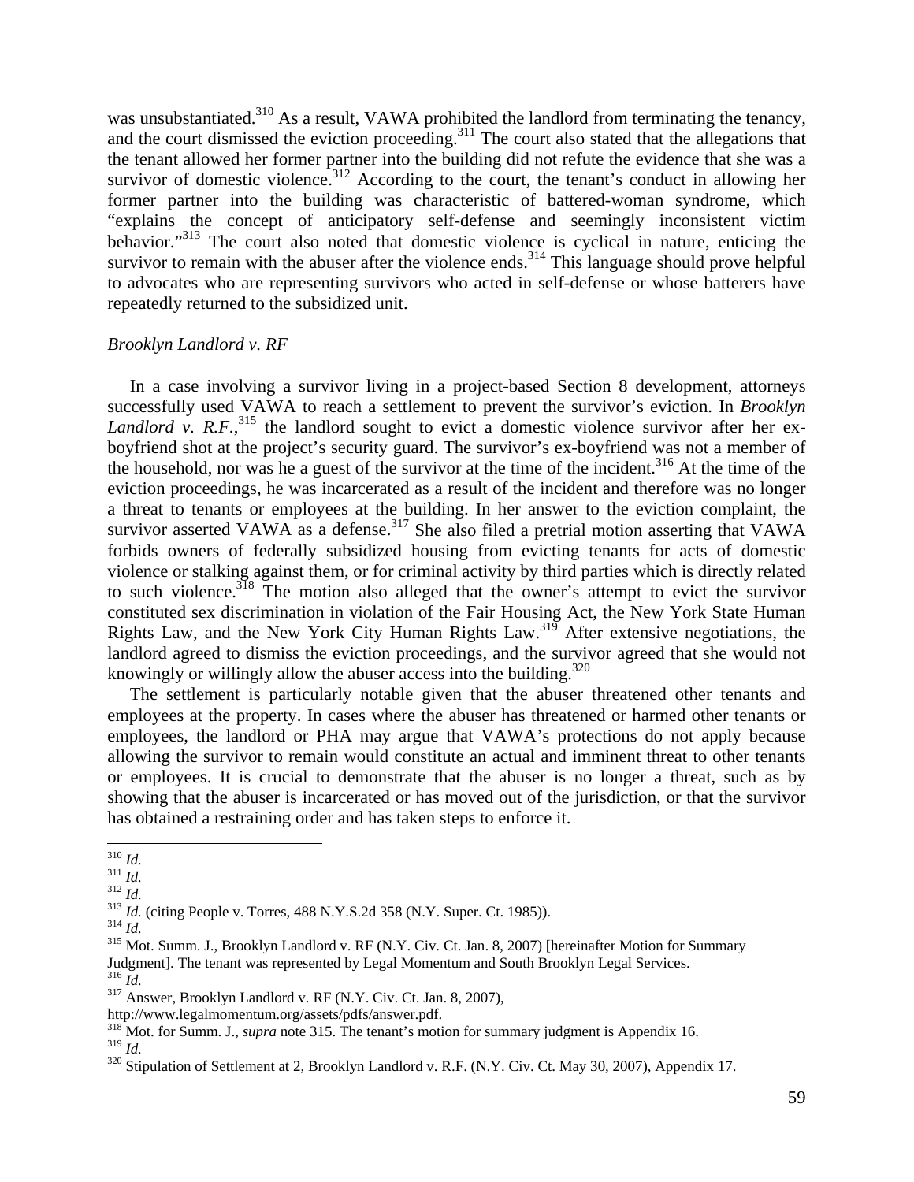was unsubstantiated.[310] As a result, VAWA prohibited the landlord from terminating the tenancy, and the court dismissed the eviction proceeding.[311] The court also stated that the allegations that the tenant allowed her former partner into the building did not refute the evidence that she was a survivor of domestic violence.[312] According to the court, the tenant's conduct in allowing her former partner into the building was characteristic of battered-woman syndrome, which "explains the concept of anticipatory self-defense and seemingly inconsistent victim behavior."[313] The court also noted that domestic violence is cyclical in nature, enticing the survivor to remain with the abuser after the violence ends.[314] This language should prove helpful to advocates who are representing survivors who acted in self-defense or whose batterers have repeatedly returned to the subsidized unit.

*Brooklyn Landlord v. RF*

In a case involving a survivor living in a project-based Section 8 development, attorneys successfully used VAWA to reach a settlement to prevent the survivor's eviction. In *Brooklyn Landlord v. R.F.*,[315] the landlord sought to evict a domestic violence survivor after her ex-boyfriend shot at the project's security guard. The survivor's ex-boyfriend was not a member of the household, nor was he a guest of the survivor at the time of the incident.[316] At the time of the eviction proceedings, he was incarcerated as a result of the incident and therefore was no longer a threat to tenants or employees at the building. In her answer to the eviction complaint, the survivor asserted VAWA as a defense.[317] She also filed a pretrial motion asserting that VAWA forbids owners of federally subsidized housing from evicting tenants for acts of domestic violence or stalking against them, or for criminal activity by third parties which is directly related to such violence.[318] The motion also alleged that the owner's attempt to evict the survivor constituted sex discrimination in violation of the Fair Housing Act, the New York State Human Rights Law, and the New York City Human Rights Law.[319] After extensive negotiations, the landlord agreed to dismiss the eviction proceedings, and the survivor agreed that she would not knowingly or willingly allow the abuser access into the building.[320]

The settlement is particularly notable given that the abuser threatened other tenants and employees at the property. In cases where the abuser has threatened or harmed other tenants or employees, the landlord or PHA may argue that VAWA's protections do not apply because allowing the survivor to remain would constitute an actual and imminent threat to other tenants or employees. It is crucial to demonstrate that the abuser is no longer a threat, such as by showing that the abuser is incarcerated or has moved out of the jurisdiction, or that the survivor has obtained a restraining order and has taken steps to enforce it.

---

[310] *Id.*
[311] *Id.*
[312] *Id.*
[313] *Id.* (citing People v. Torres, 488 N.Y.S.2d 358 (N.Y. Super. Ct. 1985)).
[314] *Id.*
[315] Mot. Summ. J., Brooklyn Landlord v. RF (N.Y. Civ. Ct. Jan. 8, 2007) [hereinafter Motion for Summary Judgment]. The tenant was represented by Legal Momentum and South Brooklyn Legal Services.
[316] *Id.*
[317] Answer, Brooklyn Landlord v. RF (N.Y. Civ. Ct. Jan. 8, 2007), http://www.legalmomentum.org/assets/pdfs/answer.pdf.
[318] Mot. for Summ. J., *supra* note 315. The tenant's motion for summary judgment is Appendix 16.
[319] *Id.*
[320] Stipulation of Settlement at 2, Brooklyn Landlord v. R.F. (N.Y. Civ. Ct. May 30, 2007), Appendix 17.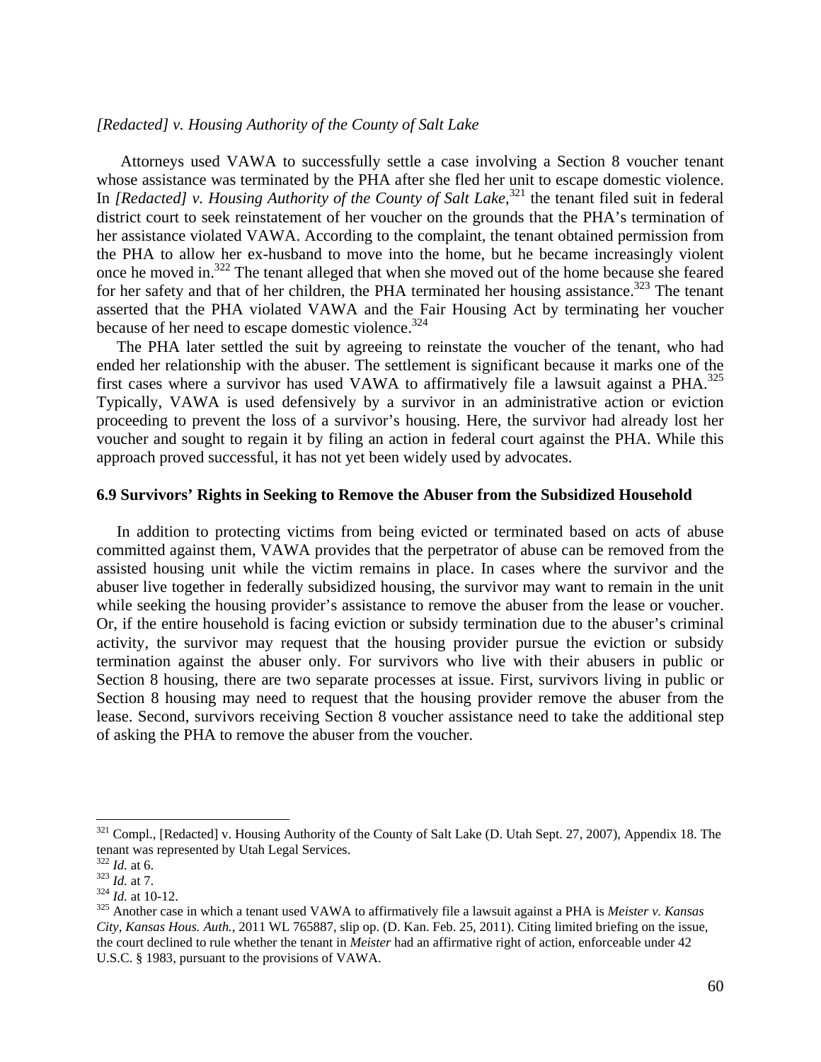*[Redacted] v. Housing Authority of the County of Salt Lake*

Attorneys used VAWA to successfully settle a case involving a Section 8 voucher tenant whose assistance was terminated by the PHA after she fled her unit to escape domestic violence. In *[Redacted] v. Housing Authority of the County of Salt Lake*,[321] the tenant filed suit in federal district court to seek reinstatement of her voucher on the grounds that the PHA's termination of her assistance violated VAWA. According to the complaint, the tenant obtained permission from the PHA to allow her ex-husband to move into the home, but he became increasingly violent once he moved in.[322] The tenant alleged that when she moved out of the home because she feared for her safety and that of her children, the PHA terminated her housing assistance.[323] The tenant asserted that the PHA violated VAWA and the Fair Housing Act by terminating her voucher because of her need to escape domestic violence.[324]

The PHA later settled the suit by agreeing to reinstate the voucher of the tenant, who had ended her relationship with the abuser. The settlement is significant because it marks one of the first cases where a survivor has used VAWA to affirmatively file a lawsuit against a PHA.[325] Typically, VAWA is used defensively by a survivor in an administrative action or eviction proceeding to prevent the loss of a survivor's housing. Here, the survivor had already lost her voucher and sought to regain it by filing an action in federal court against the PHA. While this approach proved successful, it has not yet been widely used by advocates.

### 6.9 Survivors' Rights in Seeking to Remove the Abuser from the Subsidized Household

In addition to protecting victims from being evicted or terminated based on acts of abuse committed against them, VAWA provides that the perpetrator of abuse can be removed from the assisted housing unit while the victim remains in place. In cases where the survivor and the abuser live together in federally subsidized housing, the survivor may want to remain in the unit while seeking the housing provider's assistance to remove the abuser from the lease or voucher. Or, if the entire household is facing eviction or subsidy termination due to the abuser's criminal activity, the survivor may request that the housing provider pursue the eviction or subsidy termination against the abuser only. For survivors who live with their abusers in public or Section 8 housing, there are two separate processes at issue. First, survivors living in public or Section 8 housing may need to request that the housing provider remove the abuser from the lease. Second, survivors receiving Section 8 voucher assistance need to take the additional step of asking the PHA to remove the abuser from the voucher.

---

[321] Compl., [Redacted] v. Housing Authority of the County of Salt Lake (D. Utah Sept. 27, 2007), Appendix 18. The tenant was represented by Utah Legal Services.

[322] *Id.* at 6.

[323] *Id.* at 7.

[324] *Id.* at 10-12.

[325] Another case in which a tenant used VAWA to affirmatively file a lawsuit against a PHA is *Meister v. Kansas City, Kansas Hous. Auth.*, 2011 WL 765887, slip op. (D. Kan. Feb. 25, 2011). Citing limited briefing on the issue, the court declined to rule whether the tenant in *Meister* had an affirmative right of action, enforceable under 42 U.S.C. § 1983, pursuant to the provisions of VAWA.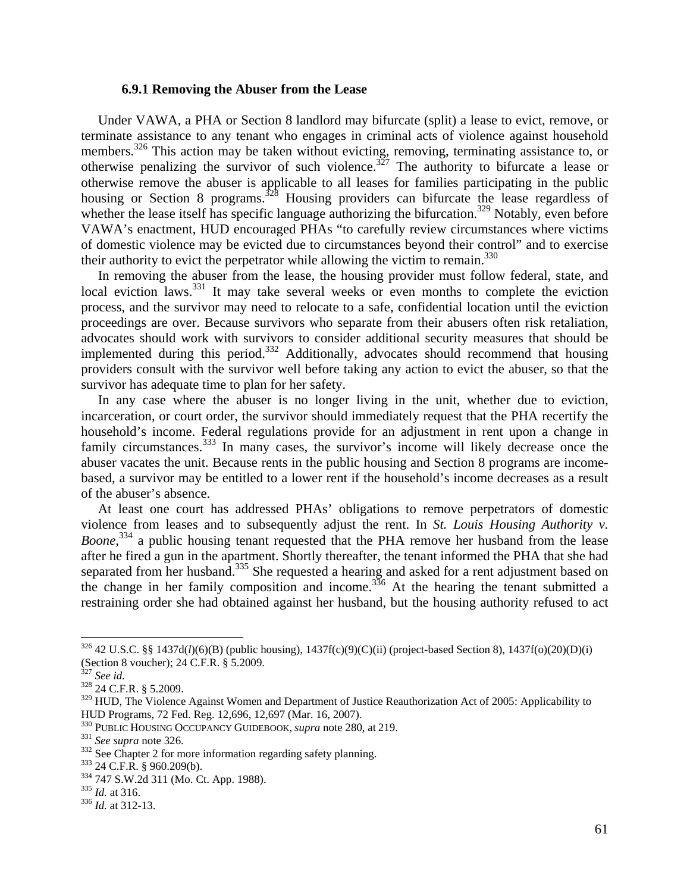### 6.9.1 Removing the Abuser from the Lease

Under VAWA, a PHA or Section 8 landlord may bifurcate (split) a lease to evict, remove, or terminate assistance to any tenant who engages in criminal acts of violence against household members.[326] This action may be taken without evicting, removing, terminating assistance to, or otherwise penalizing the survivor of such violence.[327] The authority to bifurcate a lease or otherwise remove the abuser is applicable to all leases for families participating in the public housing or Section 8 programs.[328] Housing providers can bifurcate the lease regardless of whether the lease itself has specific language authorizing the bifurcation.[329] Notably, even before VAWA's enactment, HUD encouraged PHAs "to carefully review circumstances where victims of domestic violence may be evicted due to circumstances beyond their control" and to exercise their authority to evict the perpetrator while allowing the victim to remain.[330]

In removing the abuser from the lease, the housing provider must follow federal, state, and local eviction laws.[331] It may take several weeks or even months to complete the eviction process, and the survivor may need to relocate to a safe, confidential location until the eviction proceedings are over. Because survivors who separate from their abusers often risk retaliation, advocates should work with survivors to consider additional security measures that should be implemented during this period.[332] Additionally, advocates should recommend that housing providers consult with the survivor well before taking any action to evict the abuser, so that the survivor has adequate time to plan for her safety.

In any case where the abuser is no longer living in the unit, whether due to eviction, incarceration, or court order, the survivor should immediately request that the PHA recertify the household's income. Federal regulations provide for an adjustment in rent upon a change in family circumstances.[333] In many cases, the survivor's income will likely decrease once the abuser vacates the unit. Because rents in the public housing and Section 8 programs are income-based, a survivor may be entitled to a lower rent if the household's income decreases as a result of the abuser's absence.

At least one court has addressed PHAs' obligations to remove perpetrators of domestic violence from leases and to subsequently adjust the rent. In *St. Louis Housing Authority v. Boone*,[334] a public housing tenant requested that the PHA remove her husband from the lease after he fired a gun in the apartment. Shortly thereafter, the tenant informed the PHA that she had separated from her husband.[335] She requested a hearing and asked for a rent adjustment based on the change in her family composition and income.[336] At the hearing the tenant submitted a restraining order she had obtained against her husband, but the housing authority refused to act

---

[326] 42 U.S.C. §§ 1437d(*l*)(6)(B) (public housing), 1437f(c)(9)(C)(ii) (project-based Section 8), 1437f(o)(20)(D)(i) (Section 8 voucher); 24 C.F.R. § 5.2009.

[327] *See id.*

[328] 24 C.F.R. § 5.2009.

[329] HUD, The Violence Against Women and Department of Justice Reauthorization Act of 2005: Applicability to HUD Programs, 72 Fed. Reg. 12,696, 12,697 (Mar. 16, 2007).

[330] PUBLIC HOUSING OCCUPANCY GUIDEBOOK, *supra* note 280, at 219.

[331] *See supra* note 326.

[332] See Chapter 2 for more information regarding safety planning.

[333] 24 C.F.R. § 960.209(b).

[334] 747 S.W.2d 311 (Mo. Ct. App. 1988).

[335] *Id.* at 316.

[336] *Id.* at 312-13.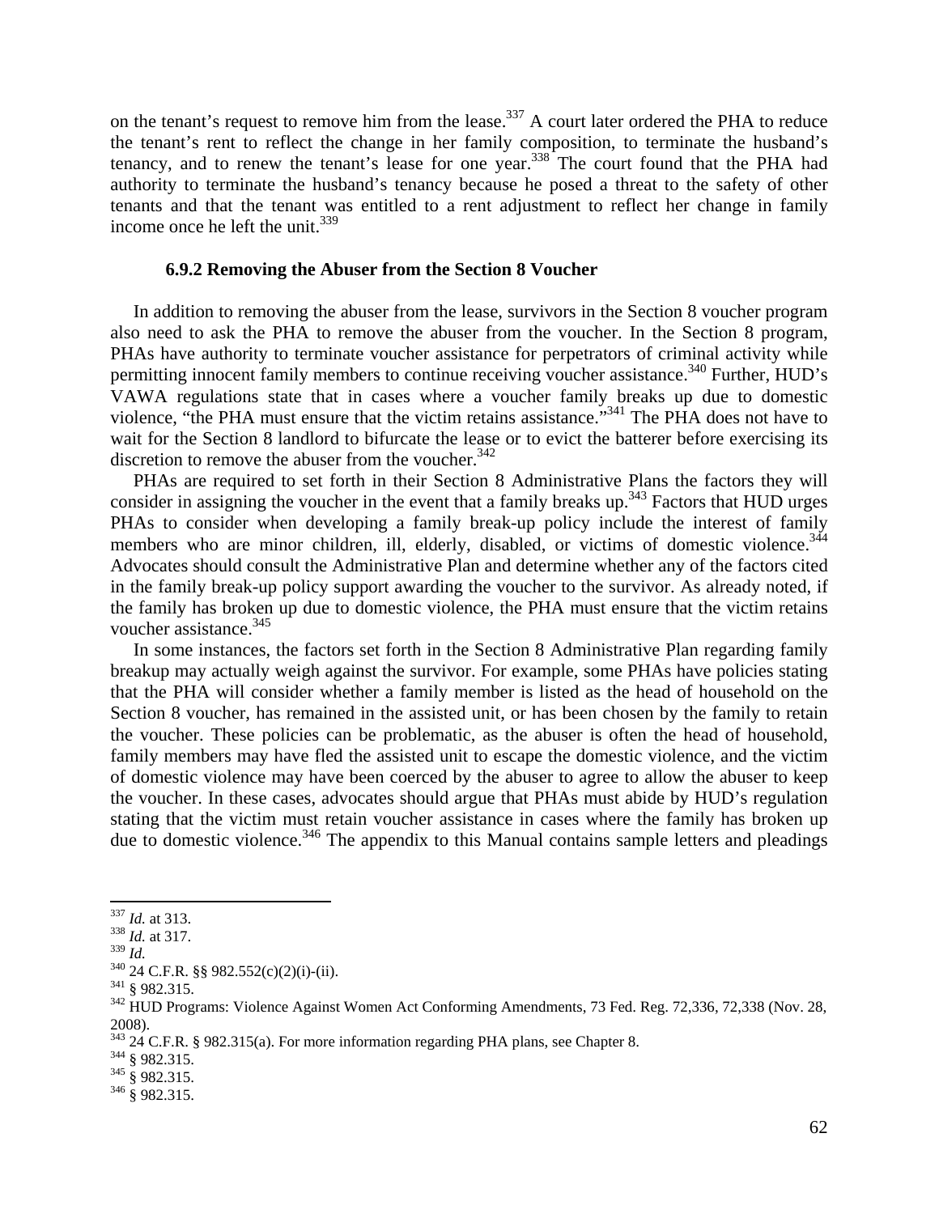on the tenant's request to remove him from the lease.[337] A court later ordered the PHA to reduce the tenant's rent to reflect the change in her family composition, to terminate the husband's tenancy, and to renew the tenant's lease for one year.[338] The court found that the PHA had authority to terminate the husband's tenancy because he posed a threat to the safety of other tenants and that the tenant was entitled to a rent adjustment to reflect her change in family income once he left the unit.[339]

### 6.9.2 Removing the Abuser from the Section 8 Voucher

In addition to removing the abuser from the lease, survivors in the Section 8 voucher program also need to ask the PHA to remove the abuser from the voucher. In the Section 8 program, PHAs have authority to terminate voucher assistance for perpetrators of criminal activity while permitting innocent family members to continue receiving voucher assistance.[340] Further, HUD's VAWA regulations state that in cases where a voucher family breaks up due to domestic violence, "the PHA must ensure that the victim retains assistance."[341] The PHA does not have to wait for the Section 8 landlord to bifurcate the lease or to evict the batterer before exercising its discretion to remove the abuser from the voucher.[342]

PHAs are required to set forth in their Section 8 Administrative Plans the factors they will consider in assigning the voucher in the event that a family breaks up.[343] Factors that HUD urges PHAs to consider when developing a family break-up policy include the interest of family members who are minor children, ill, elderly, disabled, or victims of domestic violence.[344] Advocates should consult the Administrative Plan and determine whether any of the factors cited in the family break-up policy support awarding the voucher to the survivor. As already noted, if the family has broken up due to domestic violence, the PHA must ensure that the victim retains voucher assistance.[345]

In some instances, the factors set forth in the Section 8 Administrative Plan regarding family breakup may actually weigh against the survivor. For example, some PHAs have policies stating that the PHA will consider whether a family member is listed as the head of household on the Section 8 voucher, has remained in the assisted unit, or has been chosen by the family to retain the voucher. These policies can be problematic, as the abuser is often the head of household, family members may have fled the assisted unit to escape the domestic violence, and the victim of domestic violence may have been coerced by the abuser to agree to allow the abuser to keep the voucher. In these cases, advocates should argue that PHAs must abide by HUD's regulation stating that the victim must retain voucher assistance in cases where the family has broken up due to domestic violence.[346] The appendix to this Manual contains sample letters and pleadings

---

[337] *Id.* at 313.
[338] *Id.* at 317.
[339] *Id.*
[340] 24 C.F.R. §§ 982.552(c)(2)(i)-(ii).
[341] § 982.315.
[342] HUD Programs: Violence Against Women Act Conforming Amendments, 73 Fed. Reg. 72,336, 72,338 (Nov. 28, 2008).
[343] 24 C.F.R. § 982.315(a). For more information regarding PHA plans, see Chapter 8.
[344] § 982.315.
[345] § 982.315.
[346] § 982.315.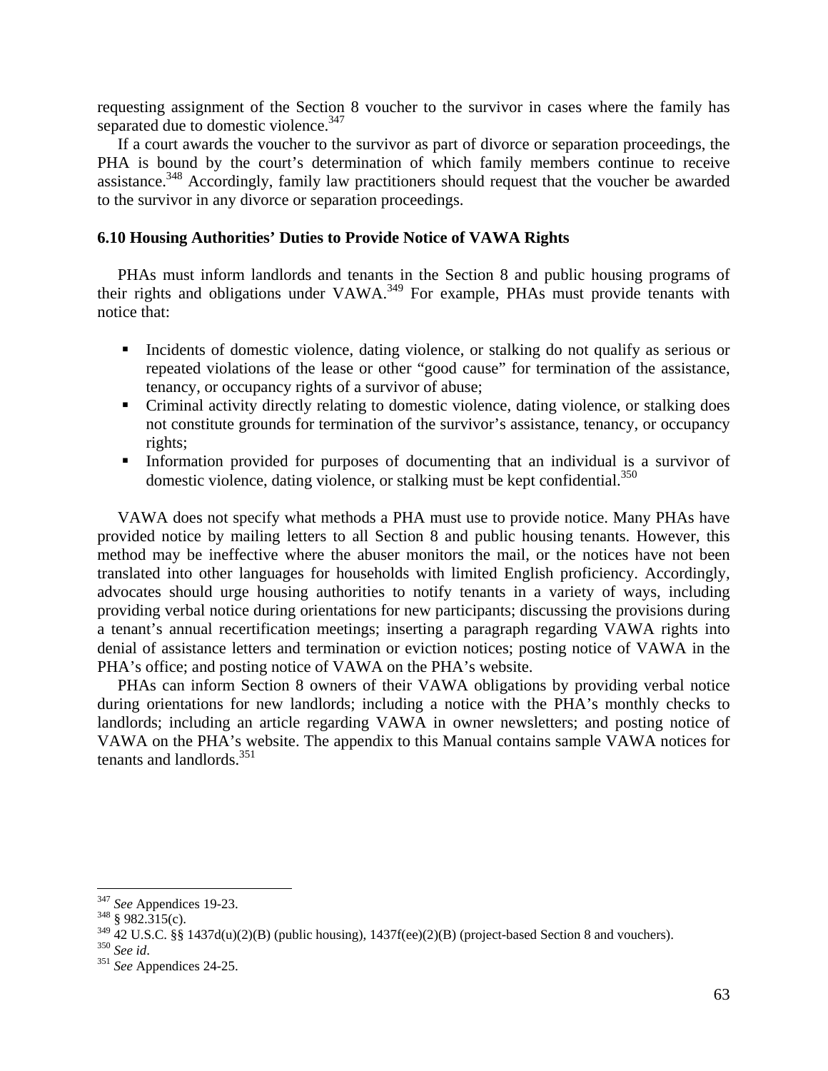requesting assignment of the Section 8 voucher to the survivor in cases where the family has separated due to domestic violence.[347]

If a court awards the voucher to the survivor as part of divorce or separation proceedings, the PHA is bound by the court's determination of which family members continue to receive assistance.[348] Accordingly, family law practitioners should request that the voucher be awarded to the survivor in any divorce or separation proceedings.

### 6.10 Housing Authorities' Duties to Provide Notice of VAWA Rights

PHAs must inform landlords and tenants in the Section 8 and public housing programs of their rights and obligations under VAWA.[349] For example, PHAs must provide tenants with notice that:

- Incidents of domestic violence, dating violence, or stalking do not qualify as serious or repeated violations of the lease or other "good cause" for termination of the assistance, tenancy, or occupancy rights of a survivor of abuse;
- Criminal activity directly relating to domestic violence, dating violence, or stalking does not constitute grounds for termination of the survivor's assistance, tenancy, or occupancy rights;
- Information provided for purposes of documenting that an individual is a survivor of domestic violence, dating violence, or stalking must be kept confidential.[350]

VAWA does not specify what methods a PHA must use to provide notice. Many PHAs have provided notice by mailing letters to all Section 8 and public housing tenants. However, this method may be ineffective where the abuser monitors the mail, or the notices have not been translated into other languages for households with limited English proficiency. Accordingly, advocates should urge housing authorities to notify tenants in a variety of ways, including providing verbal notice during orientations for new participants; discussing the provisions during a tenant's annual recertification meetings; inserting a paragraph regarding VAWA rights into denial of assistance letters and termination or eviction notices; posting notice of VAWA in the PHA's office; and posting notice of VAWA on the PHA's website.

PHAs can inform Section 8 owners of their VAWA obligations by providing verbal notice during orientations for new landlords; including a notice with the PHA's monthly checks to landlords; including an article regarding VAWA in owner newsletters; and posting notice of VAWA on the PHA's website. The appendix to this Manual contains sample VAWA notices for tenants and landlords.[351]

---

[347] *See* Appendices 19-23.

[348] § 982.315(c).

[349] 42 U.S.C. §§ 1437d(u)(2)(B) (public housing), 1437f(ee)(2)(B) (project-based Section 8 and vouchers).

[350] *See id*.

[351] *See* Appendices 24-25.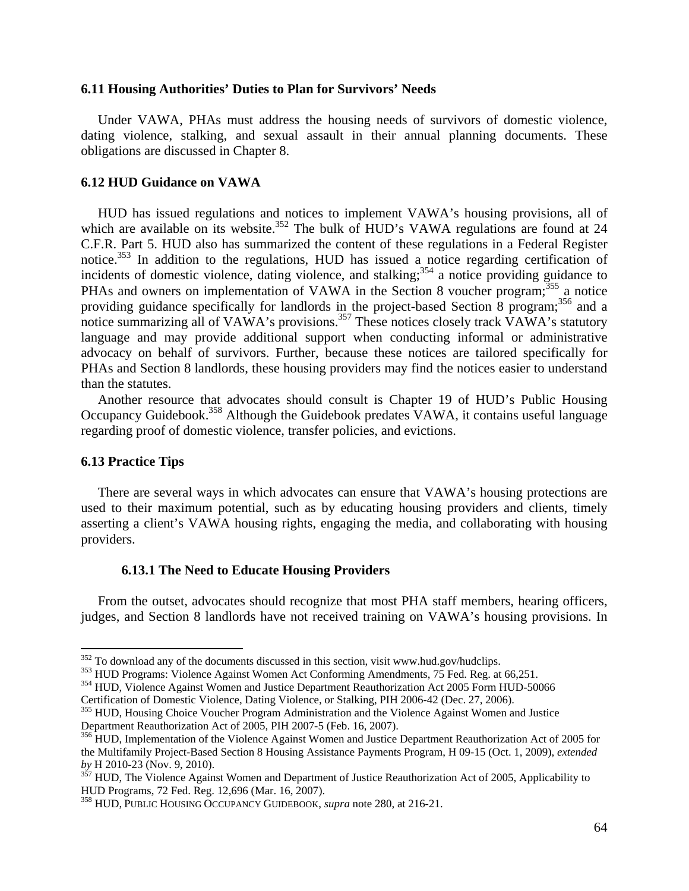### 6.11 Housing Authorities' Duties to Plan for Survivors' Needs

Under VAWA, PHAs must address the housing needs of survivors of domestic violence, dating violence, stalking, and sexual assault in their annual planning documents. These obligations are discussed in Chapter 8.

### 6.12 HUD Guidance on VAWA

HUD has issued regulations and notices to implement VAWA's housing provisions, all of which are available on its website.[352] The bulk of HUD's VAWA regulations are found at 24 C.F.R. Part 5. HUD also has summarized the content of these regulations in a Federal Register notice.[353] In addition to the regulations, HUD has issued a notice regarding certification of incidents of domestic violence, dating violence, and stalking;[354] a notice providing guidance to PHAs and owners on implementation of VAWA in the Section 8 voucher program;[355] a notice providing guidance specifically for landlords in the project-based Section 8 program;[356] and a notice summarizing all of VAWA's provisions.[357] These notices closely track VAWA's statutory language and may provide additional support when conducting informal or administrative advocacy on behalf of survivors. Further, because these notices are tailored specifically for PHAs and Section 8 landlords, these housing providers may find the notices easier to understand than the statutes.

Another resource that advocates should consult is Chapter 19 of HUD's Public Housing Occupancy Guidebook.[358] Although the Guidebook predates VAWA, it contains useful language regarding proof of domestic violence, transfer policies, and evictions.

### 6.13 Practice Tips

There are several ways in which advocates can ensure that VAWA's housing protections are used to their maximum potential, such as by educating housing providers and clients, timely asserting a client's VAWA housing rights, engaging the media, and collaborating with housing providers.

#### 6.13.1 The Need to Educate Housing Providers

From the outset, advocates should recognize that most PHA staff members, hearing officers, judges, and Section 8 landlords have not received training on VAWA's housing provisions. In

---

[352] To download any of the documents discussed in this section, visit www.hud.gov/hudclips.

[353] HUD Programs: Violence Against Women Act Conforming Amendments, 75 Fed. Reg. at 66,251.

[354] HUD, Violence Against Women and Justice Department Reauthorization Act 2005 Form HUD-50066 Certification of Domestic Violence, Dating Violence, or Stalking, PIH 2006-42 (Dec. 27, 2006).

[355] HUD, Housing Choice Voucher Program Administration and the Violence Against Women and Justice Department Reauthorization Act of 2005, PIH 2007-5 (Feb. 16, 2007).

[356] HUD, Implementation of the Violence Against Women and Justice Department Reauthorization Act of 2005 for the Multifamily Project-Based Section 8 Housing Assistance Payments Program, H 09-15 (Oct. 1, 2009), *extended by* H 2010-23 (Nov. 9, 2010).

[357] HUD, The Violence Against Women and Department of Justice Reauthorization Act of 2005, Applicability to HUD Programs, 72 Fed. Reg. 12,696 (Mar. 16, 2007).

[358] HUD, PUBLIC HOUSING OCCUPANCY GUIDEBOOK, *supra* note 280, at 216-21.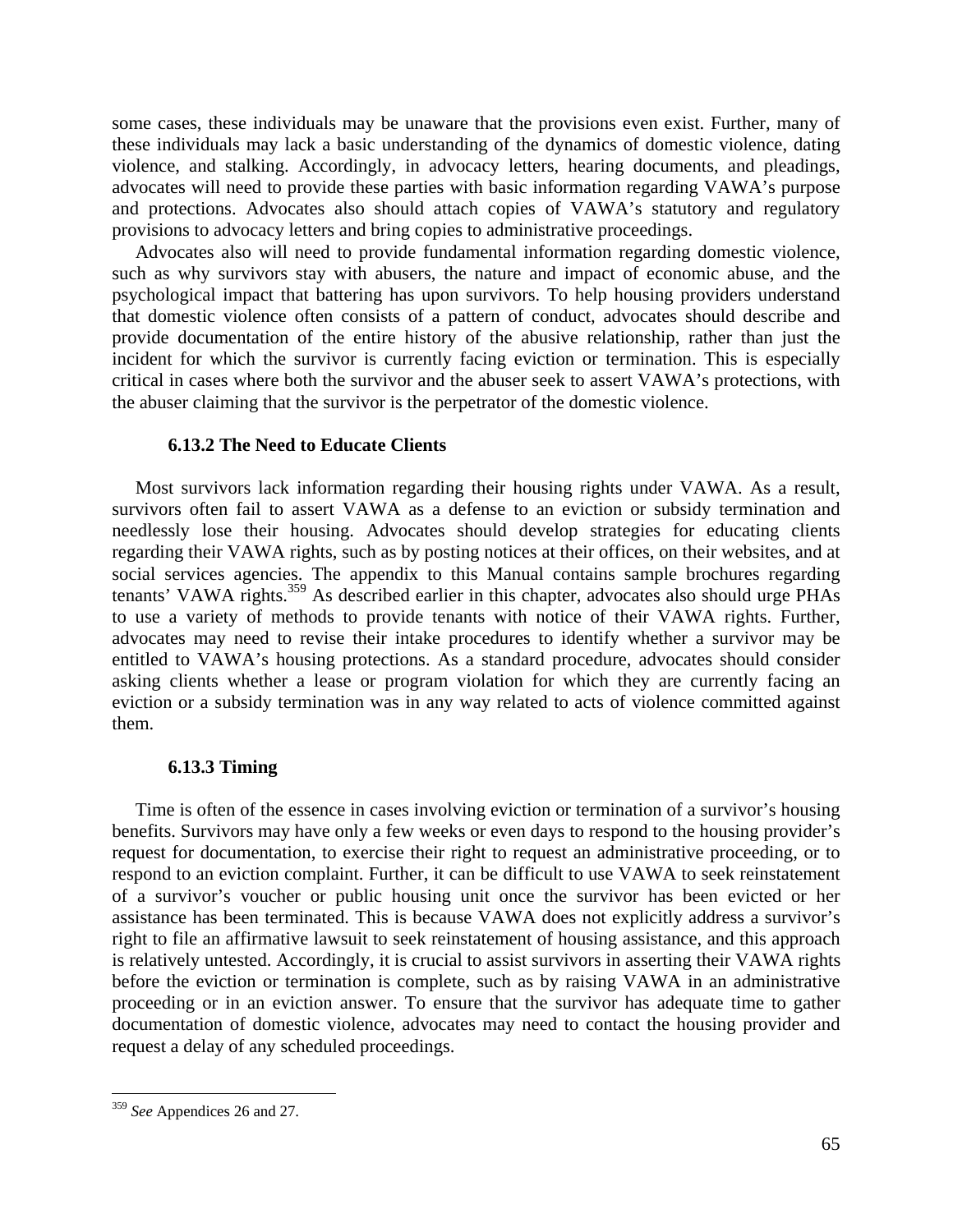some cases, these individuals may be unaware that the provisions even exist. Further, many of these individuals may lack a basic understanding of the dynamics of domestic violence, dating violence, and stalking. Accordingly, in advocacy letters, hearing documents, and pleadings, advocates will need to provide these parties with basic information regarding VAWA's purpose and protections. Advocates also should attach copies of VAWA's statutory and regulatory provisions to advocacy letters and bring copies to administrative proceedings.

Advocates also will need to provide fundamental information regarding domestic violence, such as why survivors stay with abusers, the nature and impact of economic abuse, and the psychological impact that battering has upon survivors. To help housing providers understand that domestic violence often consists of a pattern of conduct, advocates should describe and provide documentation of the entire history of the abusive relationship, rather than just the incident for which the survivor is currently facing eviction or termination. This is especially critical in cases where both the survivor and the abuser seek to assert VAWA's protections, with the abuser claiming that the survivor is the perpetrator of the domestic violence.

### 6.13.2 The Need to Educate Clients

Most survivors lack information regarding their housing rights under VAWA. As a result, survivors often fail to assert VAWA as a defense to an eviction or subsidy termination and needlessly lose their housing. Advocates should develop strategies for educating clients regarding their VAWA rights, such as by posting notices at their offices, on their websites, and at social services agencies. The appendix to this Manual contains sample brochures regarding tenants' VAWA rights.[359] As described earlier in this chapter, advocates also should urge PHAs to use a variety of methods to provide tenants with notice of their VAWA rights. Further, advocates may need to revise their intake procedures to identify whether a survivor may be entitled to VAWA's housing protections. As a standard procedure, advocates should consider asking clients whether a lease or program violation for which they are currently facing an eviction or a subsidy termination was in any way related to acts of violence committed against them.

### 6.13.3 Timing

Time is often of the essence in cases involving eviction or termination of a survivor's housing benefits. Survivors may have only a few weeks or even days to respond to the housing provider's request for documentation, to exercise their right to request an administrative proceeding, or to respond to an eviction complaint. Further, it can be difficult to use VAWA to seek reinstatement of a survivor's voucher or public housing unit once the survivor has been evicted or her assistance has been terminated. This is because VAWA does not explicitly address a survivor's right to file an affirmative lawsuit to seek reinstatement of housing assistance, and this approach is relatively untested. Accordingly, it is crucial to assist survivors in asserting their VAWA rights before the eviction or termination is complete, such as by raising VAWA in an administrative proceeding or in an eviction answer. To ensure that the survivor has adequate time to gather documentation of domestic violence, advocates may need to contact the housing provider and request a delay of any scheduled proceedings.

---

[359] *See* Appendices 26 and 27.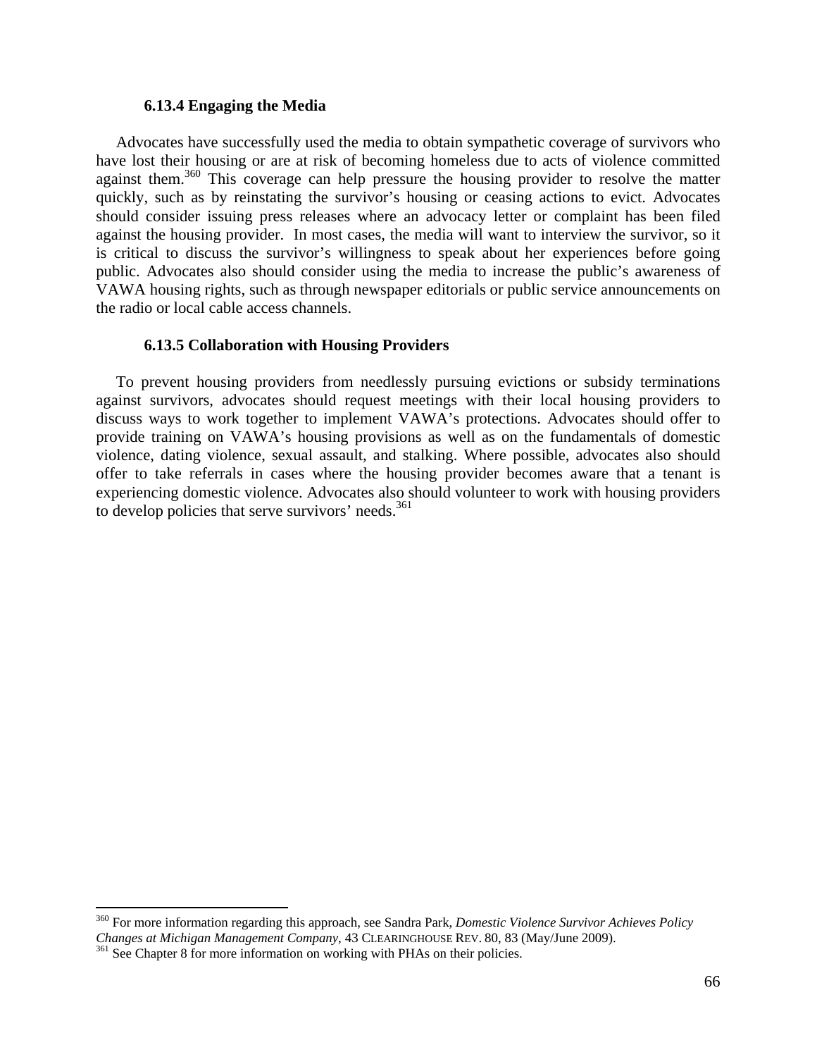#### 6.13.4 Engaging the Media

Advocates have successfully used the media to obtain sympathetic coverage of survivors who have lost their housing or are at risk of becoming homeless due to acts of violence committed against them.[360] This coverage can help pressure the housing provider to resolve the matter quickly, such as by reinstating the survivor's housing or ceasing actions to evict. Advocates should consider issuing press releases where an advocacy letter or complaint has been filed against the housing provider. In most cases, the media will want to interview the survivor, so it is critical to discuss the survivor's willingness to speak about her experiences before going public. Advocates also should consider using the media to increase the public's awareness of VAWA housing rights, such as through newspaper editorials or public service announcements on the radio or local cable access channels.

#### 6.13.5 Collaboration with Housing Providers

To prevent housing providers from needlessly pursuing evictions or subsidy terminations against survivors, advocates should request meetings with their local housing providers to discuss ways to work together to implement VAWA's protections. Advocates should offer to provide training on VAWA's housing provisions as well as on the fundamentals of domestic violence, dating violence, sexual assault, and stalking. Where possible, advocates also should offer to take referrals in cases where the housing provider becomes aware that a tenant is experiencing domestic violence. Advocates also should volunteer to work with housing providers to develop policies that serve survivors' needs.[361]

---

[360] For more information regarding this approach, see Sandra Park, *Domestic Violence Survivor Achieves Policy Changes at Michigan Management Company*, 43 CLEARINGHOUSE REV. 80, 83 (May/June 2009).

[361] See Chapter 8 for more information on working with PHAs on their policies.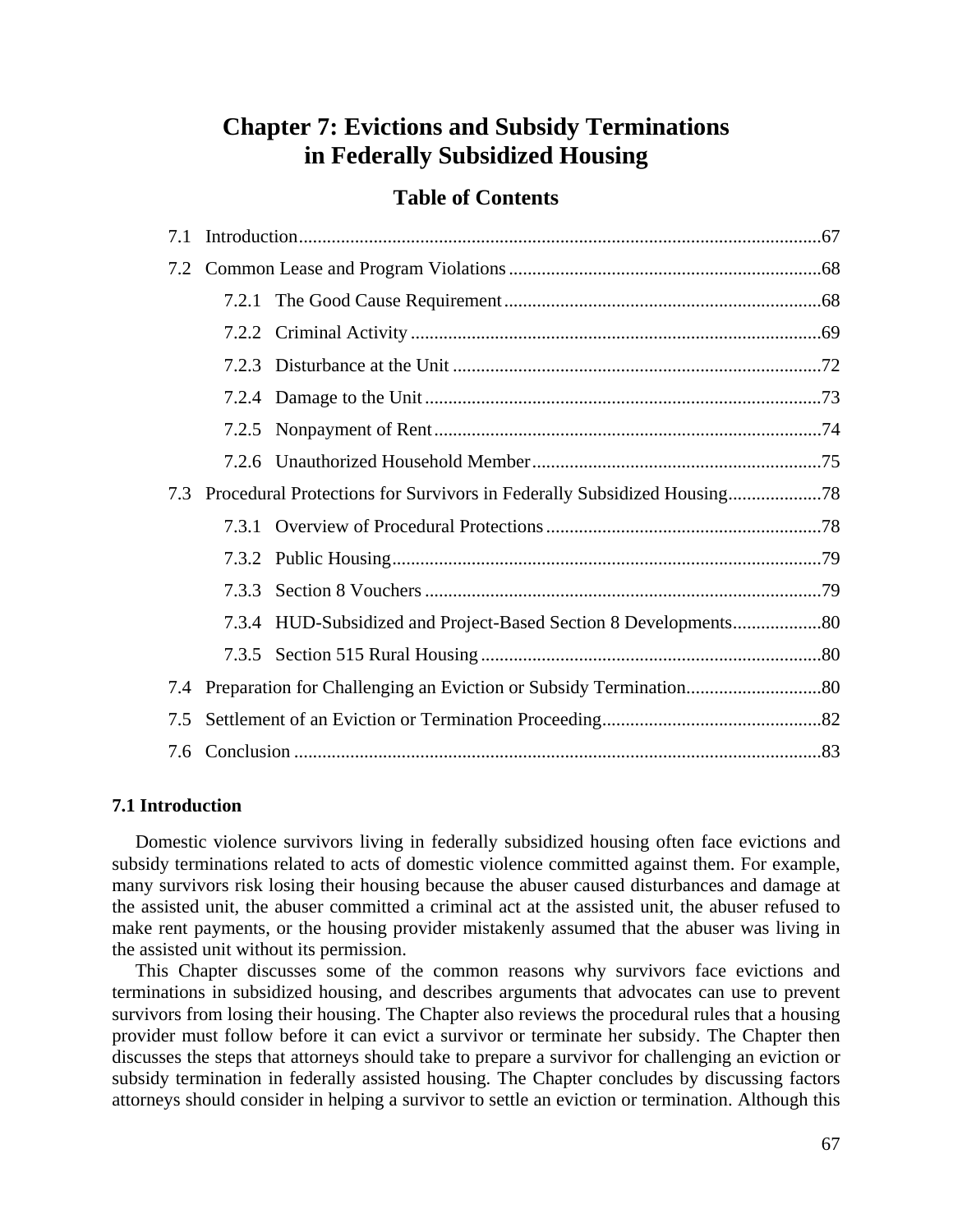# Chapter 7: Evictions and Subsidy Terminations in Federally Subsidized Housing

## Table of Contents

7.1 Introduction....67

7.2 Common Lease and Program Violations....68

- 7.2.1 The Good Cause Requirement....68
- 7.2.2 Criminal Activity....69
- 7.2.3 Disturbance at the Unit....72
- 7.2.4 Damage to the Unit....73
- 7.2.5 Nonpayment of Rent....74
- 7.2.6 Unauthorized Household Member....75

7.3 Procedural Protections for Survivors in Federally Subsidized Housing....78

- 7.3.1 Overview of Procedural Protections....78
- 7.3.2 Public Housing....79
- 7.3.3 Section 8 Vouchers....79
- 7.3.4 HUD-Subsidized and Project-Based Section 8 Developments....80
- 7.3.5 Section 515 Rural Housing....80

7.4 Preparation for Challenging an Eviction or Subsidy Termination....80

7.5 Settlement of an Eviction or Termination Proceeding....82

7.6 Conclusion....83

### 7.1 Introduction

Domestic violence survivors living in federally subsidized housing often face evictions and subsidy terminations related to acts of domestic violence committed against them. For example, many survivors risk losing their housing because the abuser caused disturbances and damage at the assisted unit, the abuser committed a criminal act at the assisted unit, the abuser refused to make rent payments, or the housing provider mistakenly assumed that the abuser was living in the assisted unit without its permission.

This Chapter discusses some of the common reasons why survivors face evictions and terminations in subsidized housing, and describes arguments that advocates can use to prevent survivors from losing their housing. The Chapter also reviews the procedural rules that a housing provider must follow before it can evict a survivor or terminate her subsidy. The Chapter then discusses the steps that attorneys should take to prepare a survivor for challenging an eviction or subsidy termination in federally assisted housing. The Chapter concludes by discussing factors attorneys should consider in helping a survivor to settle an eviction or termination. Although this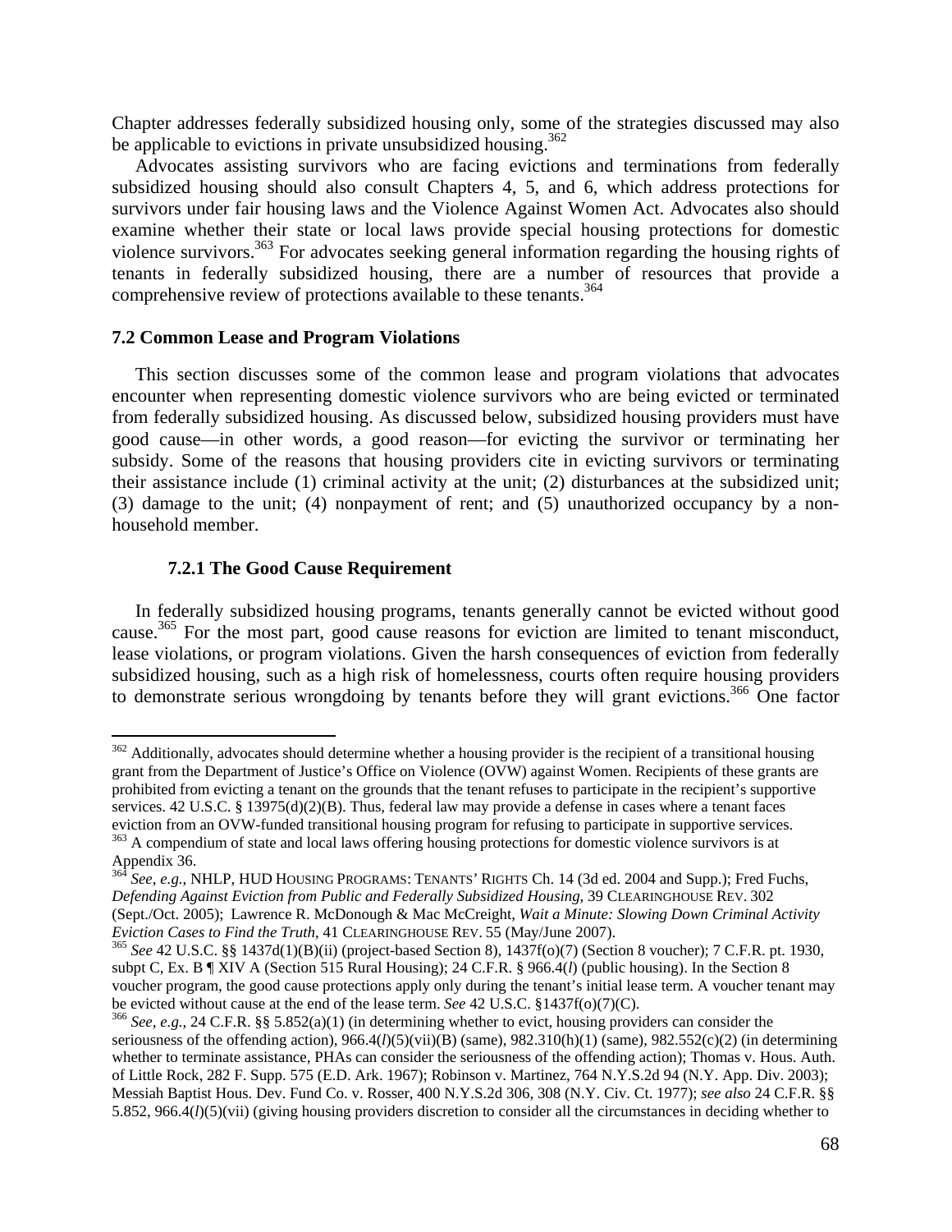Chapter addresses federally subsidized housing only, some of the strategies discussed may also be applicable to evictions in private unsubsidized housing.[362]

Advocates assisting survivors who are facing evictions and terminations from federally subsidized housing should also consult Chapters 4, 5, and 6, which address protections for survivors under fair housing laws and the Violence Against Women Act. Advocates also should examine whether their state or local laws provide special housing protections for domestic violence survivors.[363] For advocates seeking general information regarding the housing rights of tenants in federally subsidized housing, there are a number of resources that provide a comprehensive review of protections available to these tenants.[364]

### 7.2 Common Lease and Program Violations

This section discusses some of the common lease and program violations that advocates encounter when representing domestic violence survivors who are being evicted or terminated from federally subsidized housing. As discussed below, subsidized housing providers must have good cause—in other words, a good reason—for evicting the survivor or terminating her subsidy. Some of the reasons that housing providers cite in evicting survivors or terminating their assistance include (1) criminal activity at the unit; (2) disturbances at the subsidized unit; (3) damage to the unit; (4) nonpayment of rent; and (5) unauthorized occupancy by a non-household member.

#### 7.2.1 The Good Cause Requirement

In federally subsidized housing programs, tenants generally cannot be evicted without good cause.[365] For the most part, good cause reasons for eviction are limited to tenant misconduct, lease violations, or program violations. Given the harsh consequences of eviction from federally subsidized housing, such as a high risk of homelessness, courts often require housing providers to demonstrate serious wrongdoing by tenants before they will grant evictions.[366] One factor

---

[362] Additionally, advocates should determine whether a housing provider is the recipient of a transitional housing grant from the Department of Justice's Office on Violence (OVW) against Women. Recipients of these grants are prohibited from evicting a tenant on the grounds that the tenant refuses to participate in the recipient's supportive services. 42 U.S.C. § 13975(d)(2)(B). Thus, federal law may provide a defense in cases where a tenant faces eviction from an OVW-funded transitional housing program for refusing to participate in supportive services.

[363] A compendium of state and local laws offering housing protections for domestic violence survivors is at Appendix 36.

[364] *See, e.g.*, NHLP, HUD HOUSING PROGRAMS: TENANTS' RIGHTS Ch. 14 (3d ed. 2004 and Supp.); Fred Fuchs, *Defending Against Eviction from Public and Federally Subsidized Housing*, 39 CLEARINGHOUSE REV. 302 (Sept./Oct. 2005); Lawrence R. McDonough & Mac McCreight, *Wait a Minute: Slowing Down Criminal Activity Eviction Cases to Find the Truth*, 41 CLEARINGHOUSE REV. 55 (May/June 2007).

[365] *See* 42 U.S.C. §§ 1437d(1)(B)(ii) (project-based Section 8), 1437f(o)(7) (Section 8 voucher); 7 C.F.R. pt. 1930, subpt C, Ex. B ¶ XIV A (Section 515 Rural Housing); 24 C.F.R. § 966.4(*l*) (public housing). In the Section 8 voucher program, the good cause protections apply only during the tenant's initial lease term. A voucher tenant may be evicted without cause at the end of the lease term. *See* 42 U.S.C. §1437f(o)(7)(C).

[366] *See, e.g.*, 24 C.F.R. §§ 5.852(a)(1) (in determining whether to evict, housing providers can consider the seriousness of the offending action), 966.4(*l*)(5)(vii)(B) (same), 982.310(h)(1) (same), 982.552(c)(2) (in determining whether to terminate assistance, PHAs can consider the seriousness of the offending action); Thomas v. Hous. Auth. of Little Rock, 282 F. Supp. 575 (E.D. Ark. 1967); Robinson v. Martinez, 764 N.Y.S.2d 94 (N.Y. App. Div. 2003); Messiah Baptist Hous. Dev. Fund Co. v. Rosser, 400 N.Y.S.2d 306, 308 (N.Y. Civ. Ct. 1977); *see also* 24 C.F.R. §§ 5.852, 966.4(*l*)(5)(vii) (giving housing providers discretion to consider all the circumstances in deciding whether to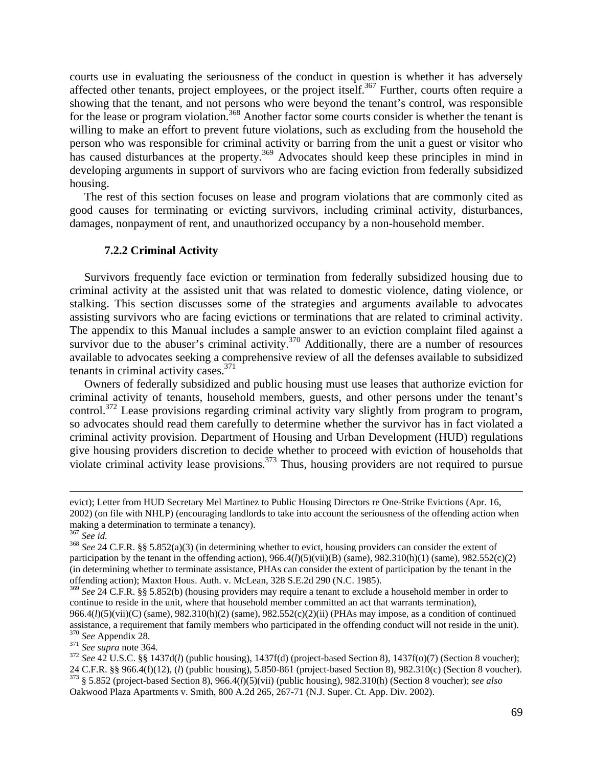courts use in evaluating the seriousness of the conduct in question is whether it has adversely affected other tenants, project employees, or the project itself.[367] Further, courts often require a showing that the tenant, and not persons who were beyond the tenant's control, was responsible for the lease or program violation.[368] Another factor some courts consider is whether the tenant is willing to make an effort to prevent future violations, such as excluding from the household the person who was responsible for criminal activity or barring from the unit a guest or visitor who has caused disturbances at the property.[369] Advocates should keep these principles in mind in developing arguments in support of survivors who are facing eviction from federally subsidized housing.

The rest of this section focuses on lease and program violations that are commonly cited as good causes for terminating or evicting survivors, including criminal activity, disturbances, damages, nonpayment of rent, and unauthorized occupancy by a non-household member.

### 7.2.2 Criminal Activity

Survivors frequently face eviction or termination from federally subsidized housing due to criminal activity at the assisted unit that was related to domestic violence, dating violence, or stalking. This section discusses some of the strategies and arguments available to advocates assisting survivors who are facing evictions or terminations that are related to criminal activity. The appendix to this Manual includes a sample answer to an eviction complaint filed against a survivor due to the abuser's criminal activity.[370] Additionally, there are a number of resources available to advocates seeking a comprehensive review of all the defenses available to subsidized tenants in criminal activity cases.[371]

Owners of federally subsidized and public housing must use leases that authorize eviction for criminal activity of tenants, household members, guests, and other persons under the tenant's control.[372] Lease provisions regarding criminal activity vary slightly from program to program, so advocates should read them carefully to determine whether the survivor has in fact violated a criminal activity provision. Department of Housing and Urban Development (HUD) regulations give housing providers discretion to decide whether to proceed with eviction of households that violate criminal activity lease provisions.[373] Thus, housing providers are not required to pursue

---

evict); Letter from HUD Secretary Mel Martinez to Public Housing Directors re One-Strike Evictions (Apr. 16, 2002) (on file with NHLP) (encouraging landlords to take into account the seriousness of the offending action when making a determination to terminate a tenancy).

[367] *See id.*

[368] *See* 24 C.F.R. §§ 5.852(a)(3) (in determining whether to evict, housing providers can consider the extent of participation by the tenant in the offending action), 966.4(*l*)(5)(vii)(B) (same), 982.310(h)(1) (same), 982.552(c)(2) (in determining whether to terminate assistance, PHAs can consider the extent of participation by the tenant in the offending action); Maxton Hous. Auth. v. McLean, 328 S.E.2d 290 (N.C. 1985).

[369] *See* 24 C.F.R. §§ 5.852(b) (housing providers may require a tenant to exclude a household member in order to continue to reside in the unit, where that household member committed an act that warrants termination), 966.4(*l*)(5)(vii)(C) (same), 982.310(h)(2) (same), 982.552(c)(2)(ii) (PHAs may impose, as a condition of continued assistance, a requirement that family members who participated in the offending conduct will not reside in the unit).

[370] *See* Appendix 28.

[371] *See supra* note 364.

[372] *See* 42 U.S.C. §§ 1437d(*l*) (public housing), 1437f(d) (project-based Section 8), 1437f(o)(7) (Section 8 voucher); 24 C.F.R. §§ 966.4(f)(12), (*l*) (public housing), 5.850-861 (project-based Section 8), 982.310(c) (Section 8 voucher).

[373] § 5.852 (project-based Section 8), 966.4(*l*)(5)(vii) (public housing), 982.310(h) (Section 8 voucher); *see also* Oakwood Plaza Apartments v. Smith, 800 A.2d 265, 267-71 (N.J. Super. Ct. App. Div. 2002).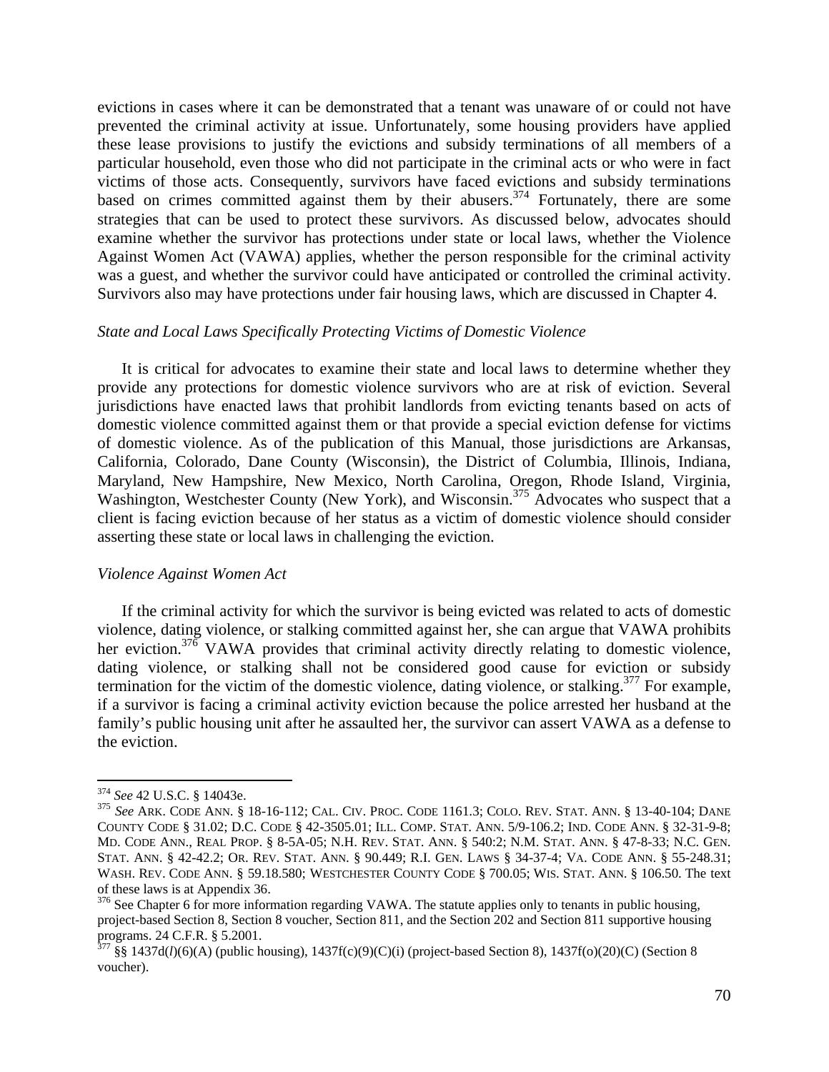evictions in cases where it can be demonstrated that a tenant was unaware of or could not have prevented the criminal activity at issue. Unfortunately, some housing providers have applied these lease provisions to justify the evictions and subsidy terminations of all members of a particular household, even those who did not participate in the criminal acts or who were in fact victims of those acts. Consequently, survivors have faced evictions and subsidy terminations based on crimes committed against them by their abusers.[374] Fortunately, there are some strategies that can be used to protect these survivors. As discussed below, advocates should examine whether the survivor has protections under state or local laws, whether the Violence Against Women Act (VAWA) applies, whether the person responsible for the criminal activity was a guest, and whether the survivor could have anticipated or controlled the criminal activity. Survivors also may have protections under fair housing laws, which are discussed in Chapter 4.

*State and Local Laws Specifically Protecting Victims of Domestic Violence*

It is critical for advocates to examine their state and local laws to determine whether they provide any protections for domestic violence survivors who are at risk of eviction. Several jurisdictions have enacted laws that prohibit landlords from evicting tenants based on acts of domestic violence committed against them or that provide a special eviction defense for victims of domestic violence. As of the publication of this Manual, those jurisdictions are Arkansas, California, Colorado, Dane County (Wisconsin), the District of Columbia, Illinois, Indiana, Maryland, New Hampshire, New Mexico, North Carolina, Oregon, Rhode Island, Virginia, Washington, Westchester County (New York), and Wisconsin.[375] Advocates who suspect that a client is facing eviction because of her status as a victim of domestic violence should consider asserting these state or local laws in challenging the eviction.

*Violence Against Women Act*

If the criminal activity for which the survivor is being evicted was related to acts of domestic violence, dating violence, or stalking committed against her, she can argue that VAWA prohibits her eviction.[376] VAWA provides that criminal activity directly relating to domestic violence, dating violence, or stalking shall not be considered good cause for eviction or subsidy termination for the victim of the domestic violence, dating violence, or stalking.[377] For example, if a survivor is facing a criminal activity eviction because the police arrested her husband at the family's public housing unit after he assaulted her, the survivor can assert VAWA as a defense to the eviction.

---

[374] *See* 42 U.S.C. § 14043e.

[375] *See* ARK. CODE ANN. § 18-16-112; CAL. CIV. PROC. CODE 1161.3; COLO. REV. STAT. ANN. § 13-40-104; DANE COUNTY CODE § 31.02; D.C. CODE § 42-3505.01; ILL. COMP. STAT. ANN. 5/9-106.2; IND. CODE ANN. § 32-31-9-8; MD. CODE ANN., REAL PROP. § 8-5A-05; N.H. REV. STAT. ANN. § 540:2; N.M. STAT. ANN. § 47-8-33; N.C. GEN. STAT. ANN. § 42-42.2; OR. REV. STAT. ANN. § 90.449; R.I. GEN. LAWS § 34-37-4; VA. CODE ANN. § 55-248.31; WASH. REV. CODE ANN. § 59.18.580; WESTCHESTER COUNTY CODE § 700.05; WIS. STAT. ANN. § 106.50. The text of these laws is at Appendix 36.

[376] See Chapter 6 for more information regarding VAWA. The statute applies only to tenants in public housing, project-based Section 8, Section 8 voucher, Section 811, and the Section 202 and Section 811 supportive housing programs. 24 C.F.R. § 5.2001.

[377] §§ 1437d(*l*)(6)(A) (public housing), 1437f(c)(9)(C)(i) (project-based Section 8), 1437f(o)(20)(C) (Section 8 voucher).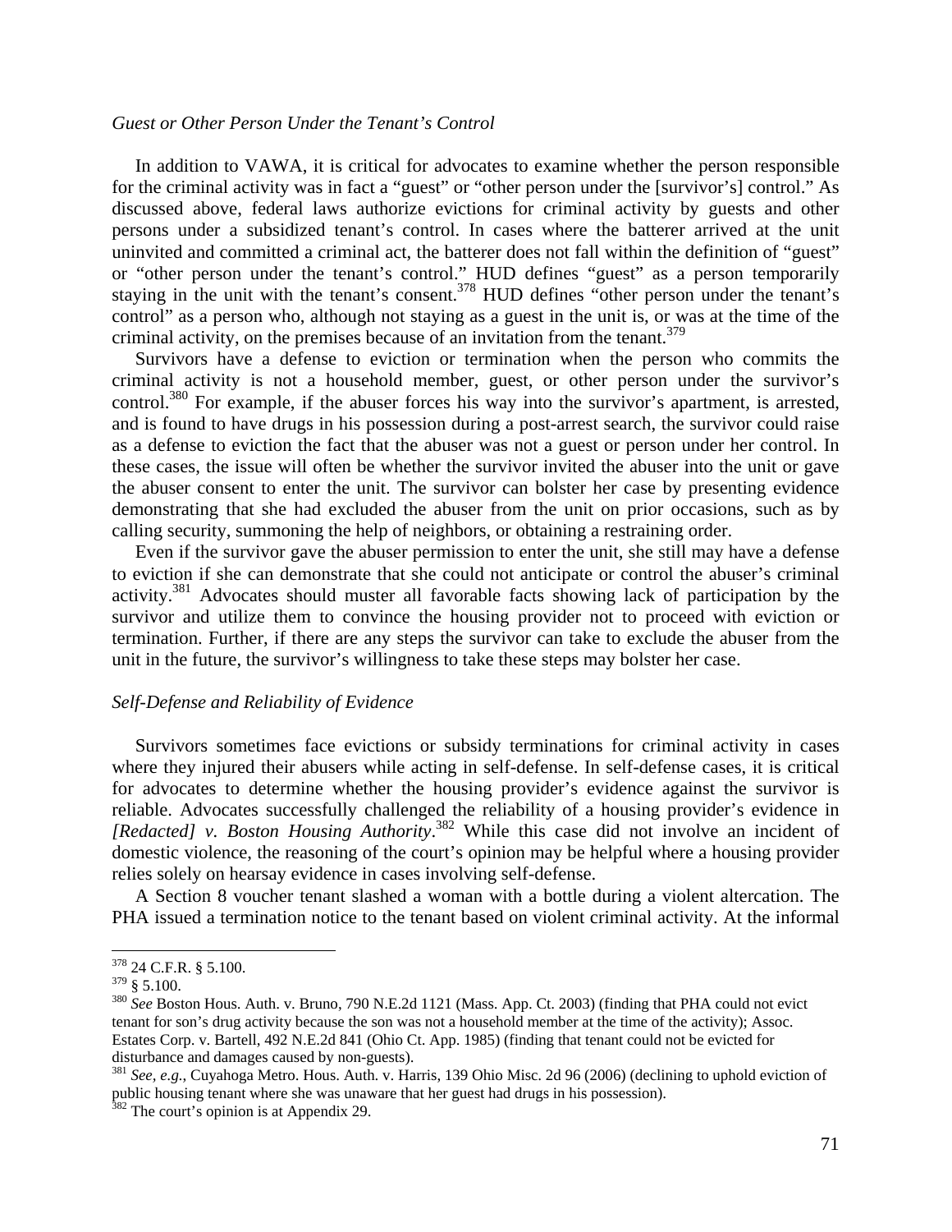*Guest or Other Person Under the Tenant's Control*

In addition to VAWA, it is critical for advocates to examine whether the person responsible for the criminal activity was in fact a "guest" or "other person under the [survivor's] control." As discussed above, federal laws authorize evictions for criminal activity by guests and other persons under a subsidized tenant's control. In cases where the batterer arrived at the unit uninvited and committed a criminal act, the batterer does not fall within the definition of "guest" or "other person under the tenant's control." HUD defines "guest" as a person temporarily staying in the unit with the tenant's consent.[378] HUD defines "other person under the tenant's control" as a person who, although not staying as a guest in the unit is, or was at the time of the criminal activity, on the premises because of an invitation from the tenant.[379]

Survivors have a defense to eviction or termination when the person who commits the criminal activity is not a household member, guest, or other person under the survivor's control.[380] For example, if the abuser forces his way into the survivor's apartment, is arrested, and is found to have drugs in his possession during a post-arrest search, the survivor could raise as a defense to eviction the fact that the abuser was not a guest or person under her control. In these cases, the issue will often be whether the survivor invited the abuser into the unit or gave the abuser consent to enter the unit. The survivor can bolster her case by presenting evidence demonstrating that she had excluded the abuser from the unit on prior occasions, such as by calling security, summoning the help of neighbors, or obtaining a restraining order.

Even if the survivor gave the abuser permission to enter the unit, she still may have a defense to eviction if she can demonstrate that she could not anticipate or control the abuser's criminal activity.[381] Advocates should muster all favorable facts showing lack of participation by the survivor and utilize them to convince the housing provider not to proceed with eviction or termination. Further, if there are any steps the survivor can take to exclude the abuser from the unit in the future, the survivor's willingness to take these steps may bolster her case.

*Self-Defense and Reliability of Evidence*

Survivors sometimes face evictions or subsidy terminations for criminal activity in cases where they injured their abusers while acting in self-defense. In self-defense cases, it is critical for advocates to determine whether the housing provider's evidence against the survivor is reliable. Advocates successfully challenged the reliability of a housing provider's evidence in *[Redacted] v. Boston Housing Authority*.[382] While this case did not involve an incident of domestic violence, the reasoning of the court's opinion may be helpful where a housing provider relies solely on hearsay evidence in cases involving self-defense.

A Section 8 voucher tenant slashed a woman with a bottle during a violent altercation. The PHA issued a termination notice to the tenant based on violent criminal activity. At the informal

---

[378] 24 C.F.R. § 5.100.

[379] § 5.100.

[380] *See* Boston Hous. Auth. v. Bruno, 790 N.E.2d 1121 (Mass. App. Ct. 2003) (finding that PHA could not evict tenant for son's drug activity because the son was not a household member at the time of the activity); Assoc. Estates Corp. v. Bartell, 492 N.E.2d 841 (Ohio Ct. App. 1985) (finding that tenant could not be evicted for disturbance and damages caused by non-guests).

[381] *See, e.g.*, Cuyahoga Metro. Hous. Auth. v. Harris, 139 Ohio Misc. 2d 96 (2006) (declining to uphold eviction of public housing tenant where she was unaware that her guest had drugs in his possession).

[382] The court's opinion is at Appendix 29.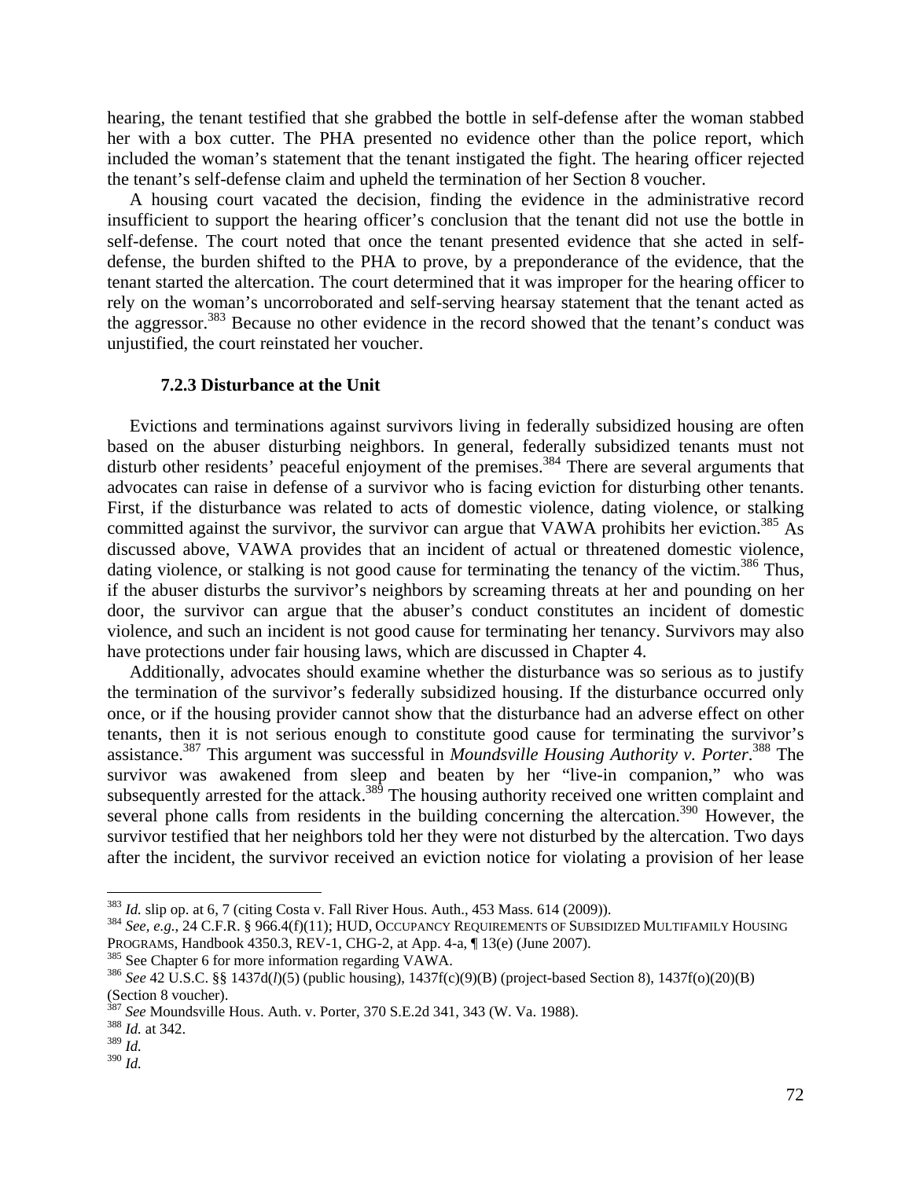hearing, the tenant testified that she grabbed the bottle in self-defense after the woman stabbed her with a box cutter. The PHA presented no evidence other than the police report, which included the woman's statement that the tenant instigated the fight. The hearing officer rejected the tenant's self-defense claim and upheld the termination of her Section 8 voucher.

A housing court vacated the decision, finding the evidence in the administrative record insufficient to support the hearing officer's conclusion that the tenant did not use the bottle in self-defense. The court noted that once the tenant presented evidence that she acted in self-defense, the burden shifted to the PHA to prove, by a preponderance of the evidence, that the tenant started the altercation. The court determined that it was improper for the hearing officer to rely on the woman's uncorroborated and self-serving hearsay statement that the tenant acted as the aggressor.[383] Because no other evidence in the record showed that the tenant's conduct was unjustified, the court reinstated her voucher.

### 7.2.3 Disturbance at the Unit

Evictions and terminations against survivors living in federally subsidized housing are often based on the abuser disturbing neighbors. In general, federally subsidized tenants must not disturb other residents' peaceful enjoyment of the premises.[384] There are several arguments that advocates can raise in defense of a survivor who is facing eviction for disturbing other tenants. First, if the disturbance was related to acts of domestic violence, dating violence, or stalking committed against the survivor, the survivor can argue that VAWA prohibits her eviction.[385] As discussed above, VAWA provides that an incident of actual or threatened domestic violence, dating violence, or stalking is not good cause for terminating the tenancy of the victim.[386] Thus, if the abuser disturbs the survivor's neighbors by screaming threats at her and pounding on her door, the survivor can argue that the abuser's conduct constitutes an incident of domestic violence, and such an incident is not good cause for terminating her tenancy. Survivors may also have protections under fair housing laws, which are discussed in Chapter 4.

Additionally, advocates should examine whether the disturbance was so serious as to justify the termination of the survivor's federally subsidized housing. If the disturbance occurred only once, or if the housing provider cannot show that the disturbance had an adverse effect on other tenants, then it is not serious enough to constitute good cause for terminating the survivor's assistance.[387] This argument was successful in *Moundsville Housing Authority v. Porter*.[388] The survivor was awakened from sleep and beaten by her "live-in companion," who was subsequently arrested for the attack.[389] The housing authority received one written complaint and several phone calls from residents in the building concerning the altercation.[390] However, the survivor testified that her neighbors told her they were not disturbed by the altercation. Two days after the incident, the survivor received an eviction notice for violating a provision of her lease

---

[383] *Id.* slip op. at 6, 7 (citing Costa v. Fall River Hous. Auth., 453 Mass. 614 (2009)).

[384] *See, e.g.*, 24 C.F.R. § 966.4(f)(11); HUD, OCCUPANCY REQUIREMENTS OF SUBSIDIZED MULTIFAMILY HOUSING PROGRAMS, Handbook 4350.3, REV-1, CHG-2, at App. 4-a, ¶ 13(e) (June 2007).

[385] See Chapter 6 for more information regarding VAWA.

[386] *See* 42 U.S.C. §§ 1437d(*l*)(5) (public housing), 1437f(c)(9)(B) (project-based Section 8), 1437f(o)(20)(B) (Section 8 voucher).

[387] *See* Moundsville Hous. Auth. v. Porter, 370 S.E.2d 341, 343 (W. Va. 1988).

[388] *Id.* at 342.

[389] *Id.*

[390] *Id.*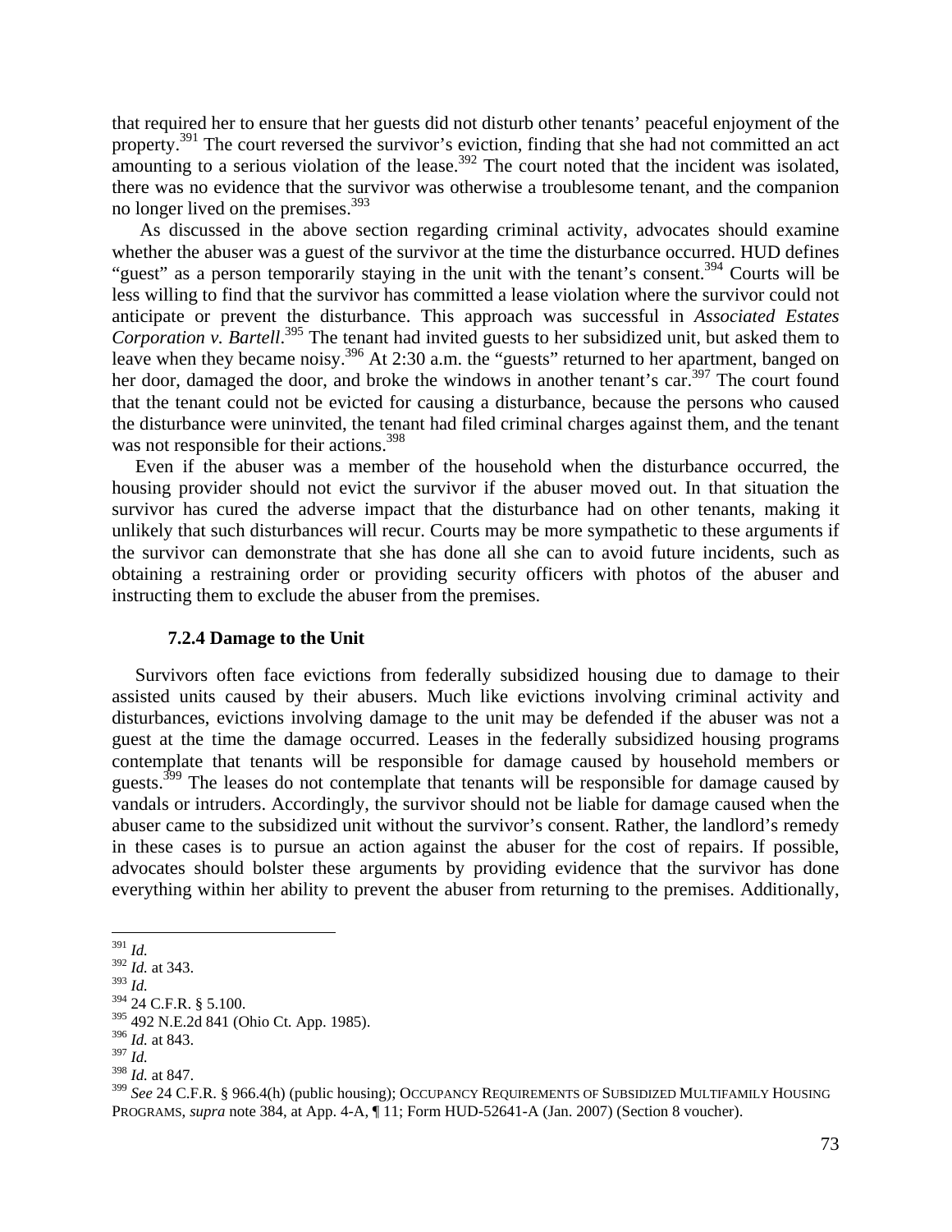that required her to ensure that her guests did not disturb other tenants' peaceful enjoyment of the property.[391] The court reversed the survivor's eviction, finding that she had not committed an act amounting to a serious violation of the lease.[392] The court noted that the incident was isolated, there was no evidence that the survivor was otherwise a troublesome tenant, and the companion no longer lived on the premises.[393]

As discussed in the above section regarding criminal activity, advocates should examine whether the abuser was a guest of the survivor at the time the disturbance occurred. HUD defines "guest" as a person temporarily staying in the unit with the tenant's consent.[394] Courts will be less willing to find that the survivor has committed a lease violation where the survivor could not anticipate or prevent the disturbance. This approach was successful in *Associated Estates Corporation v. Bartell*.[395] The tenant had invited guests to her subsidized unit, but asked them to leave when they became noisy.[396] At 2:30 a.m. the "guests" returned to her apartment, banged on her door, damaged the door, and broke the windows in another tenant's car.[397] The court found that the tenant could not be evicted for causing a disturbance, because the persons who caused the disturbance were uninvited, the tenant had filed criminal charges against them, and the tenant was not responsible for their actions.[398]

Even if the abuser was a member of the household when the disturbance occurred, the housing provider should not evict the survivor if the abuser moved out. In that situation the survivor has cured the adverse impact that the disturbance had on other tenants, making it unlikely that such disturbances will recur. Courts may be more sympathetic to these arguments if the survivor can demonstrate that she has done all she can to avoid future incidents, such as obtaining a restraining order or providing security officers with photos of the abuser and instructing them to exclude the abuser from the premises.

### 7.2.4 Damage to the Unit

Survivors often face evictions from federally subsidized housing due to damage to their assisted units caused by their abusers. Much like evictions involving criminal activity and disturbances, evictions involving damage to the unit may be defended if the abuser was not a guest at the time the damage occurred. Leases in the federally subsidized housing programs contemplate that tenants will be responsible for damage caused by household members or guests.[399] The leases do not contemplate that tenants will be responsible for damage caused by vandals or intruders. Accordingly, the survivor should not be liable for damage caused when the abuser came to the subsidized unit without the survivor's consent. Rather, the landlord's remedy in these cases is to pursue an action against the abuser for the cost of repairs. If possible, advocates should bolster these arguments by providing evidence that the survivor has done everything within her ability to prevent the abuser from returning to the premises. Additionally,

---

[391] *Id.*
[392] *Id.* at 343.
[393] *Id.*
[394] 24 C.F.R. § 5.100.
[395] 492 N.E.2d 841 (Ohio Ct. App. 1985).
[396] *Id.* at 843.
[397] *Id.*
[398] *Id.* at 847.
[399] *See* 24 C.F.R. § 966.4(h) (public housing); OCCUPANCY REQUIREMENTS OF SUBSIDIZED MULTIFAMILY HOUSING PROGRAMS, *supra* note 384, at App. 4-A, ¶ 11; Form HUD-52641-A (Jan. 2007) (Section 8 voucher).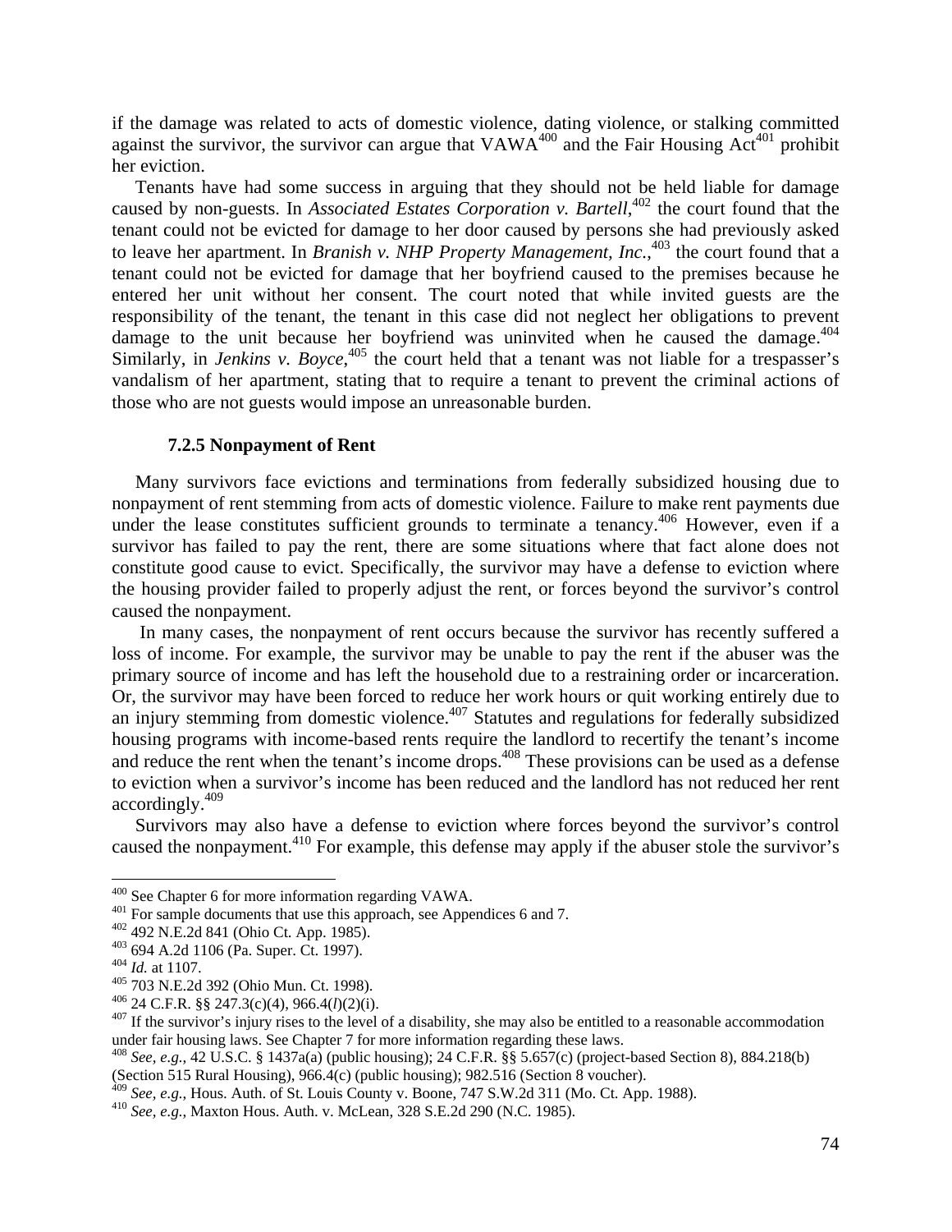if the damage was related to acts of domestic violence, dating violence, or stalking committed against the survivor, the survivor can argue that VAWA[400] and the Fair Housing Act[401] prohibit her eviction.

Tenants have had some success in arguing that they should not be held liable for damage caused by non-guests. In *Associated Estates Corporation v. Bartell*,[402] the court found that the tenant could not be evicted for damage to her door caused by persons she had previously asked to leave her apartment. In *Branish v. NHP Property Management, Inc.*,[403] the court found that a tenant could not be evicted for damage that her boyfriend caused to the premises because he entered her unit without her consent. The court noted that while invited guests are the responsibility of the tenant, the tenant in this case did not neglect her obligations to prevent damage to the unit because her boyfriend was uninvited when he caused the damage.[404] Similarly, in *Jenkins v. Boyce*,[405] the court held that a tenant was not liable for a trespasser's vandalism of her apartment, stating that to require a tenant to prevent the criminal actions of those who are not guests would impose an unreasonable burden.

### 7.2.5 Nonpayment of Rent

Many survivors face evictions and terminations from federally subsidized housing due to nonpayment of rent stemming from acts of domestic violence. Failure to make rent payments due under the lease constitutes sufficient grounds to terminate a tenancy.[406] However, even if a survivor has failed to pay the rent, there are some situations where that fact alone does not constitute good cause to evict. Specifically, the survivor may have a defense to eviction where the housing provider failed to properly adjust the rent, or forces beyond the survivor's control caused the nonpayment.

In many cases, the nonpayment of rent occurs because the survivor has recently suffered a loss of income. For example, the survivor may be unable to pay the rent if the abuser was the primary source of income and has left the household due to a restraining order or incarceration. Or, the survivor may have been forced to reduce her work hours or quit working entirely due to an injury stemming from domestic violence.[407] Statutes and regulations for federally subsidized housing programs with income-based rents require the landlord to recertify the tenant's income and reduce the rent when the tenant's income drops.[408] These provisions can be used as a defense to eviction when a survivor's income has been reduced and the landlord has not reduced her rent accordingly.[409]

Survivors may also have a defense to eviction where forces beyond the survivor's control caused the nonpayment.[410] For example, this defense may apply if the abuser stole the survivor's

---

[400] See Chapter 6 for more information regarding VAWA.

[401] For sample documents that use this approach, see Appendices 6 and 7.

[402] 492 N.E.2d 841 (Ohio Ct. App. 1985).

[403] 694 A.2d 1106 (Pa. Super. Ct. 1997).

[404] *Id.* at 1107.

[405] 703 N.E.2d 392 (Ohio Mun. Ct. 1998).

[406] 24 C.F.R. §§ 247.3(c)(4), 966.4(*l*)(2)(i).

[407] If the survivor's injury rises to the level of a disability, she may also be entitled to a reasonable accommodation under fair housing laws. See Chapter 7 for more information regarding these laws.

[408] *See, e.g.*, 42 U.S.C. § 1437a(a) (public housing); 24 C.F.R. §§ 5.657(c) (project-based Section 8), 884.218(b) (Section 515 Rural Housing), 966.4(c) (public housing); 982.516 (Section 8 voucher).

[409] *See, e.g.*, Hous. Auth. of St. Louis County v. Boone, 747 S.W.2d 311 (Mo. Ct. App. 1988).

[410] *See, e.g.*, Maxton Hous. Auth. v. McLean, 328 S.E.2d 290 (N.C. 1985).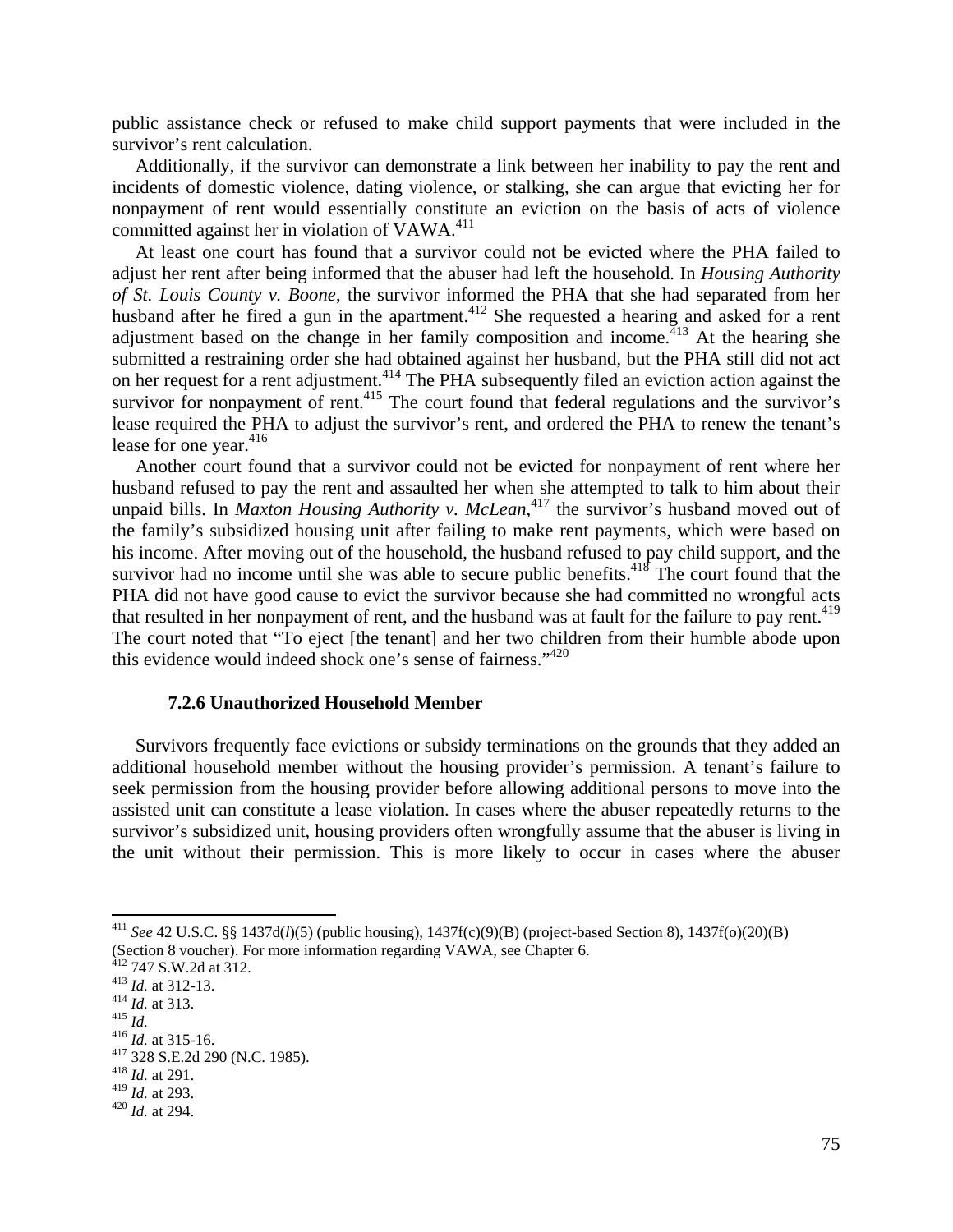public assistance check or refused to make child support payments that were included in the survivor's rent calculation.

Additionally, if the survivor can demonstrate a link between her inability to pay the rent and incidents of domestic violence, dating violence, or stalking, she can argue that evicting her for nonpayment of rent would essentially constitute an eviction on the basis of acts of violence committed against her in violation of VAWA.[411]

At least one court has found that a survivor could not be evicted where the PHA failed to adjust her rent after being informed that the abuser had left the household. In *Housing Authority of St. Louis County v. Boone*, the survivor informed the PHA that she had separated from her husband after he fired a gun in the apartment.[412] She requested a hearing and asked for a rent adjustment based on the change in her family composition and income.[413] At the hearing she submitted a restraining order she had obtained against her husband, but the PHA still did not act on her request for a rent adjustment.[414] The PHA subsequently filed an eviction action against the survivor for nonpayment of rent.[415] The court found that federal regulations and the survivor's lease required the PHA to adjust the survivor's rent, and ordered the PHA to renew the tenant's lease for one year.[416]

Another court found that a survivor could not be evicted for nonpayment of rent where her husband refused to pay the rent and assaulted her when she attempted to talk to him about their unpaid bills. In *Maxton Housing Authority v. McLean*,[417] the survivor's husband moved out of the family's subsidized housing unit after failing to make rent payments, which were based on his income. After moving out of the household, the husband refused to pay child support, and the survivor had no income until she was able to secure public benefits.[418] The court found that the PHA did not have good cause to evict the survivor because she had committed no wrongful acts that resulted in her nonpayment of rent, and the husband was at fault for the failure to pay rent.[419] The court noted that "To eject [the tenant] and her two children from their humble abode upon this evidence would indeed shock one's sense of fairness."[420]

### 7.2.6 Unauthorized Household Member

Survivors frequently face evictions or subsidy terminations on the grounds that they added an additional household member without the housing provider's permission. A tenant's failure to seek permission from the housing provider before allowing additional persons to move into the assisted unit can constitute a lease violation. In cases where the abuser repeatedly returns to the survivor's subsidized unit, housing providers often wrongfully assume that the abuser is living in the unit without their permission. This is more likely to occur in cases where the abuser

---

[411] *See* 42 U.S.C. §§ 1437d(*l*)(5) (public housing), 1437f(c)(9)(B) (project-based Section 8), 1437f(o)(20)(B) (Section 8 voucher). For more information regarding VAWA, see Chapter 6.
[412] 747 S.W.2d at 312.
[413] *Id.* at 312-13.
[414] *Id.* at 313.
[415] *Id.*
[416] *Id.* at 315-16.
[417] 328 S.E.2d 290 (N.C. 1985).
[418] *Id.* at 291.
[419] *Id.* at 293.
[420] *Id.* at 294.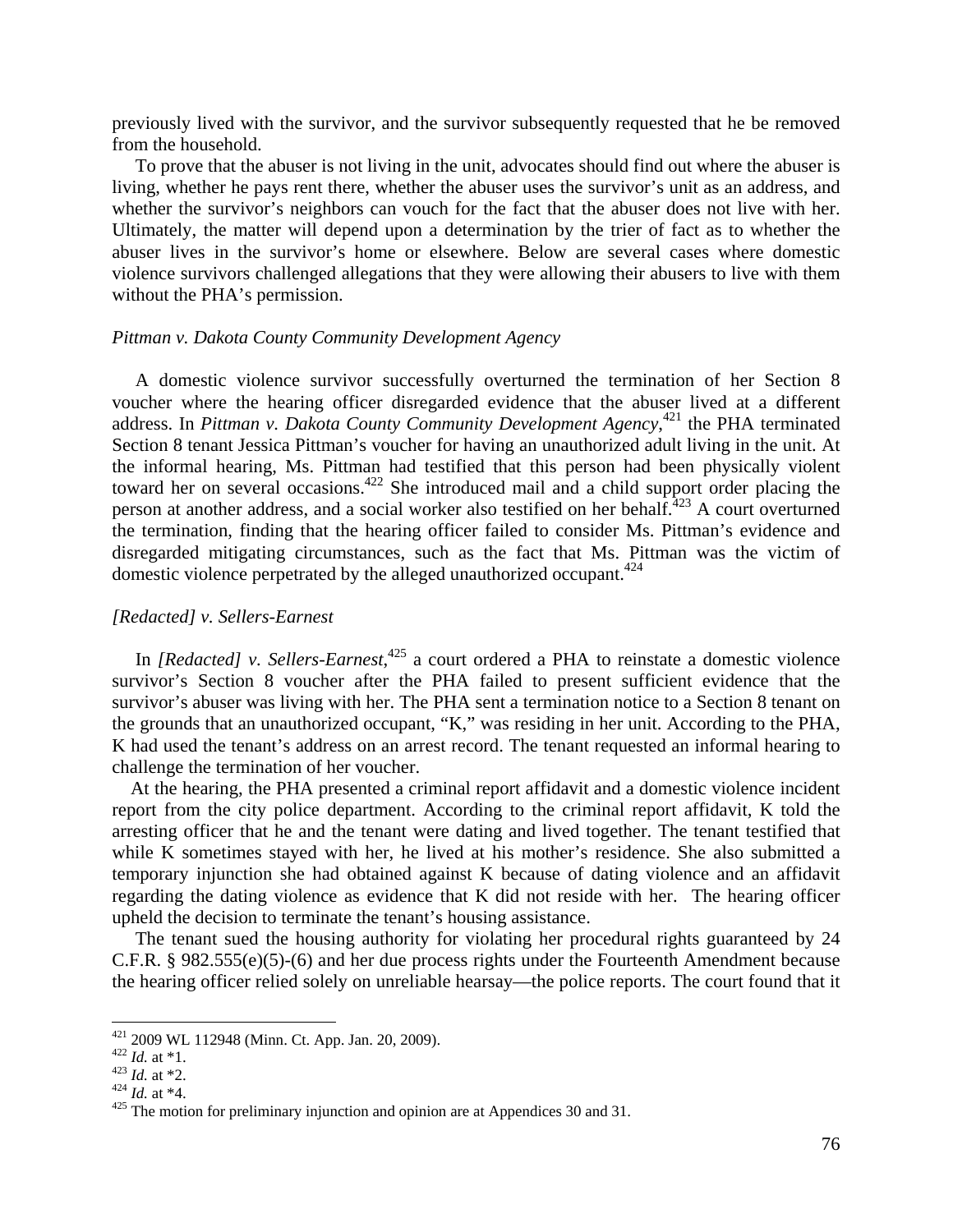previously lived with the survivor, and the survivor subsequently requested that he be removed from the household.

To prove that the abuser is not living in the unit, advocates should find out where the abuser is living, whether he pays rent there, whether the abuser uses the survivor's unit as an address, and whether the survivor's neighbors can vouch for the fact that the abuser does not live with her. Ultimately, the matter will depend upon a determination by the trier of fact as to whether the abuser lives in the survivor's home or elsewhere. Below are several cases where domestic violence survivors challenged allegations that they were allowing their abusers to live with them without the PHA's permission.

*Pittman v. Dakota County Community Development Agency*

A domestic violence survivor successfully overturned the termination of her Section 8 voucher where the hearing officer disregarded evidence that the abuser lived at a different address. In *Pittman v. Dakota County Community Development Agency*,[421] the PHA terminated Section 8 tenant Jessica Pittman's voucher for having an unauthorized adult living in the unit. At the informal hearing, Ms. Pittman had testified that this person had been physically violent toward her on several occasions.[422] She introduced mail and a child support order placing the person at another address, and a social worker also testified on her behalf.[423] A court overturned the termination, finding that the hearing officer failed to consider Ms. Pittman's evidence and disregarded mitigating circumstances, such as the fact that Ms. Pittman was the victim of domestic violence perpetrated by the alleged unauthorized occupant.[424]

*[Redacted] v. Sellers-Earnest*

In *[Redacted] v. Sellers-Earnest*,[425] a court ordered a PHA to reinstate a domestic violence survivor's Section 8 voucher after the PHA failed to present sufficient evidence that the survivor's abuser was living with her. The PHA sent a termination notice to a Section 8 tenant on the grounds that an unauthorized occupant, "K," was residing in her unit. According to the PHA, K had used the tenant's address on an arrest record. The tenant requested an informal hearing to challenge the termination of her voucher.

At the hearing, the PHA presented a criminal report affidavit and a domestic violence incident report from the city police department. According to the criminal report affidavit, K told the arresting officer that he and the tenant were dating and lived together. The tenant testified that while K sometimes stayed with her, he lived at his mother's residence. She also submitted a temporary injunction she had obtained against K because of dating violence and an affidavit regarding the dating violence as evidence that K did not reside with her. The hearing officer upheld the decision to terminate the tenant's housing assistance.

The tenant sued the housing authority for violating her procedural rights guaranteed by 24 C.F.R. § 982.555(e)(5)-(6) and her due process rights under the Fourteenth Amendment because the hearing officer relied solely on unreliable hearsay—the police reports. The court found that it

---

[421] 2009 WL 112948 (Minn. Ct. App. Jan. 20, 2009).
[422] *Id.* at *1.
[423] *Id.* at *2.
[424] *Id.* at *4.
[425] The motion for preliminary injunction and opinion are at Appendices 30 and 31.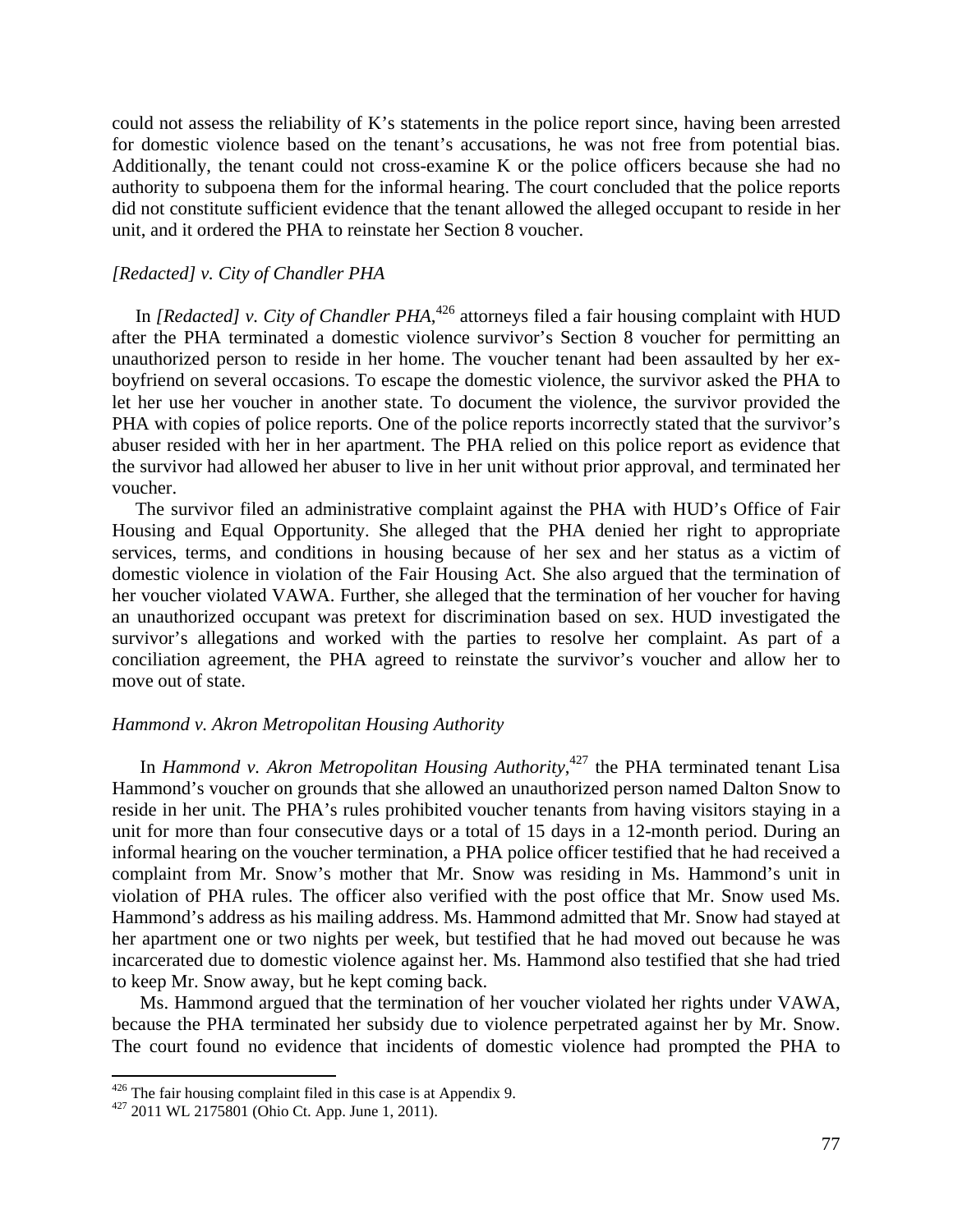could not assess the reliability of K's statements in the police report since, having been arrested for domestic violence based on the tenant's accusations, he was not free from potential bias. Additionally, the tenant could not cross-examine K or the police officers because she had no authority to subpoena them for the informal hearing. The court concluded that the police reports did not constitute sufficient evidence that the tenant allowed the alleged occupant to reside in her unit, and it ordered the PHA to reinstate her Section 8 voucher.

### *[Redacted] v. City of Chandler PHA*

In *[Redacted] v. City of Chandler PHA*,[426] attorneys filed a fair housing complaint with HUD after the PHA terminated a domestic violence survivor's Section 8 voucher for permitting an unauthorized person to reside in her home. The voucher tenant had been assaulted by her ex-boyfriend on several occasions. To escape the domestic violence, the survivor asked the PHA to let her use her voucher in another state. To document the violence, the survivor provided the PHA with copies of police reports. One of the police reports incorrectly stated that the survivor's abuser resided with her in her apartment. The PHA relied on this police report as evidence that the survivor had allowed her abuser to live in her unit without prior approval, and terminated her voucher.

The survivor filed an administrative complaint against the PHA with HUD's Office of Fair Housing and Equal Opportunity. She alleged that the PHA denied her right to appropriate services, terms, and conditions in housing because of her sex and her status as a victim of domestic violence in violation of the Fair Housing Act. She also argued that the termination of her voucher violated VAWA. Further, she alleged that the termination of her voucher for having an unauthorized occupant was pretext for discrimination based on sex. HUD investigated the survivor's allegations and worked with the parties to resolve her complaint. As part of a conciliation agreement, the PHA agreed to reinstate the survivor's voucher and allow her to move out of state.

### *Hammond v. Akron Metropolitan Housing Authority*

In *Hammond v. Akron Metropolitan Housing Authority*,[427] the PHA terminated tenant Lisa Hammond's voucher on grounds that she allowed an unauthorized person named Dalton Snow to reside in her unit. The PHA's rules prohibited voucher tenants from having visitors staying in a unit for more than four consecutive days or a total of 15 days in a 12-month period. During an informal hearing on the voucher termination, a PHA police officer testified that he had received a complaint from Mr. Snow's mother that Mr. Snow was residing in Ms. Hammond's unit in violation of PHA rules. The officer also verified with the post office that Mr. Snow used Ms. Hammond's address as his mailing address. Ms. Hammond admitted that Mr. Snow had stayed at her apartment one or two nights per week, but testified that he had moved out because he was incarcerated due to domestic violence against her. Ms. Hammond also testified that she had tried to keep Mr. Snow away, but he kept coming back.

Ms. Hammond argued that the termination of her voucher violated her rights under VAWA, because the PHA terminated her subsidy due to violence perpetrated against her by Mr. Snow. The court found no evidence that incidents of domestic violence had prompted the PHA to

---

[426] The fair housing complaint filed in this case is at Appendix 9.

[427] 2011 WL 2175801 (Ohio Ct. App. June 1, 2011).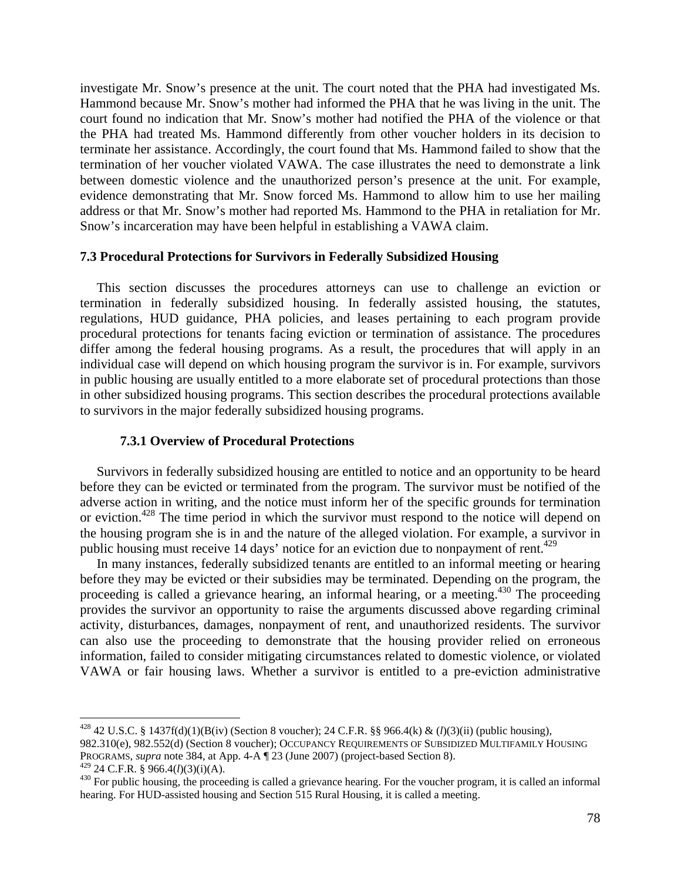investigate Mr. Snow's presence at the unit. The court noted that the PHA had investigated Ms. Hammond because Mr. Snow's mother had informed the PHA that he was living in the unit. The court found no indication that Mr. Snow's mother had notified the PHA of the violence or that the PHA had treated Ms. Hammond differently from other voucher holders in its decision to terminate her assistance. Accordingly, the court found that Ms. Hammond failed to show that the termination of her voucher violated VAWA. The case illustrates the need to demonstrate a link between domestic violence and the unauthorized person's presence at the unit. For example, evidence demonstrating that Mr. Snow forced Ms. Hammond to allow him to use her mailing address or that Mr. Snow's mother had reported Ms. Hammond to the PHA in retaliation for Mr. Snow's incarceration may have been helpful in establishing a VAWA claim.

### 7.3 Procedural Protections for Survivors in Federally Subsidized Housing

This section discusses the procedures attorneys can use to challenge an eviction or termination in federally subsidized housing. In federally assisted housing, the statutes, regulations, HUD guidance, PHA policies, and leases pertaining to each program provide procedural protections for tenants facing eviction or termination of assistance. The procedures differ among the federal housing programs. As a result, the procedures that will apply in an individual case will depend on which housing program the survivor is in. For example, survivors in public housing are usually entitled to a more elaborate set of procedural protections than those in other subsidized housing programs. This section describes the procedural protections available to survivors in the major federally subsidized housing programs.

#### 7.3.1 Overview of Procedural Protections

Survivors in federally subsidized housing are entitled to notice and an opportunity to be heard before they can be evicted or terminated from the program. The survivor must be notified of the adverse action in writing, and the notice must inform her of the specific grounds for termination or eviction.[428] The time period in which the survivor must respond to the notice will depend on the housing program she is in and the nature of the alleged violation. For example, a survivor in public housing must receive 14 days' notice for an eviction due to nonpayment of rent.[429]

In many instances, federally subsidized tenants are entitled to an informal meeting or hearing before they may be evicted or their subsidies may be terminated. Depending on the program, the proceeding is called a grievance hearing, an informal hearing, or a meeting.[430] The proceeding provides the survivor an opportunity to raise the arguments discussed above regarding criminal activity, disturbances, damages, nonpayment of rent, and unauthorized residents. The survivor can also use the proceeding to demonstrate that the housing provider relied on erroneous information, failed to consider mitigating circumstances related to domestic violence, or violated VAWA or fair housing laws. Whether a survivor is entitled to a pre-eviction administrative

---

[428] 42 U.S.C. § 1437f(d)(1)(B(iv) (Section 8 voucher); 24 C.F.R. §§ 966.4(k) & (*l*)(3)(ii) (public housing), 982.310(e), 982.552(d) (Section 8 voucher); OCCUPANCY REQUIREMENTS OF SUBSIDIZED MULTIFAMILY HOUSING PROGRAMS, *supra* note 384, at App. 4-A ¶ 23 (June 2007) (project-based Section 8).

[429] 24 C.F.R. § 966.4(*l*)(3)(i)(A).

[430] For public housing, the proceeding is called a grievance hearing. For the voucher program, it is called an informal hearing. For HUD-assisted housing and Section 515 Rural Housing, it is called a meeting.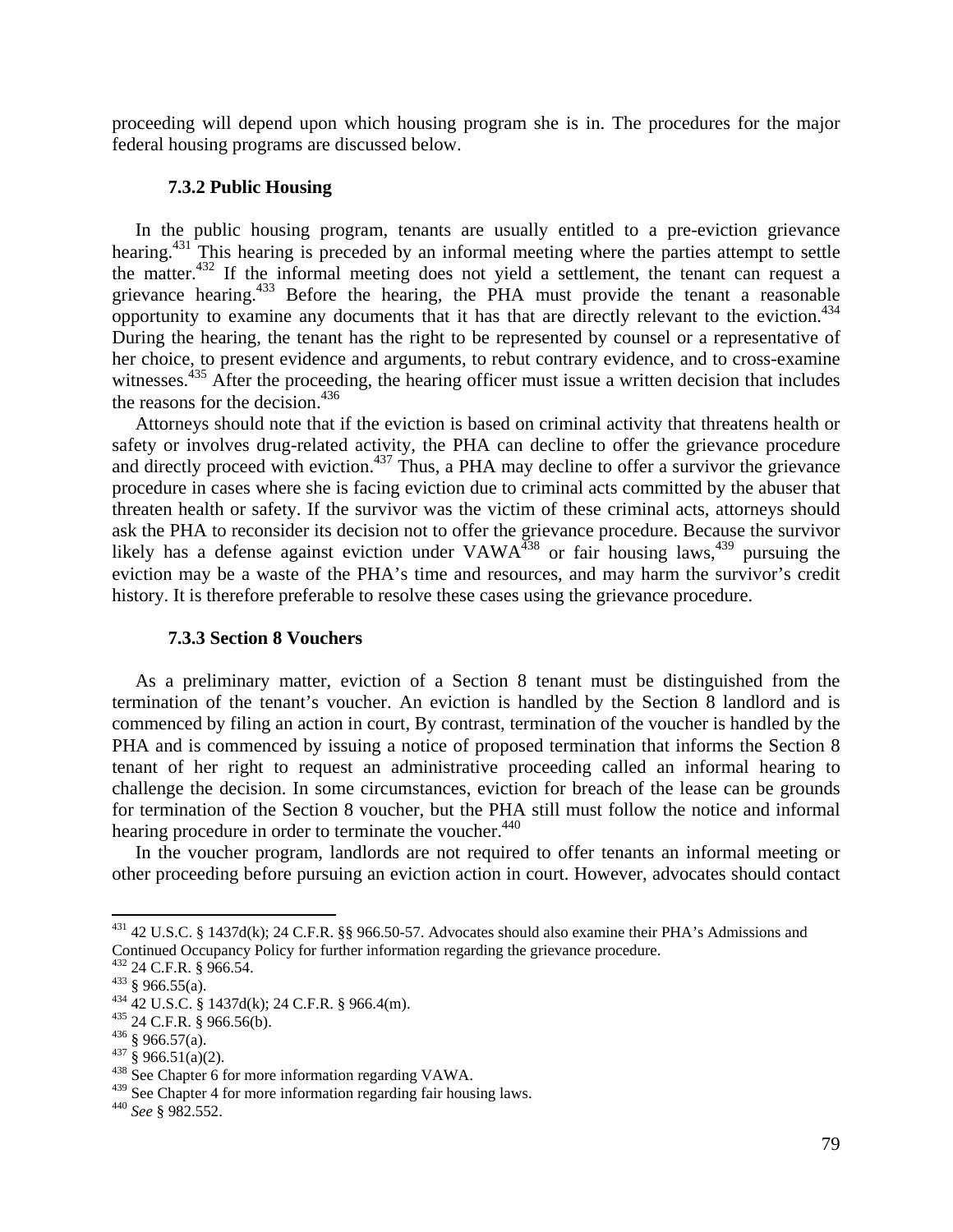proceeding will depend upon which housing program she is in. The procedures for the major federal housing programs are discussed below.

### 7.3.2 Public Housing

In the public housing program, tenants are usually entitled to a pre-eviction grievance hearing.[431] This hearing is preceded by an informal meeting where the parties attempt to settle the matter.[432] If the informal meeting does not yield a settlement, the tenant can request a grievance hearing.[433] Before the hearing, the PHA must provide the tenant a reasonable opportunity to examine any documents that it has that are directly relevant to the eviction.[434] During the hearing, the tenant has the right to be represented by counsel or a representative of her choice, to present evidence and arguments, to rebut contrary evidence, and to cross-examine witnesses.[435] After the proceeding, the hearing officer must issue a written decision that includes the reasons for the decision.[436]

Attorneys should note that if the eviction is based on criminal activity that threatens health or safety or involves drug-related activity, the PHA can decline to offer the grievance procedure and directly proceed with eviction.[437] Thus, a PHA may decline to offer a survivor the grievance procedure in cases where she is facing eviction due to criminal acts committed by the abuser that threaten health or safety. If the survivor was the victim of these criminal acts, attorneys should ask the PHA to reconsider its decision not to offer the grievance procedure. Because the survivor likely has a defense against eviction under VAWA[438] or fair housing laws,[439] pursuing the eviction may be a waste of the PHA's time and resources, and may harm the survivor's credit history. It is therefore preferable to resolve these cases using the grievance procedure.

### 7.3.3 Section 8 Vouchers

As a preliminary matter, eviction of a Section 8 tenant must be distinguished from the termination of the tenant's voucher. An eviction is handled by the Section 8 landlord and is commenced by filing an action in court, By contrast, termination of the voucher is handled by the PHA and is commenced by issuing a notice of proposed termination that informs the Section 8 tenant of her right to request an administrative proceeding called an informal hearing to challenge the decision. In some circumstances, eviction for breach of the lease can be grounds for termination of the Section 8 voucher, but the PHA still must follow the notice and informal hearing procedure in order to terminate the voucher.[440]

In the voucher program, landlords are not required to offer tenants an informal meeting or other proceeding before pursuing an eviction action in court. However, advocates should contact

---

[431] 42 U.S.C. § 1437d(k); 24 C.F.R. §§ 966.50-57. Advocates should also examine their PHA's Admissions and Continued Occupancy Policy for further information regarding the grievance procedure.

[432] 24 C.F.R. § 966.54.

[433] § 966.55(a).

[434] 42 U.S.C. § 1437d(k); 24 C.F.R. § 966.4(m).

[435] 24 C.F.R. § 966.56(b).

[436] § 966.57(a).

[437] § 966.51(a)(2).

[438] See Chapter 6 for more information regarding VAWA.

[439] See Chapter 4 for more information regarding fair housing laws.

[440] *See* § 982.552.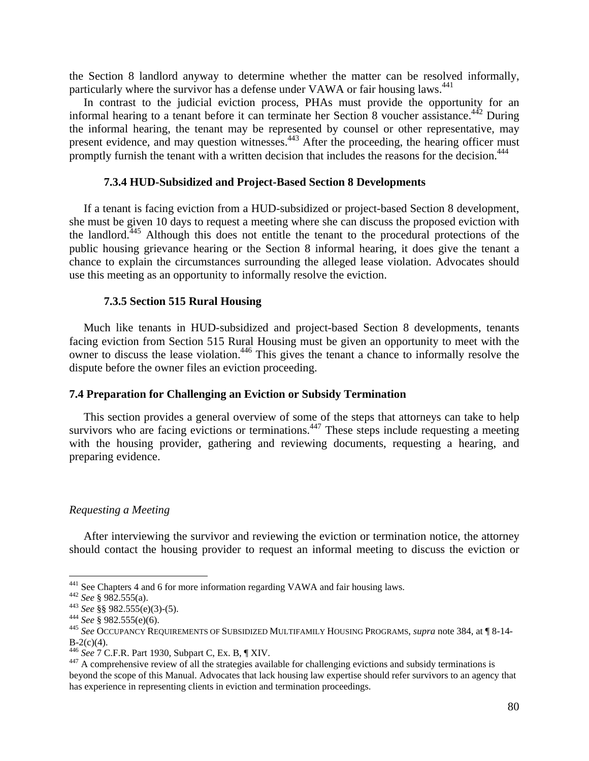the Section 8 landlord anyway to determine whether the matter can be resolved informally, particularly where the survivor has a defense under VAWA or fair housing laws.[441]

In contrast to the judicial eviction process, PHAs must provide the opportunity for an informal hearing to a tenant before it can terminate her Section 8 voucher assistance.[442] During the informal hearing, the tenant may be represented by counsel or other representative, may present evidence, and may question witnesses.[443] After the proceeding, the hearing officer must promptly furnish the tenant with a written decision that includes the reasons for the decision.[444]

### 7.3.4 HUD-Subsidized and Project-Based Section 8 Developments

If a tenant is facing eviction from a HUD-subsidized or project-based Section 8 development, she must be given 10 days to request a meeting where she can discuss the proposed eviction with the landlord.[445] Although this does not entitle the tenant to the procedural protections of the public housing grievance hearing or the Section 8 informal hearing, it does give the tenant a chance to explain the circumstances surrounding the alleged lease violation. Advocates should use this meeting as an opportunity to informally resolve the eviction.

### 7.3.5 Section 515 Rural Housing

Much like tenants in HUD-subsidized and project-based Section 8 developments, tenants facing eviction from Section 515 Rural Housing must be given an opportunity to meet with the owner to discuss the lease violation.[446] This gives the tenant a chance to informally resolve the dispute before the owner files an eviction proceeding.

## 7.4 Preparation for Challenging an Eviction or Subsidy Termination

This section provides a general overview of some of the steps that attorneys can take to help survivors who are facing evictions or terminations.[447] These steps include requesting a meeting with the housing provider, gathering and reviewing documents, requesting a hearing, and preparing evidence.

*Requesting a Meeting*

After interviewing the survivor and reviewing the eviction or termination notice, the attorney should contact the housing provider to request an informal meeting to discuss the eviction or

---

[441] See Chapters 4 and 6 for more information regarding VAWA and fair housing laws.

[442] *See* § 982.555(a).

[443] *See* §§ 982.555(e)(3)-(5).

[444] *See* § 982.555(e)(6).

[445] *See* OCCUPANCY REQUIREMENTS OF SUBSIDIZED MULTIFAMILY HOUSING PROGRAMS, *supra* note 384, at ¶ 8-14-B-2(c)(4).

[446] *See* 7 C.F.R. Part 1930, Subpart C, Ex. B, ¶ XIV.

[447] A comprehensive review of all the strategies available for challenging evictions and subsidy terminations is beyond the scope of this Manual. Advocates that lack housing law expertise should refer survivors to an agency that has experience in representing clients in eviction and termination proceedings.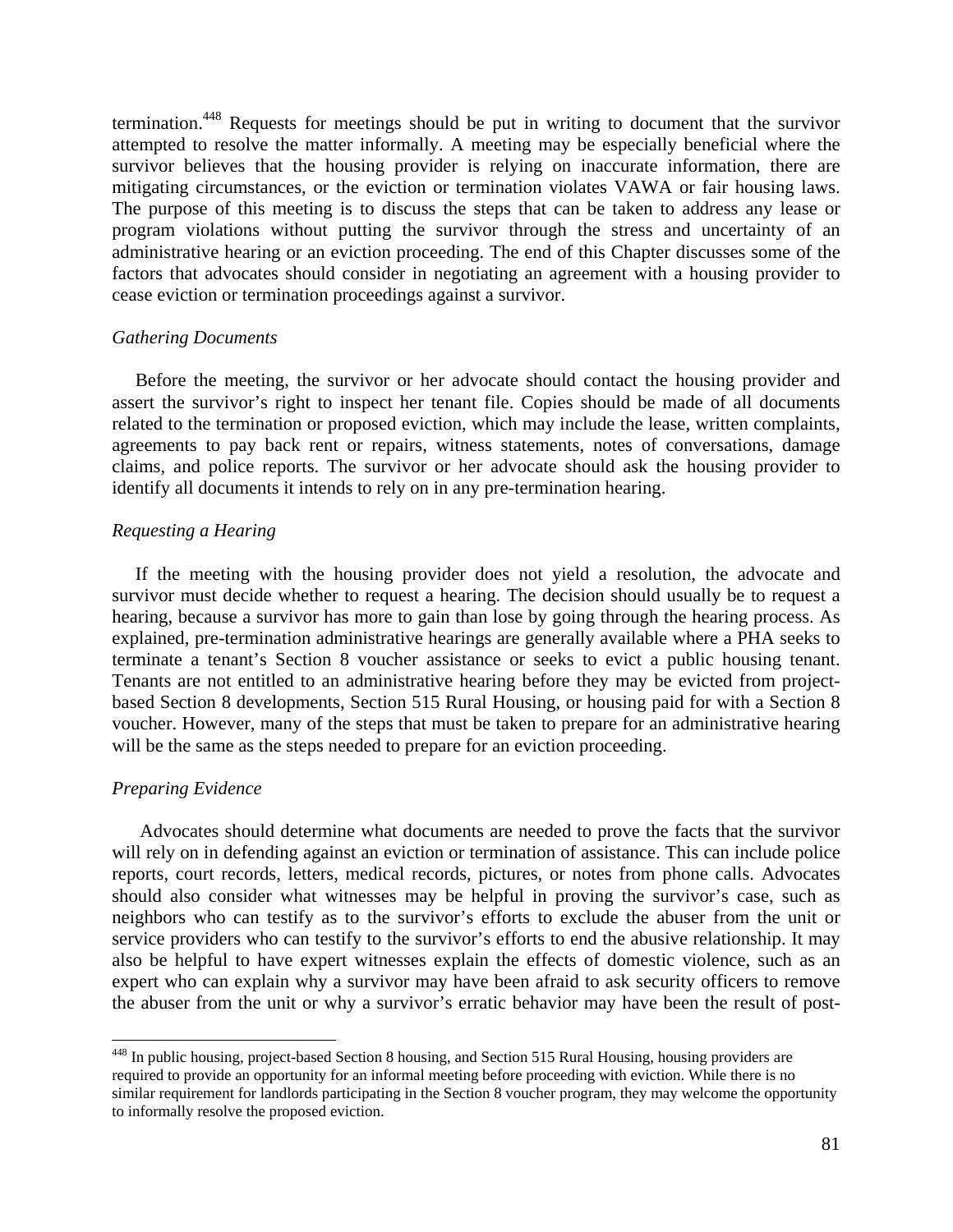termination.[448] Requests for meetings should be put in writing to document that the survivor attempted to resolve the matter informally. A meeting may be especially beneficial where the survivor believes that the housing provider is relying on inaccurate information, there are mitigating circumstances, or the eviction or termination violates VAWA or fair housing laws. The purpose of this meeting is to discuss the steps that can be taken to address any lease or program violations without putting the survivor through the stress and uncertainty of an administrative hearing or an eviction proceeding. The end of this Chapter discusses some of the factors that advocates should consider in negotiating an agreement with a housing provider to cease eviction or termination proceedings against a survivor.

*Gathering Documents*

Before the meeting, the survivor or her advocate should contact the housing provider and assert the survivor's right to inspect her tenant file. Copies should be made of all documents related to the termination or proposed eviction, which may include the lease, written complaints, agreements to pay back rent or repairs, witness statements, notes of conversations, damage claims, and police reports. The survivor or her advocate should ask the housing provider to identify all documents it intends to rely on in any pre-termination hearing.

*Requesting a Hearing*

If the meeting with the housing provider does not yield a resolution, the advocate and survivor must decide whether to request a hearing. The decision should usually be to request a hearing, because a survivor has more to gain than lose by going through the hearing process. As explained, pre-termination administrative hearings are generally available where a PHA seeks to terminate a tenant's Section 8 voucher assistance or seeks to evict a public housing tenant. Tenants are not entitled to an administrative hearing before they may be evicted from project-based Section 8 developments, Section 515 Rural Housing, or housing paid for with a Section 8 voucher. However, many of the steps that must be taken to prepare for an administrative hearing will be the same as the steps needed to prepare for an eviction proceeding.

*Preparing Evidence*

Advocates should determine what documents are needed to prove the facts that the survivor will rely on in defending against an eviction or termination of assistance. This can include police reports, court records, letters, medical records, pictures, or notes from phone calls. Advocates should also consider what witnesses may be helpful in proving the survivor's case, such as neighbors who can testify as to the survivor's efforts to exclude the abuser from the unit or service providers who can testify to the survivor's efforts to end the abusive relationship. It may also be helpful to have expert witnesses explain the effects of domestic violence, such as an expert who can explain why a survivor may have been afraid to ask security officers to remove the abuser from the unit or why a survivor's erratic behavior may have been the result of post-

---

[448] In public housing, project-based Section 8 housing, and Section 515 Rural Housing, housing providers are required to provide an opportunity for an informal meeting before proceeding with eviction. While there is no similar requirement for landlords participating in the Section 8 voucher program, they may welcome the opportunity to informally resolve the proposed eviction.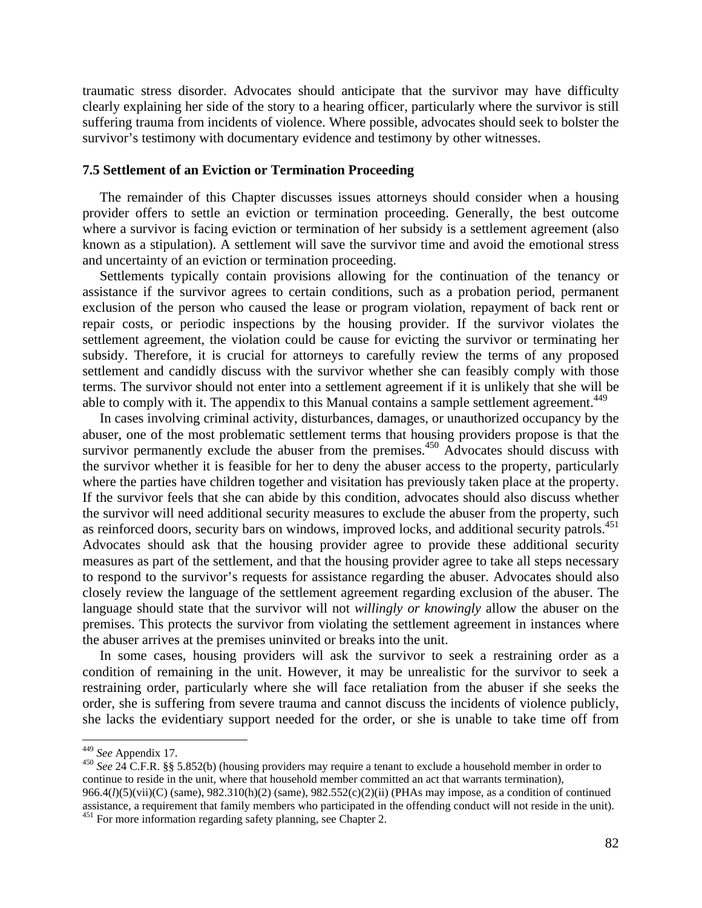traumatic stress disorder. Advocates should anticipate that the survivor may have difficulty clearly explaining her side of the story to a hearing officer, particularly where the survivor is still suffering trauma from incidents of violence. Where possible, advocates should seek to bolster the survivor's testimony with documentary evidence and testimony by other witnesses.

### 7.5 Settlement of an Eviction or Termination Proceeding

The remainder of this Chapter discusses issues attorneys should consider when a housing provider offers to settle an eviction or termination proceeding. Generally, the best outcome where a survivor is facing eviction or termination of her subsidy is a settlement agreement (also known as a stipulation). A settlement will save the survivor time and avoid the emotional stress and uncertainty of an eviction or termination proceeding.

Settlements typically contain provisions allowing for the continuation of the tenancy or assistance if the survivor agrees to certain conditions, such as a probation period, permanent exclusion of the person who caused the lease or program violation, repayment of back rent or repair costs, or periodic inspections by the housing provider. If the survivor violates the settlement agreement, the violation could be cause for evicting the survivor or terminating her subsidy. Therefore, it is crucial for attorneys to carefully review the terms of any proposed settlement and candidly discuss with the survivor whether she can feasibly comply with those terms. The survivor should not enter into a settlement agreement if it is unlikely that she will be able to comply with it. The appendix to this Manual contains a sample settlement agreement.[449]

In cases involving criminal activity, disturbances, damages, or unauthorized occupancy by the abuser, one of the most problematic settlement terms that housing providers propose is that the survivor permanently exclude the abuser from the premises.[450] Advocates should discuss with the survivor whether it is feasible for her to deny the abuser access to the property, particularly where the parties have children together and visitation has previously taken place at the property. If the survivor feels that she can abide by this condition, advocates should also discuss whether the survivor will need additional security measures to exclude the abuser from the property, such as reinforced doors, security bars on windows, improved locks, and additional security patrols.[451] Advocates should ask that the housing provider agree to provide these additional security measures as part of the settlement, and that the housing provider agree to take all steps necessary to respond to the survivor's requests for assistance regarding the abuser. Advocates should also closely review the language of the settlement agreement regarding exclusion of the abuser. The language should state that the survivor will not *willingly or knowingly* allow the abuser on the premises. This protects the survivor from violating the settlement agreement in instances where the abuser arrives at the premises uninvited or breaks into the unit.

In some cases, housing providers will ask the survivor to seek a restraining order as a condition of remaining in the unit. However, it may be unrealistic for the survivor to seek a restraining order, particularly where she will face retaliation from the abuser if she seeks the order, she is suffering from severe trauma and cannot discuss the incidents of violence publicly, she lacks the evidentiary support needed for the order, or she is unable to take time off from

---

[449] *See* Appendix 17.

[450] *See* 24 C.F.R. §§ 5.852(b) (housing providers may require a tenant to exclude a household member in order to continue to reside in the unit, where that household member committed an act that warrants termination), 966.4(*l*)(5)(vii)(C) (same), 982.310(h)(2) (same), 982.552(c)(2)(ii) (PHAs may impose, as a condition of continued assistance, a requirement that family members who participated in the offending conduct will not reside in the unit).

[451] For more information regarding safety planning, see Chapter 2.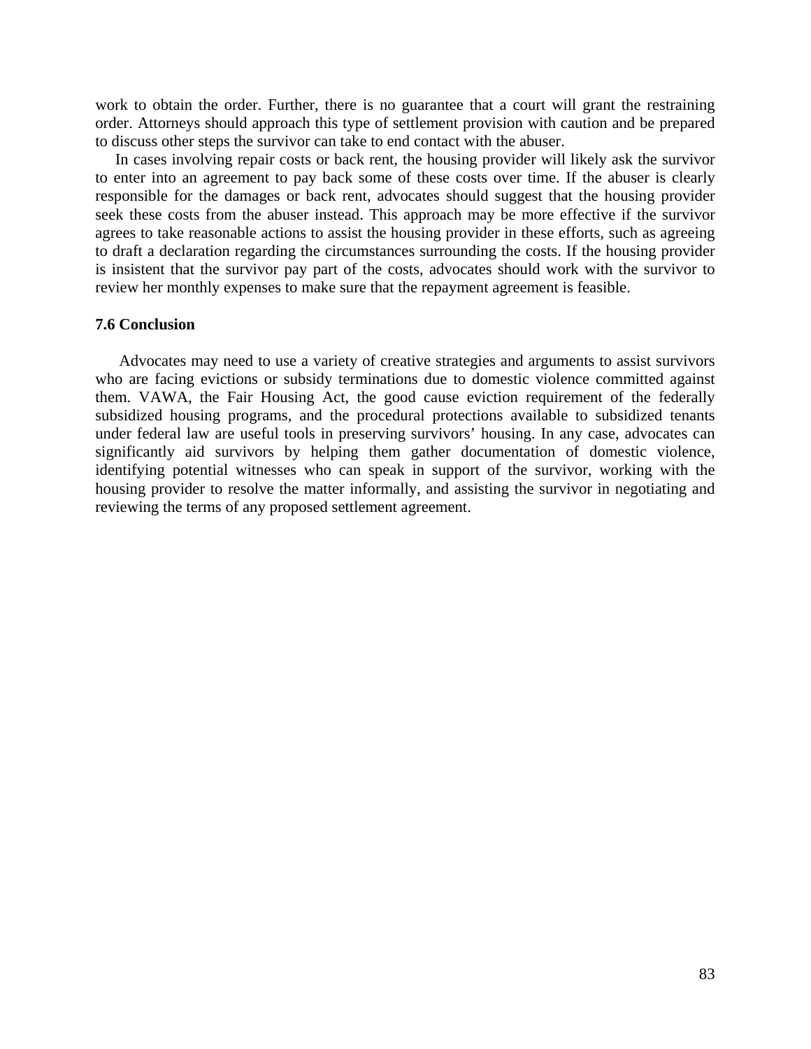work to obtain the order. Further, there is no guarantee that a court will grant the restraining order. Attorneys should approach this type of settlement provision with caution and be prepared to discuss other steps the survivor can take to end contact with the abuser.

In cases involving repair costs or back rent, the housing provider will likely ask the survivor to enter into an agreement to pay back some of these costs over time. If the abuser is clearly responsible for the damages or back rent, advocates should suggest that the housing provider seek these costs from the abuser instead. This approach may be more effective if the survivor agrees to take reasonable actions to assist the housing provider in these efforts, such as agreeing to draft a declaration regarding the circumstances surrounding the costs. If the housing provider is insistent that the survivor pay part of the costs, advocates should work with the survivor to review her monthly expenses to make sure that the repayment agreement is feasible.

### 7.6 Conclusion

Advocates may need to use a variety of creative strategies and arguments to assist survivors who are facing evictions or subsidy terminations due to domestic violence committed against them. VAWA, the Fair Housing Act, the good cause eviction requirement of the federally subsidized housing programs, and the procedural protections available to subsidized tenants under federal law are useful tools in preserving survivors' housing. In any case, advocates can significantly aid survivors by helping them gather documentation of domestic violence, identifying potential witnesses who can speak in support of the survivor, working with the housing provider to resolve the matter informally, and assisting the survivor in negotiating and reviewing the terms of any proposed settlement agreement.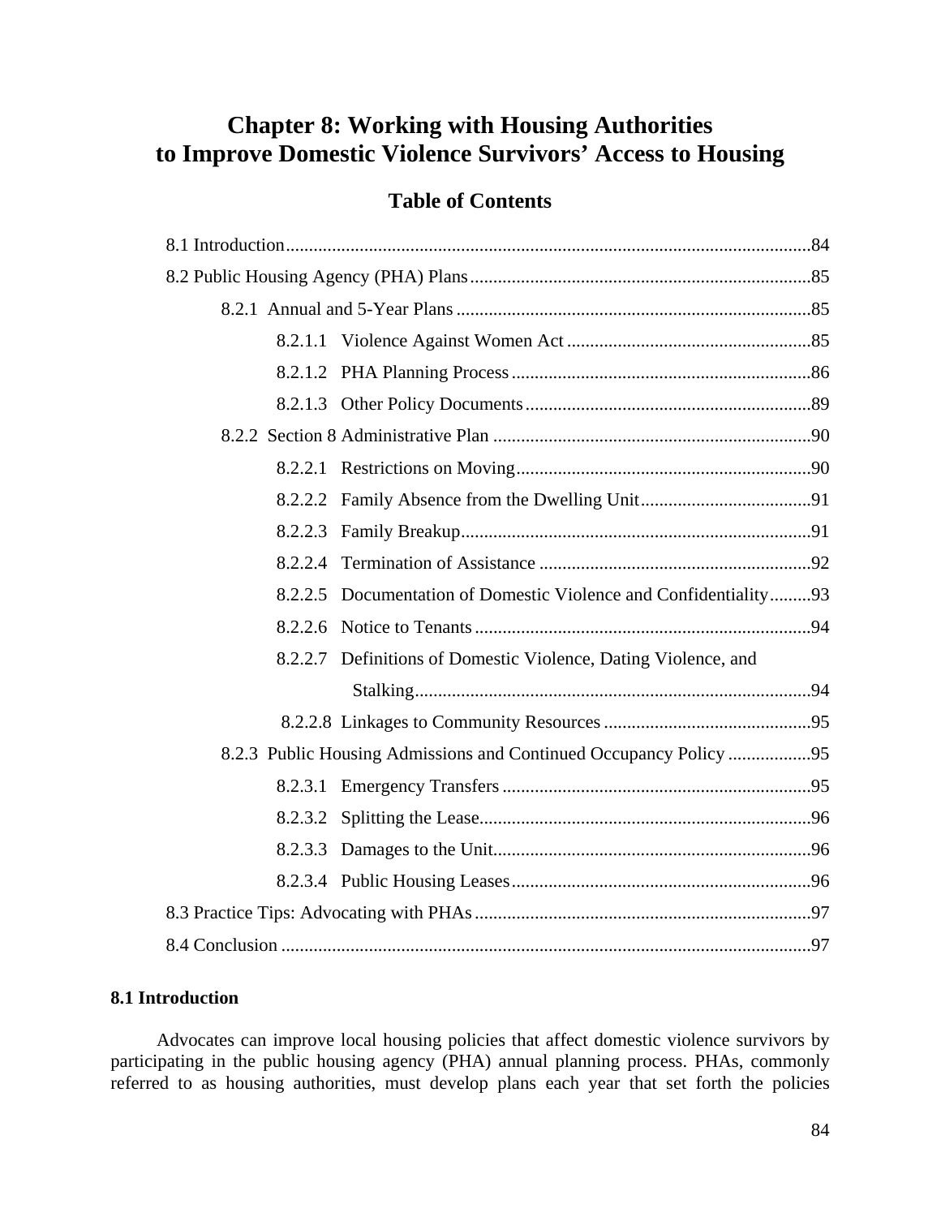# Chapter 8: Working with Housing Authorities to Improve Domestic Violence Survivors' Access to Housing

## Table of Contents

8.1 Introduction ........ 84

8.2 Public Housing Agency (PHA) Plans ........ 85

- 8.2.1 Annual and 5-Year Plans ........ 85
  - 8.2.1.1 Violence Against Women Act ........ 85
  - 8.2.1.2 PHA Planning Process ........ 86
  - 8.2.1.3 Other Policy Documents ........ 89
- 8.2.2 Section 8 Administrative Plan ........ 90
  - 8.2.2.1 Restrictions on Moving ........ 90
  - 8.2.2.2 Family Absence from the Dwelling Unit ........ 91
  - 8.2.2.3 Family Breakup ........ 91
  - 8.2.2.4 Termination of Assistance ........ 92
  - 8.2.2.5 Documentation of Domestic Violence and Confidentiality ........ 93
  - 8.2.2.6 Notice to Tenants ........ 94
  - 8.2.2.7 Definitions of Domestic Violence, Dating Violence, and Stalking ........ 94
  - 8.2.2.8 Linkages to Community Resources ........ 95
- 8.2.3 Public Housing Admissions and Continued Occupancy Policy ........ 95
  - 8.2.3.1 Emergency Transfers ........ 95
  - 8.2.3.2 Splitting the Lease ........ 96
  - 8.2.3.3 Damages to the Unit ........ 96
  - 8.2.3.4 Public Housing Leases ........ 96

8.3 Practice Tips: Advocating with PHAs ........ 97

8.4 Conclusion ........ 97

## 8.1 Introduction

Advocates can improve local housing policies that affect domestic violence survivors by participating in the public housing agency (PHA) annual planning process. PHAs, commonly referred to as housing authorities, must develop plans each year that set forth the policies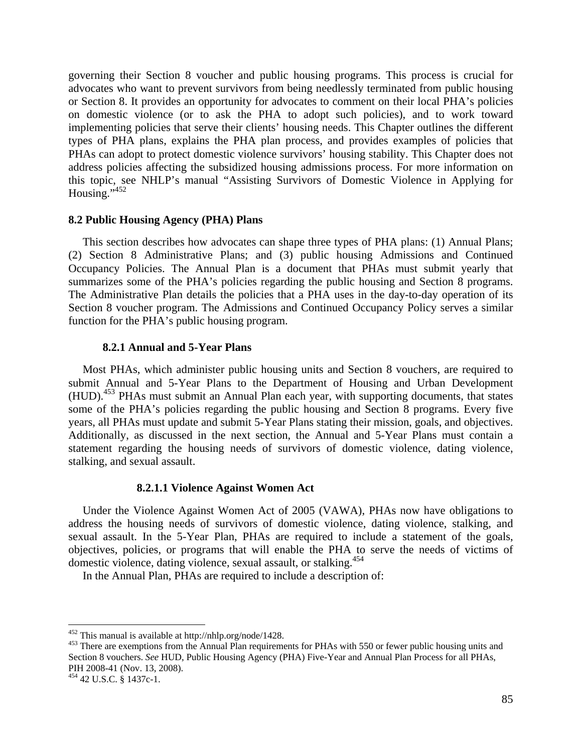governing their Section 8 voucher and public housing programs. This process is crucial for advocates who want to prevent survivors from being needlessly terminated from public housing or Section 8. It provides an opportunity for advocates to comment on their local PHA's policies on domestic violence (or to ask the PHA to adopt such policies), and to work toward implementing policies that serve their clients' housing needs. This Chapter outlines the different types of PHA plans, explains the PHA plan process, and provides examples of policies that PHAs can adopt to protect domestic violence survivors' housing stability. This Chapter does not address policies affecting the subsidized housing admissions process. For more information on this topic, see NHLP's manual "Assisting Survivors of Domestic Violence in Applying for Housing."[452]

### 8.2 Public Housing Agency (PHA) Plans

This section describes how advocates can shape three types of PHA plans: (1) Annual Plans; (2) Section 8 Administrative Plans; and (3) public housing Admissions and Continued Occupancy Policies. The Annual Plan is a document that PHAs must submit yearly that summarizes some of the PHA's policies regarding the public housing and Section 8 programs. The Administrative Plan details the policies that a PHA uses in the day-to-day operation of its Section 8 voucher program. The Admissions and Continued Occupancy Policy serves a similar function for the PHA's public housing program.

#### 8.2.1 Annual and 5-Year Plans

Most PHAs, which administer public housing units and Section 8 vouchers, are required to submit Annual and 5-Year Plans to the Department of Housing and Urban Development (HUD).[453] PHAs must submit an Annual Plan each year, with supporting documents, that states some of the PHA's policies regarding the public housing and Section 8 programs. Every five years, all PHAs must update and submit 5-Year Plans stating their mission, goals, and objectives. Additionally, as discussed in the next section, the Annual and 5-Year Plans must contain a statement regarding the housing needs of survivors of domestic violence, dating violence, stalking, and sexual assault.

##### 8.2.1.1 Violence Against Women Act

Under the Violence Against Women Act of 2005 (VAWA), PHAs now have obligations to address the housing needs of survivors of domestic violence, dating violence, stalking, and sexual assault. In the 5-Year Plan, PHAs are required to include a statement of the goals, objectives, policies, or programs that will enable the PHA to serve the needs of victims of domestic violence, dating violence, sexual assault, or stalking.[454]

In the Annual Plan, PHAs are required to include a description of:

---

[452] This manual is available at http://nhlp.org/node/1428.

[453] There are exemptions from the Annual Plan requirements for PHAs with 550 or fewer public housing units and Section 8 vouchers. *See* HUD, Public Housing Agency (PHA) Five-Year and Annual Plan Process for all PHAs, PIH 2008-41 (Nov. 13, 2008).

[454] 42 U.S.C. § 1437c-1.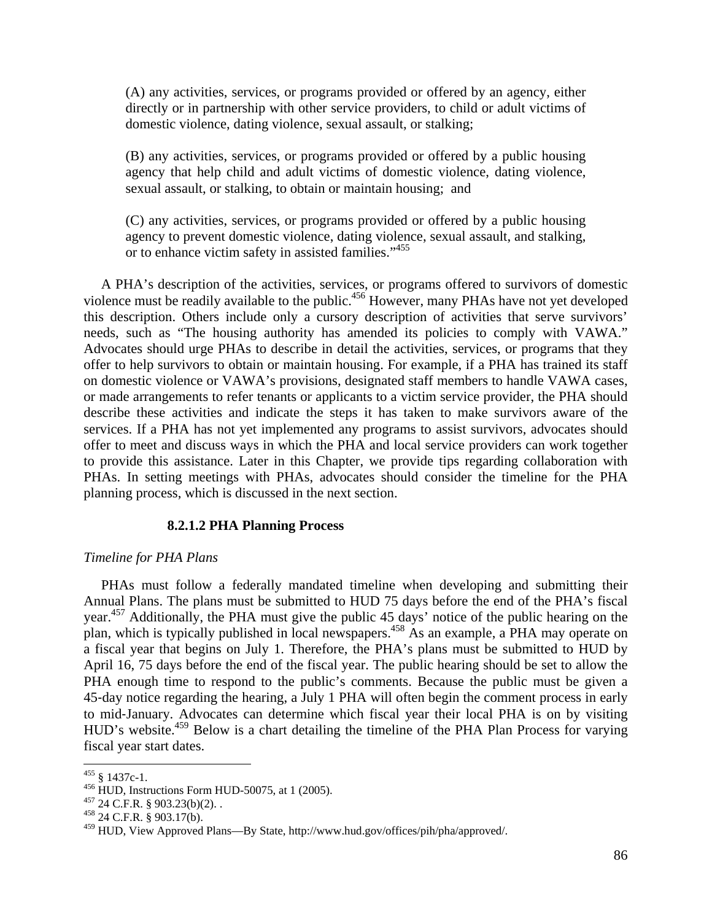(A) any activities, services, or programs provided or offered by an agency, either directly or in partnership with other service providers, to child or adult victims of domestic violence, dating violence, sexual assault, or stalking;

(B) any activities, services, or programs provided or offered by a public housing agency that help child and adult victims of domestic violence, dating violence, sexual assault, or stalking, to obtain or maintain housing; and

(C) any activities, services, or programs provided or offered by a public housing agency to prevent domestic violence, dating violence, sexual assault, and stalking, or to enhance victim safety in assisted families."[455]

A PHA's description of the activities, services, or programs offered to survivors of domestic violence must be readily available to the public.[456] However, many PHAs have not yet developed this description. Others include only a cursory description of activities that serve survivors' needs, such as "The housing authority has amended its policies to comply with VAWA." Advocates should urge PHAs to describe in detail the activities, services, or programs that they offer to help survivors to obtain or maintain housing. For example, if a PHA has trained its staff on domestic violence or VAWA's provisions, designated staff members to handle VAWA cases, or made arrangements to refer tenants or applicants to a victim service provider, the PHA should describe these activities and indicate the steps it has taken to make survivors aware of the services. If a PHA has not yet implemented any programs to assist survivors, advocates should offer to meet and discuss ways in which the PHA and local service providers can work together to provide this assistance. Later in this Chapter, we provide tips regarding collaboration with PHAs. In setting meetings with PHAs, advocates should consider the timeline for the PHA planning process, which is discussed in the next section.

#### 8.2.1.2 PHA Planning Process

*Timeline for PHA Plans*

PHAs must follow a federally mandated timeline when developing and submitting their Annual Plans. The plans must be submitted to HUD 75 days before the end of the PHA's fiscal year.[457] Additionally, the PHA must give the public 45 days' notice of the public hearing on the plan, which is typically published in local newspapers.[458] As an example, a PHA may operate on a fiscal year that begins on July 1. Therefore, the PHA's plans must be submitted to HUD by April 16, 75 days before the end of the fiscal year. The public hearing should be set to allow the PHA enough time to respond to the public's comments. Because the public must be given a 45-day notice regarding the hearing, a July 1 PHA will often begin the comment process in early to mid-January. Advocates can determine which fiscal year their local PHA is on by visiting HUD's website.[459] Below is a chart detailing the timeline of the PHA Plan Process for varying fiscal year start dates.

---

[455] § 1437c-1.

[456] HUD, Instructions Form HUD-50075, at 1 (2005).

[457] 24 C.F.R. § 903.23(b)(2). .

[458] 24 C.F.R. § 903.17(b).

[459] HUD, View Approved Plans—By State, http://www.hud.gov/offices/pih/pha/approved/.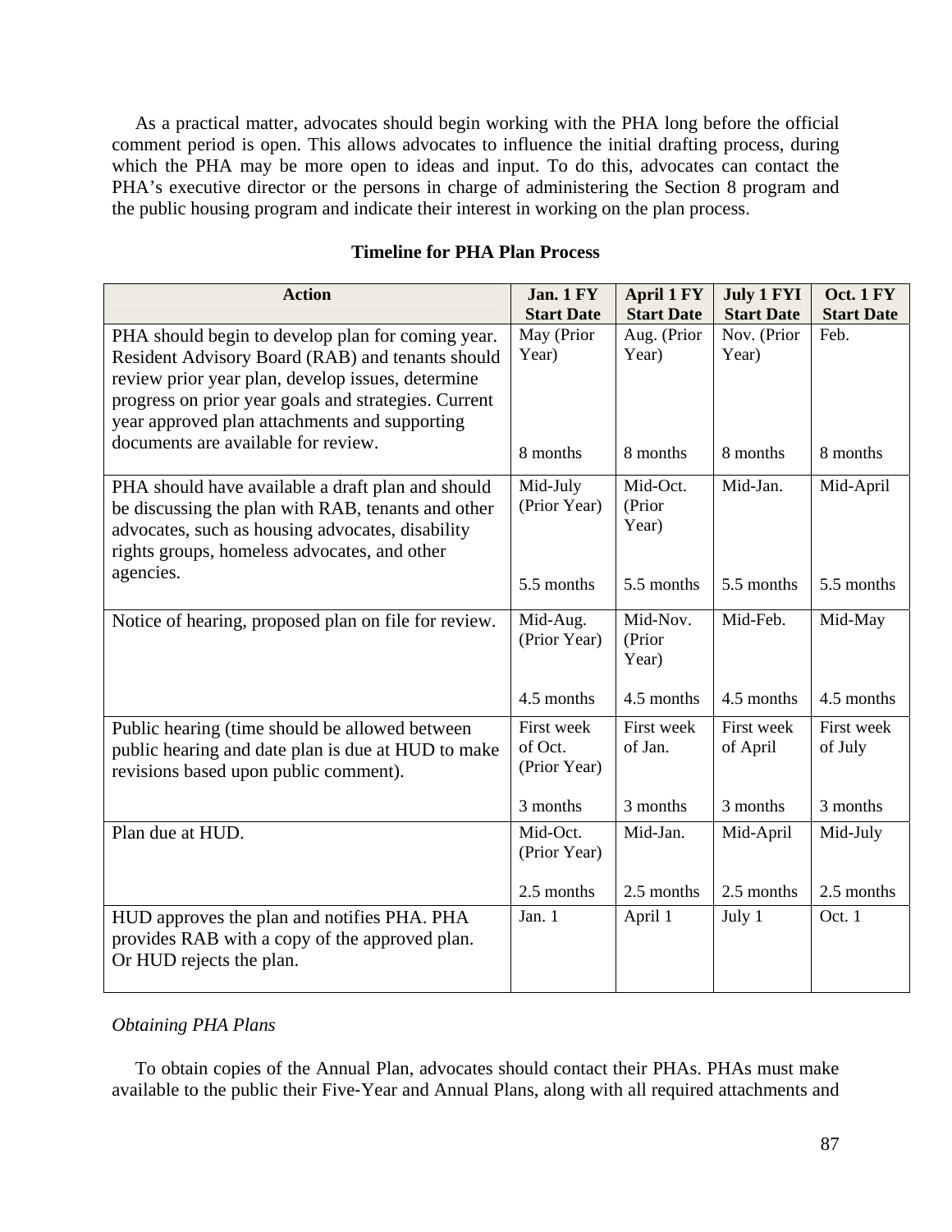As a practical matter, advocates should begin working with the PHA long before the official comment period is open. This allows advocates to influence the initial drafting process, during which the PHA may be more open to ideas and input. To do this, advocates can contact the PHA's executive director or the persons in charge of administering the Section 8 program and the public housing program and indicate their interest in working on the plan process.

**Timeline for PHA Plan Process**

| Action | Jan. 1 FY Start Date | April 1 FY Start Date | July 1 FYI Start Date | Oct. 1 FY Start Date |
|---|---|---|---|---|
| PHA should begin to develop plan for coming year. Resident Advisory Board (RAB) and tenants should review prior year plan, develop issues, determine progress on prior year goals and strategies. Current year approved plan attachments and supporting documents are available for review. | May (Prior Year)<br><br>8 months | Aug. (Prior Year)<br><br>8 months | Nov. (Prior Year)<br><br>8 months | Feb.<br><br>8 months |
| PHA should have available a draft plan and should be discussing the plan with RAB, tenants and other advocates, such as housing advocates, disability rights groups, homeless advocates, and other agencies. | Mid-July (Prior Year)<br><br>5.5 months | Mid-Oct. (Prior Year)<br><br>5.5 months | Mid-Jan.<br><br>5.5 months | Mid-April<br><br>5.5 months |
| Notice of hearing, proposed plan on file for review. | Mid-Aug. (Prior Year)<br><br>4.5 months | Mid-Nov. (Prior Year)<br><br>4.5 months | Mid-Feb.<br><br>4.5 months | Mid-May<br><br>4.5 months |
| Public hearing (time should be allowed between public hearing and date plan is due at HUD to make revisions based upon public comment). | First week of Oct. (Prior Year)<br><br>3 months | First week of Jan.<br><br>3 months | First week of April<br><br>3 months | First week of July<br><br>3 months |
| Plan due at HUD. | Mid-Oct. (Prior Year)<br><br>2.5 months | Mid-Jan.<br><br>2.5 months | Mid-April<br><br>2.5 months | Mid-July<br><br>2.5 months |
| HUD approves the plan and notifies PHA. PHA provides RAB with a copy of the approved plan. Or HUD rejects the plan. | Jan. 1 | April 1 | July 1 | Oct. 1 |

*Obtaining PHA Plans*

To obtain copies of the Annual Plan, advocates should contact their PHAs. PHAs must make available to the public their Five-Year and Annual Plans, along with all required attachments and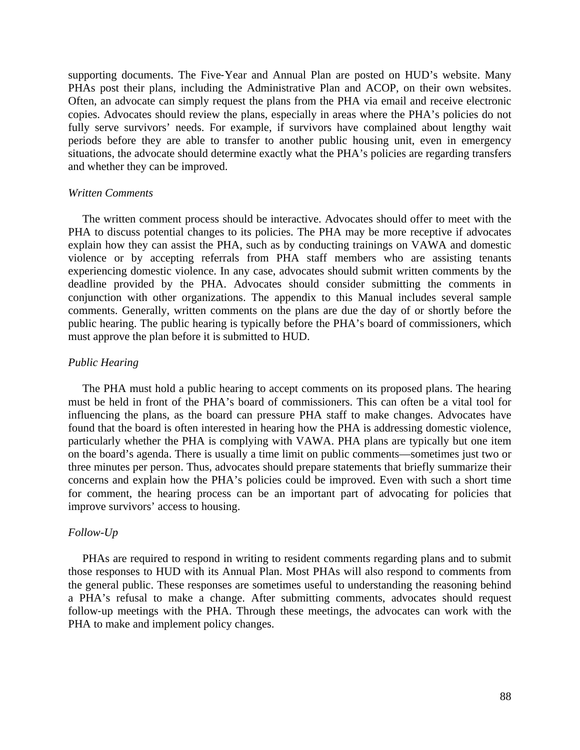supporting documents. The Five-Year and Annual Plan are posted on HUD's website. Many PHAs post their plans, including the Administrative Plan and ACOP, on their own websites. Often, an advocate can simply request the plans from the PHA via email and receive electronic copies. Advocates should review the plans, especially in areas where the PHA's policies do not fully serve survivors' needs. For example, if survivors have complained about lengthy wait periods before they are able to transfer to another public housing unit, even in emergency situations, the advocate should determine exactly what the PHA's policies are regarding transfers and whether they can be improved.

*Written Comments*

The written comment process should be interactive. Advocates should offer to meet with the PHA to discuss potential changes to its policies. The PHA may be more receptive if advocates explain how they can assist the PHA, such as by conducting trainings on VAWA and domestic violence or by accepting referrals from PHA staff members who are assisting tenants experiencing domestic violence. In any case, advocates should submit written comments by the deadline provided by the PHA. Advocates should consider submitting the comments in conjunction with other organizations. The appendix to this Manual includes several sample comments. Generally, written comments on the plans are due the day of or shortly before the public hearing. The public hearing is typically before the PHA's board of commissioners, which must approve the plan before it is submitted to HUD.

*Public Hearing*

The PHA must hold a public hearing to accept comments on its proposed plans. The hearing must be held in front of the PHA's board of commissioners. This can often be a vital tool for influencing the plans, as the board can pressure PHA staff to make changes. Advocates have found that the board is often interested in hearing how the PHA is addressing domestic violence, particularly whether the PHA is complying with VAWA. PHA plans are typically but one item on the board's agenda. There is usually a time limit on public comments—sometimes just two or three minutes per person. Thus, advocates should prepare statements that briefly summarize their concerns and explain how the PHA's policies could be improved. Even with such a short time for comment, the hearing process can be an important part of advocating for policies that improve survivors' access to housing.

*Follow-Up*

PHAs are required to respond in writing to resident comments regarding plans and to submit those responses to HUD with its Annual Plan. Most PHAs will also respond to comments from the general public. These responses are sometimes useful to understanding the reasoning behind a PHA's refusal to make a change. After submitting comments, advocates should request follow-up meetings with the PHA. Through these meetings, the advocates can work with the PHA to make and implement policy changes.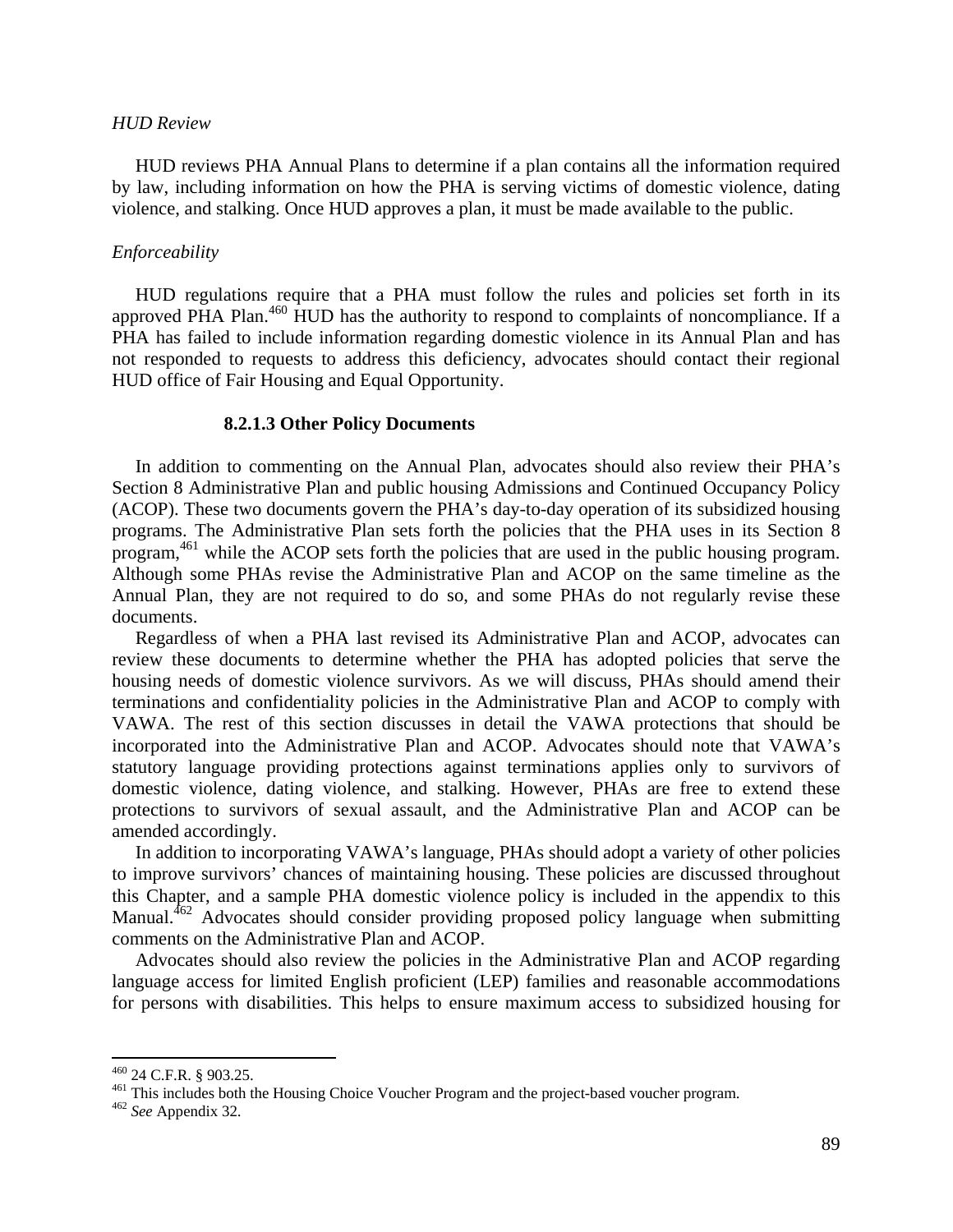*HUD Review*

HUD reviews PHA Annual Plans to determine if a plan contains all the information required by law, including information on how the PHA is serving victims of domestic violence, dating violence, and stalking. Once HUD approves a plan, it must be made available to the public.

*Enforceability*

HUD regulations require that a PHA must follow the rules and policies set forth in its approved PHA Plan.[460] HUD has the authority to respond to complaints of noncompliance. If a PHA has failed to include information regarding domestic violence in its Annual Plan and has not responded to requests to address this deficiency, advocates should contact their regional HUD office of Fair Housing and Equal Opportunity.

#### 8.2.1.3 Other Policy Documents

In addition to commenting on the Annual Plan, advocates should also review their PHA's Section 8 Administrative Plan and public housing Admissions and Continued Occupancy Policy (ACOP). These two documents govern the PHA's day-to-day operation of its subsidized housing programs. The Administrative Plan sets forth the policies that the PHA uses in its Section 8 program,[461] while the ACOP sets forth the policies that are used in the public housing program. Although some PHAs revise the Administrative Plan and ACOP on the same timeline as the Annual Plan, they are not required to do so, and some PHAs do not regularly revise these documents.

Regardless of when a PHA last revised its Administrative Plan and ACOP, advocates can review these documents to determine whether the PHA has adopted policies that serve the housing needs of domestic violence survivors. As we will discuss, PHAs should amend their terminations and confidentiality policies in the Administrative Plan and ACOP to comply with VAWA. The rest of this section discusses in detail the VAWA protections that should be incorporated into the Administrative Plan and ACOP. Advocates should note that VAWA's statutory language providing protections against terminations applies only to survivors of domestic violence, dating violence, and stalking. However, PHAs are free to extend these protections to survivors of sexual assault, and the Administrative Plan and ACOP can be amended accordingly.

In addition to incorporating VAWA's language, PHAs should adopt a variety of other policies to improve survivors' chances of maintaining housing. These policies are discussed throughout this Chapter, and a sample PHA domestic violence policy is included in the appendix to this Manual.[462] Advocates should consider providing proposed policy language when submitting comments on the Administrative Plan and ACOP.

Advocates should also review the policies in the Administrative Plan and ACOP regarding language access for limited English proficient (LEP) families and reasonable accommodations for persons with disabilities. This helps to ensure maximum access to subsidized housing for

---

[460] 24 C.F.R. § 903.25.

[461] This includes both the Housing Choice Voucher Program and the project-based voucher program.

[462] *See* Appendix 32.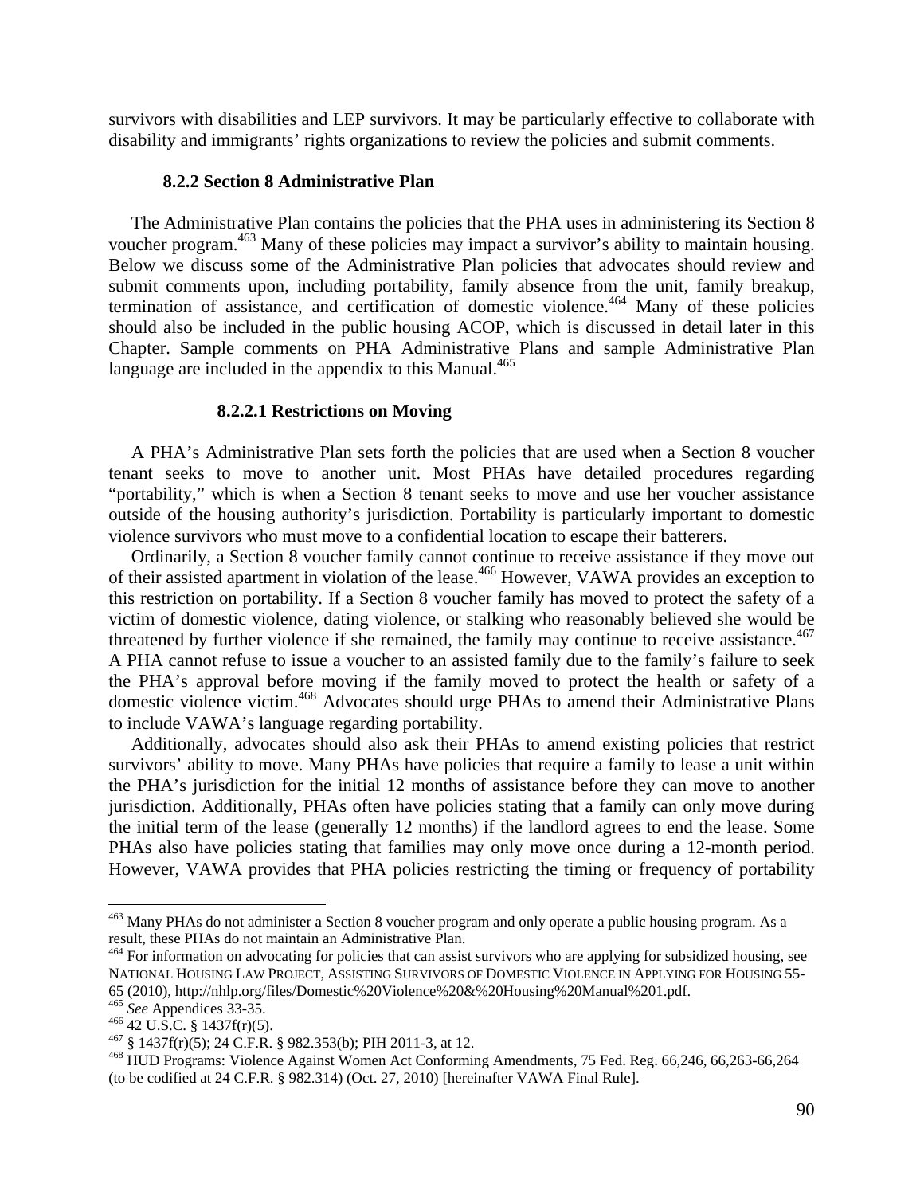survivors with disabilities and LEP survivors. It may be particularly effective to collaborate with disability and immigrants' rights organizations to review the policies and submit comments.

### 8.2.2 Section 8 Administrative Plan

The Administrative Plan contains the policies that the PHA uses in administering its Section 8 voucher program.[463] Many of these policies may impact a survivor's ability to maintain housing. Below we discuss some of the Administrative Plan policies that advocates should review and submit comments upon, including portability, family absence from the unit, family breakup, termination of assistance, and certification of domestic violence.[464] Many of these policies should also be included in the public housing ACOP, which is discussed in detail later in this Chapter. Sample comments on PHA Administrative Plans and sample Administrative Plan language are included in the appendix to this Manual.[465]

#### 8.2.2.1 Restrictions on Moving

A PHA's Administrative Plan sets forth the policies that are used when a Section 8 voucher tenant seeks to move to another unit. Most PHAs have detailed procedures regarding "portability," which is when a Section 8 tenant seeks to move and use her voucher assistance outside of the housing authority's jurisdiction. Portability is particularly important to domestic violence survivors who must move to a confidential location to escape their batterers.

Ordinarily, a Section 8 voucher family cannot continue to receive assistance if they move out of their assisted apartment in violation of the lease.[466] However, VAWA provides an exception to this restriction on portability. If a Section 8 voucher family has moved to protect the safety of a victim of domestic violence, dating violence, or stalking who reasonably believed she would be threatened by further violence if she remained, the family may continue to receive assistance.[467] A PHA cannot refuse to issue a voucher to an assisted family due to the family's failure to seek the PHA's approval before moving if the family moved to protect the health or safety of a domestic violence victim.[468] Advocates should urge PHAs to amend their Administrative Plans to include VAWA's language regarding portability.

Additionally, advocates should also ask their PHAs to amend existing policies that restrict survivors' ability to move. Many PHAs have policies that require a family to lease a unit within the PHA's jurisdiction for the initial 12 months of assistance before they can move to another jurisdiction. Additionally, PHAs often have policies stating that a family can only move during the initial term of the lease (generally 12 months) if the landlord agrees to end the lease. Some PHAs also have policies stating that families may only move once during a 12-month period. However, VAWA provides that PHA policies restricting the timing or frequency of portability

---

[463] Many PHAs do not administer a Section 8 voucher program and only operate a public housing program. As a result, these PHAs do not maintain an Administrative Plan.

[464] For information on advocating for policies that can assist survivors who are applying for subsidized housing, see NATIONAL HOUSING LAW PROJECT, ASSISTING SURVIVORS OF DOMESTIC VIOLENCE IN APPLYING FOR HOUSING 55-65 (2010), http://nhlp.org/files/Domestic%20Violence%20&%20Housing%20Manual%201.pdf.

[465] *See* Appendices 33-35.

[466] 42 U.S.C. § 1437f(r)(5).

[467] § 1437f(r)(5); 24 C.F.R. § 982.353(b); PIH 2011-3, at 12.

[468] HUD Programs: Violence Against Women Act Conforming Amendments, 75 Fed. Reg. 66,246, 66,263-66,264 (to be codified at 24 C.F.R. § 982.314) (Oct. 27, 2010) [hereinafter VAWA Final Rule].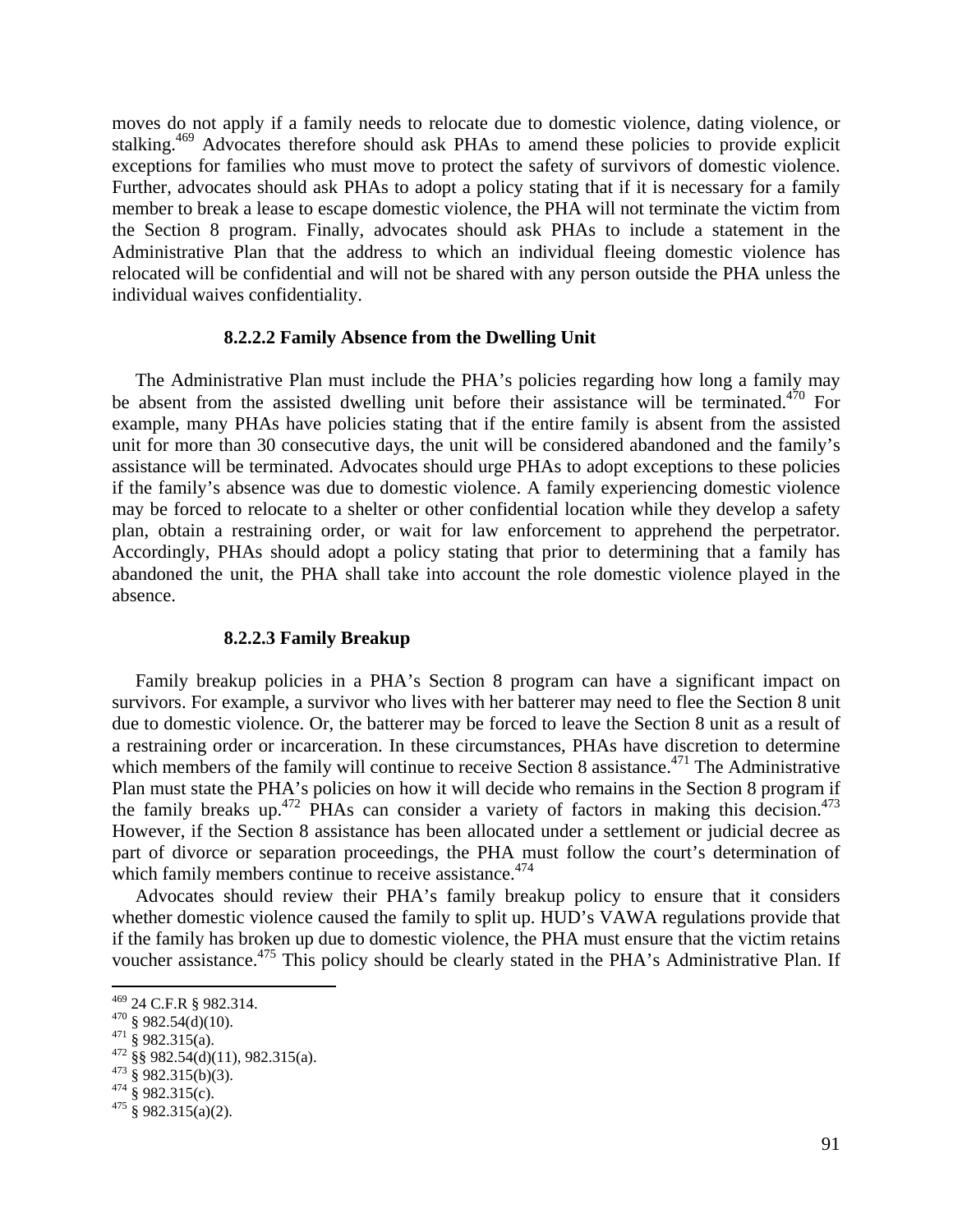moves do not apply if a family needs to relocate due to domestic violence, dating violence, or stalking.[469] Advocates therefore should ask PHAs to amend these policies to provide explicit exceptions for families who must move to protect the safety of survivors of domestic violence. Further, advocates should ask PHAs to adopt a policy stating that if it is necessary for a family member to break a lease to escape domestic violence, the PHA will not terminate the victim from the Section 8 program. Finally, advocates should ask PHAs to include a statement in the Administrative Plan that the address to which an individual fleeing domestic violence has relocated will be confidential and will not be shared with any person outside the PHA unless the individual waives confidentiality.

#### 8.2.2.2 Family Absence from the Dwelling Unit

The Administrative Plan must include the PHA's policies regarding how long a family may be absent from the assisted dwelling unit before their assistance will be terminated.[470] For example, many PHAs have policies stating that if the entire family is absent from the assisted unit for more than 30 consecutive days, the unit will be considered abandoned and the family's assistance will be terminated. Advocates should urge PHAs to adopt exceptions to these policies if the family's absence was due to domestic violence. A family experiencing domestic violence may be forced to relocate to a shelter or other confidential location while they develop a safety plan, obtain a restraining order, or wait for law enforcement to apprehend the perpetrator. Accordingly, PHAs should adopt a policy stating that prior to determining that a family has abandoned the unit, the PHA shall take into account the role domestic violence played in the absence.

#### 8.2.2.3 Family Breakup

Family breakup policies in a PHA's Section 8 program can have a significant impact on survivors. For example, a survivor who lives with her batterer may need to flee the Section 8 unit due to domestic violence. Or, the batterer may be forced to leave the Section 8 unit as a result of a restraining order or incarceration. In these circumstances, PHAs have discretion to determine which members of the family will continue to receive Section 8 assistance.[471] The Administrative Plan must state the PHA's policies on how it will decide who remains in the Section 8 program if the family breaks up.[472] PHAs can consider a variety of factors in making this decision.[473] However, if the Section 8 assistance has been allocated under a settlement or judicial decree as part of divorce or separation proceedings, the PHA must follow the court's determination of which family members continue to receive assistance.[474]

Advocates should review their PHA's family breakup policy to ensure that it considers whether domestic violence caused the family to split up. HUD's VAWA regulations provide that if the family has broken up due to domestic violence, the PHA must ensure that the victim retains voucher assistance.[475] This policy should be clearly stated in the PHA's Administrative Plan. If

---

[469] 24 C.F.R § 982.314.
[470] § 982.54(d)(10).
[471] § 982.315(a).
[472] §§ 982.54(d)(11), 982.315(a).
[473] § 982.315(b)(3).
[474] § 982.315(c).
[475] § 982.315(a)(2).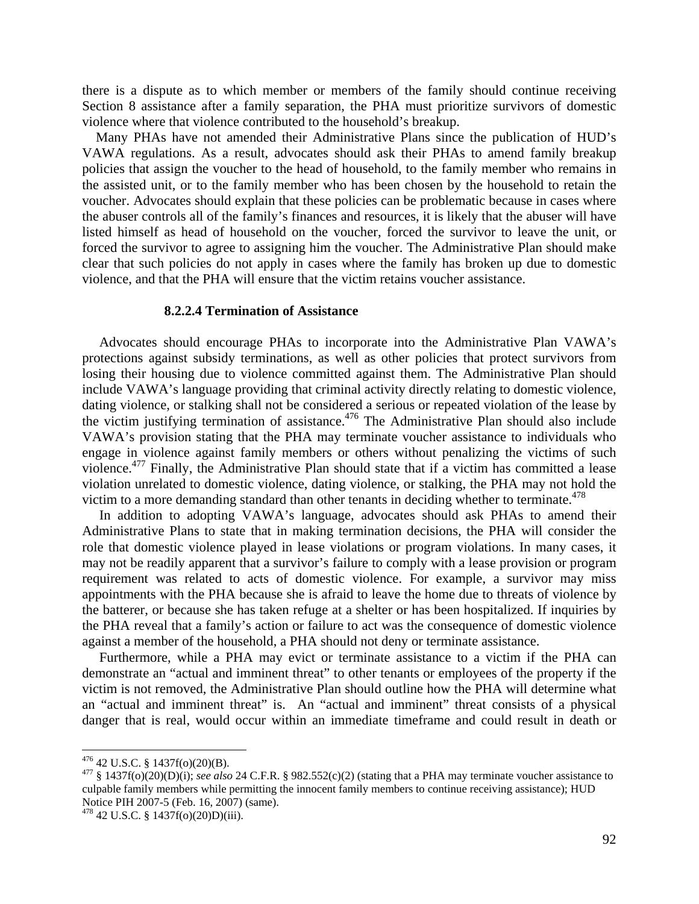there is a dispute as to which member or members of the family should continue receiving Section 8 assistance after a family separation, the PHA must prioritize survivors of domestic violence where that violence contributed to the household's breakup.

Many PHAs have not amended their Administrative Plans since the publication of HUD's VAWA regulations. As a result, advocates should ask their PHAs to amend family breakup policies that assign the voucher to the head of household, to the family member who remains in the assisted unit, or to the family member who has been chosen by the household to retain the voucher. Advocates should explain that these policies can be problematic because in cases where the abuser controls all of the family's finances and resources, it is likely that the abuser will have listed himself as head of household on the voucher, forced the survivor to leave the unit, or forced the survivor to agree to assigning him the voucher. The Administrative Plan should make clear that such policies do not apply in cases where the family has broken up due to domestic violence, and that the PHA will ensure that the victim retains voucher assistance.

#### 8.2.2.4 Termination of Assistance

Advocates should encourage PHAs to incorporate into the Administrative Plan VAWA's protections against subsidy terminations, as well as other policies that protect survivors from losing their housing due to violence committed against them. The Administrative Plan should include VAWA's language providing that criminal activity directly relating to domestic violence, dating violence, or stalking shall not be considered a serious or repeated violation of the lease by the victim justifying termination of assistance.[476] The Administrative Plan should also include VAWA's provision stating that the PHA may terminate voucher assistance to individuals who engage in violence against family members or others without penalizing the victims of such violence.[477] Finally, the Administrative Plan should state that if a victim has committed a lease violation unrelated to domestic violence, dating violence, or stalking, the PHA may not hold the victim to a more demanding standard than other tenants in deciding whether to terminate.[478]

In addition to adopting VAWA's language, advocates should ask PHAs to amend their Administrative Plans to state that in making termination decisions, the PHA will consider the role that domestic violence played in lease violations or program violations. In many cases, it may not be readily apparent that a survivor's failure to comply with a lease provision or program requirement was related to acts of domestic violence. For example, a survivor may miss appointments with the PHA because she is afraid to leave the home due to threats of violence by the batterer, or because she has taken refuge at a shelter or has been hospitalized. If inquiries by the PHA reveal that a family's action or failure to act was the consequence of domestic violence against a member of the household, a PHA should not deny or terminate assistance.

Furthermore, while a PHA may evict or terminate assistance to a victim if the PHA can demonstrate an "actual and imminent threat" to other tenants or employees of the property if the victim is not removed, the Administrative Plan should outline how the PHA will determine what an "actual and imminent threat" is. An "actual and imminent" threat consists of a physical danger that is real, would occur within an immediate timeframe and could result in death or

---

[476] 42 U.S.C. § 1437f(o)(20)(B).

[477] § 1437f(o)(20)(D)(i); *see also* 24 C.F.R. § 982.552(c)(2) (stating that a PHA may terminate voucher assistance to culpable family members while permitting the innocent family members to continue receiving assistance); HUD Notice PIH 2007-5 (Feb. 16, 2007) (same).

[478] 42 U.S.C. § 1437f(o)(20)D)(iii).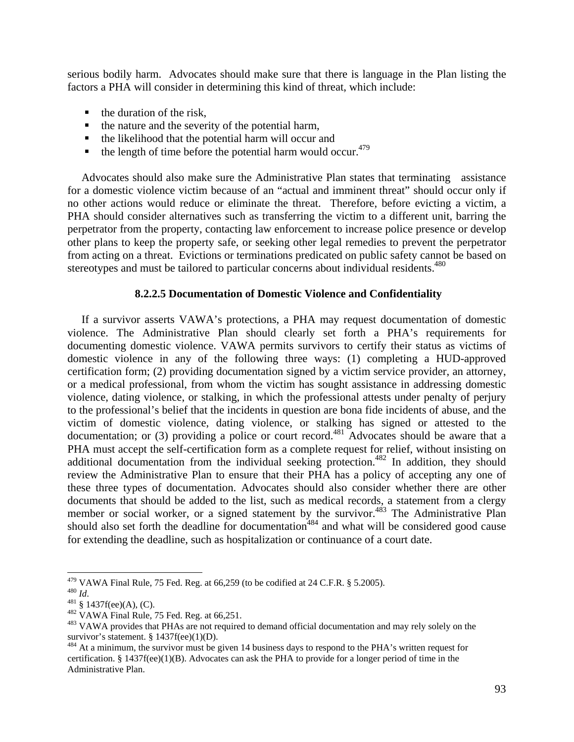serious bodily harm. Advocates should make sure that there is language in the Plan listing the factors a PHA will consider in determining this kind of threat, which include:

- the duration of the risk,
- the nature and the severity of the potential harm,
- the likelihood that the potential harm will occur and
- the length of time before the potential harm would occur.[479]

Advocates should also make sure the Administrative Plan states that terminating assistance for a domestic violence victim because of an "actual and imminent threat" should occur only if no other actions would reduce or eliminate the threat. Therefore, before evicting a victim, a PHA should consider alternatives such as transferring the victim to a different unit, barring the perpetrator from the property, contacting law enforcement to increase police presence or develop other plans to keep the property safe, or seeking other legal remedies to prevent the perpetrator from acting on a threat. Evictions or terminations predicated on public safety cannot be based on stereotypes and must be tailored to particular concerns about individual residents.[480]

#### 8.2.2.5 Documentation of Domestic Violence and Confidentiality

If a survivor asserts VAWA's protections, a PHA may request documentation of domestic violence. The Administrative Plan should clearly set forth a PHA's requirements for documenting domestic violence. VAWA permits survivors to certify their status as victims of domestic violence in any of the following three ways: (1) completing a HUD-approved certification form; (2) providing documentation signed by a victim service provider, an attorney, or a medical professional, from whom the victim has sought assistance in addressing domestic violence, dating violence, or stalking, in which the professional attests under penalty of perjury to the professional's belief that the incidents in question are bona fide incidents of abuse, and the victim of domestic violence, dating violence, or stalking has signed or attested to the documentation; or (3) providing a police or court record.[481] Advocates should be aware that a PHA must accept the self-certification form as a complete request for relief, without insisting on additional documentation from the individual seeking protection.[482] In addition, they should review the Administrative Plan to ensure that their PHA has a policy of accepting any one of these three types of documentation. Advocates should also consider whether there are other documents that should be added to the list, such as medical records, a statement from a clergy member or social worker, or a signed statement by the survivor.[483] The Administrative Plan should also set forth the deadline for documentation[484] and what will be considered good cause for extending the deadline, such as hospitalization or continuance of a court date.

---

[479] VAWA Final Rule, 75 Fed. Reg. at 66,259 (to be codified at 24 C.F.R. § 5.2005).

[480] *Id*.

[481] § 1437f(ee)(A), (C).

[482] VAWA Final Rule, 75 Fed. Reg. at 66,251.

[483] VAWA provides that PHAs are not required to demand official documentation and may rely solely on the survivor's statement. § 1437f(ee)(1)(D).

[484] At a minimum, the survivor must be given 14 business days to respond to the PHA's written request for certification. § 1437f(ee)(1)(B). Advocates can ask the PHA to provide for a longer period of time in the Administrative Plan.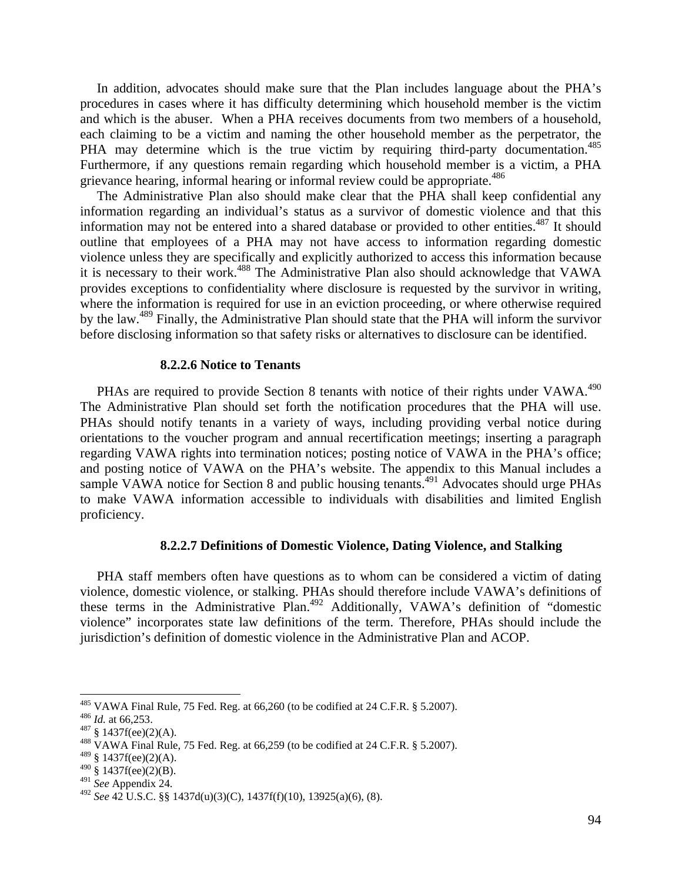In addition, advocates should make sure that the Plan includes language about the PHA's procedures in cases where it has difficulty determining which household member is the victim and which is the abuser. When a PHA receives documents from two members of a household, each claiming to be a victim and naming the other household member as the perpetrator, the PHA may determine which is the true victim by requiring third-party documentation.[485] Furthermore, if any questions remain regarding which household member is a victim, a PHA grievance hearing, informal hearing or informal review could be appropriate.[486]

The Administrative Plan also should make clear that the PHA shall keep confidential any information regarding an individual's status as a survivor of domestic violence and that this information may not be entered into a shared database or provided to other entities.[487] It should outline that employees of a PHA may not have access to information regarding domestic violence unless they are specifically and explicitly authorized to access this information because it is necessary to their work.[488] The Administrative Plan also should acknowledge that VAWA provides exceptions to confidentiality where disclosure is requested by the survivor in writing, where the information is required for use in an eviction proceeding, or where otherwise required by the law.[489] Finally, the Administrative Plan should state that the PHA will inform the survivor before disclosing information so that safety risks or alternatives to disclosure can be identified.

#### 8.2.2.6 Notice to Tenants

PHAs are required to provide Section 8 tenants with notice of their rights under VAWA.[490] The Administrative Plan should set forth the notification procedures that the PHA will use. PHAs should notify tenants in a variety of ways, including providing verbal notice during orientations to the voucher program and annual recertification meetings; inserting a paragraph regarding VAWA rights into termination notices; posting notice of VAWA in the PHA's office; and posting notice of VAWA on the PHA's website. The appendix to this Manual includes a sample VAWA notice for Section 8 and public housing tenants.[491] Advocates should urge PHAs to make VAWA information accessible to individuals with disabilities and limited English proficiency.

#### 8.2.2.7 Definitions of Domestic Violence, Dating Violence, and Stalking

PHA staff members often have questions as to whom can be considered a victim of dating violence, domestic violence, or stalking. PHAs should therefore include VAWA's definitions of these terms in the Administrative Plan.[492] Additionally, VAWA's definition of "domestic violence" incorporates state law definitions of the term. Therefore, PHAs should include the jurisdiction's definition of domestic violence in the Administrative Plan and ACOP.

---

[485] VAWA Final Rule, 75 Fed. Reg. at 66,260 (to be codified at 24 C.F.R. § 5.2007).

[486] *Id.* at 66,253.

[487] § 1437f(ee)(2)(A).

[488] VAWA Final Rule, 75 Fed. Reg. at 66,259 (to be codified at 24 C.F.R. § 5.2007).

[489] § 1437f(ee)(2)(A).

[490] § 1437f(ee)(2)(B).

[491] *See* Appendix 24.

[492] *See* 42 U.S.C. §§ 1437d(u)(3)(C), 1437f(f)(10), 13925(a)(6), (8).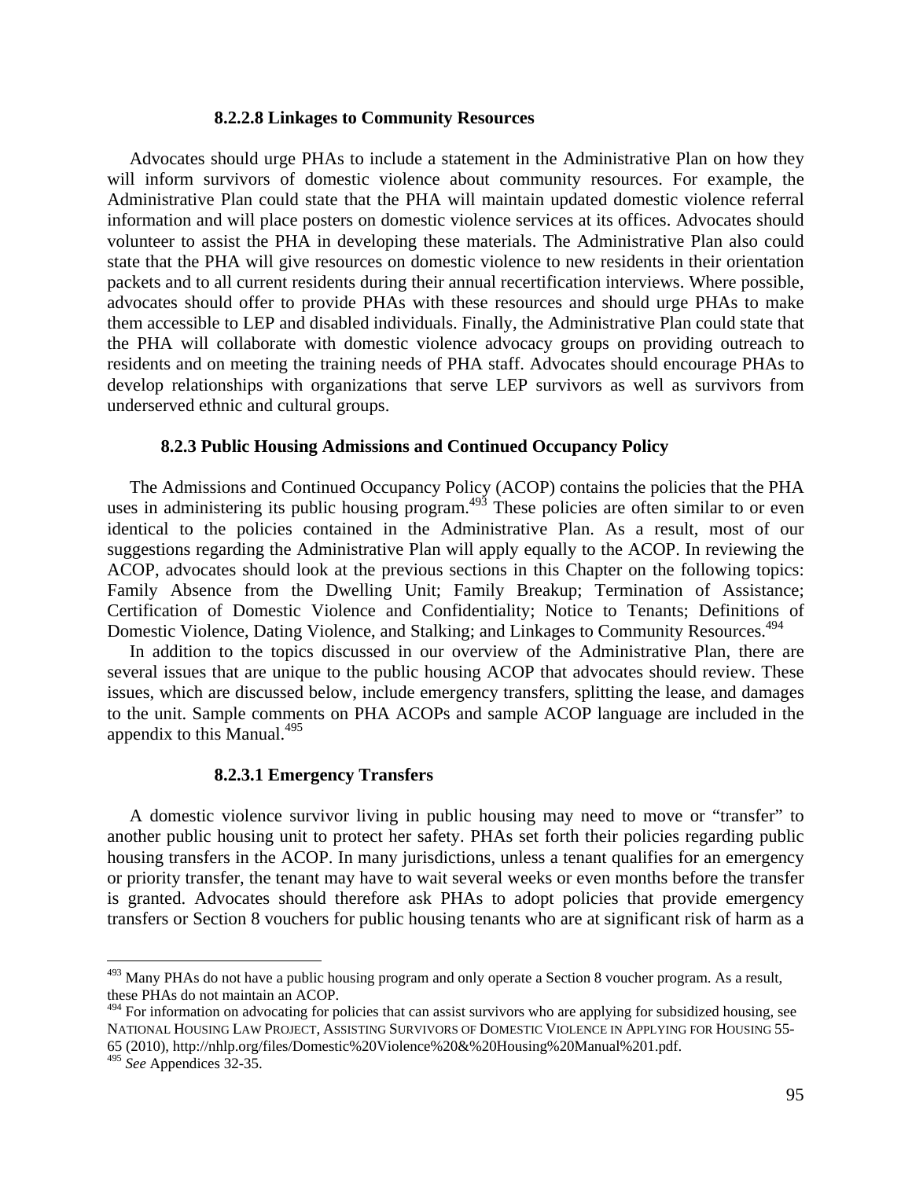#### 8.2.2.8 Linkages to Community Resources

Advocates should urge PHAs to include a statement in the Administrative Plan on how they will inform survivors of domestic violence about community resources. For example, the Administrative Plan could state that the PHA will maintain updated domestic violence referral information and will place posters on domestic violence services at its offices. Advocates should volunteer to assist the PHA in developing these materials. The Administrative Plan also could state that the PHA will give resources on domestic violence to new residents in their orientation packets and to all current residents during their annual recertification interviews. Where possible, advocates should offer to provide PHAs with these resources and should urge PHAs to make them accessible to LEP and disabled individuals. Finally, the Administrative Plan could state that the PHA will collaborate with domestic violence advocacy groups on providing outreach to residents and on meeting the training needs of PHA staff. Advocates should encourage PHAs to develop relationships with organizations that serve LEP survivors as well as survivors from underserved ethnic and cultural groups.

### 8.2.3 Public Housing Admissions and Continued Occupancy Policy

The Admissions and Continued Occupancy Policy (ACOP) contains the policies that the PHA uses in administering its public housing program.[493] These policies are often similar to or even identical to the policies contained in the Administrative Plan. As a result, most of our suggestions regarding the Administrative Plan will apply equally to the ACOP. In reviewing the ACOP, advocates should look at the previous sections in this Chapter on the following topics: Family Absence from the Dwelling Unit; Family Breakup; Termination of Assistance; Certification of Domestic Violence and Confidentiality; Notice to Tenants; Definitions of Domestic Violence, Dating Violence, and Stalking; and Linkages to Community Resources.[494]

In addition to the topics discussed in our overview of the Administrative Plan, there are several issues that are unique to the public housing ACOP that advocates should review. These issues, which are discussed below, include emergency transfers, splitting the lease, and damages to the unit. Sample comments on PHA ACOPs and sample ACOP language are included in the appendix to this Manual.[495]

#### 8.2.3.1 Emergency Transfers

A domestic violence survivor living in public housing may need to move or "transfer" to another public housing unit to protect her safety. PHAs set forth their policies regarding public housing transfers in the ACOP. In many jurisdictions, unless a tenant qualifies for an emergency or priority transfer, the tenant may have to wait several weeks or even months before the transfer is granted. Advocates should therefore ask PHAs to adopt policies that provide emergency transfers or Section 8 vouchers for public housing tenants who are at significant risk of harm as a

---

[493] Many PHAs do not have a public housing program and only operate a Section 8 voucher program. As a result, these PHAs do not maintain an ACOP.

[494] For information on advocating for policies that can assist survivors who are applying for subsidized housing, see NATIONAL HOUSING LAW PROJECT, ASSISTING SURVIVORS OF DOMESTIC VIOLENCE IN APPLYING FOR HOUSING 55-65 (2010), http://nhlp.org/files/Domestic%20Violence%20&%20Housing%20Manual%201.pdf.

[495] *See* Appendices 32-35.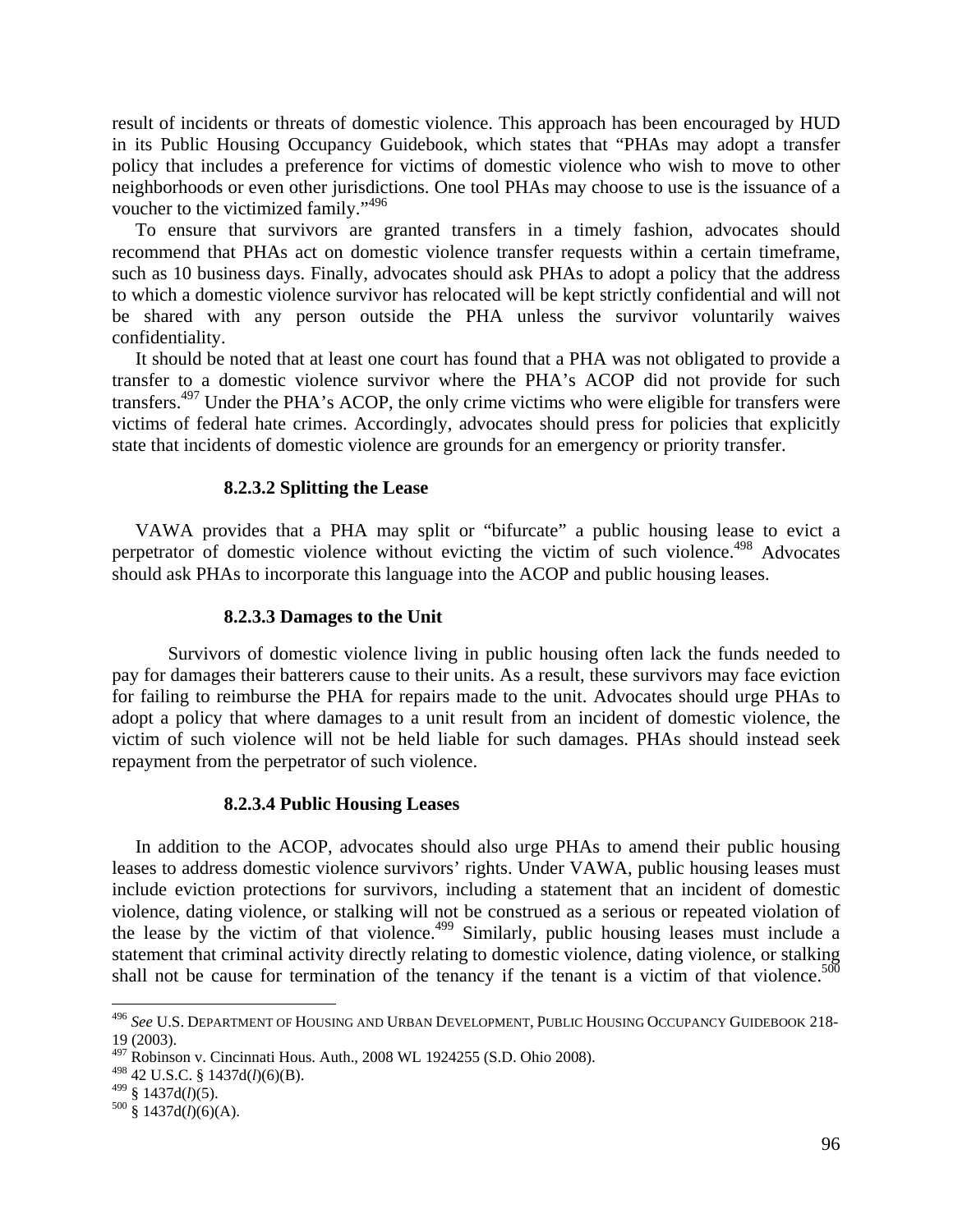result of incidents or threats of domestic violence. This approach has been encouraged by HUD in its Public Housing Occupancy Guidebook, which states that "PHAs may adopt a transfer policy that includes a preference for victims of domestic violence who wish to move to other neighborhoods or even other jurisdictions. One tool PHAs may choose to use is the issuance of a voucher to the victimized family."[496]

To ensure that survivors are granted transfers in a timely fashion, advocates should recommend that PHAs act on domestic violence transfer requests within a certain timeframe, such as 10 business days. Finally, advocates should ask PHAs to adopt a policy that the address to which a domestic violence survivor has relocated will be kept strictly confidential and will not be shared with any person outside the PHA unless the survivor voluntarily waives confidentiality.

It should be noted that at least one court has found that a PHA was not obligated to provide a transfer to a domestic violence survivor where the PHA's ACOP did not provide for such transfers.[497] Under the PHA's ACOP, the only crime victims who were eligible for transfers were victims of federal hate crimes. Accordingly, advocates should press for policies that explicitly state that incidents of domestic violence are grounds for an emergency or priority transfer.

#### 8.2.3.2 Splitting the Lease

VAWA provides that a PHA may split or "bifurcate" a public housing lease to evict a perpetrator of domestic violence without evicting the victim of such violence.[498] Advocates should ask PHAs to incorporate this language into the ACOP and public housing leases.

#### 8.2.3.3 Damages to the Unit

Survivors of domestic violence living in public housing often lack the funds needed to pay for damages their batterers cause to their units. As a result, these survivors may face eviction for failing to reimburse the PHA for repairs made to the unit. Advocates should urge PHAs to adopt a policy that where damages to a unit result from an incident of domestic violence, the victim of such violence will not be held liable for such damages. PHAs should instead seek repayment from the perpetrator of such violence.

#### 8.2.3.4 Public Housing Leases

In addition to the ACOP, advocates should also urge PHAs to amend their public housing leases to address domestic violence survivors' rights. Under VAWA, public housing leases must include eviction protections for survivors, including a statement that an incident of domestic violence, dating violence, or stalking will not be construed as a serious or repeated violation of the lease by the victim of that violence.[499] Similarly, public housing leases must include a statement that criminal activity directly relating to domestic violence, dating violence, or stalking shall not be cause for termination of the tenancy if the tenant is a victim of that violence.[500]

---

[496] *See* U.S. DEPARTMENT OF HOUSING AND URBAN DEVELOPMENT, PUBLIC HOUSING OCCUPANCY GUIDEBOOK 218-19 (2003).

[497] Robinson v. Cincinnati Hous. Auth., 2008 WL 1924255 (S.D. Ohio 2008).

[498] 42 U.S.C. § 1437d(*l*)(6)(B).

[499] § 1437d(*l*)(5).

[500] § 1437d(*l*)(6)(A).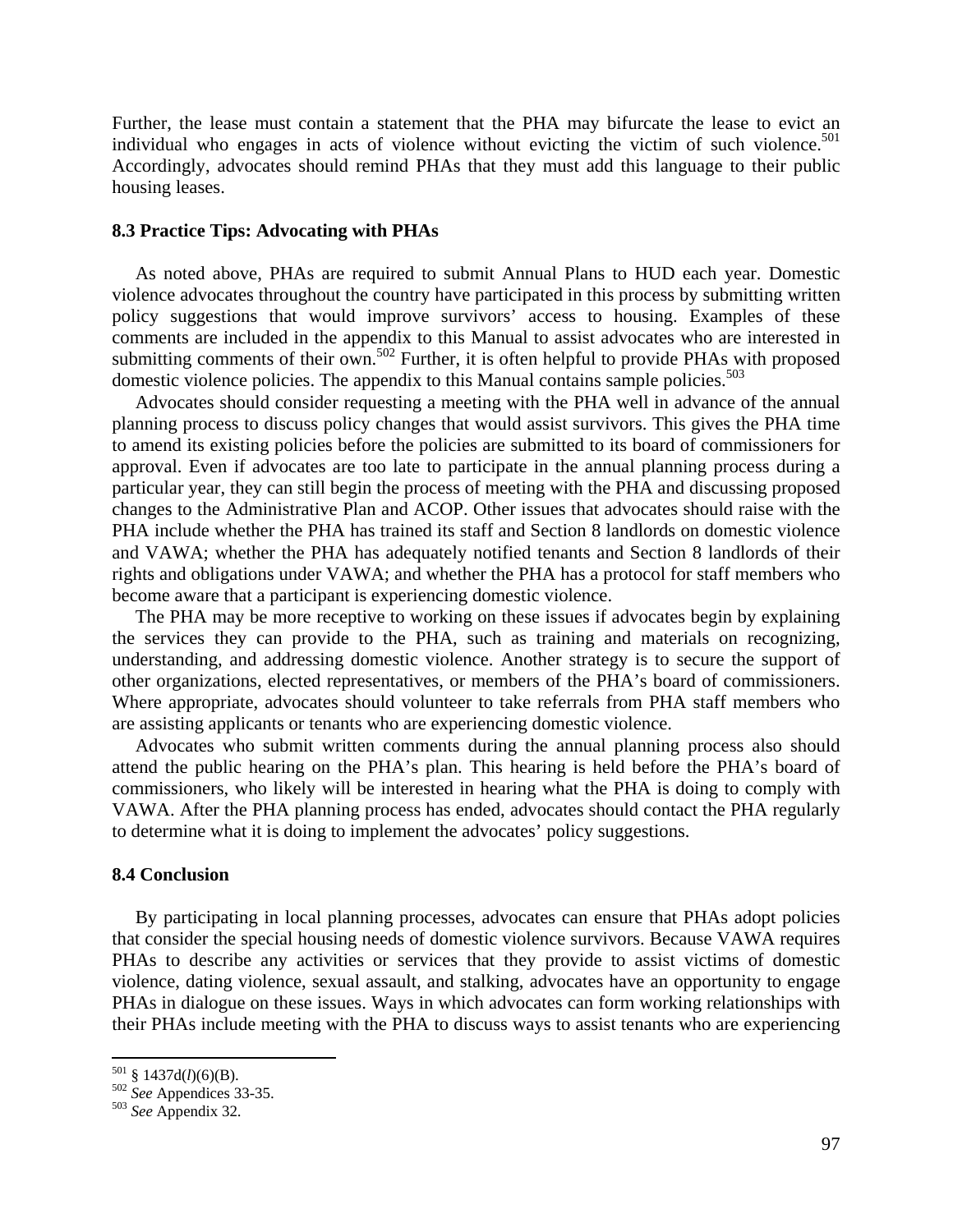Further, the lease must contain a statement that the PHA may bifurcate the lease to evict an individual who engages in acts of violence without evicting the victim of such violence.[501] Accordingly, advocates should remind PHAs that they must add this language to their public housing leases.

### 8.3 Practice Tips: Advocating with PHAs

As noted above, PHAs are required to submit Annual Plans to HUD each year. Domestic violence advocates throughout the country have participated in this process by submitting written policy suggestions that would improve survivors' access to housing. Examples of these comments are included in the appendix to this Manual to assist advocates who are interested in submitting comments of their own.[502] Further, it is often helpful to provide PHAs with proposed domestic violence policies. The appendix to this Manual contains sample policies.[503]

Advocates should consider requesting a meeting with the PHA well in advance of the annual planning process to discuss policy changes that would assist survivors. This gives the PHA time to amend its existing policies before the policies are submitted to its board of commissioners for approval. Even if advocates are too late to participate in the annual planning process during a particular year, they can still begin the process of meeting with the PHA and discussing proposed changes to the Administrative Plan and ACOP. Other issues that advocates should raise with the PHA include whether the PHA has trained its staff and Section 8 landlords on domestic violence and VAWA; whether the PHA has adequately notified tenants and Section 8 landlords of their rights and obligations under VAWA; and whether the PHA has a protocol for staff members who become aware that a participant is experiencing domestic violence.

The PHA may be more receptive to working on these issues if advocates begin by explaining the services they can provide to the PHA, such as training and materials on recognizing, understanding, and addressing domestic violence. Another strategy is to secure the support of other organizations, elected representatives, or members of the PHA's board of commissioners. Where appropriate, advocates should volunteer to take referrals from PHA staff members who are assisting applicants or tenants who are experiencing domestic violence.

Advocates who submit written comments during the annual planning process also should attend the public hearing on the PHA's plan. This hearing is held before the PHA's board of commissioners, who likely will be interested in hearing what the PHA is doing to comply with VAWA. After the PHA planning process has ended, advocates should contact the PHA regularly to determine what it is doing to implement the advocates' policy suggestions.

### 8.4 Conclusion

By participating in local planning processes, advocates can ensure that PHAs adopt policies that consider the special housing needs of domestic violence survivors. Because VAWA requires PHAs to describe any activities or services that they provide to assist victims of domestic violence, dating violence, sexual assault, and stalking, advocates have an opportunity to engage PHAs in dialogue on these issues. Ways in which advocates can form working relationships with their PHAs include meeting with the PHA to discuss ways to assist tenants who are experiencing

---

[501] § 1437d(*l*)(6)(B).

[502] *See* Appendices 33-35.

[503] *See* Appendix 32.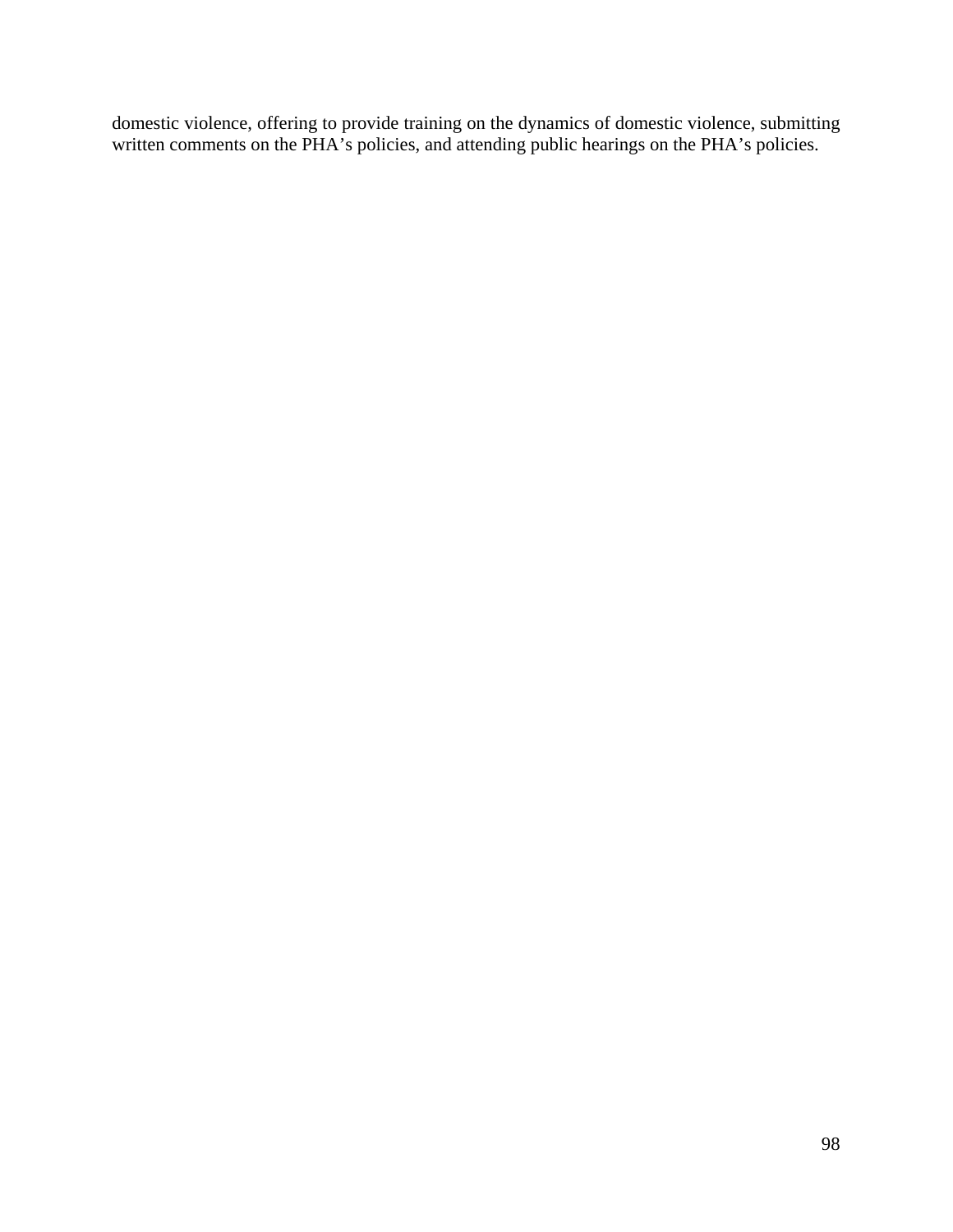domestic violence, offering to provide training on the dynamics of domestic violence, submitting written comments on the PHA's policies, and attending public hearings on the PHA's policies.